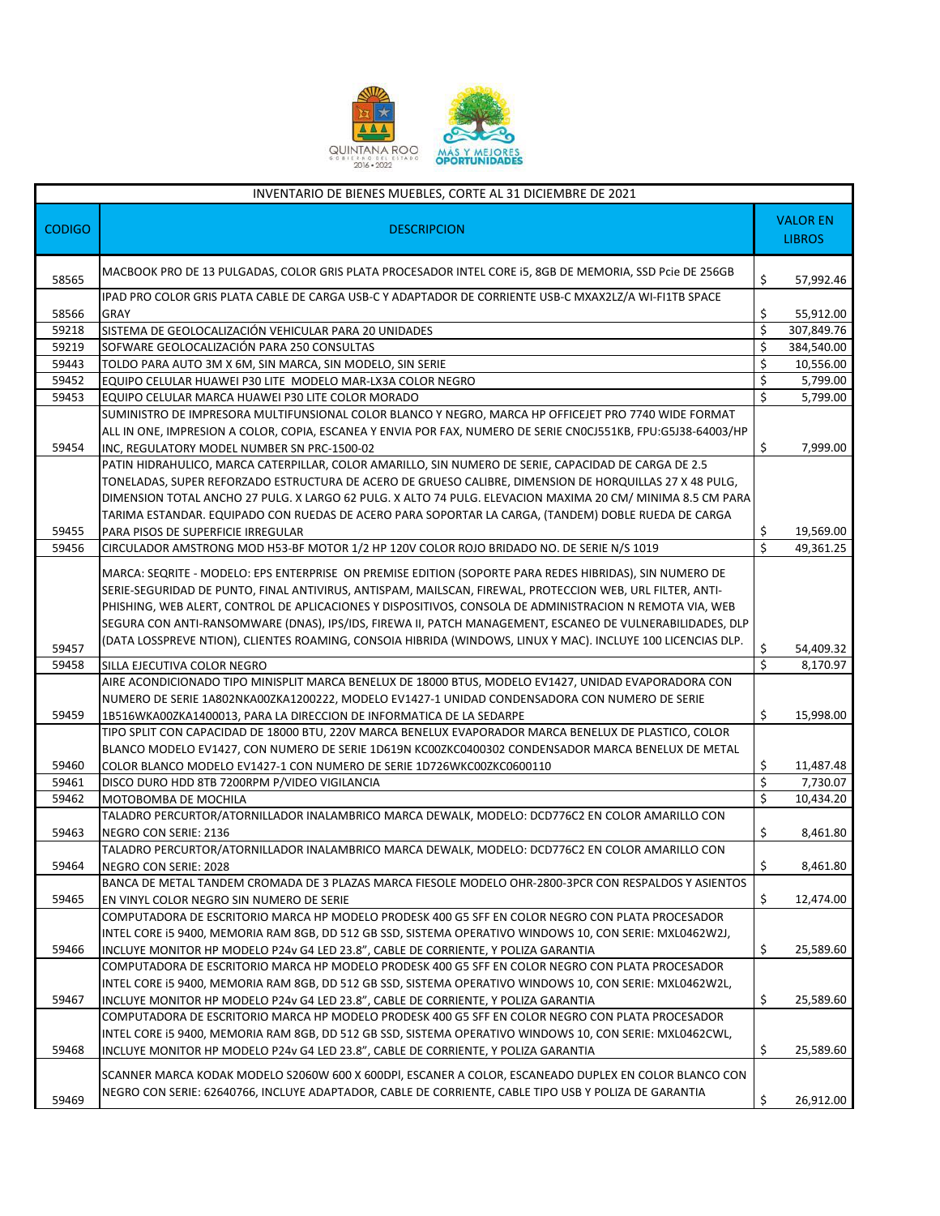QUINTANA ROO
GOBIERNO DEL ESTADO
2016 • 2022

MÁS Y MEJORES OPORTUNIDADES

| INVENTARIO DE BIENES MUEBLES, CORTE AL 31 DICIEMBRE DE 2021 | | |
|---|---|---|
| **CODIGO** | **DESCRIPCION** | **VALOR EN LIBROS** |
| 58565 | MACBOOK PRO DE 13 PULGADAS, COLOR GRIS PLATA PROCESADOR INTEL CORE i5, 8GB DE MEMORIA, SSD Pcie DE 256GB | $ 57,992.46 |
| 58566 | IPAD PRO COLOR GRIS PLATA CABLE DE CARGA USB-C Y ADAPTADOR DE CORRIENTE USB-C MXAX2LZ/A WI-FI1TB SPACE GRAY | $ 55,912.00 |
| 59218 | SISTEMA DE GEOLOCALIZACIÓN VEHICULAR PARA 20 UNIDADES | $ 307,849.76 |
| 59219 | SOFWARE GEOLOCALIZACIÓN PARA 250 CONSULTAS | $ 384,540.00 |
| 59443 | TOLDO PARA AUTO 3M X 6M, SIN MARCA, SIN MODELO, SIN SERIE | $ 10,556.00 |
| 59452 | EQUIPO CELULAR HUAWEI P30 LITE MODELO MAR-LX3A COLOR NEGRO | $ 5,799.00 |
| 59453 | EQUIPO CELULAR MARCA HUAWEI P30 LITE COLOR MORADO | $ 5,799.00 |
| 59454 | SUMINISTRO DE IMPRESORA MULTIFUNSIONAL COLOR BLANCO Y NEGRO, MARCA HP OFFICEJET PRO 7740 WIDE FORMAT ALL IN ONE, IMPRESION A COLOR, COPIA, ESCANEA Y ENVIA POR FAX, NUMERO DE SERIE CN0CJ551KB, FPU:G5J38-64003/HP INC, REGULATORY MODEL NUMBER SN PRC-1500-02 | $ 7,999.00 |
| 59455 | PATIN HIDRAHULICO, MARCA CATERPILLAR, COLOR AMARILLO, SIN NUMERO DE SERIE, CAPACIDAD DE CARGA DE 2.5 TONELADAS, SUPER REFORZADO ESTRUCTURA DE ACERO DE GRUESO CALIBRE, DIMENSION DE HORQUILLAS 27 X 48 PULG, DIMENSION TOTAL ANCHO 27 PULG. X LARGO 62 PULG. X ALTO 74 PULG. ELEVACION MAXIMA 20 CM/ MINIMA 8.5 CM PARA TARIMA ESTANDAR. EQUIPADO CON RUEDAS DE ACERO PARA SOPORTAR LA CARGA, (TANDEM) DOBLE RUEDA DE CARGA PARA PISOS DE SUPERFICIE IRREGULAR | $ 19,569.00 |
| 59456 | CIRCULADOR AMSTRONG MOD H53-BF MOTOR 1/2 HP 120V COLOR ROJO BRIDADO NO. DE SERIE N/S 1019 | $ 49,361.25 |
| 59457 | MARCA: SEQRITE - MODELO: EPS ENTERPRISE ON PREMISE EDITION (SOPORTE PARA REDES HIBRIDAS), SIN NUMERO DE SERIE-SEGURIDAD DE PUNTO, FINAL ANTIVIRUS, ANTISPAM, MAILSCAN, FIREWAL, PROTECCION WEB, URL FILTER, ANTI-PHISHING, WEB ALERT, CONTROL DE APLICACIONES Y DISPOSITIVOS, CONSOLA DE ADMINISTRACION N REMOTA VIA, WEB SEGURA CON ANTI-RANSOMWARE (DNAS), IPS/IDS, FIREWA II, PATCH MANAGEMENT, ESCANEO DE VULNERABILIDADES, DLP (DATA LOSSPREVE NTION), CLIENTES ROAMING, CONSOIA HIBRIDA (WINDOWS, LINUX Y MAC). INCLUYE 100 LICENCIAS DLP. | $ 54,409.32 |
| 59458 | SILLA EJECUTIVA COLOR NEGRO | $ 8,170.97 |
| 59459 | AIRE ACONDICIONADO TIPO MINISPLIT MARCA BENELUX DE 18000 BTUS, MODELO EV1427, UNIDAD EVAPORADORA CON NUMERO DE SERIE 1A802NKA00ZKA1200222, MODELO EV1427-1 UNIDAD CONDENSADORA CON NUMERO DE SERIE 1B516WKA00ZKA1400013, PARA LA DIRECCION DE INFORMATICA DE LA SEDARPE | $ 15,998.00 |
| 59460 | TIPO SPLIT CON CAPACIDAD DE 18000 BTU, 220V MARCA BENELUX EVAPORADOR MARCA BENELUX DE PLASTICO, COLOR BLANCO MODELO EV1427, CON NUMERO DE SERIE 1D619N KC00ZKC0400302 CONDENSADOR MARCA BENELUX DE METAL COLOR BLANCO MODELO EV1427-1 CON NUMERO DE SERIE 1D726WKC00ZKC0600110 | $ 11,487.48 |
| 59461 | DISCO DURO HDD 8TB 7200RPM P/VIDEO VIGILANCIA | $ 7,730.07 |
| 59462 | MOTOBOMBA DE MOCHILA | $ 10,434.20 |
| 59463 | TALADRO PERCURTOR/ATORNILLADOR INALAMBRICO MARCA DEWALK, MODELO: DCD776C2 EN COLOR AMARILLO CON NEGRO CON SERIE: 2136 | $ 8,461.80 |
| 59464 | TALADRO PERCURTOR/ATORNILLADOR INALAMBRICO MARCA DEWALK, MODELO: DCD776C2 EN COLOR AMARILLO CON NEGRO CON SERIE: 2028 | $ 8,461.80 |
| 59465 | BANCA DE METAL TANDEM CROMADA DE 3 PLAZAS MARCA FIESOLE MODELO OHR-2800-3PCR CON RESPALDOS Y ASIENTOS EN VINYL COLOR NEGRO SIN NUMERO DE SERIE | $ 12,474.00 |
| 59466 | COMPUTADORA DE ESCRITORIO MARCA HP MODELO PRODESK 400 G5 SFF EN COLOR NEGRO CON PLATA PROCESADOR INTEL CORE i5 9400, MEMORIA RAM 8GB, DD 512 GB SSD, SISTEMA OPERATIVO WINDOWS 10, CON SERIE: MXL0462W2J, INCLUYE MONITOR HP MODELO P24v G4 LED 23.8", CABLE DE CORRIENTE, Y POLIZA GARANTIA | $ 25,589.60 |
| 59467 | COMPUTADORA DE ESCRITORIO MARCA HP MODELO PRODESK 400 G5 SFF EN COLOR NEGRO CON PLATA PROCESADOR INTEL CORE i5 9400, MEMORIA RAM 8GB, DD 512 GB SSD, SISTEMA OPERATIVO WINDOWS 10, CON SERIE: MXL0462W2L, INCLUYE MONITOR HP MODELO P24v G4 LED 23.8", CABLE DE CORRIENTE, Y POLIZA GARANTIA | $ 25,589.60 |
| 59468 | COMPUTADORA DE ESCRITORIO MARCA HP MODELO PRODESK 400 G5 SFF EN COLOR NEGRO CON PLATA PROCESADOR INTEL CORE i5 9400, MEMORIA RAM 8GB, DD 512 GB SSD, SISTEMA OPERATIVO WINDOWS 10, CON SERIE: MXL0462CWL, INCLUYE MONITOR HP MODELO P24v G4 LED 23.8", CABLE DE CORRIENTE, Y POLIZA GARANTIA | $ 25,589.60 |
| 59469 | SCANNER MARCA KODAK MODELO S2060W 600 X 600DPI, ESCANER A COLOR, ESCANEADO DUPLEX EN COLOR BLANCO CON NEGRO CON SERIE: 62640766, INCLUYE ADAPTADOR, CABLE DE CORRIENTE, CABLE TIPO USB Y POLIZA DE GARANTIA | $ 26,912.00 |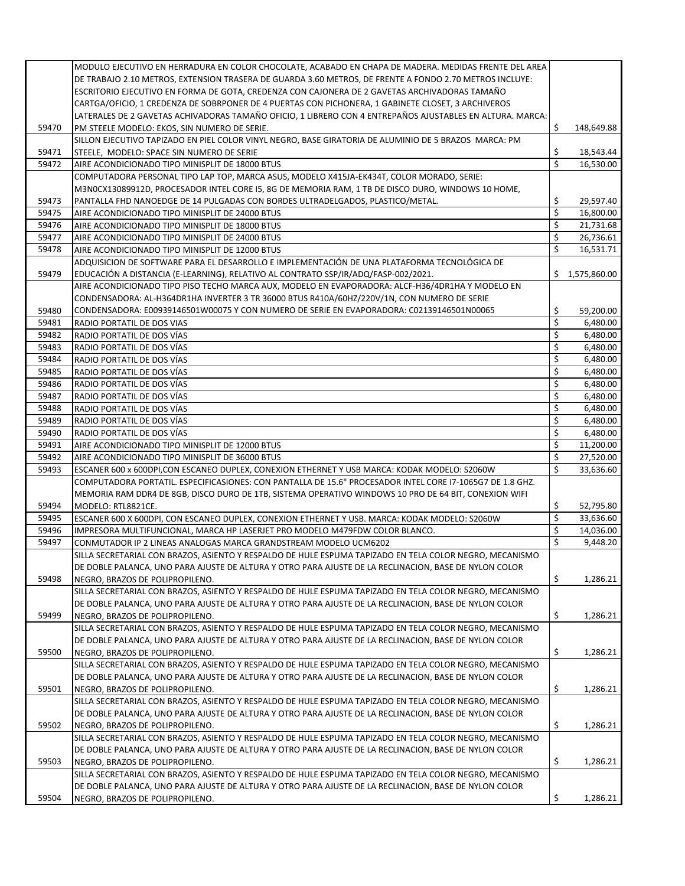| | | |
|---|---|---|
| 59470 | MODULO EJECUTIVO EN HERRADURA EN COLOR CHOCOLATE, ACABADO EN CHAPA DE MADERA. MEDIDAS FRENTE DEL AREA DE TRABAJO 2.10 METROS, EXTENSION TRASERA DE GUARDA 3.60 METROS, DE FRENTE A FONDO 2.70 METROS INCLUYE: ESCRITORIO EJECUTIVO EN FORMA DE GOTA, CREDENZA CON CAJONERA DE 2 GAVETAS ARCHIVADORAS TAMAÑO CARTGA/OFICIO, 1 CREDENZA DE SOBRPONER DE 4 PUERTAS CON PICHONERA, 1 GABINETE CLOSET, 3 ARCHIVEROS LATERALES DE 2 GAVETAS ACHIVADORAS TAMAÑO OFICIO, 1 LIBRERO CON 4 ENTREPAÑOS AJUSTABLES EN ALTURA. MARCA: PM STEELE MODELO: EKOS, SIN NUMERO DE SERIE. | $ 148,649.88 |
| 59471 | SILLON EJECUTIVO TAPIZADO EN PIEL COLOR VINYL NEGRO, BASE GIRATORIA DE ALUMINIO DE 5 BRAZOS MARCA: PM STEELE, MODELO: SPACE SIN NUMERO DE SERIE | $ 18,543.44 |
| 59472 | AIRE ACONDICIONADO TIPO MINISPLIT DE 18000 BTUS | $ 16,530.00 |
| 59473 | COMPUTADORA PERSONAL TIPO LAP TOP, MARCA ASUS, MODELO X415JA-EK434T, COLOR MORADO, SERIE: M3N0CX13089912D, PROCESADOR INTEL CORE I5, 8G DE MEMORIA RAM, 1 TB DE DISCO DURO, WINDOWS 10 HOME, PANTALLA FHD NANOEDGE DE 14 PULGADAS CON BORDES ULTRADELGADOS, PLASTICO/METAL. | $ 29,597.40 |
| 59475 | AIRE ACONDICIONADO TIPO MINISPLIT DE 24000 BTUS | $ 16,800.00 |
| 59476 | AIRE ACONDICIONADO TIPO MINISPLIT DE 18000 BTUS | $ 21,731.68 |
| 59477 | AIRE ACONDICIONADO TIPO MINISPLIT DE 24000 BTUS | $ 26,736.61 |
| 59478 | AIRE ACONDICIONADO TIPO MINISPLIT DE 12000 BTUS | $ 16,531.71 |
| 59479 | ADQUISICION DE SOFTWARE PARA EL DESARROLLO E IMPLEMENTACIÓN DE UNA PLATAFORMA TECNOLÓGICA DE EDUCACIÓN A DISTANCIA (E-LEARNING), RELATIVO AL CONTRATO SSP/IR/ADQ/FASP-002/2021. | $ 1,575,860.00 |
| 59480 | AIRE ACONDICIONADO TIPO PISO TECHO MARCA AUX, MODELO EN EVAPORADORA: ALCF-H36/4DR1HA Y MODELO EN CONDENSADORA: AL-H364DR1HA INVERTER 3 TR 36000 BTUS R410A/60HZ/220V/1N, CON NUMERO DE SERIE CONDENSADORA: E00939146501W00075 Y CON NUMERO DE SERIE EN EVAPORADORA: C02139146501N00065 | $ 59,200.00 |
| 59481 | RADIO PORTAITL DE DOS VIAS | $ 6,480.00 |
| 59482 | RADIO PORTATIL DE DOS VÍAS | $ 6,480.00 |
| 59483 | RADIO PORTATIL DE DOS VÍAS | $ 6,480.00 |
| 59484 | RADIO PORTATIL DE DOS VÍAS | $ 6,480.00 |
| 59485 | RADIO PORTATIL DE DOS VÍAS | $ 6,480.00 |
| 59486 | RADIO PORTATIL DE DOS VÍAS | $ 6,480.00 |
| 59487 | RADIO PORTATIL DE DOS VÍAS | $ 6,480.00 |
| 59488 | RADIO PORTATIL DE DOS VÍAS | $ 6,480.00 |
| 59489 | RADIO PORTATIL DE DOS VÍAS | $ 6,480.00 |
| 59490 | RADIO PORTATIL DE DOS VÍAS | $ 6,480.00 |
| 59491 | AIRE ACONDICIONADO TIPO MINISPLIT DE 12000 BTUS | $ 11,200.00 |
| 59492 | AIRE ACONDICIONADO TIPO MINISPLIT DE 36000 BTUS | $ 27,520.00 |
| 59493 | ESCANER 600 x 600DPI,CON ESCANEO DUPLEX, CONEXION ETHERNET Y USB MARCA: KODAK MODELO: S2060W | $ 33,636.60 |
| 59494 | COMPUTADORA PORTATIL. ESPECIFICASIONES: CON PANTALLA DE 15.6" PROCESADOR INTEL CORE I7-1065G7 DE 1.8 GHZ. MEMORIA RAM DDR4 DE 8GB, DISCO DURO DE 1TB, SISTEMA OPERATIVO WINDOWS 10 PRO DE 64 BIT, CONEXION WIFI MODELO: RTL8821CE. | $ 52,795.80 |
| 59495 | ESCANER 600 X 600DPI, CON ESCANEO DUPLEX, CONEXION ETHERNET Y USB. MARCA: KODAK MODELO: S2060W | $ 33,636.60 |
| 59496 | IMPRESORA MULTIFUNCIONAL, MARCA HP LASERJET PRO MODELO M479FDW COLOR BLANCO. | $ 14,036.00 |
| 59497 | CONMUTADOR IP 2 LINEAS ANALOGAS MARCA GRANDSTREAM MODELO UCM6202 | $ 9,448.20 |
| 59498 | SILLA SECRETARIAL CON BRAZOS, ASIENTO Y RESPALDO DE HULE ESPUMA TAPIZADO EN TELA COLOR NEGRO, MECANISMO DE DOBLE PALANCA, UNO PARA AJUSTE DE ALTURA Y OTRO PARA AJUSTE DE LA RECLINACION, BASE DE NYLON COLOR NEGRO, BRAZOS DE POLIPROPILENO. | $ 1,286.21 |
| 59499 | SILLA SECRETARIAL CON BRAZOS, ASIENTO Y RESPALDO DE HULE ESPUMA TAPIZADO EN TELA COLOR NEGRO, MECANISMO DE DOBLE PALANCA, UNO PARA AJUSTE DE ALTURA Y OTRO PARA AJUSTE DE LA RECLINACION, BASE DE NYLON COLOR NEGRO, BRAZOS DE POLIPROPILENO. | $ 1,286.21 |
| 59500 | SILLA SECRETARIAL CON BRAZOS, ASIENTO Y RESPALDO DE HULE ESPUMA TAPIZADO EN TELA COLOR NEGRO, MECANISMO DE DOBLE PALANCA, UNO PARA AJUSTE DE ALTURA Y OTRO PARA AJUSTE DE LA RECLINACION, BASE DE NYLON COLOR NEGRO, BRAZOS DE POLIPROPILENO. | $ 1,286.21 |
| 59501 | SILLA SECRETARIAL CON BRAZOS, ASIENTO Y RESPALDO DE HULE ESPUMA TAPIZADO EN TELA COLOR NEGRO, MECANISMO DE DOBLE PALANCA, UNO PARA AJUSTE DE ALTURA Y OTRO PARA AJUSTE DE LA RECLINACION, BASE DE NYLON COLOR NEGRO, BRAZOS DE POLIPROPILENO. | $ 1,286.21 |
| 59502 | SILLA SECRETARIAL CON BRAZOS, ASIENTO Y RESPALDO DE HULE ESPUMA TAPIZADO EN TELA COLOR NEGRO, MECANISMO DE DOBLE PALANCA, UNO PARA AJUSTE DE ALTURA Y OTRO PARA AJUSTE DE LA RECLINACION, BASE DE NYLON COLOR NEGRO, BRAZOS DE POLIPROPILENO. | $ 1,286.21 |
| 59503 | SILLA SECRETARIAL CON BRAZOS, ASIENTO Y RESPALDO DE HULE ESPUMA TAPIZADO EN TELA COLOR NEGRO, MECANISMO DE DOBLE PALANCA, UNO PARA AJUSTE DE ALTURA Y OTRO PARA AJUSTE DE LA RECLINACION, BASE DE NYLON COLOR NEGRO, BRAZOS DE POLIPROPILENO. | $ 1,286.21 |
| 59504 | SILLA SECRETARIAL CON BRAZOS, ASIENTO Y RESPALDO DE HULE ESPUMA TAPIZADO EN TELA COLOR NEGRO, MECANISMO DE DOBLE PALANCA, UNO PARA AJUSTE DE ALTURA Y OTRO PARA AJUSTE DE LA RECLINACION, BASE DE NYLON COLOR NEGRO, BRAZOS DE POLIPROPILENO. | $ 1,286.21 |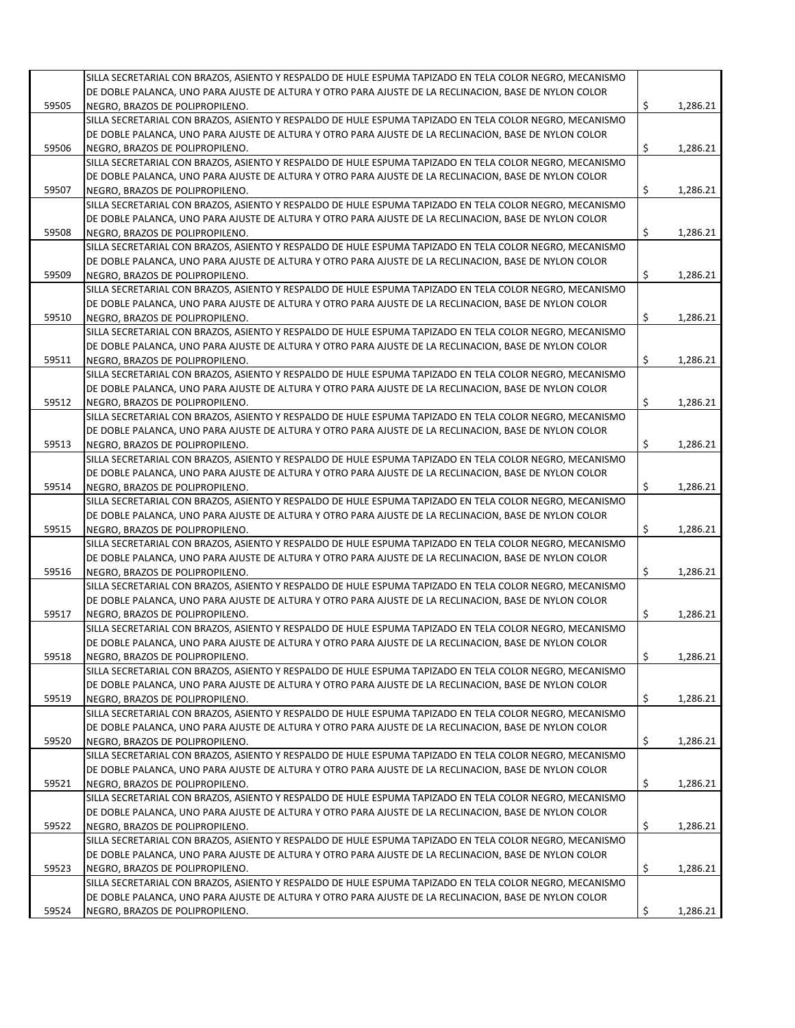| | | | |
|---|---|---|---|
| 59505 | SILLA SECRETARIAL CON BRAZOS, ASIENTO Y RESPALDO DE HULE ESPUMA TAPIZADO EN TELA COLOR NEGRO, MECANISMO DE DOBLE PALANCA, UNO PARA AJUSTE DE ALTURA Y OTRO PARA AJUSTE DE LA RECLINACION, BASE DE NYLON COLOR NEGRO, BRAZOS DE POLIPROPILENO. | $ | 1,286.21 |
| 59506 | SILLA SECRETARIAL CON BRAZOS, ASIENTO Y RESPALDO DE HULE ESPUMA TAPIZADO EN TELA COLOR NEGRO, MECANISMO DE DOBLE PALANCA, UNO PARA AJUSTE DE ALTURA Y OTRO PARA AJUSTE DE LA RECLINACION, BASE DE NYLON COLOR NEGRO, BRAZOS DE POLIPROPILENO. | $ | 1,286.21 |
| 59507 | SILLA SECRETARIAL CON BRAZOS, ASIENTO Y RESPALDO DE HULE ESPUMA TAPIZADO EN TELA COLOR NEGRO, MECANISMO DE DOBLE PALANCA, UNO PARA AJUSTE DE ALTURA Y OTRO PARA AJUSTE DE LA RECLINACION, BASE DE NYLON COLOR NEGRO, BRAZOS DE POLIPROPILENO. | $ | 1,286.21 |
| 59508 | SILLA SECRETARIAL CON BRAZOS, ASIENTO Y RESPALDO DE HULE ESPUMA TAPIZADO EN TELA COLOR NEGRO, MECANISMO DE DOBLE PALANCA, UNO PARA AJUSTE DE ALTURA Y OTRO PARA AJUSTE DE LA RECLINACION, BASE DE NYLON COLOR NEGRO, BRAZOS DE POLIPROPILENO. | $ | 1,286.21 |
| 59509 | SILLA SECRETARIAL CON BRAZOS, ASIENTO Y RESPALDO DE HULE ESPUMA TAPIZADO EN TELA COLOR NEGRO, MECANISMO DE DOBLE PALANCA, UNO PARA AJUSTE DE ALTURA Y OTRO PARA AJUSTE DE LA RECLINACION, BASE DE NYLON COLOR NEGRO, BRAZOS DE POLIPROPILENO. | $ | 1,286.21 |
| 59510 | SILLA SECRETARIAL CON BRAZOS, ASIENTO Y RESPALDO DE HULE ESPUMA TAPIZADO EN TELA COLOR NEGRO, MECANISMO DE DOBLE PALANCA, UNO PARA AJUSTE DE ALTURA Y OTRO PARA AJUSTE DE LA RECLINACION, BASE DE NYLON COLOR NEGRO, BRAZOS DE POLIPROPILENO. | $ | 1,286.21 |
| 59511 | SILLA SECRETARIAL CON BRAZOS, ASIENTO Y RESPALDO DE HULE ESPUMA TAPIZADO EN TELA COLOR NEGRO, MECANISMO DE DOBLE PALANCA, UNO PARA AJUSTE DE ALTURA Y OTRO PARA AJUSTE DE LA RECLINACION, BASE DE NYLON COLOR NEGRO, BRAZOS DE POLIPROPILENO. | $ | 1,286.21 |
| 59512 | SILLA SECRETARIAL CON BRAZOS, ASIENTO Y RESPALDO DE HULE ESPUMA TAPIZADO EN TELA COLOR NEGRO, MECANISMO DE DOBLE PALANCA, UNO PARA AJUSTE DE ALTURA Y OTRO PARA AJUSTE DE LA RECLINACION, BASE DE NYLON COLOR NEGRO, BRAZOS DE POLIPROPILENO. | $ | 1,286.21 |
| 59513 | SILLA SECRETARIAL CON BRAZOS, ASIENTO Y RESPALDO DE HULE ESPUMA TAPIZADO EN TELA COLOR NEGRO, MECANISMO DE DOBLE PALANCA, UNO PARA AJUSTE DE ALTURA Y OTRO PARA AJUSTE DE LA RECLINACION, BASE DE NYLON COLOR NEGRO, BRAZOS DE POLIPROPILENO. | $ | 1,286.21 |
| 59514 | SILLA SECRETARIAL CON BRAZOS, ASIENTO Y RESPALDO DE HULE ESPUMA TAPIZADO EN TELA COLOR NEGRO, MECANISMO DE DOBLE PALANCA, UNO PARA AJUSTE DE ALTURA Y OTRO PARA AJUSTE DE LA RECLINACION, BASE DE NYLON COLOR NEGRO, BRAZOS DE POLIPROPILENO. | $ | 1,286.21 |
| 59515 | SILLA SECRETARIAL CON BRAZOS, ASIENTO Y RESPALDO DE HULE ESPUMA TAPIZADO EN TELA COLOR NEGRO, MECANISMO DE DOBLE PALANCA, UNO PARA AJUSTE DE ALTURA Y OTRO PARA AJUSTE DE LA RECLINACION, BASE DE NYLON COLOR NEGRO, BRAZOS DE POLIPROPILENO. | $ | 1,286.21 |
| 59516 | SILLA SECRETARIAL CON BRAZOS, ASIENTO Y RESPALDO DE HULE ESPUMA TAPIZADO EN TELA COLOR NEGRO, MECANISMO DE DOBLE PALANCA, UNO PARA AJUSTE DE ALTURA Y OTRO PARA AJUSTE DE LA RECLINACION, BASE DE NYLON COLOR NEGRO, BRAZOS DE POLIPROPILENO. | $ | 1,286.21 |
| 59517 | SILLA SECRETARIAL CON BRAZOS, ASIENTO Y RESPALDO DE HULE ESPUMA TAPIZADO EN TELA COLOR NEGRO, MECANISMO DE DOBLE PALANCA, UNO PARA AJUSTE DE ALTURA Y OTRO PARA AJUSTE DE LA RECLINACION, BASE DE NYLON COLOR NEGRO, BRAZOS DE POLIPROPILENO. | $ | 1,286.21 |
| 59518 | SILLA SECRETARIAL CON BRAZOS, ASIENTO Y RESPALDO DE HULE ESPUMA TAPIZADO EN TELA COLOR NEGRO, MECANISMO DE DOBLE PALANCA, UNO PARA AJUSTE DE ALTURA Y OTRO PARA AJUSTE DE LA RECLINACION, BASE DE NYLON COLOR NEGRO, BRAZOS DE POLIPROPILENO. | $ | 1,286.21 |
| 59519 | SILLA SECRETARIAL CON BRAZOS, ASIENTO Y RESPALDO DE HULE ESPUMA TAPIZADO EN TELA COLOR NEGRO, MECANISMO DE DOBLE PALANCA, UNO PARA AJUSTE DE ALTURA Y OTRO PARA AJUSTE DE LA RECLINACION, BASE DE NYLON COLOR NEGRO, BRAZOS DE POLIPROPILENO. | $ | 1,286.21 |
| 59520 | SILLA SECRETARIAL CON BRAZOS, ASIENTO Y RESPALDO DE HULE ESPUMA TAPIZADO EN TELA COLOR NEGRO, MECANISMO DE DOBLE PALANCA, UNO PARA AJUSTE DE ALTURA Y OTRO PARA AJUSTE DE LA RECLINACION, BASE DE NYLON COLOR NEGRO, BRAZOS DE POLIPROPILENO. | $ | 1,286.21 |
| 59521 | SILLA SECRETARIAL CON BRAZOS, ASIENTO Y RESPALDO DE HULE ESPUMA TAPIZADO EN TELA COLOR NEGRO, MECANISMO DE DOBLE PALANCA, UNO PARA AJUSTE DE ALTURA Y OTRO PARA AJUSTE DE LA RECLINACION, BASE DE NYLON COLOR NEGRO, BRAZOS DE POLIPROPILENO. | $ | 1,286.21 |
| 59522 | SILLA SECRETARIAL CON BRAZOS, ASIENTO Y RESPALDO DE HULE ESPUMA TAPIZADO EN TELA COLOR NEGRO, MECANISMO DE DOBLE PALANCA, UNO PARA AJUSTE DE ALTURA Y OTRO PARA AJUSTE DE LA RECLINACION, BASE DE NYLON COLOR NEGRO, BRAZOS DE POLIPROPILENO. | $ | 1,286.21 |
| 59523 | SILLA SECRETARIAL CON BRAZOS, ASIENTO Y RESPALDO DE HULE ESPUMA TAPIZADO EN TELA COLOR NEGRO, MECANISMO DE DOBLE PALANCA, UNO PARA AJUSTE DE ALTURA Y OTRO PARA AJUSTE DE LA RECLINACION, BASE DE NYLON COLOR NEGRO, BRAZOS DE POLIPROPILENO. | $ | 1,286.21 |
| 59524 | SILLA SECRETARIAL CON BRAZOS, ASIENTO Y RESPALDO DE HULE ESPUMA TAPIZADO EN TELA COLOR NEGRO, MECANISMO DE DOBLE PALANCA, UNO PARA AJUSTE DE ALTURA Y OTRO PARA AJUSTE DE LA RECLINACION, BASE DE NYLON COLOR NEGRO, BRAZOS DE POLIPROPILENO. | $ | 1,286.21 |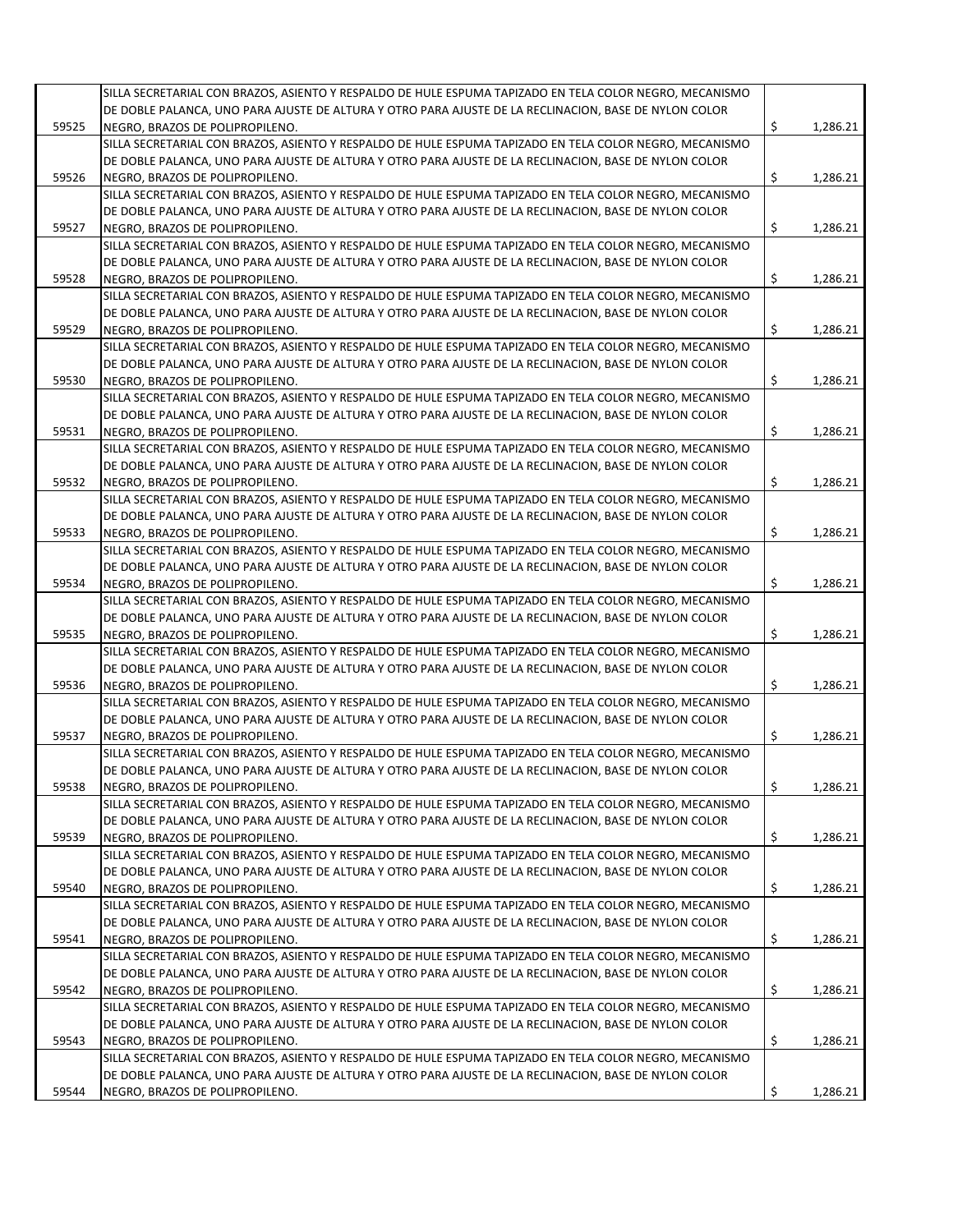| | | | |
|---|---|---|---|
| 59525 | SILLA SECRETARIAL CON BRAZOS, ASIENTO Y RESPALDO DE HULE ESPUMA TAPIZADO EN TELA COLOR NEGRO, MECANISMO DE DOBLE PALANCA, UNO PARA AJUSTE DE ALTURA Y OTRO PARA AJUSTE DE LA RECLINACION, BASE DE NYLON COLOR NEGRO, BRAZOS DE POLIPROPILENO. | $ | 1,286.21 |
| 59526 | SILLA SECRETARIAL CON BRAZOS, ASIENTO Y RESPALDO DE HULE ESPUMA TAPIZADO EN TELA COLOR NEGRO, MECANISMO DE DOBLE PALANCA, UNO PARA AJUSTE DE ALTURA Y OTRO PARA AJUSTE DE LA RECLINACION, BASE DE NYLON COLOR NEGRO, BRAZOS DE POLIPROPILENO. | $ | 1,286.21 |
| 59527 | SILLA SECRETARIAL CON BRAZOS, ASIENTO Y RESPALDO DE HULE ESPUMA TAPIZADO EN TELA COLOR NEGRO, MECANISMO DE DOBLE PALANCA, UNO PARA AJUSTE DE ALTURA Y OTRO PARA AJUSTE DE LA RECLINACION, BASE DE NYLON COLOR NEGRO, BRAZOS DE POLIPROPILENO. | $ | 1,286.21 |
| 59528 | SILLA SECRETARIAL CON BRAZOS, ASIENTO Y RESPALDO DE HULE ESPUMA TAPIZADO EN TELA COLOR NEGRO, MECANISMO DE DOBLE PALANCA, UNO PARA AJUSTE DE ALTURA Y OTRO PARA AJUSTE DE LA RECLINACION, BASE DE NYLON COLOR NEGRO, BRAZOS DE POLIPROPILENO. | $ | 1,286.21 |
| 59529 | SILLA SECRETARIAL CON BRAZOS, ASIENTO Y RESPALDO DE HULE ESPUMA TAPIZADO EN TELA COLOR NEGRO, MECANISMO DE DOBLE PALANCA, UNO PARA AJUSTE DE ALTURA Y OTRO PARA AJUSTE DE LA RECLINACION, BASE DE NYLON COLOR NEGRO, BRAZOS DE POLIPROPILENO. | $ | 1,286.21 |
| 59530 | SILLA SECRETARIAL CON BRAZOS, ASIENTO Y RESPALDO DE HULE ESPUMA TAPIZADO EN TELA COLOR NEGRO, MECANISMO DE DOBLE PALANCA, UNO PARA AJUSTE DE ALTURA Y OTRO PARA AJUSTE DE LA RECLINACION, BASE DE NYLON COLOR NEGRO, BRAZOS DE POLIPROPILENO. | $ | 1,286.21 |
| 59531 | SILLA SECRETARIAL CON BRAZOS, ASIENTO Y RESPALDO DE HULE ESPUMA TAPIZADO EN TELA COLOR NEGRO, MECANISMO DE DOBLE PALANCA, UNO PARA AJUSTE DE ALTURA Y OTRO PARA AJUSTE DE LA RECLINACION, BASE DE NYLON COLOR NEGRO, BRAZOS DE POLIPROPILENO. | $ | 1,286.21 |
| 59532 | SILLA SECRETARIAL CON BRAZOS, ASIENTO Y RESPALDO DE HULE ESPUMA TAPIZADO EN TELA COLOR NEGRO, MECANISMO DE DOBLE PALANCA, UNO PARA AJUSTE DE ALTURA Y OTRO PARA AJUSTE DE LA RECLINACION, BASE DE NYLON COLOR NEGRO, BRAZOS DE POLIPROPILENO. | $ | 1,286.21 |
| 59533 | SILLA SECRETARIAL CON BRAZOS, ASIENTO Y RESPALDO DE HULE ESPUMA TAPIZADO EN TELA COLOR NEGRO, MECANISMO DE DOBLE PALANCA, UNO PARA AJUSTE DE ALTURA Y OTRO PARA AJUSTE DE LA RECLINACION, BASE DE NYLON COLOR NEGRO, BRAZOS DE POLIPROPILENO. | $ | 1,286.21 |
| 59534 | SILLA SECRETARIAL CON BRAZOS, ASIENTO Y RESPALDO DE HULE ESPUMA TAPIZADO EN TELA COLOR NEGRO, MECANISMO DE DOBLE PALANCA, UNO PARA AJUSTE DE ALTURA Y OTRO PARA AJUSTE DE LA RECLINACION, BASE DE NYLON COLOR NEGRO, BRAZOS DE POLIPROPILENO. | $ | 1,286.21 |
| 59535 | SILLA SECRETARIAL CON BRAZOS, ASIENTO Y RESPALDO DE HULE ESPUMA TAPIZADO EN TELA COLOR NEGRO, MECANISMO DE DOBLE PALANCA, UNO PARA AJUSTE DE ALTURA Y OTRO PARA AJUSTE DE LA RECLINACION, BASE DE NYLON COLOR NEGRO, BRAZOS DE POLIPROPILENO. | $ | 1,286.21 |
| 59536 | SILLA SECRETARIAL CON BRAZOS, ASIENTO Y RESPALDO DE HULE ESPUMA TAPIZADO EN TELA COLOR NEGRO, MECANISMO DE DOBLE PALANCA, UNO PARA AJUSTE DE ALTURA Y OTRO PARA AJUSTE DE LA RECLINACION, BASE DE NYLON COLOR NEGRO, BRAZOS DE POLIPROPILENO. | $ | 1,286.21 |
| 59537 | SILLA SECRETARIAL CON BRAZOS, ASIENTO Y RESPALDO DE HULE ESPUMA TAPIZADO EN TELA COLOR NEGRO, MECANISMO DE DOBLE PALANCA, UNO PARA AJUSTE DE ALTURA Y OTRO PARA AJUSTE DE LA RECLINACION, BASE DE NYLON COLOR NEGRO, BRAZOS DE POLIPROPILENO. | $ | 1,286.21 |
| 59538 | SILLA SECRETARIAL CON BRAZOS, ASIENTO Y RESPALDO DE HULE ESPUMA TAPIZADO EN TELA COLOR NEGRO, MECANISMO DE DOBLE PALANCA, UNO PARA AJUSTE DE ALTURA Y OTRO PARA AJUSTE DE LA RECLINACION, BASE DE NYLON COLOR NEGRO, BRAZOS DE POLIPROPILENO. | $ | 1,286.21 |
| 59539 | SILLA SECRETARIAL CON BRAZOS, ASIENTO Y RESPALDO DE HULE ESPUMA TAPIZADO EN TELA COLOR NEGRO, MECANISMO DE DOBLE PALANCA, UNO PARA AJUSTE DE ALTURA Y OTRO PARA AJUSTE DE LA RECLINACION, BASE DE NYLON COLOR NEGRO, BRAZOS DE POLIPROPILENO. | $ | 1,286.21 |
| 59540 | SILLA SECRETARIAL CON BRAZOS, ASIENTO Y RESPALDO DE HULE ESPUMA TAPIZADO EN TELA COLOR NEGRO, MECANISMO DE DOBLE PALANCA, UNO PARA AJUSTE DE ALTURA Y OTRO PARA AJUSTE DE LA RECLINACION, BASE DE NYLON COLOR NEGRO, BRAZOS DE POLIPROPILENO. | $ | 1,286.21 |
| 59541 | SILLA SECRETARIAL CON BRAZOS, ASIENTO Y RESPALDO DE HULE ESPUMA TAPIZADO EN TELA COLOR NEGRO, MECANISMO DE DOBLE PALANCA, UNO PARA AJUSTE DE ALTURA Y OTRO PARA AJUSTE DE LA RECLINACION, BASE DE NYLON COLOR NEGRO, BRAZOS DE POLIPROPILENO. | $ | 1,286.21 |
| 59542 | SILLA SECRETARIAL CON BRAZOS, ASIENTO Y RESPALDO DE HULE ESPUMA TAPIZADO EN TELA COLOR NEGRO, MECANISMO DE DOBLE PALANCA, UNO PARA AJUSTE DE ALTURA Y OTRO PARA AJUSTE DE LA RECLINACION, BASE DE NYLON COLOR NEGRO, BRAZOS DE POLIPROPILENO. | $ | 1,286.21 |
| 59543 | SILLA SECRETARIAL CON BRAZOS, ASIENTO Y RESPALDO DE HULE ESPUMA TAPIZADO EN TELA COLOR NEGRO, MECANISMO DE DOBLE PALANCA, UNO PARA AJUSTE DE ALTURA Y OTRO PARA AJUSTE DE LA RECLINACION, BASE DE NYLON COLOR NEGRO, BRAZOS DE POLIPROPILENO. | $ | 1,286.21 |
| 59544 | SILLA SECRETARIAL CON BRAZOS, ASIENTO Y RESPALDO DE HULE ESPUMA TAPIZADO EN TELA COLOR NEGRO, MECANISMO DE DOBLE PALANCA, UNO PARA AJUSTE DE ALTURA Y OTRO PARA AJUSTE DE LA RECLINACION, BASE DE NYLON COLOR NEGRO, BRAZOS DE POLIPROPILENO. | $ | 1,286.21 |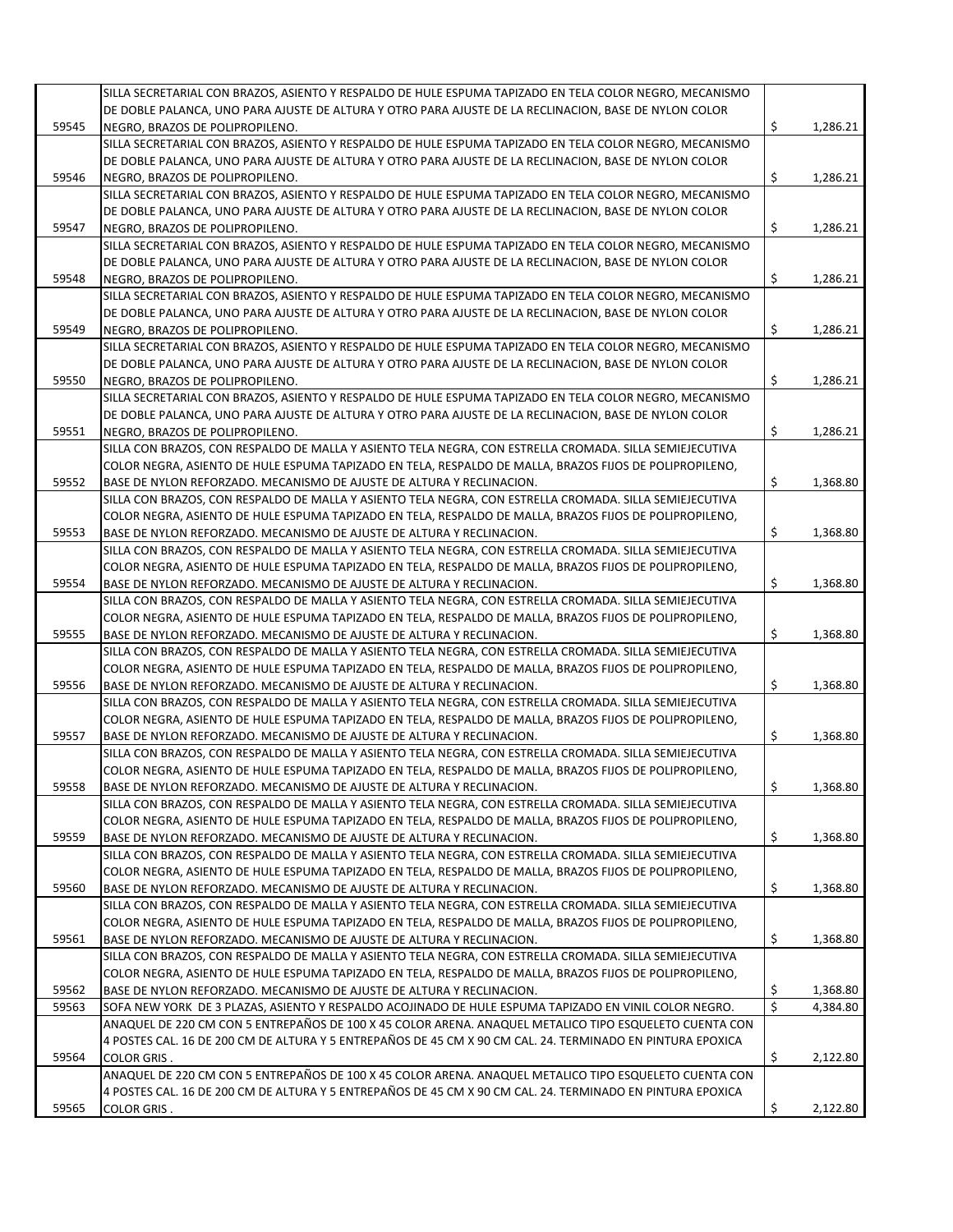| | | | |
|---|---|---|---|
| 59545 | SILLA SECRETARIAL CON BRAZOS, ASIENTO Y RESPALDO DE HULE ESPUMA TAPIZADO EN TELA COLOR NEGRO, MECANISMO DE DOBLE PALANCA, UNO PARA AJUSTE DE ALTURA Y OTRO PARA AJUSTE DE LA RECLINACION, BASE DE NYLON COLOR NEGRO, BRAZOS DE POLIPROPILENO. | $ | 1,286.21 |
| 59546 | SILLA SECRETARIAL CON BRAZOS, ASIENTO Y RESPALDO DE HULE ESPUMA TAPIZADO EN TELA COLOR NEGRO, MECANISMO DE DOBLE PALANCA, UNO PARA AJUSTE DE ALTURA Y OTRO PARA AJUSTE DE LA RECLINACION, BASE DE NYLON COLOR NEGRO, BRAZOS DE POLIPROPILENO. | $ | 1,286.21 |
| 59547 | SILLA SECRETARIAL CON BRAZOS, ASIENTO Y RESPALDO DE HULE ESPUMA TAPIZADO EN TELA COLOR NEGRO, MECANISMO DE DOBLE PALANCA, UNO PARA AJUSTE DE ALTURA Y OTRO PARA AJUSTE DE LA RECLINACION, BASE DE NYLON COLOR NEGRO, BRAZOS DE POLIPROPILENO. | $ | 1,286.21 |
| 59548 | SILLA SECRETARIAL CON BRAZOS, ASIENTO Y RESPALDO DE HULE ESPUMA TAPIZADO EN TELA COLOR NEGRO, MECANISMO DE DOBLE PALANCA, UNO PARA AJUSTE DE ALTURA Y OTRO PARA AJUSTE DE LA RECLINACION, BASE DE NYLON COLOR NEGRO, BRAZOS DE POLIPROPILENO. | $ | 1,286.21 |
| 59549 | SILLA SECRETARIAL CON BRAZOS, ASIENTO Y RESPALDO DE HULE ESPUMA TAPIZADO EN TELA COLOR NEGRO, MECANISMO DE DOBLE PALANCA, UNO PARA AJUSTE DE ALTURA Y OTRO PARA AJUSTE DE LA RECLINACION, BASE DE NYLON COLOR NEGRO, BRAZOS DE POLIPROPILENO. | $ | 1,286.21 |
| 59550 | SILLA SECRETARIAL CON BRAZOS, ASIENTO Y RESPALDO DE HULE ESPUMA TAPIZADO EN TELA COLOR NEGRO, MECANISMO DE DOBLE PALANCA, UNO PARA AJUSTE DE ALTURA Y OTRO PARA AJUSTE DE LA RECLINACION, BASE DE NYLON COLOR NEGRO, BRAZOS DE POLIPROPILENO. | $ | 1,286.21 |
| 59551 | SILLA SECRETARIAL CON BRAZOS, ASIENTO Y RESPALDO DE HULE ESPUMA TAPIZADO EN TELA COLOR NEGRO, MECANISMO DE DOBLE PALANCA, UNO PARA AJUSTE DE ALTURA Y OTRO PARA AJUSTE DE LA RECLINACION, BASE DE NYLON COLOR NEGRO, BRAZOS DE POLIPROPILENO. | $ | 1,286.21 |
| 59552 | SILLA CON BRAZOS, CON RESPALDO DE MALLA Y ASIENTO TELA NEGRA, CON ESTRELLA CROMADA. SILLA SEMIEJECUTIVA COLOR NEGRA, ASIENTO DE HULE ESPUMA TAPIZADO EN TELA, RESPALDO DE MALLA, BRAZOS FIJOS DE POLIPROPILENO, BASE DE NYLON REFORZADO. MECANISMO DE AJUSTE DE ALTURA Y RECLINACION. | $ | 1,368.80 |
| 59553 | SILLA CON BRAZOS, CON RESPALDO DE MALLA Y ASIENTO TELA NEGRA, CON ESTRELLA CROMADA. SILLA SEMIEJECUTIVA COLOR NEGRA, ASIENTO DE HULE ESPUMA TAPIZADO EN TELA, RESPALDO DE MALLA, BRAZOS FIJOS DE POLIPROPILENO, BASE DE NYLON REFORZADO. MECANISMO DE AJUSTE DE ALTURA Y RECLINACION. | $ | 1,368.80 |
| 59554 | SILLA CON BRAZOS, CON RESPALDO DE MALLA Y ASIENTO TELA NEGRA, CON ESTRELLA CROMADA. SILLA SEMIEJECUTIVA COLOR NEGRA, ASIENTO DE HULE ESPUMA TAPIZADO EN TELA, RESPALDO DE MALLA, BRAZOS FIJOS DE POLIPROPILENO, BASE DE NYLON REFORZADO. MECANISMO DE AJUSTE DE ALTURA Y RECLINACION. | $ | 1,368.80 |
| 59555 | SILLA CON BRAZOS, CON RESPALDO DE MALLA Y ASIENTO TELA NEGRA, CON ESTRELLA CROMADA. SILLA SEMIEJECUTIVA COLOR NEGRA, ASIENTO DE HULE ESPUMA TAPIZADO EN TELA, RESPALDO DE MALLA, BRAZOS FIJOS DE POLIPROPILENO, BASE DE NYLON REFORZADO. MECANISMO DE AJUSTE DE ALTURA Y RECLINACION. | $ | 1,368.80 |
| 59556 | SILLA CON BRAZOS, CON RESPALDO DE MALLA Y ASIENTO TELA NEGRA, CON ESTRELLA CROMADA. SILLA SEMIEJECUTIVA COLOR NEGRA, ASIENTO DE HULE ESPUMA TAPIZADO EN TELA, RESPALDO DE MALLA, BRAZOS FIJOS DE POLIPROPILENO, BASE DE NYLON REFORZADO. MECANISMO DE AJUSTE DE ALTURA Y RECLINACION. | $ | 1,368.80 |
| 59557 | SILLA CON BRAZOS, CON RESPALDO DE MALLA Y ASIENTO TELA NEGRA, CON ESTRELLA CROMADA. SILLA SEMIEJECUTIVA COLOR NEGRA, ASIENTO DE HULE ESPUMA TAPIZADO EN TELA, RESPALDO DE MALLA, BRAZOS FIJOS DE POLIPROPILENO, BASE DE NYLON REFORZADO. MECANISMO DE AJUSTE DE ALTURA Y RECLINACION. | $ | 1,368.80 |
| 59558 | SILLA CON BRAZOS, CON RESPALDO DE MALLA Y ASIENTO TELA NEGRA, CON ESTRELLA CROMADA. SILLA SEMIEJECUTIVA COLOR NEGRA, ASIENTO DE HULE ESPUMA TAPIZADO EN TELA, RESPALDO DE MALLA, BRAZOS FIJOS DE POLIPROPILENO, BASE DE NYLON REFORZADO. MECANISMO DE AJUSTE DE ALTURA Y RECLINACION. | $ | 1,368.80 |
| 59559 | SILLA CON BRAZOS, CON RESPALDO DE MALLA Y ASIENTO TELA NEGRA, CON ESTRELLA CROMADA. SILLA SEMIEJECUTIVA COLOR NEGRA, ASIENTO DE HULE ESPUMA TAPIZADO EN TELA, RESPALDO DE MALLA, BRAZOS FIJOS DE POLIPROPILENO, BASE DE NYLON REFORZADO. MECANISMO DE AJUSTE DE ALTURA Y RECLINACION. | $ | 1,368.80 |
| 59560 | SILLA CON BRAZOS, CON RESPALDO DE MALLA Y ASIENTO TELA NEGRA, CON ESTRELLA CROMADA. SILLA SEMIEJECUTIVA COLOR NEGRA, ASIENTO DE HULE ESPUMA TAPIZADO EN TELA, RESPALDO DE MALLA, BRAZOS FIJOS DE POLIPROPILENO, BASE DE NYLON REFORZADO. MECANISMO DE AJUSTE DE ALTURA Y RECLINACION. | $ | 1,368.80 |
| 59561 | SILLA CON BRAZOS, CON RESPALDO DE MALLA Y ASIENTO TELA NEGRA, CON ESTRELLA CROMADA. SILLA SEMIEJECUTIVA COLOR NEGRA, ASIENTO DE HULE ESPUMA TAPIZADO EN TELA, RESPALDO DE MALLA, BRAZOS FIJOS DE POLIPROPILENO, BASE DE NYLON REFORZADO. MECANISMO DE AJUSTE DE ALTURA Y RECLINACION. | $ | 1,368.80 |
| 59562 | SILLA CON BRAZOS, CON RESPALDO DE MALLA Y ASIENTO TELA NEGRA, CON ESTRELLA CROMADA. SILLA SEMIEJECUTIVA COLOR NEGRA, ASIENTO DE HULE ESPUMA TAPIZADO EN TELA, RESPALDO DE MALLA, BRAZOS FIJOS DE POLIPROPILENO, BASE DE NYLON REFORZADO. MECANISMO DE AJUSTE DE ALTURA Y RECLINACION. | $ | 1,368.80 |
| 59563 | SOFA NEW YORK DE 3 PLAZAS, ASIENTO Y RESPALDO ACOJINADO DE HULE ESPUMA TAPIZADO EN VINIL COLOR NEGRO. | $ | 4,384.80 |
| 59564 | ANAQUEL DE 220 CM CON 5 ENTREPAÑOS DE 100 X 45 COLOR ARENA. ANAQUEL METALICO TIPO ESQUELETO CUENTA CON 4 POSTES CAL. 16 DE 200 CM DE ALTURA Y 5 ENTREPAÑOS DE 45 CM X 90 CM CAL. 24. TERMINADO EN PINTURA EPOXICA COLOR GRIS . | $ | 2,122.80 |
| 59565 | ANAQUEL DE 220 CM CON 5 ENTREPAÑOS DE 100 X 45 COLOR ARENA. ANAQUEL METALICO TIPO ESQUELETO CUENTA CON 4 POSTES CAL. 16 DE 200 CM DE ALTURA Y 5 ENTREPAÑOS DE 45 CM X 90 CM CAL. 24. TERMINADO EN PINTURA EPOXICA COLOR GRIS . | $ | 2,122.80 |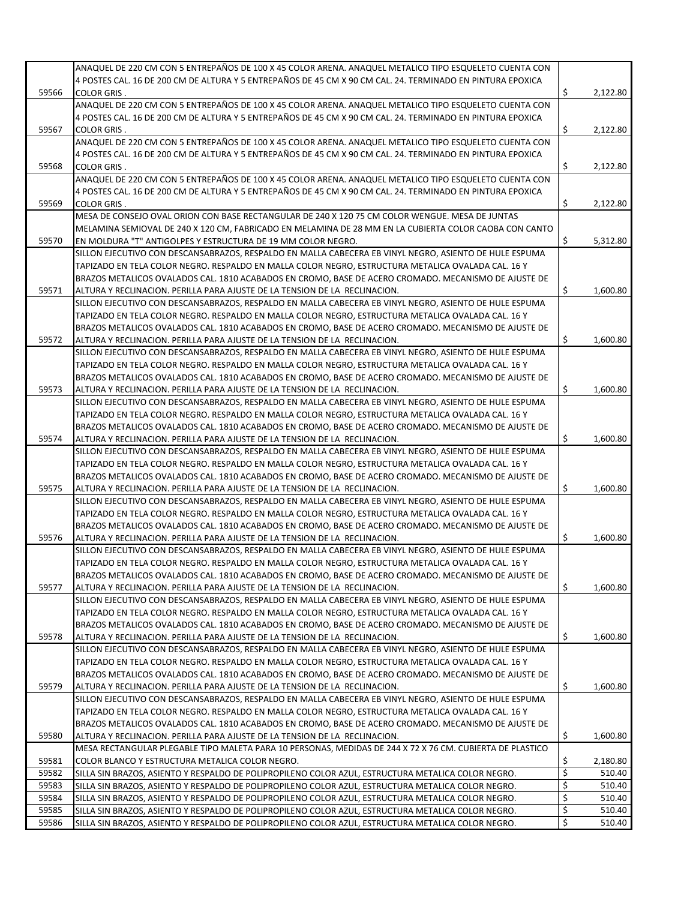| | | |
|---|---|---|
| 59566 | ANAQUEL DE 220 CM CON 5 ENTREPAÑOS DE 100 X 45 COLOR ARENA. ANAQUEL METALICO TIPO ESQUELETO CUENTA CON 4 POSTES CAL. 16 DE 200 CM DE ALTURA Y 5 ENTREPAÑOS DE 45 CM X 90 CM CAL. 24. TERMINADO EN PINTURA EPOXICA COLOR GRIS . | $ 2,122.80 |
| 59567 | ANAQUEL DE 220 CM CON 5 ENTREPAÑOS DE 100 X 45 COLOR ARENA. ANAQUEL METALICO TIPO ESQUELETO CUENTA CON 4 POSTES CAL. 16 DE 200 CM DE ALTURA Y 5 ENTREPAÑOS DE 45 CM X 90 CM CAL. 24. TERMINADO EN PINTURA EPOXICA COLOR GRIS . | $ 2,122.80 |
| 59568 | ANAQUEL DE 220 CM CON 5 ENTREPAÑOS DE 100 X 45 COLOR ARENA. ANAQUEL METALICO TIPO ESQUELETO CUENTA CON 4 POSTES CAL. 16 DE 200 CM DE ALTURA Y 5 ENTREPAÑOS DE 45 CM X 90 CM CAL. 24. TERMINADO EN PINTURA EPOXICA COLOR GRIS . | $ 2,122.80 |
| 59569 | ANAQUEL DE 220 CM CON 5 ENTREPAÑOS DE 100 X 45 COLOR ARENA. ANAQUEL METALICO TIPO ESQUELETO CUENTA CON 4 POSTES CAL. 16 DE 200 CM DE ALTURA Y 5 ENTREPAÑOS DE 45 CM X 90 CM CAL. 24. TERMINADO EN PINTURA EPOXICA COLOR GRIS . | $ 2,122.80 |
| 59570 | MESA DE CONSEJO OVAL ORION CON BASE RECTANGULAR DE 240 X 120 75 CM COLOR WENGUE. MESA DE JUNTAS MELAMINA SEMIOVAL DE 240 X 120 CM, FABRICADO EN MELAMINA DE 28 MM EN LA CUBIERTA COLOR CAOBA CON CANTO EN MOLDURA "T" ANTIGOLPES Y ESTRUCTURA DE 19 MM COLOR NEGRO. | $ 5,312.80 |
| 59571 | SILLON EJECUTIVO CON DESCANSABRAZOS, RESPALDO EN MALLA CABECERA EB VINYL NEGRO, ASIENTO DE HULE ESPUMA TAPIZADO EN TELA COLOR NEGRO. RESPALDO EN MALLA COLOR NEGRO, ESTRUCTURA METALICA OVALADA CAL. 16 Y BRAZOS METALICOS OVALADOS CAL. 1810 ACABADOS EN CROMO, BASE DE ACERO CROMADO. MECANISMO DE AJUSTE DE ALTURA Y RECLINACION. PERILLA PARA AJUSTE DE LA TENSION DE LA RECLINACION. | $ 1,600.80 |
| 59572 | SILLON EJECUTIVO CON DESCANSABRAZOS, RESPALDO EN MALLA CABECERA EB VINYL NEGRO, ASIENTO DE HULE ESPUMA TAPIZADO EN TELA COLOR NEGRO. RESPALDO EN MALLA COLOR NEGRO, ESTRUCTURA METALICA OVALADA CAL. 16 Y BRAZOS METALICOS OVALADOS CAL. 1810 ACABADOS EN CROMO, BASE DE ACERO CROMADO. MECANISMO DE AJUSTE DE ALTURA Y RECLINACION. PERILLA PARA AJUSTE DE LA TENSION DE LA RECLINACION. | $ 1,600.80 |
| 59573 | SILLON EJECUTIVO CON DESCANSABRAZOS, RESPALDO EN MALLA CABECERA EB VINYL NEGRO, ASIENTO DE HULE ESPUMA TAPIZADO EN TELA COLOR NEGRO. RESPALDO EN MALLA COLOR NEGRO, ESTRUCTURA METALICA OVALADA CAL. 16 Y BRAZOS METALICOS OVALADOS CAL. 1810 ACABADOS EN CROMO, BASE DE ACERO CROMADO. MECANISMO DE AJUSTE DE ALTURA Y RECLINACION. PERILLA PARA AJUSTE DE LA TENSION DE LA RECLINACION. | $ 1,600.80 |
| 59574 | SILLON EJECUTIVO CON DESCANSABRAZOS, RESPALDO EN MALLA CABECERA EB VINYL NEGRO, ASIENTO DE HULE ESPUMA TAPIZADO EN TELA COLOR NEGRO. RESPALDO EN MALLA COLOR NEGRO, ESTRUCTURA METALICA OVALADA CAL. 16 Y BRAZOS METALICOS OVALADOS CAL. 1810 ACABADOS EN CROMO, BASE DE ACERO CROMADO. MECANISMO DE AJUSTE DE ALTURA Y RECLINACION. PERILLA PARA AJUSTE DE LA TENSION DE LA RECLINACION. | $ 1,600.80 |
| 59575 | SILLON EJECUTIVO CON DESCANSABRAZOS, RESPALDO EN MALLA CABECERA EB VINYL NEGRO, ASIENTO DE HULE ESPUMA TAPIZADO EN TELA COLOR NEGRO. RESPALDO EN MALLA COLOR NEGRO, ESTRUCTURA METALICA OVALADA CAL. 16 Y BRAZOS METALICOS OVALADOS CAL. 1810 ACABADOS EN CROMO, BASE DE ACERO CROMADO. MECANISMO DE AJUSTE DE ALTURA Y RECLINACION. PERILLA PARA AJUSTE DE LA TENSION DE LA RECLINACION. | $ 1,600.80 |
| 59576 | SILLON EJECUTIVO CON DESCANSABRAZOS, RESPALDO EN MALLA CABECERA EB VINYL NEGRO, ASIENTO DE HULE ESPUMA TAPIZADO EN TELA COLOR NEGRO. RESPALDO EN MALLA COLOR NEGRO, ESTRUCTURA METALICA OVALADA CAL. 16 Y BRAZOS METALICOS OVALADOS CAL. 1810 ACABADOS EN CROMO, BASE DE ACERO CROMADO. MECANISMO DE AJUSTE DE ALTURA Y RECLINACION. PERILLA PARA AJUSTE DE LA TENSION DE LA RECLINACION. | $ 1,600.80 |
| 59577 | SILLON EJECUTIVO CON DESCANSABRAZOS, RESPALDO EN MALLA CABECERA EB VINYL NEGRO, ASIENTO DE HULE ESPUMA TAPIZADO EN TELA COLOR NEGRO. RESPALDO EN MALLA COLOR NEGRO, ESTRUCTURA METALICA OVALADA CAL. 16 Y BRAZOS METALICOS OVALADOS CAL. 1810 ACABADOS EN CROMO, BASE DE ACERO CROMADO. MECANISMO DE AJUSTE DE ALTURA Y RECLINACION. PERILLA PARA AJUSTE DE LA TENSION DE LA RECLINACION. | $ 1,600.80 |
| 59578 | SILLON EJECUTIVO CON DESCANSABRAZOS, RESPALDO EN MALLA CABECERA EB VINYL NEGRO, ASIENTO DE HULE ESPUMA TAPIZADO EN TELA COLOR NEGRO. RESPALDO EN MALLA COLOR NEGRO, ESTRUCTURA METALICA OVALADA CAL. 16 Y BRAZOS METALICOS OVALADOS CAL. 1810 ACABADOS EN CROMO, BASE DE ACERO CROMADO. MECANISMO DE AJUSTE DE ALTURA Y RECLINACION. PERILLA PARA AJUSTE DE LA TENSION DE LA RECLINACION. | $ 1,600.80 |
| 59579 | SILLON EJECUTIVO CON DESCANSABRAZOS, RESPALDO EN MALLA CABECERA EB VINYL NEGRO, ASIENTO DE HULE ESPUMA TAPIZADO EN TELA COLOR NEGRO. RESPALDO EN MALLA COLOR NEGRO, ESTRUCTURA METALICA OVALADA CAL. 16 Y BRAZOS METALICOS OVALADOS CAL. 1810 ACABADOS EN CROMO, BASE DE ACERO CROMADO. MECANISMO DE AJUSTE DE ALTURA Y RECLINACION. PERILLA PARA AJUSTE DE LA TENSION DE LA RECLINACION. | $ 1,600.80 |
| 59580 | SILLON EJECUTIVO CON DESCANSABRAZOS, RESPALDO EN MALLA CABECERA EB VINYL NEGRO, ASIENTO DE HULE ESPUMA TAPIZADO EN TELA COLOR NEGRO. RESPALDO EN MALLA COLOR NEGRO, ESTRUCTURA METALICA OVALADA CAL. 16 Y BRAZOS METALICOS OVALADOS CAL. 1810 ACABADOS EN CROMO, BASE DE ACERO CROMADO. MECANISMO DE AJUSTE DE ALTURA Y RECLINACION. PERILLA PARA AJUSTE DE LA TENSION DE LA RECLINACION. | $ 1,600.80 |
| 59581 | MESA RECTANGULAR PLEGABLE TIPO MALETA PARA 10 PERSONAS, MEDIDAS DE 244 X 72 X 76 CM. CUBIERTA DE PLASTICO COLOR BLANCO Y ESTRUCTURA METALICA COLOR NEGRO. | $ 2,180.80 |
| 59582 | SILLA SIN BRAZOS, ASIENTO Y RESPALDO DE POLIPROPILENO COLOR AZUL, ESTRUCTURA METALICA COLOR NEGRO. | $ 510.40 |
| 59583 | SILLA SIN BRAZOS, ASIENTO Y RESPALDO DE POLIPROPILENO COLOR AZUL, ESTRUCTURA METALICA COLOR NEGRO. | $ 510.40 |
| 59584 | SILLA SIN BRAZOS, ASIENTO Y RESPALDO DE POLIPROPILENO COLOR AZUL, ESTRUCTURA METALICA COLOR NEGRO. | $ 510.40 |
| 59585 | SILLA SIN BRAZOS, ASIENTO Y RESPALDO DE POLIPROPILENO COLOR AZUL, ESTRUCTURA METALICA COLOR NEGRO. | $ 510.40 |
| 59586 | SILLA SIN BRAZOS, ASIENTO Y RESPALDO DE POLIPROPILENO COLOR AZUL, ESTRUCTURA METALICA COLOR NEGRO. | $ 510.40 |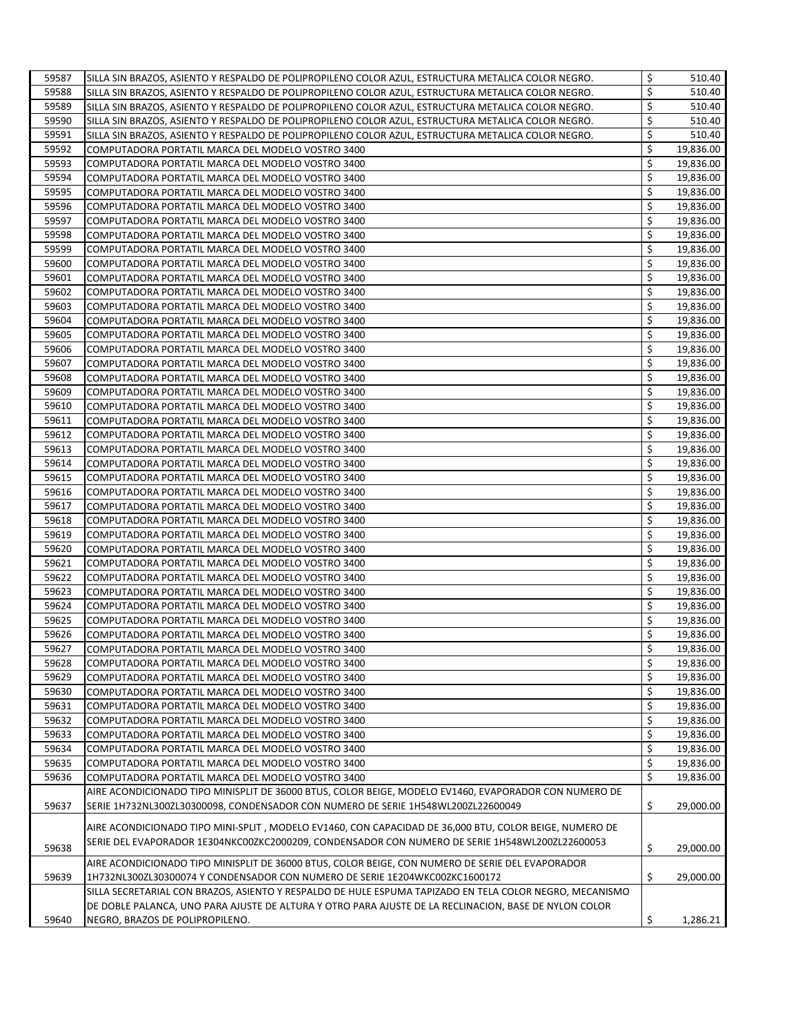| 59587 | SILLA SIN BRAZOS, ASIENTO Y RESPALDO DE POLIPROPILENO COLOR AZUL, ESTRUCTURA METALICA COLOR NEGRO. | $ | 510.40 |
|---|---|---|---|
| 59588 | SILLA SIN BRAZOS, ASIENTO Y RESPALDO DE POLIPROPILENO COLOR AZUL, ESTRUCTURA METALICA COLOR NEGRO. | $ | 510.40 |
| 59589 | SILLA SIN BRAZOS, ASIENTO Y RESPALDO DE POLIPROPILENO COLOR AZUL, ESTRUCTURA METALICA COLOR NEGRO. | $ | 510.40 |
| 59590 | SILLA SIN BRAZOS, ASIENTO Y RESPALDO DE POLIPROPILENO COLOR AZUL, ESTRUCTURA METALICA COLOR NEGRO. | $ | 510.40 |
| 59591 | SILLA SIN BRAZOS, ASIENTO Y RESPALDO DE POLIPROPILENO COLOR AZUL, ESTRUCTURA METALICA COLOR NEGRO. | $ | 510.40 |
| 59592 | COMPUTADORA PORTATIL MARCA DEL MODELO VOSTRO 3400 | $ | 19,836.00 |
| 59593 | COMPUTADORA PORTATIL MARCA DEL MODELO VOSTRO 3400 | $ | 19,836.00 |
| 59594 | COMPUTADORA PORTATIL MARCA DEL MODELO VOSTRO 3400 | $ | 19,836.00 |
| 59595 | COMPUTADORA PORTATIL MARCA DEL MODELO VOSTRO 3400 | $ | 19,836.00 |
| 59596 | COMPUTADORA PORTATIL MARCA DEL MODELO VOSTRO 3400 | $ | 19,836.00 |
| 59597 | COMPUTADORA PORTATIL MARCA DEL MODELO VOSTRO 3400 | $ | 19,836.00 |
| 59598 | COMPUTADORA PORTATIL MARCA DEL MODELO VOSTRO 3400 | $ | 19,836.00 |
| 59599 | COMPUTADORA PORTATIL MARCA DEL MODELO VOSTRO 3400 | $ | 19,836.00 |
| 59600 | COMPUTADORA PORTATIL MARCA DEL MODELO VOSTRO 3400 | $ | 19,836.00 |
| 59601 | COMPUTADORA PORTATIL MARCA DEL MODELO VOSTRO 3400 | $ | 19,836.00 |
| 59602 | COMPUTADORA PORTATIL MARCA DEL MODELO VOSTRO 3400 | $ | 19,836.00 |
| 59603 | COMPUTADORA PORTATIL MARCA DEL MODELO VOSTRO 3400 | $ | 19,836.00 |
| 59604 | COMPUTADORA PORTATIL MARCA DEL MODELO VOSTRO 3400 | $ | 19,836.00 |
| 59605 | COMPUTADORA PORTATIL MARCA DEL MODELO VOSTRO 3400 | $ | 19,836.00 |
| 59606 | COMPUTADORA PORTATIL MARCA DEL MODELO VOSTRO 3400 | $ | 19,836.00 |
| 59607 | COMPUTADORA PORTATIL MARCA DEL MODELO VOSTRO 3400 | $ | 19,836.00 |
| 59608 | COMPUTADORA PORTATIL MARCA DEL MODELO VOSTRO 3400 | $ | 19,836.00 |
| 59609 | COMPUTADORA PORTATIL MARCA DEL MODELO VOSTRO 3400 | $ | 19,836.00 |
| 59610 | COMPUTADORA PORTATIL MARCA DEL MODELO VOSTRO 3400 | $ | 19,836.00 |
| 59611 | COMPUTADORA PORTATIL MARCA DEL MODELO VOSTRO 3400 | $ | 19,836.00 |
| 59612 | COMPUTADORA PORTATIL MARCA DEL MODELO VOSTRO 3400 | $ | 19,836.00 |
| 59613 | COMPUTADORA PORTATIL MARCA DEL MODELO VOSTRO 3400 | $ | 19,836.00 |
| 59614 | COMPUTADORA PORTATIL MARCA DEL MODELO VOSTRO 3400 | $ | 19,836.00 |
| 59615 | COMPUTADORA PORTATIL MARCA DEL MODELO VOSTRO 3400 | $ | 19,836.00 |
| 59616 | COMPUTADORA PORTATIL MARCA DEL MODELO VOSTRO 3400 | $ | 19,836.00 |
| 59617 | COMPUTADORA PORTATIL MARCA DEL MODELO VOSTRO 3400 | $ | 19,836.00 |
| 59618 | COMPUTADORA PORTATIL MARCA DEL MODELO VOSTRO 3400 | $ | 19,836.00 |
| 59619 | COMPUTADORA PORTATIL MARCA DEL MODELO VOSTRO 3400 | $ | 19,836.00 |
| 59620 | COMPUTADORA PORTATIL MARCA DEL MODELO VOSTRO 3400 | $ | 19,836.00 |
| 59621 | COMPUTADORA PORTATIL MARCA DEL MODELO VOSTRO 3400 | $ | 19,836.00 |
| 59622 | COMPUTADORA PORTATIL MARCA DEL MODELO VOSTRO 3400 | $ | 19,836.00 |
| 59623 | COMPUTADORA PORTATIL MARCA DEL MODELO VOSTRO 3400 | $ | 19,836.00 |
| 59624 | COMPUTADORA PORTATIL MARCA DEL MODELO VOSTRO 3400 | $ | 19,836.00 |
| 59625 | COMPUTADORA PORTATIL MARCA DEL MODELO VOSTRO 3400 | $ | 19,836.00 |
| 59626 | COMPUTADORA PORTATIL MARCA DEL MODELO VOSTRO 3400 | $ | 19,836.00 |
| 59627 | COMPUTADORA PORTATIL MARCA DEL MODELO VOSTRO 3400 | $ | 19,836.00 |
| 59628 | COMPUTADORA PORTATIL MARCA DEL MODELO VOSTRO 3400 | $ | 19,836.00 |
| 59629 | COMPUTADORA PORTATIL MARCA DEL MODELO VOSTRO 3400 | $ | 19,836.00 |
| 59630 | COMPUTADORA PORTATIL MARCA DEL MODELO VOSTRO 3400 | $ | 19,836.00 |
| 59631 | COMPUTADORA PORTATIL MARCA DEL MODELO VOSTRO 3400 | $ | 19,836.00 |
| 59632 | COMPUTADORA PORTATIL MARCA DEL MODELO VOSTRO 3400 | $ | 19,836.00 |
| 59633 | COMPUTADORA PORTATIL MARCA DEL MODELO VOSTRO 3400 | $ | 19,836.00 |
| 59634 | COMPUTADORA PORTATIL MARCA DEL MODELO VOSTRO 3400 | $ | 19,836.00 |
| 59635 | COMPUTADORA PORTATIL MARCA DEL MODELO VOSTRO 3400 | $ | 19,836.00 |
| 59636 | COMPUTADORA PORTATIL MARCA DEL MODELO VOSTRO 3400 | $ | 19,836.00 |
| 59637 | AIRE ACONDICIONADO TIPO MINISPLIT DE 36000 BTUS, COLOR BEIGE, MODELO EV1460, EVAPORADOR CON NUMERO DE SERIE 1H732NL300ZL30300098, CONDENSADOR CON NUMERO DE SERIE 1H548WL200ZL22600049 | $ | 29,000.00 |
| 59638 | AIRE ACONDICIONADO TIPO MINI-SPLIT , MODELO EV1460, CON CAPACIDAD DE 36,000 BTU, COLOR BEIGE, NUMERO DE SERIE DEL EVAPORADOR 1E304NKC00ZKC2000209, CONDENSADOR CON NUMERO DE SERIE 1H548WL200ZL22600053 | $ | 29,000.00 |
| 59639 | AIRE ACONDICIONADO TIPO MINISPLIT DE 36000 BTUS, COLOR BEIGE, CON NUMERO DE SERIE DEL EVAPORADOR 1H732NL300ZL30300074 Y CONDENSADOR CON NUMERO DE SERIE 1E204WKC00ZKC1600172 | $ | 29,000.00 |
| 59640 | SILLA SECRETARIAL CON BRAZOS, ASIENTO Y RESPALDO DE HULE ESPUMA TAPIZADO EN TELA COLOR NEGRO, MECANISMO DE DOBLE PALANCA, UNO PARA AJUSTE DE ALTURA Y OTRO PARA AJUSTE DE LA RECLINACION, BASE DE NYLON COLOR NEGRO, BRAZOS DE POLIPROPILENO. | $ | 1,286.21 |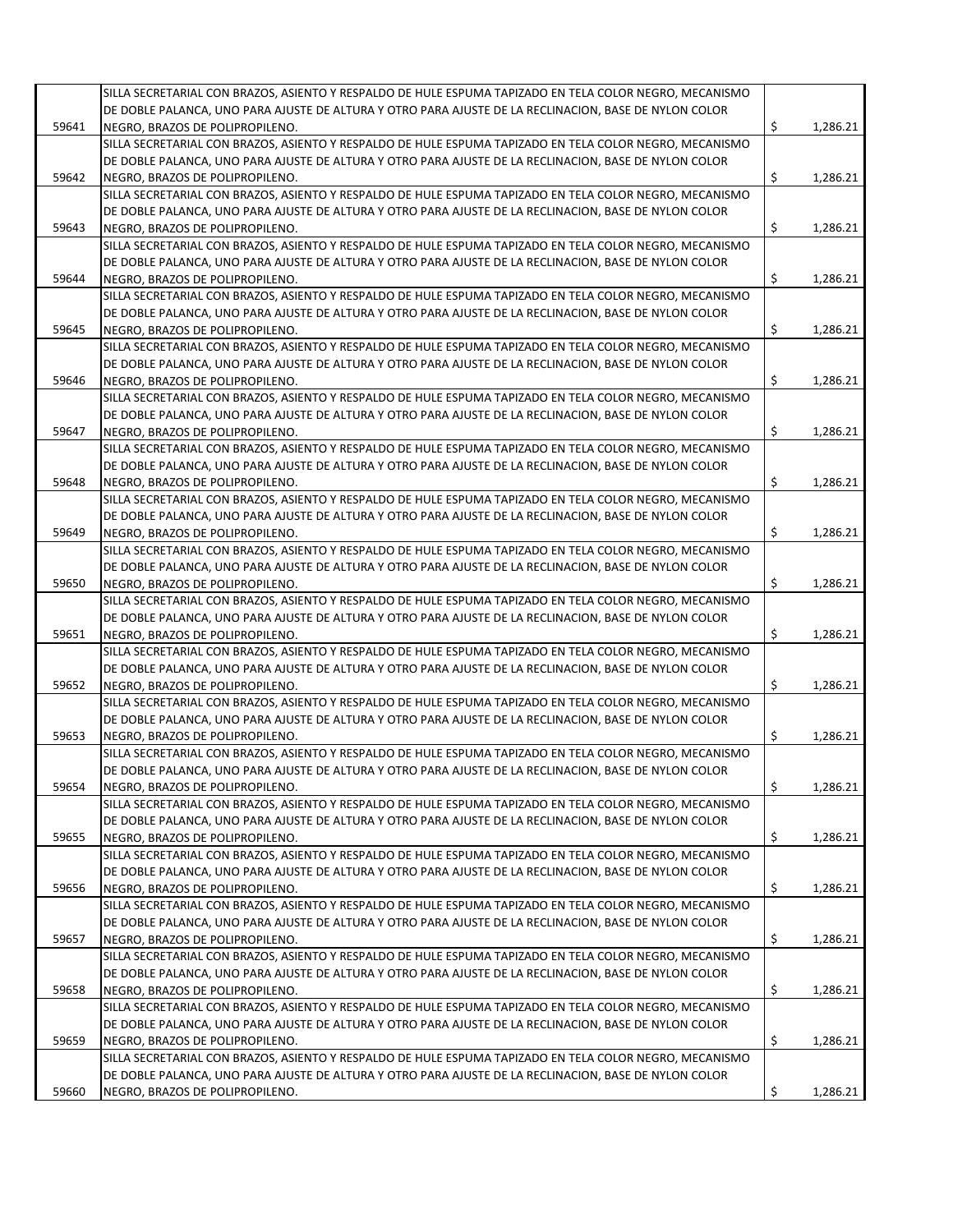| | | | |
|---|---|---|---|
| 59641 | SILLA SECRETARIAL CON BRAZOS, ASIENTO Y RESPALDO DE HULE ESPUMA TAPIZADO EN TELA COLOR NEGRO, MECANISMO DE DOBLE PALANCA, UNO PARA AJUSTE DE ALTURA Y OTRO PARA AJUSTE DE LA RECLINACION, BASE DE NYLON COLOR NEGRO, BRAZOS DE POLIPROPILENO. | $ | 1,286.21 |
| 59642 | SILLA SECRETARIAL CON BRAZOS, ASIENTO Y RESPALDO DE HULE ESPUMA TAPIZADO EN TELA COLOR NEGRO, MECANISMO DE DOBLE PALANCA, UNO PARA AJUSTE DE ALTURA Y OTRO PARA AJUSTE DE LA RECLINACION, BASE DE NYLON COLOR NEGRO, BRAZOS DE POLIPROPILENO. | $ | 1,286.21 |
| 59643 | SILLA SECRETARIAL CON BRAZOS, ASIENTO Y RESPALDO DE HULE ESPUMA TAPIZADO EN TELA COLOR NEGRO, MECANISMO DE DOBLE PALANCA, UNO PARA AJUSTE DE ALTURA Y OTRO PARA AJUSTE DE LA RECLINACION, BASE DE NYLON COLOR NEGRO, BRAZOS DE POLIPROPILENO. | $ | 1,286.21 |
| 59644 | SILLA SECRETARIAL CON BRAZOS, ASIENTO Y RESPALDO DE HULE ESPUMA TAPIZADO EN TELA COLOR NEGRO, MECANISMO DE DOBLE PALANCA, UNO PARA AJUSTE DE ALTURA Y OTRO PARA AJUSTE DE LA RECLINACION, BASE DE NYLON COLOR NEGRO, BRAZOS DE POLIPROPILENO. | $ | 1,286.21 |
| 59645 | SILLA SECRETARIAL CON BRAZOS, ASIENTO Y RESPALDO DE HULE ESPUMA TAPIZADO EN TELA COLOR NEGRO, MECANISMO DE DOBLE PALANCA, UNO PARA AJUSTE DE ALTURA Y OTRO PARA AJUSTE DE LA RECLINACION, BASE DE NYLON COLOR NEGRO, BRAZOS DE POLIPROPILENO. | $ | 1,286.21 |
| 59646 | SILLA SECRETARIAL CON BRAZOS, ASIENTO Y RESPALDO DE HULE ESPUMA TAPIZADO EN TELA COLOR NEGRO, MECANISMO DE DOBLE PALANCA, UNO PARA AJUSTE DE ALTURA Y OTRO PARA AJUSTE DE LA RECLINACION, BASE DE NYLON COLOR NEGRO, BRAZOS DE POLIPROPILENO. | $ | 1,286.21 |
| 59647 | SILLA SECRETARIAL CON BRAZOS, ASIENTO Y RESPALDO DE HULE ESPUMA TAPIZADO EN TELA COLOR NEGRO, MECANISMO DE DOBLE PALANCA, UNO PARA AJUSTE DE ALTURA Y OTRO PARA AJUSTE DE LA RECLINACION, BASE DE NYLON COLOR NEGRO, BRAZOS DE POLIPROPILENO. | $ | 1,286.21 |
| 59648 | SILLA SECRETARIAL CON BRAZOS, ASIENTO Y RESPALDO DE HULE ESPUMA TAPIZADO EN TELA COLOR NEGRO, MECANISMO DE DOBLE PALANCA, UNO PARA AJUSTE DE ALTURA Y OTRO PARA AJUSTE DE LA RECLINACION, BASE DE NYLON COLOR NEGRO, BRAZOS DE POLIPROPILENO. | $ | 1,286.21 |
| 59649 | SILLA SECRETARIAL CON BRAZOS, ASIENTO Y RESPALDO DE HULE ESPUMA TAPIZADO EN TELA COLOR NEGRO, MECANISMO DE DOBLE PALANCA, UNO PARA AJUSTE DE ALTURA Y OTRO PARA AJUSTE DE LA RECLINACION, BASE DE NYLON COLOR NEGRO, BRAZOS DE POLIPROPILENO. | $ | 1,286.21 |
| 59650 | SILLA SECRETARIAL CON BRAZOS, ASIENTO Y RESPALDO DE HULE ESPUMA TAPIZADO EN TELA COLOR NEGRO, MECANISMO DE DOBLE PALANCA, UNO PARA AJUSTE DE ALTURA Y OTRO PARA AJUSTE DE LA RECLINACION, BASE DE NYLON COLOR NEGRO, BRAZOS DE POLIPROPILENO. | $ | 1,286.21 |
| 59651 | SILLA SECRETARIAL CON BRAZOS, ASIENTO Y RESPALDO DE HULE ESPUMA TAPIZADO EN TELA COLOR NEGRO, MECANISMO DE DOBLE PALANCA, UNO PARA AJUSTE DE ALTURA Y OTRO PARA AJUSTE DE LA RECLINACION, BASE DE NYLON COLOR NEGRO, BRAZOS DE POLIPROPILENO. | $ | 1,286.21 |
| 59652 | SILLA SECRETARIAL CON BRAZOS, ASIENTO Y RESPALDO DE HULE ESPUMA TAPIZADO EN TELA COLOR NEGRO, MECANISMO DE DOBLE PALANCA, UNO PARA AJUSTE DE ALTURA Y OTRO PARA AJUSTE DE LA RECLINACION, BASE DE NYLON COLOR NEGRO, BRAZOS DE POLIPROPILENO. | $ | 1,286.21 |
| 59653 | SILLA SECRETARIAL CON BRAZOS, ASIENTO Y RESPALDO DE HULE ESPUMA TAPIZADO EN TELA COLOR NEGRO, MECANISMO DE DOBLE PALANCA, UNO PARA AJUSTE DE ALTURA Y OTRO PARA AJUSTE DE LA RECLINACION, BASE DE NYLON COLOR NEGRO, BRAZOS DE POLIPROPILENO. | $ | 1,286.21 |
| 59654 | SILLA SECRETARIAL CON BRAZOS, ASIENTO Y RESPALDO DE HULE ESPUMA TAPIZADO EN TELA COLOR NEGRO, MECANISMO DE DOBLE PALANCA, UNO PARA AJUSTE DE ALTURA Y OTRO PARA AJUSTE DE LA RECLINACION, BASE DE NYLON COLOR NEGRO, BRAZOS DE POLIPROPILENO. | $ | 1,286.21 |
| 59655 | SILLA SECRETARIAL CON BRAZOS, ASIENTO Y RESPALDO DE HULE ESPUMA TAPIZADO EN TELA COLOR NEGRO, MECANISMO DE DOBLE PALANCA, UNO PARA AJUSTE DE ALTURA Y OTRO PARA AJUSTE DE LA RECLINACION, BASE DE NYLON COLOR NEGRO, BRAZOS DE POLIPROPILENO. | $ | 1,286.21 |
| 59656 | SILLA SECRETARIAL CON BRAZOS, ASIENTO Y RESPALDO DE HULE ESPUMA TAPIZADO EN TELA COLOR NEGRO, MECANISMO DE DOBLE PALANCA, UNO PARA AJUSTE DE ALTURA Y OTRO PARA AJUSTE DE LA RECLINACION, BASE DE NYLON COLOR NEGRO, BRAZOS DE POLIPROPILENO. | $ | 1,286.21 |
| 59657 | SILLA SECRETARIAL CON BRAZOS, ASIENTO Y RESPALDO DE HULE ESPUMA TAPIZADO EN TELA COLOR NEGRO, MECANISMO DE DOBLE PALANCA, UNO PARA AJUSTE DE ALTURA Y OTRO PARA AJUSTE DE LA RECLINACION, BASE DE NYLON COLOR NEGRO, BRAZOS DE POLIPROPILENO. | $ | 1,286.21 |
| 59658 | SILLA SECRETARIAL CON BRAZOS, ASIENTO Y RESPALDO DE HULE ESPUMA TAPIZADO EN TELA COLOR NEGRO, MECANISMO DE DOBLE PALANCA, UNO PARA AJUSTE DE ALTURA Y OTRO PARA AJUSTE DE LA RECLINACION, BASE DE NYLON COLOR NEGRO, BRAZOS DE POLIPROPILENO. | $ | 1,286.21 |
| 59659 | SILLA SECRETARIAL CON BRAZOS, ASIENTO Y RESPALDO DE HULE ESPUMA TAPIZADO EN TELA COLOR NEGRO, MECANISMO DE DOBLE PALANCA, UNO PARA AJUSTE DE ALTURA Y OTRO PARA AJUSTE DE LA RECLINACION, BASE DE NYLON COLOR NEGRO, BRAZOS DE POLIPROPILENO. | $ | 1,286.21 |
| 59660 | SILLA SECRETARIAL CON BRAZOS, ASIENTO Y RESPALDO DE HULE ESPUMA TAPIZADO EN TELA COLOR NEGRO, MECANISMO DE DOBLE PALANCA, UNO PARA AJUSTE DE ALTURA Y OTRO PARA AJUSTE DE LA RECLINACION, BASE DE NYLON COLOR NEGRO, BRAZOS DE POLIPROPILENO. | $ | 1,286.21 |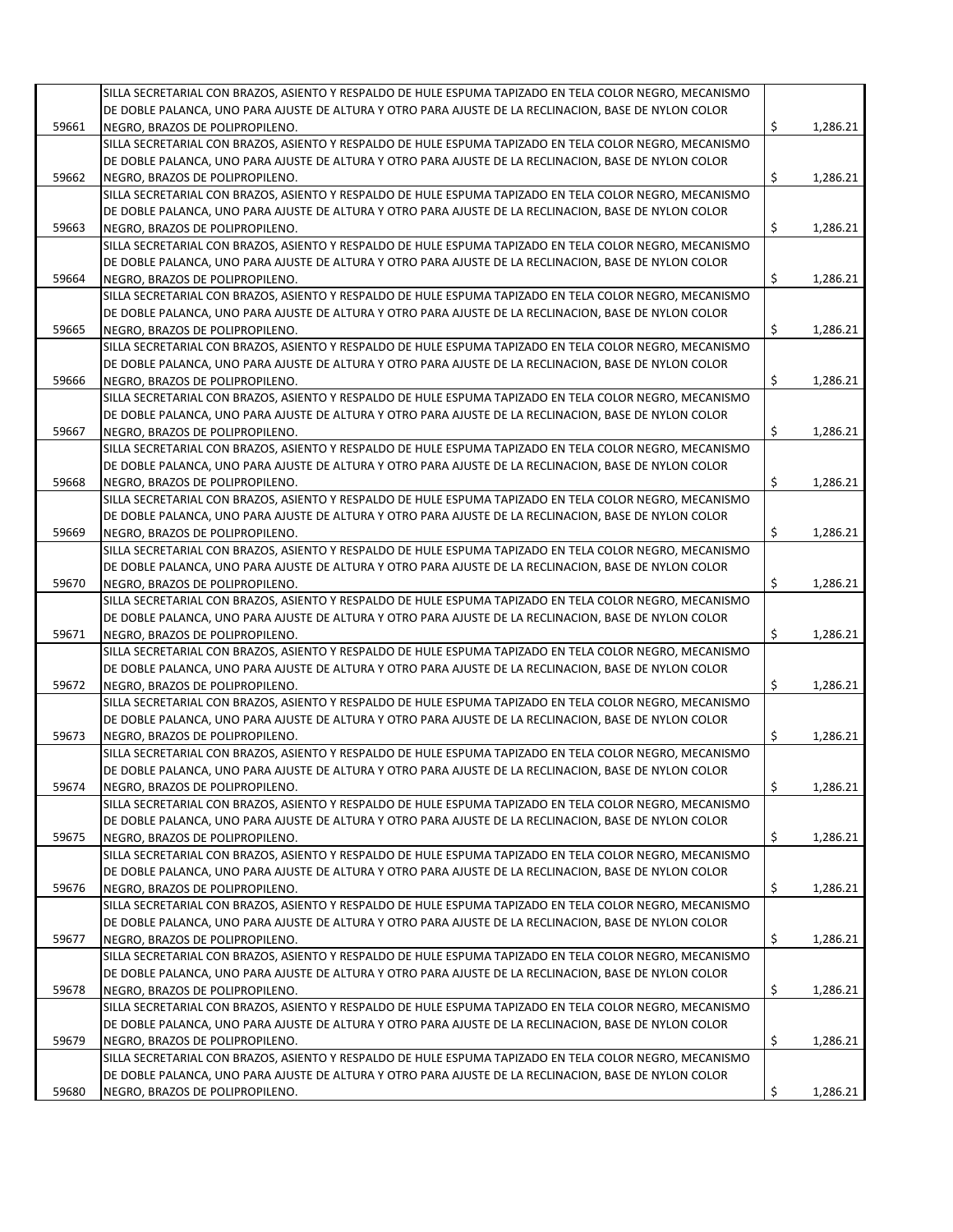| | | |
|---|---|---|
| 59661 | SILLA SECRETARIAL CON BRAZOS, ASIENTO Y RESPALDO DE HULE ESPUMA TAPIZADO EN TELA COLOR NEGRO, MECANISMO DE DOBLE PALANCA, UNO PARA AJUSTE DE ALTURA Y OTRO PARA AJUSTE DE LA RECLINACION, BASE DE NYLON COLOR NEGRO, BRAZOS DE POLIPROPILENO. | $ 1,286.21 |
| 59662 | SILLA SECRETARIAL CON BRAZOS, ASIENTO Y RESPALDO DE HULE ESPUMA TAPIZADO EN TELA COLOR NEGRO, MECANISMO DE DOBLE PALANCA, UNO PARA AJUSTE DE ALTURA Y OTRO PARA AJUSTE DE LA RECLINACION, BASE DE NYLON COLOR NEGRO, BRAZOS DE POLIPROPILENO. | $ 1,286.21 |
| 59663 | SILLA SECRETARIAL CON BRAZOS, ASIENTO Y RESPALDO DE HULE ESPUMA TAPIZADO EN TELA COLOR NEGRO, MECANISMO DE DOBLE PALANCA, UNO PARA AJUSTE DE ALTURA Y OTRO PARA AJUSTE DE LA RECLINACION, BASE DE NYLON COLOR NEGRO, BRAZOS DE POLIPROPILENO. | $ 1,286.21 |
| 59664 | SILLA SECRETARIAL CON BRAZOS, ASIENTO Y RESPALDO DE HULE ESPUMA TAPIZADO EN TELA COLOR NEGRO, MECANISMO DE DOBLE PALANCA, UNO PARA AJUSTE DE ALTURA Y OTRO PARA AJUSTE DE LA RECLINACION, BASE DE NYLON COLOR NEGRO, BRAZOS DE POLIPROPILENO. | $ 1,286.21 |
| 59665 | SILLA SECRETARIAL CON BRAZOS, ASIENTO Y RESPALDO DE HULE ESPUMA TAPIZADO EN TELA COLOR NEGRO, MECANISMO DE DOBLE PALANCA, UNO PARA AJUSTE DE ALTURA Y OTRO PARA AJUSTE DE LA RECLINACION, BASE DE NYLON COLOR NEGRO, BRAZOS DE POLIPROPILENO. | $ 1,286.21 |
| 59666 | SILLA SECRETARIAL CON BRAZOS, ASIENTO Y RESPALDO DE HULE ESPUMA TAPIZADO EN TELA COLOR NEGRO, MECANISMO DE DOBLE PALANCA, UNO PARA AJUSTE DE ALTURA Y OTRO PARA AJUSTE DE LA RECLINACION, BASE DE NYLON COLOR NEGRO, BRAZOS DE POLIPROPILENO. | $ 1,286.21 |
| 59667 | SILLA SECRETARIAL CON BRAZOS, ASIENTO Y RESPALDO DE HULE ESPUMA TAPIZADO EN TELA COLOR NEGRO, MECANISMO DE DOBLE PALANCA, UNO PARA AJUSTE DE ALTURA Y OTRO PARA AJUSTE DE LA RECLINACION, BASE DE NYLON COLOR NEGRO, BRAZOS DE POLIPROPILENO. | $ 1,286.21 |
| 59668 | SILLA SECRETARIAL CON BRAZOS, ASIENTO Y RESPALDO DE HULE ESPUMA TAPIZADO EN TELA COLOR NEGRO, MECANISMO DE DOBLE PALANCA, UNO PARA AJUSTE DE ALTURA Y OTRO PARA AJUSTE DE LA RECLINACION, BASE DE NYLON COLOR NEGRO, BRAZOS DE POLIPROPILENO. | $ 1,286.21 |
| 59669 | SILLA SECRETARIAL CON BRAZOS, ASIENTO Y RESPALDO DE HULE ESPUMA TAPIZADO EN TELA COLOR NEGRO, MECANISMO DE DOBLE PALANCA, UNO PARA AJUSTE DE ALTURA Y OTRO PARA AJUSTE DE LA RECLINACION, BASE DE NYLON COLOR NEGRO, BRAZOS DE POLIPROPILENO. | $ 1,286.21 |
| 59670 | SILLA SECRETARIAL CON BRAZOS, ASIENTO Y RESPALDO DE HULE ESPUMA TAPIZADO EN TELA COLOR NEGRO, MECANISMO DE DOBLE PALANCA, UNO PARA AJUSTE DE ALTURA Y OTRO PARA AJUSTE DE LA RECLINACION, BASE DE NYLON COLOR NEGRO, BRAZOS DE POLIPROPILENO. | $ 1,286.21 |
| 59671 | SILLA SECRETARIAL CON BRAZOS, ASIENTO Y RESPALDO DE HULE ESPUMA TAPIZADO EN TELA COLOR NEGRO, MECANISMO DE DOBLE PALANCA, UNO PARA AJUSTE DE ALTURA Y OTRO PARA AJUSTE DE LA RECLINACION, BASE DE NYLON COLOR NEGRO, BRAZOS DE POLIPROPILENO. | $ 1,286.21 |
| 59672 | SILLA SECRETARIAL CON BRAZOS, ASIENTO Y RESPALDO DE HULE ESPUMA TAPIZADO EN TELA COLOR NEGRO, MECANISMO DE DOBLE PALANCA, UNO PARA AJUSTE DE ALTURA Y OTRO PARA AJUSTE DE LA RECLINACION, BASE DE NYLON COLOR NEGRO, BRAZOS DE POLIPROPILENO. | $ 1,286.21 |
| 59673 | SILLA SECRETARIAL CON BRAZOS, ASIENTO Y RESPALDO DE HULE ESPUMA TAPIZADO EN TELA COLOR NEGRO, MECANISMO DE DOBLE PALANCA, UNO PARA AJUSTE DE ALTURA Y OTRO PARA AJUSTE DE LA RECLINACION, BASE DE NYLON COLOR NEGRO, BRAZOS DE POLIPROPILENO. | $ 1,286.21 |
| 59674 | SILLA SECRETARIAL CON BRAZOS, ASIENTO Y RESPALDO DE HULE ESPUMA TAPIZADO EN TELA COLOR NEGRO, MECANISMO DE DOBLE PALANCA, UNO PARA AJUSTE DE ALTURA Y OTRO PARA AJUSTE DE LA RECLINACION, BASE DE NYLON COLOR NEGRO, BRAZOS DE POLIPROPILENO. | $ 1,286.21 |
| 59675 | SILLA SECRETARIAL CON BRAZOS, ASIENTO Y RESPALDO DE HULE ESPUMA TAPIZADO EN TELA COLOR NEGRO, MECANISMO DE DOBLE PALANCA, UNO PARA AJUSTE DE ALTURA Y OTRO PARA AJUSTE DE LA RECLINACION, BASE DE NYLON COLOR NEGRO, BRAZOS DE POLIPROPILENO. | $ 1,286.21 |
| 59676 | SILLA SECRETARIAL CON BRAZOS, ASIENTO Y RESPALDO DE HULE ESPUMA TAPIZADO EN TELA COLOR NEGRO, MECANISMO DE DOBLE PALANCA, UNO PARA AJUSTE DE ALTURA Y OTRO PARA AJUSTE DE LA RECLINACION, BASE DE NYLON COLOR NEGRO, BRAZOS DE POLIPROPILENO. | $ 1,286.21 |
| 59677 | SILLA SECRETARIAL CON BRAZOS, ASIENTO Y RESPALDO DE HULE ESPUMA TAPIZADO EN TELA COLOR NEGRO, MECANISMO DE DOBLE PALANCA, UNO PARA AJUSTE DE ALTURA Y OTRO PARA AJUSTE DE LA RECLINACION, BASE DE NYLON COLOR NEGRO, BRAZOS DE POLIPROPILENO. | $ 1,286.21 |
| 59678 | SILLA SECRETARIAL CON BRAZOS, ASIENTO Y RESPALDO DE HULE ESPUMA TAPIZADO EN TELA COLOR NEGRO, MECANISMO DE DOBLE PALANCA, UNO PARA AJUSTE DE ALTURA Y OTRO PARA AJUSTE DE LA RECLINACION, BASE DE NYLON COLOR NEGRO, BRAZOS DE POLIPROPILENO. | $ 1,286.21 |
| 59679 | SILLA SECRETARIAL CON BRAZOS, ASIENTO Y RESPALDO DE HULE ESPUMA TAPIZADO EN TELA COLOR NEGRO, MECANISMO DE DOBLE PALANCA, UNO PARA AJUSTE DE ALTURA Y OTRO PARA AJUSTE DE LA RECLINACION, BASE DE NYLON COLOR NEGRO, BRAZOS DE POLIPROPILENO. | $ 1,286.21 |
| 59680 | SILLA SECRETARIAL CON BRAZOS, ASIENTO Y RESPALDO DE HULE ESPUMA TAPIZADO EN TELA COLOR NEGRO, MECANISMO DE DOBLE PALANCA, UNO PARA AJUSTE DE ALTURA Y OTRO PARA AJUSTE DE LA RECLINACION, BASE DE NYLON COLOR NEGRO, BRAZOS DE POLIPROPILENO. | $ 1,286.21 |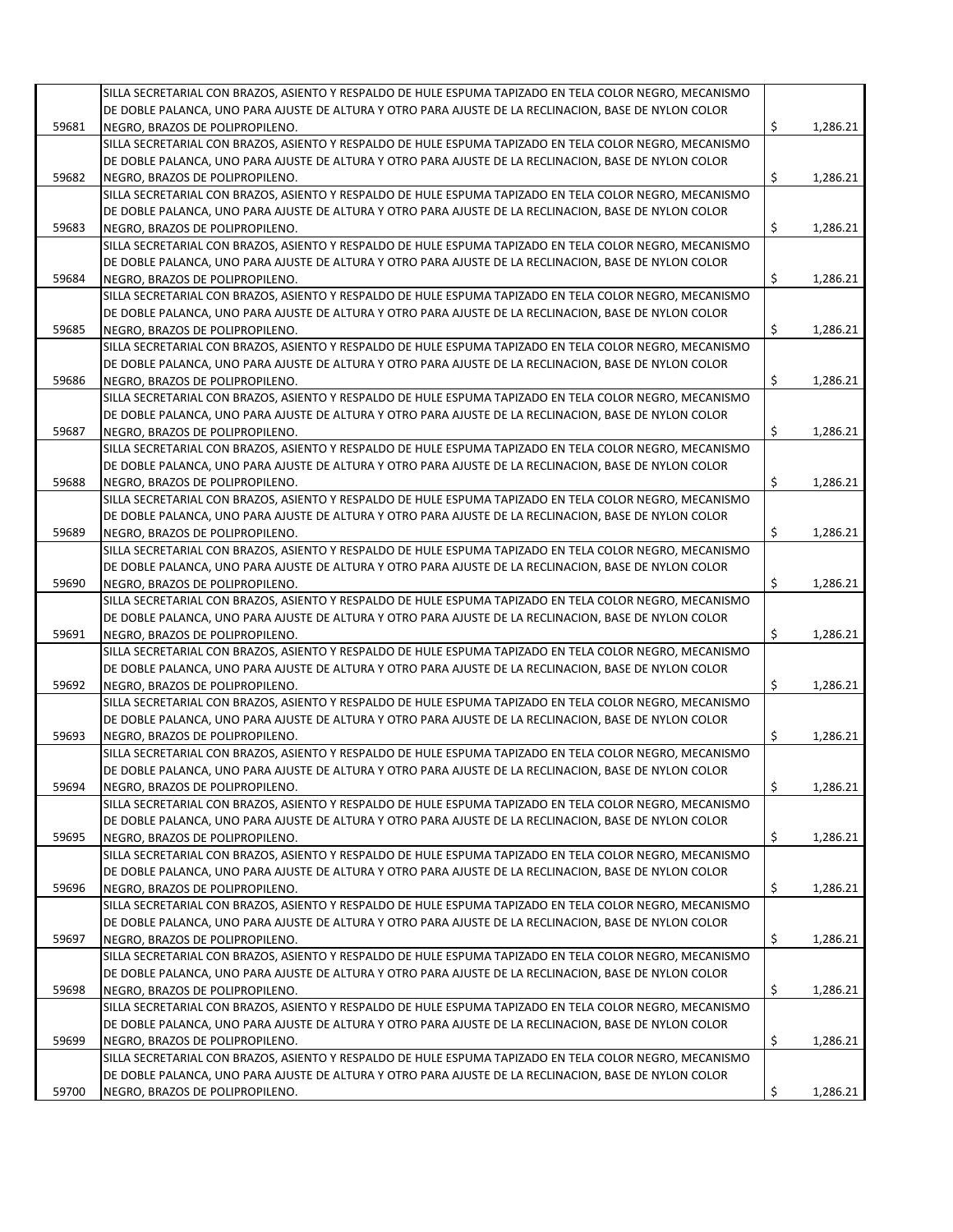| | | | |
|---|---|---|---|
| 59681 | SILLA SECRETARIAL CON BRAZOS, ASIENTO Y RESPALDO DE HULE ESPUMA TAPIZADO EN TELA COLOR NEGRO, MECANISMO DE DOBLE PALANCA, UNO PARA AJUSTE DE ALTURA Y OTRO PARA AJUSTE DE LA RECLINACION, BASE DE NYLON COLOR NEGRO, BRAZOS DE POLIPROPILENO. | $ | 1,286.21 |
| 59682 | SILLA SECRETARIAL CON BRAZOS, ASIENTO Y RESPALDO DE HULE ESPUMA TAPIZADO EN TELA COLOR NEGRO, MECANISMO DE DOBLE PALANCA, UNO PARA AJUSTE DE ALTURA Y OTRO PARA AJUSTE DE LA RECLINACION, BASE DE NYLON COLOR NEGRO, BRAZOS DE POLIPROPILENO. | $ | 1,286.21 |
| 59683 | SILLA SECRETARIAL CON BRAZOS, ASIENTO Y RESPALDO DE HULE ESPUMA TAPIZADO EN TELA COLOR NEGRO, MECANISMO DE DOBLE PALANCA, UNO PARA AJUSTE DE ALTURA Y OTRO PARA AJUSTE DE LA RECLINACION, BASE DE NYLON COLOR NEGRO, BRAZOS DE POLIPROPILENO. | $ | 1,286.21 |
| 59684 | SILLA SECRETARIAL CON BRAZOS, ASIENTO Y RESPALDO DE HULE ESPUMA TAPIZADO EN TELA COLOR NEGRO, MECANISMO DE DOBLE PALANCA, UNO PARA AJUSTE DE ALTURA Y OTRO PARA AJUSTE DE LA RECLINACION, BASE DE NYLON COLOR NEGRO, BRAZOS DE POLIPROPILENO. | $ | 1,286.21 |
| 59685 | SILLA SECRETARIAL CON BRAZOS, ASIENTO Y RESPALDO DE HULE ESPUMA TAPIZADO EN TELA COLOR NEGRO, MECANISMO DE DOBLE PALANCA, UNO PARA AJUSTE DE ALTURA Y OTRO PARA AJUSTE DE LA RECLINACION, BASE DE NYLON COLOR NEGRO, BRAZOS DE POLIPROPILENO. | $ | 1,286.21 |
| 59686 | SILLA SECRETARIAL CON BRAZOS, ASIENTO Y RESPALDO DE HULE ESPUMA TAPIZADO EN TELA COLOR NEGRO, MECANISMO DE DOBLE PALANCA, UNO PARA AJUSTE DE ALTURA Y OTRO PARA AJUSTE DE LA RECLINACION, BASE DE NYLON COLOR NEGRO, BRAZOS DE POLIPROPILENO. | $ | 1,286.21 |
| 59687 | SILLA SECRETARIAL CON BRAZOS, ASIENTO Y RESPALDO DE HULE ESPUMA TAPIZADO EN TELA COLOR NEGRO, MECANISMO DE DOBLE PALANCA, UNO PARA AJUSTE DE ALTURA Y OTRO PARA AJUSTE DE LA RECLINACION, BASE DE NYLON COLOR NEGRO, BRAZOS DE POLIPROPILENO. | $ | 1,286.21 |
| 59688 | SILLA SECRETARIAL CON BRAZOS, ASIENTO Y RESPALDO DE HULE ESPUMA TAPIZADO EN TELA COLOR NEGRO, MECANISMO DE DOBLE PALANCA, UNO PARA AJUSTE DE ALTURA Y OTRO PARA AJUSTE DE LA RECLINACION, BASE DE NYLON COLOR NEGRO, BRAZOS DE POLIPROPILENO. | $ | 1,286.21 |
| 59689 | SILLA SECRETARIAL CON BRAZOS, ASIENTO Y RESPALDO DE HULE ESPUMA TAPIZADO EN TELA COLOR NEGRO, MECANISMO DE DOBLE PALANCA, UNO PARA AJUSTE DE ALTURA Y OTRO PARA AJUSTE DE LA RECLINACION, BASE DE NYLON COLOR NEGRO, BRAZOS DE POLIPROPILENO. | $ | 1,286.21 |
| 59690 | SILLA SECRETARIAL CON BRAZOS, ASIENTO Y RESPALDO DE HULE ESPUMA TAPIZADO EN TELA COLOR NEGRO, MECANISMO DE DOBLE PALANCA, UNO PARA AJUSTE DE ALTURA Y OTRO PARA AJUSTE DE LA RECLINACION, BASE DE NYLON COLOR NEGRO, BRAZOS DE POLIPROPILENO. | $ | 1,286.21 |
| 59691 | SILLA SECRETARIAL CON BRAZOS, ASIENTO Y RESPALDO DE HULE ESPUMA TAPIZADO EN TELA COLOR NEGRO, MECANISMO DE DOBLE PALANCA, UNO PARA AJUSTE DE ALTURA Y OTRO PARA AJUSTE DE LA RECLINACION, BASE DE NYLON COLOR NEGRO, BRAZOS DE POLIPROPILENO. | $ | 1,286.21 |
| 59692 | SILLA SECRETARIAL CON BRAZOS, ASIENTO Y RESPALDO DE HULE ESPUMA TAPIZADO EN TELA COLOR NEGRO, MECANISMO DE DOBLE PALANCA, UNO PARA AJUSTE DE ALTURA Y OTRO PARA AJUSTE DE LA RECLINACION, BASE DE NYLON COLOR NEGRO, BRAZOS DE POLIPROPILENO. | $ | 1,286.21 |
| 59693 | SILLA SECRETARIAL CON BRAZOS, ASIENTO Y RESPALDO DE HULE ESPUMA TAPIZADO EN TELA COLOR NEGRO, MECANISMO DE DOBLE PALANCA, UNO PARA AJUSTE DE ALTURA Y OTRO PARA AJUSTE DE LA RECLINACION, BASE DE NYLON COLOR NEGRO, BRAZOS DE POLIPROPILENO. | $ | 1,286.21 |
| 59694 | SILLA SECRETARIAL CON BRAZOS, ASIENTO Y RESPALDO DE HULE ESPUMA TAPIZADO EN TELA COLOR NEGRO, MECANISMO DE DOBLE PALANCA, UNO PARA AJUSTE DE ALTURA Y OTRO PARA AJUSTE DE LA RECLINACION, BASE DE NYLON COLOR NEGRO, BRAZOS DE POLIPROPILENO. | $ | 1,286.21 |
| 59695 | SILLA SECRETARIAL CON BRAZOS, ASIENTO Y RESPALDO DE HULE ESPUMA TAPIZADO EN TELA COLOR NEGRO, MECANISMO DE DOBLE PALANCA, UNO PARA AJUSTE DE ALTURA Y OTRO PARA AJUSTE DE LA RECLINACION, BASE DE NYLON COLOR NEGRO, BRAZOS DE POLIPROPILENO. | $ | 1,286.21 |
| 59696 | SILLA SECRETARIAL CON BRAZOS, ASIENTO Y RESPALDO DE HULE ESPUMA TAPIZADO EN TELA COLOR NEGRO, MECANISMO DE DOBLE PALANCA, UNO PARA AJUSTE DE ALTURA Y OTRO PARA AJUSTE DE LA RECLINACION, BASE DE NYLON COLOR NEGRO, BRAZOS DE POLIPROPILENO. | $ | 1,286.21 |
| 59697 | SILLA SECRETARIAL CON BRAZOS, ASIENTO Y RESPALDO DE HULE ESPUMA TAPIZADO EN TELA COLOR NEGRO, MECANISMO DE DOBLE PALANCA, UNO PARA AJUSTE DE ALTURA Y OTRO PARA AJUSTE DE LA RECLINACION, BASE DE NYLON COLOR NEGRO, BRAZOS DE POLIPROPILENO. | $ | 1,286.21 |
| 59698 | SILLA SECRETARIAL CON BRAZOS, ASIENTO Y RESPALDO DE HULE ESPUMA TAPIZADO EN TELA COLOR NEGRO, MECANISMO DE DOBLE PALANCA, UNO PARA AJUSTE DE ALTURA Y OTRO PARA AJUSTE DE LA RECLINACION, BASE DE NYLON COLOR NEGRO, BRAZOS DE POLIPROPILENO. | $ | 1,286.21 |
| 59699 | SILLA SECRETARIAL CON BRAZOS, ASIENTO Y RESPALDO DE HULE ESPUMA TAPIZADO EN TELA COLOR NEGRO, MECANISMO DE DOBLE PALANCA, UNO PARA AJUSTE DE ALTURA Y OTRO PARA AJUSTE DE LA RECLINACION, BASE DE NYLON COLOR NEGRO, BRAZOS DE POLIPROPILENO. | $ | 1,286.21 |
| 59700 | SILLA SECRETARIAL CON BRAZOS, ASIENTO Y RESPALDO DE HULE ESPUMA TAPIZADO EN TELA COLOR NEGRO, MECANISMO DE DOBLE PALANCA, UNO PARA AJUSTE DE ALTURA Y OTRO PARA AJUSTE DE LA RECLINACION, BASE DE NYLON COLOR NEGRO, BRAZOS DE POLIPROPILENO. | $ | 1,286.21 |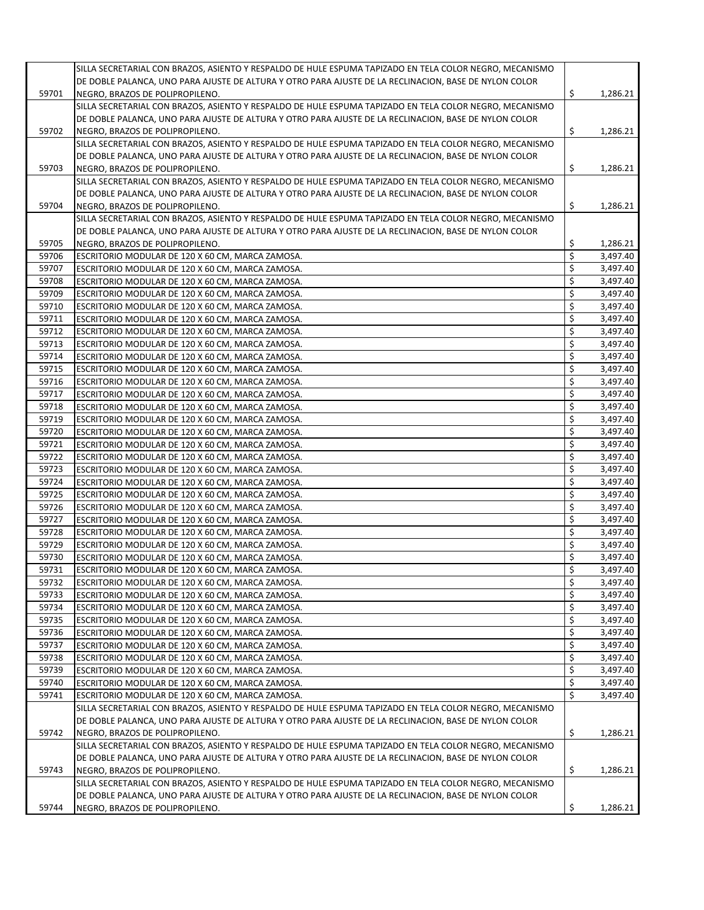| | | | |
|---|---|---|---|
| 59701 | SILLA SECRETARIAL CON BRAZOS, ASIENTO Y RESPALDO DE HULE ESPUMA TAPIZADO EN TELA COLOR NEGRO, MECANISMO DE DOBLE PALANCA, UNO PARA AJUSTE DE ALTURA Y OTRO PARA AJUSTE DE LA RECLINACION, BASE DE NYLON COLOR NEGRO, BRAZOS DE POLIPROPILENO. | $ | 1,286.21 |
| 59702 | SILLA SECRETARIAL CON BRAZOS, ASIENTO Y RESPALDO DE HULE ESPUMA TAPIZADO EN TELA COLOR NEGRO, MECANISMO DE DOBLE PALANCA, UNO PARA AJUSTE DE ALTURA Y OTRO PARA AJUSTE DE LA RECLINACION, BASE DE NYLON COLOR NEGRO, BRAZOS DE POLIPROPILENO. | $ | 1,286.21 |
| 59703 | SILLA SECRETARIAL CON BRAZOS, ASIENTO Y RESPALDO DE HULE ESPUMA TAPIZADO EN TELA COLOR NEGRO, MECANISMO DE DOBLE PALANCA, UNO PARA AJUSTE DE ALTURA Y OTRO PARA AJUSTE DE LA RECLINACION, BASE DE NYLON COLOR NEGRO, BRAZOS DE POLIPROPILENO. | $ | 1,286.21 |
| 59704 | SILLA SECRETARIAL CON BRAZOS, ASIENTO Y RESPALDO DE HULE ESPUMA TAPIZADO EN TELA COLOR NEGRO, MECANISMO DE DOBLE PALANCA, UNO PARA AJUSTE DE ALTURA Y OTRO PARA AJUSTE DE LA RECLINACION, BASE DE NYLON COLOR NEGRO, BRAZOS DE POLIPROPILENO. | $ | 1,286.21 |
| 59705 | SILLA SECRETARIAL CON BRAZOS, ASIENTO Y RESPALDO DE HULE ESPUMA TAPIZADO EN TELA COLOR NEGRO, MECANISMO DE DOBLE PALANCA, UNO PARA AJUSTE DE ALTURA Y OTRO PARA AJUSTE DE LA RECLINACION, BASE DE NYLON COLOR NEGRO, BRAZOS DE POLIPROPILENO. | $ | 1,286.21 |
| 59706 | ESCRITORIO MODULAR DE 120 X 60 CM, MARCA ZAMOSA. | $ | 3,497.40 |
| 59707 | ESCRITORIO MODULAR DE 120 X 60 CM, MARCA ZAMOSA. | $ | 3,497.40 |
| 59708 | ESCRITORIO MODULAR DE 120 X 60 CM, MARCA ZAMOSA. | $ | 3,497.40 |
| 59709 | ESCRITORIO MODULAR DE 120 X 60 CM, MARCA ZAMOSA. | $ | 3,497.40 |
| 59710 | ESCRITORIO MODULAR DE 120 X 60 CM, MARCA ZAMOSA. | $ | 3,497.40 |
| 59711 | ESCRITORIO MODULAR DE 120 X 60 CM, MARCA ZAMOSA. | $ | 3,497.40 |
| 59712 | ESCRITORIO MODULAR DE 120 X 60 CM, MARCA ZAMOSA. | $ | 3,497.40 |
| 59713 | ESCRITORIO MODULAR DE 120 X 60 CM, MARCA ZAMOSA. | $ | 3,497.40 |
| 59714 | ESCRITORIO MODULAR DE 120 X 60 CM, MARCA ZAMOSA. | $ | 3,497.40 |
| 59715 | ESCRITORIO MODULAR DE 120 X 60 CM, MARCA ZAMOSA. | $ | 3,497.40 |
| 59716 | ESCRITORIO MODULAR DE 120 X 60 CM, MARCA ZAMOSA. | $ | 3,497.40 |
| 59717 | ESCRITORIO MODULAR DE 120 X 60 CM, MARCA ZAMOSA. | $ | 3,497.40 |
| 59718 | ESCRITORIO MODULAR DE 120 X 60 CM, MARCA ZAMOSA. | $ | 3,497.40 |
| 59719 | ESCRITORIO MODULAR DE 120 X 60 CM, MARCA ZAMOSA. | $ | 3,497.40 |
| 59720 | ESCRITORIO MODULAR DE 120 X 60 CM, MARCA ZAMOSA. | $ | 3,497.40 |
| 59721 | ESCRITORIO MODULAR DE 120 X 60 CM, MARCA ZAMOSA. | $ | 3,497.40 |
| 59722 | ESCRITORIO MODULAR DE 120 X 60 CM, MARCA ZAMOSA. | $ | 3,497.40 |
| 59723 | ESCRITORIO MODULAR DE 120 X 60 CM, MARCA ZAMOSA. | $ | 3,497.40 |
| 59724 | ESCRITORIO MODULAR DE 120 X 60 CM, MARCA ZAMOSA. | $ | 3,497.40 |
| 59725 | ESCRITORIO MODULAR DE 120 X 60 CM, MARCA ZAMOSA. | $ | 3,497.40 |
| 59726 | ESCRITORIO MODULAR DE 120 X 60 CM, MARCA ZAMOSA. | $ | 3,497.40 |
| 59727 | ESCRITORIO MODULAR DE 120 X 60 CM, MARCA ZAMOSA. | $ | 3,497.40 |
| 59728 | ESCRITORIO MODULAR DE 120 X 60 CM, MARCA ZAMOSA. | $ | 3,497.40 |
| 59729 | ESCRITORIO MODULAR DE 120 X 60 CM, MARCA ZAMOSA. | $ | 3,497.40 |
| 59730 | ESCRITORIO MODULAR DE 120 X 60 CM, MARCA ZAMOSA. | $ | 3,497.40 |
| 59731 | ESCRITORIO MODULAR DE 120 X 60 CM, MARCA ZAMOSA. | $ | 3,497.40 |
| 59732 | ESCRITORIO MODULAR DE 120 X 60 CM, MARCA ZAMOSA. | $ | 3,497.40 |
| 59733 | ESCRITORIO MODULAR DE 120 X 60 CM, MARCA ZAMOSA. | $ | 3,497.40 |
| 59734 | ESCRITORIO MODULAR DE 120 X 60 CM, MARCA ZAMOSA. | $ | 3,497.40 |
| 59735 | ESCRITORIO MODULAR DE 120 X 60 CM, MARCA ZAMOSA. | $ | 3,497.40 |
| 59736 | ESCRITORIO MODULAR DE 120 X 60 CM, MARCA ZAMOSA. | $ | 3,497.40 |
| 59737 | ESCRITORIO MODULAR DE 120 X 60 CM, MARCA ZAMOSA. | $ | 3,497.40 |
| 59738 | ESCRITORIO MODULAR DE 120 X 60 CM, MARCA ZAMOSA. | $ | 3,497.40 |
| 59739 | ESCRITORIO MODULAR DE 120 X 60 CM, MARCA ZAMOSA. | $ | 3,497.40 |
| 59740 | ESCRITORIO MODULAR DE 120 X 60 CM, MARCA ZAMOSA. | $ | 3,497.40 |
| 59741 | ESCRITORIO MODULAR DE 120 X 60 CM, MARCA ZAMOSA. | $ | 3,497.40 |
| 59742 | SILLA SECRETARIAL CON BRAZOS, ASIENTO Y RESPALDO DE HULE ESPUMA TAPIZADO EN TELA COLOR NEGRO, MECANISMO DE DOBLE PALANCA, UNO PARA AJUSTE DE ALTURA Y OTRO PARA AJUSTE DE LA RECLINACION, BASE DE NYLON COLOR NEGRO, BRAZOS DE POLIPROPILENO. | $ | 1,286.21 |
| 59743 | SILLA SECRETARIAL CON BRAZOS, ASIENTO Y RESPALDO DE HULE ESPUMA TAPIZADO EN TELA COLOR NEGRO, MECANISMO DE DOBLE PALANCA, UNO PARA AJUSTE DE ALTURA Y OTRO PARA AJUSTE DE LA RECLINACION, BASE DE NYLON COLOR NEGRO, BRAZOS DE POLIPROPILENO. | $ | 1,286.21 |
| 59744 | SILLA SECRETARIAL CON BRAZOS, ASIENTO Y RESPALDO DE HULE ESPUMA TAPIZADO EN TELA COLOR NEGRO, MECANISMO DE DOBLE PALANCA, UNO PARA AJUSTE DE ALTURA Y OTRO PARA AJUSTE DE LA RECLINACION, BASE DE NYLON COLOR NEGRO, BRAZOS DE POLIPROPILENO. | $ | 1,286.21 |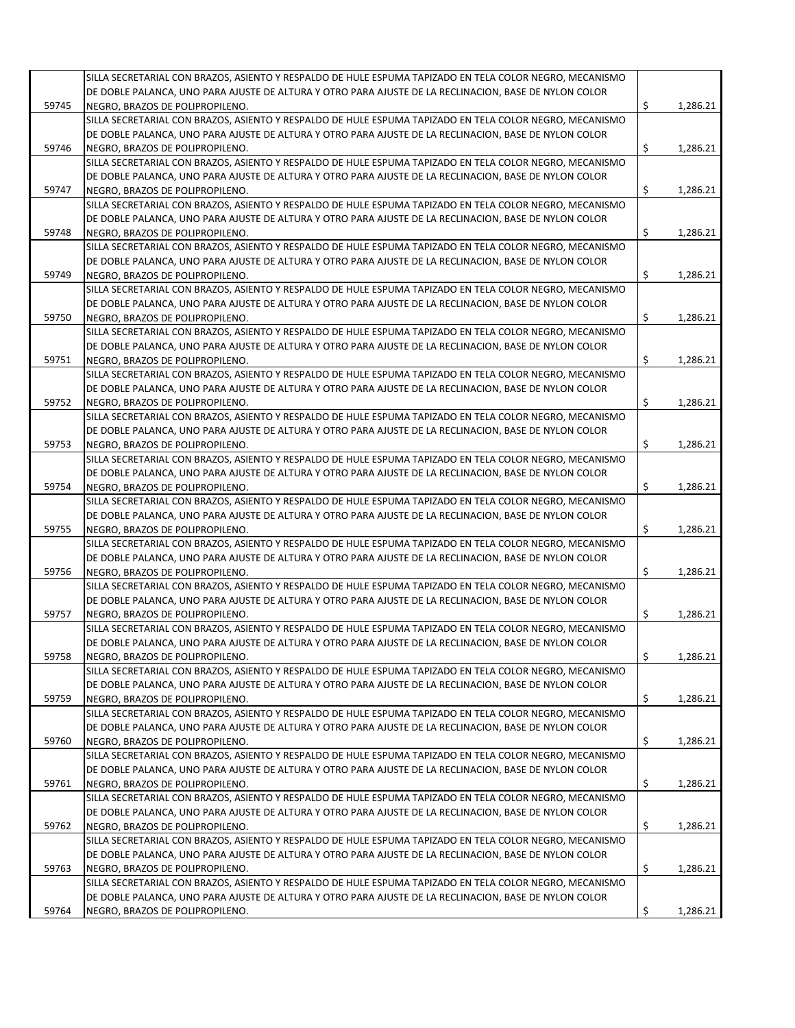| | | | |
|---|---|---|---|
| 59745 | SILLA SECRETARIAL CON BRAZOS, ASIENTO Y RESPALDO DE HULE ESPUMA TAPIZADO EN TELA COLOR NEGRO, MECANISMO DE DOBLE PALANCA, UNO PARA AJUSTE DE ALTURA Y OTRO PARA AJUSTE DE LA RECLINACION, BASE DE NYLON COLOR NEGRO, BRAZOS DE POLIPROPILENO. | $ | 1,286.21 |
| 59746 | SILLA SECRETARIAL CON BRAZOS, ASIENTO Y RESPALDO DE HULE ESPUMA TAPIZADO EN TELA COLOR NEGRO, MECANISMO DE DOBLE PALANCA, UNO PARA AJUSTE DE ALTURA Y OTRO PARA AJUSTE DE LA RECLINACION, BASE DE NYLON COLOR NEGRO, BRAZOS DE POLIPROPILENO. | $ | 1,286.21 |
| 59747 | SILLA SECRETARIAL CON BRAZOS, ASIENTO Y RESPALDO DE HULE ESPUMA TAPIZADO EN TELA COLOR NEGRO, MECANISMO DE DOBLE PALANCA, UNO PARA AJUSTE DE ALTURA Y OTRO PARA AJUSTE DE LA RECLINACION, BASE DE NYLON COLOR NEGRO, BRAZOS DE POLIPROPILENO. | $ | 1,286.21 |
| 59748 | SILLA SECRETARIAL CON BRAZOS, ASIENTO Y RESPALDO DE HULE ESPUMA TAPIZADO EN TELA COLOR NEGRO, MECANISMO DE DOBLE PALANCA, UNO PARA AJUSTE DE ALTURA Y OTRO PARA AJUSTE DE LA RECLINACION, BASE DE NYLON COLOR NEGRO, BRAZOS DE POLIPROPILENO. | $ | 1,286.21 |
| 59749 | SILLA SECRETARIAL CON BRAZOS, ASIENTO Y RESPALDO DE HULE ESPUMA TAPIZADO EN TELA COLOR NEGRO, MECANISMO DE DOBLE PALANCA, UNO PARA AJUSTE DE ALTURA Y OTRO PARA AJUSTE DE LA RECLINACION, BASE DE NYLON COLOR NEGRO, BRAZOS DE POLIPROPILENO. | $ | 1,286.21 |
| 59750 | SILLA SECRETARIAL CON BRAZOS, ASIENTO Y RESPALDO DE HULE ESPUMA TAPIZADO EN TELA COLOR NEGRO, MECANISMO DE DOBLE PALANCA, UNO PARA AJUSTE DE ALTURA Y OTRO PARA AJUSTE DE LA RECLINACION, BASE DE NYLON COLOR NEGRO, BRAZOS DE POLIPROPILENO. | $ | 1,286.21 |
| 59751 | SILLA SECRETARIAL CON BRAZOS, ASIENTO Y RESPALDO DE HULE ESPUMA TAPIZADO EN TELA COLOR NEGRO, MECANISMO DE DOBLE PALANCA, UNO PARA AJUSTE DE ALTURA Y OTRO PARA AJUSTE DE LA RECLINACION, BASE DE NYLON COLOR NEGRO, BRAZOS DE POLIPROPILENO. | $ | 1,286.21 |
| 59752 | SILLA SECRETARIAL CON BRAZOS, ASIENTO Y RESPALDO DE HULE ESPUMA TAPIZADO EN TELA COLOR NEGRO, MECANISMO DE DOBLE PALANCA, UNO PARA AJUSTE DE ALTURA Y OTRO PARA AJUSTE DE LA RECLINACION, BASE DE NYLON COLOR NEGRO, BRAZOS DE POLIPROPILENO. | $ | 1,286.21 |
| 59753 | SILLA SECRETARIAL CON BRAZOS, ASIENTO Y RESPALDO DE HULE ESPUMA TAPIZADO EN TELA COLOR NEGRO, MECANISMO DE DOBLE PALANCA, UNO PARA AJUSTE DE ALTURA Y OTRO PARA AJUSTE DE LA RECLINACION, BASE DE NYLON COLOR NEGRO, BRAZOS DE POLIPROPILENO. | $ | 1,286.21 |
| 59754 | SILLA SECRETARIAL CON BRAZOS, ASIENTO Y RESPALDO DE HULE ESPUMA TAPIZADO EN TELA COLOR NEGRO, MECANISMO DE DOBLE PALANCA, UNO PARA AJUSTE DE ALTURA Y OTRO PARA AJUSTE DE LA RECLINACION, BASE DE NYLON COLOR NEGRO, BRAZOS DE POLIPROPILENO. | $ | 1,286.21 |
| 59755 | SILLA SECRETARIAL CON BRAZOS, ASIENTO Y RESPALDO DE HULE ESPUMA TAPIZADO EN TELA COLOR NEGRO, MECANISMO DE DOBLE PALANCA, UNO PARA AJUSTE DE ALTURA Y OTRO PARA AJUSTE DE LA RECLINACION, BASE DE NYLON COLOR NEGRO, BRAZOS DE POLIPROPILENO. | $ | 1,286.21 |
| 59756 | SILLA SECRETARIAL CON BRAZOS, ASIENTO Y RESPALDO DE HULE ESPUMA TAPIZADO EN TELA COLOR NEGRO, MECANISMO DE DOBLE PALANCA, UNO PARA AJUSTE DE ALTURA Y OTRO PARA AJUSTE DE LA RECLINACION, BASE DE NYLON COLOR NEGRO, BRAZOS DE POLIPROPILENO. | $ | 1,286.21 |
| 59757 | SILLA SECRETARIAL CON BRAZOS, ASIENTO Y RESPALDO DE HULE ESPUMA TAPIZADO EN TELA COLOR NEGRO, MECANISMO DE DOBLE PALANCA, UNO PARA AJUSTE DE ALTURA Y OTRO PARA AJUSTE DE LA RECLINACION, BASE DE NYLON COLOR NEGRO, BRAZOS DE POLIPROPILENO. | $ | 1,286.21 |
| 59758 | SILLA SECRETARIAL CON BRAZOS, ASIENTO Y RESPALDO DE HULE ESPUMA TAPIZADO EN TELA COLOR NEGRO, MECANISMO DE DOBLE PALANCA, UNO PARA AJUSTE DE ALTURA Y OTRO PARA AJUSTE DE LA RECLINACION, BASE DE NYLON COLOR NEGRO, BRAZOS DE POLIPROPILENO. | $ | 1,286.21 |
| 59759 | SILLA SECRETARIAL CON BRAZOS, ASIENTO Y RESPALDO DE HULE ESPUMA TAPIZADO EN TELA COLOR NEGRO, MECANISMO DE DOBLE PALANCA, UNO PARA AJUSTE DE ALTURA Y OTRO PARA AJUSTE DE LA RECLINACION, BASE DE NYLON COLOR NEGRO, BRAZOS DE POLIPROPILENO. | $ | 1,286.21 |
| 59760 | SILLA SECRETARIAL CON BRAZOS, ASIENTO Y RESPALDO DE HULE ESPUMA TAPIZADO EN TELA COLOR NEGRO, MECANISMO DE DOBLE PALANCA, UNO PARA AJUSTE DE ALTURA Y OTRO PARA AJUSTE DE LA RECLINACION, BASE DE NYLON COLOR NEGRO, BRAZOS DE POLIPROPILENO. | $ | 1,286.21 |
| 59761 | SILLA SECRETARIAL CON BRAZOS, ASIENTO Y RESPALDO DE HULE ESPUMA TAPIZADO EN TELA COLOR NEGRO, MECANISMO DE DOBLE PALANCA, UNO PARA AJUSTE DE ALTURA Y OTRO PARA AJUSTE DE LA RECLINACION, BASE DE NYLON COLOR NEGRO, BRAZOS DE POLIPROPILENO. | $ | 1,286.21 |
| 59762 | SILLA SECRETARIAL CON BRAZOS, ASIENTO Y RESPALDO DE HULE ESPUMA TAPIZADO EN TELA COLOR NEGRO, MECANISMO DE DOBLE PALANCA, UNO PARA AJUSTE DE ALTURA Y OTRO PARA AJUSTE DE LA RECLINACION, BASE DE NYLON COLOR NEGRO, BRAZOS DE POLIPROPILENO. | $ | 1,286.21 |
| 59763 | SILLA SECRETARIAL CON BRAZOS, ASIENTO Y RESPALDO DE HULE ESPUMA TAPIZADO EN TELA COLOR NEGRO, MECANISMO DE DOBLE PALANCA, UNO PARA AJUSTE DE ALTURA Y OTRO PARA AJUSTE DE LA RECLINACION, BASE DE NYLON COLOR NEGRO, BRAZOS DE POLIPROPILENO. | $ | 1,286.21 |
| 59764 | SILLA SECRETARIAL CON BRAZOS, ASIENTO Y RESPALDO DE HULE ESPUMA TAPIZADO EN TELA COLOR NEGRO, MECANISMO DE DOBLE PALANCA, UNO PARA AJUSTE DE ALTURA Y OTRO PARA AJUSTE DE LA RECLINACION, BASE DE NYLON COLOR NEGRO, BRAZOS DE POLIPROPILENO. | $ | 1,286.21 |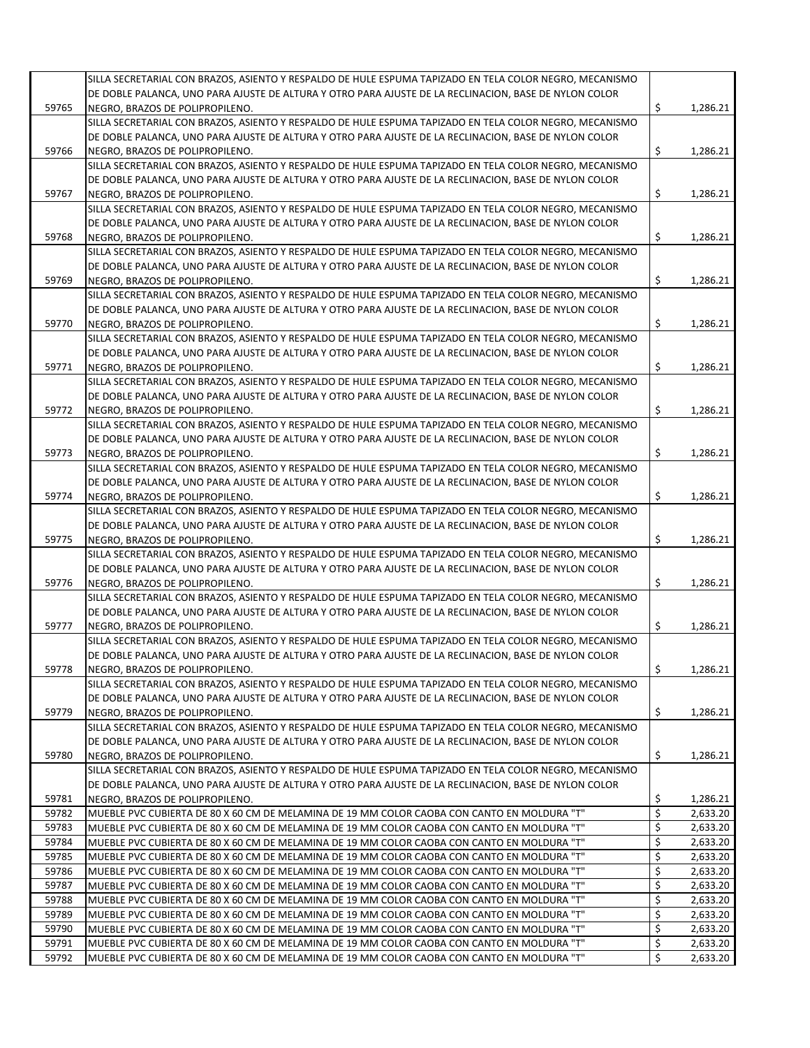| | | | |
|---|---|---|---|
| 59765 | SILLA SECRETARIAL CON BRAZOS, ASIENTO Y RESPALDO DE HULE ESPUMA TAPIZADO EN TELA COLOR NEGRO, MECANISMO DE DOBLE PALANCA, UNO PARA AJUSTE DE ALTURA Y OTRO PARA AJUSTE DE LA RECLINACION, BASE DE NYLON COLOR NEGRO, BRAZOS DE POLIPROPILENO. | $ | 1,286.21 |
| 59766 | SILLA SECRETARIAL CON BRAZOS, ASIENTO Y RESPALDO DE HULE ESPUMA TAPIZADO EN TELA COLOR NEGRO, MECANISMO DE DOBLE PALANCA, UNO PARA AJUSTE DE ALTURA Y OTRO PARA AJUSTE DE LA RECLINACION, BASE DE NYLON COLOR NEGRO, BRAZOS DE POLIPROPILENO. | $ | 1,286.21 |
| 59767 | SILLA SECRETARIAL CON BRAZOS, ASIENTO Y RESPALDO DE HULE ESPUMA TAPIZADO EN TELA COLOR NEGRO, MECANISMO DE DOBLE PALANCA, UNO PARA AJUSTE DE ALTURA Y OTRO PARA AJUSTE DE LA RECLINACION, BASE DE NYLON COLOR NEGRO, BRAZOS DE POLIPROPILENO. | $ | 1,286.21 |
| 59768 | SILLA SECRETARIAL CON BRAZOS, ASIENTO Y RESPALDO DE HULE ESPUMA TAPIZADO EN TELA COLOR NEGRO, MECANISMO DE DOBLE PALANCA, UNO PARA AJUSTE DE ALTURA Y OTRO PARA AJUSTE DE LA RECLINACION, BASE DE NYLON COLOR NEGRO, BRAZOS DE POLIPROPILENO. | $ | 1,286.21 |
| 59769 | SILLA SECRETARIAL CON BRAZOS, ASIENTO Y RESPALDO DE HULE ESPUMA TAPIZADO EN TELA COLOR NEGRO, MECANISMO DE DOBLE PALANCA, UNO PARA AJUSTE DE ALTURA Y OTRO PARA AJUSTE DE LA RECLINACION, BASE DE NYLON COLOR NEGRO, BRAZOS DE POLIPROPILENO. | $ | 1,286.21 |
| 59770 | SILLA SECRETARIAL CON BRAZOS, ASIENTO Y RESPALDO DE HULE ESPUMA TAPIZADO EN TELA COLOR NEGRO, MECANISMO DE DOBLE PALANCA, UNO PARA AJUSTE DE ALTURA Y OTRO PARA AJUSTE DE LA RECLINACION, BASE DE NYLON COLOR NEGRO, BRAZOS DE POLIPROPILENO. | $ | 1,286.21 |
| 59771 | SILLA SECRETARIAL CON BRAZOS, ASIENTO Y RESPALDO DE HULE ESPUMA TAPIZADO EN TELA COLOR NEGRO, MECANISMO DE DOBLE PALANCA, UNO PARA AJUSTE DE ALTURA Y OTRO PARA AJUSTE DE LA RECLINACION, BASE DE NYLON COLOR NEGRO, BRAZOS DE POLIPROPILENO. | $ | 1,286.21 |
| 59772 | SILLA SECRETARIAL CON BRAZOS, ASIENTO Y RESPALDO DE HULE ESPUMA TAPIZADO EN TELA COLOR NEGRO, MECANISMO DE DOBLE PALANCA, UNO PARA AJUSTE DE ALTURA Y OTRO PARA AJUSTE DE LA RECLINACION, BASE DE NYLON COLOR NEGRO, BRAZOS DE POLIPROPILENO. | $ | 1,286.21 |
| 59773 | SILLA SECRETARIAL CON BRAZOS, ASIENTO Y RESPALDO DE HULE ESPUMA TAPIZADO EN TELA COLOR NEGRO, MECANISMO DE DOBLE PALANCA, UNO PARA AJUSTE DE ALTURA Y OTRO PARA AJUSTE DE LA RECLINACION, BASE DE NYLON COLOR NEGRO, BRAZOS DE POLIPROPILENO. | $ | 1,286.21 |
| 59774 | SILLA SECRETARIAL CON BRAZOS, ASIENTO Y RESPALDO DE HULE ESPUMA TAPIZADO EN TELA COLOR NEGRO, MECANISMO DE DOBLE PALANCA, UNO PARA AJUSTE DE ALTURA Y OTRO PARA AJUSTE DE LA RECLINACION, BASE DE NYLON COLOR NEGRO, BRAZOS DE POLIPROPILENO. | $ | 1,286.21 |
| 59775 | SILLA SECRETARIAL CON BRAZOS, ASIENTO Y RESPALDO DE HULE ESPUMA TAPIZADO EN TELA COLOR NEGRO, MECANISMO DE DOBLE PALANCA, UNO PARA AJUSTE DE ALTURA Y OTRO PARA AJUSTE DE LA RECLINACION, BASE DE NYLON COLOR NEGRO, BRAZOS DE POLIPROPILENO. | $ | 1,286.21 |
| 59776 | SILLA SECRETARIAL CON BRAZOS, ASIENTO Y RESPALDO DE HULE ESPUMA TAPIZADO EN TELA COLOR NEGRO, MECANISMO DE DOBLE PALANCA, UNO PARA AJUSTE DE ALTURA Y OTRO PARA AJUSTE DE LA RECLINACION, BASE DE NYLON COLOR NEGRO, BRAZOS DE POLIPROPILENO. | $ | 1,286.21 |
| 59777 | SILLA SECRETARIAL CON BRAZOS, ASIENTO Y RESPALDO DE HULE ESPUMA TAPIZADO EN TELA COLOR NEGRO, MECANISMO DE DOBLE PALANCA, UNO PARA AJUSTE DE ALTURA Y OTRO PARA AJUSTE DE LA RECLINACION, BASE DE NYLON COLOR NEGRO, BRAZOS DE POLIPROPILENO. | $ | 1,286.21 |
| 59778 | SILLA SECRETARIAL CON BRAZOS, ASIENTO Y RESPALDO DE HULE ESPUMA TAPIZADO EN TELA COLOR NEGRO, MECANISMO DE DOBLE PALANCA, UNO PARA AJUSTE DE ALTURA Y OTRO PARA AJUSTE DE LA RECLINACION, BASE DE NYLON COLOR NEGRO, BRAZOS DE POLIPROPILENO. | $ | 1,286.21 |
| 59779 | SILLA SECRETARIAL CON BRAZOS, ASIENTO Y RESPALDO DE HULE ESPUMA TAPIZADO EN TELA COLOR NEGRO, MECANISMO DE DOBLE PALANCA, UNO PARA AJUSTE DE ALTURA Y OTRO PARA AJUSTE DE LA RECLINACION, BASE DE NYLON COLOR NEGRO, BRAZOS DE POLIPROPILENO. | $ | 1,286.21 |
| 59780 | SILLA SECRETARIAL CON BRAZOS, ASIENTO Y RESPALDO DE HULE ESPUMA TAPIZADO EN TELA COLOR NEGRO, MECANISMO DE DOBLE PALANCA, UNO PARA AJUSTE DE ALTURA Y OTRO PARA AJUSTE DE LA RECLINACION, BASE DE NYLON COLOR NEGRO, BRAZOS DE POLIPROPILENO. | $ | 1,286.21 |
| 59781 | SILLA SECRETARIAL CON BRAZOS, ASIENTO Y RESPALDO DE HULE ESPUMA TAPIZADO EN TELA COLOR NEGRO, MECANISMO DE DOBLE PALANCA, UNO PARA AJUSTE DE ALTURA Y OTRO PARA AJUSTE DE LA RECLINACION, BASE DE NYLON COLOR NEGRO, BRAZOS DE POLIPROPILENO. | $ | 1,286.21 |
| 59782 | MUEBLE PVC CUBIERTA DE 80 X 60 CM DE MELAMINA DE 19 MM COLOR CAOBA CON CANTO EN MOLDURA "T" | $ | 2,633.20 |
| 59783 | MUEBLE PVC CUBIERTA DE 80 X 60 CM DE MELAMINA DE 19 MM COLOR CAOBA CON CANTO EN MOLDURA "T" | $ | 2,633.20 |
| 59784 | MUEBLE PVC CUBIERTA DE 80 X 60 CM DE MELAMINA DE 19 MM COLOR CAOBA CON CANTO EN MOLDURA "T" | $ | 2,633.20 |
| 59785 | MUEBLE PVC CUBIERTA DE 80 X 60 CM DE MELAMINA DE 19 MM COLOR CAOBA CON CANTO EN MOLDURA "T" | $ | 2,633.20 |
| 59786 | MUEBLE PVC CUBIERTA DE 80 X 60 CM DE MELAMINA DE 19 MM COLOR CAOBA CON CANTO EN MOLDURA "T" | $ | 2,633.20 |
| 59787 | MUEBLE PVC CUBIERTA DE 80 X 60 CM DE MELAMINA DE 19 MM COLOR CAOBA CON CANTO EN MOLDURA "T" | $ | 2,633.20 |
| 59788 | MUEBLE PVC CUBIERTA DE 80 X 60 CM DE MELAMINA DE 19 MM COLOR CAOBA CON CANTO EN MOLDURA "T" | $ | 2,633.20 |
| 59789 | MUEBLE PVC CUBIERTA DE 80 X 60 CM DE MELAMINA DE 19 MM COLOR CAOBA CON CANTO EN MOLDURA "T" | $ | 2,633.20 |
| 59790 | MUEBLE PVC CUBIERTA DE 80 X 60 CM DE MELAMINA DE 19 MM COLOR CAOBA CON CANTO EN MOLDURA "T" | $ | 2,633.20 |
| 59791 | MUEBLE PVC CUBIERTA DE 80 X 60 CM DE MELAMINA DE 19 MM COLOR CAOBA CON CANTO EN MOLDURA "T" | $ | 2,633.20 |
| 59792 | MUEBLE PVC CUBIERTA DE 80 X 60 CM DE MELAMINA DE 19 MM COLOR CAOBA CON CANTO EN MOLDURA "T" | $ | 2,633.20 |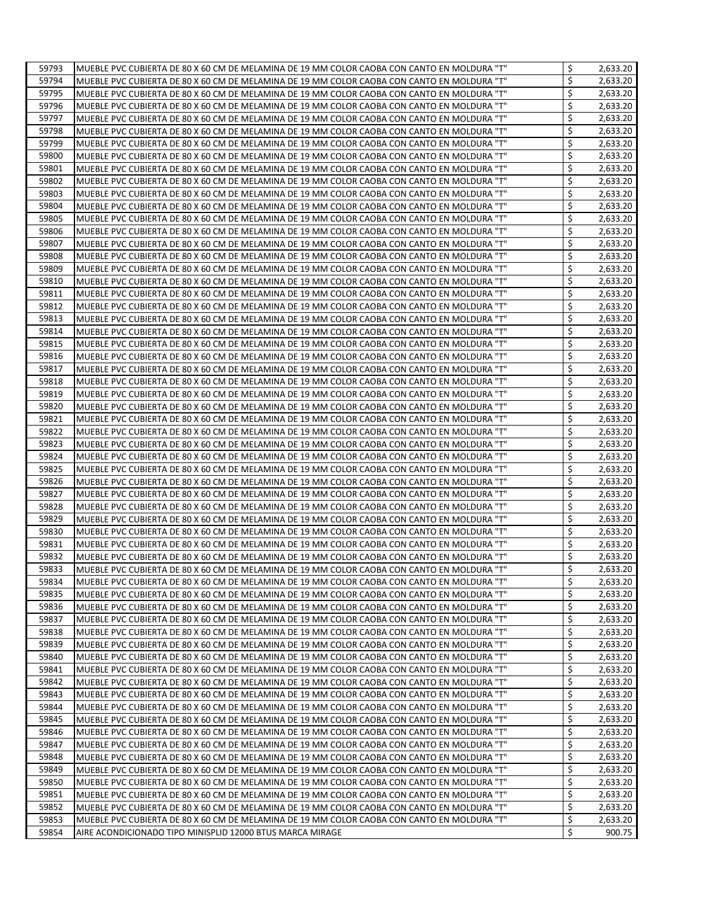| | | | |
|---|---|---|---|
| 59793 | MUEBLE PVC CUBIERTA DE 80 X 60 CM DE MELAMINA DE 19 MM COLOR CAOBA CON CANTO EN MOLDURA "T" | $ | 2,633.20 |
| 59794 | MUEBLE PVC CUBIERTA DE 80 X 60 CM DE MELAMINA DE 19 MM COLOR CAOBA CON CANTO EN MOLDURA "T" | $ | 2,633.20 |
| 59795 | MUEBLE PVC CUBIERTA DE 80 X 60 CM DE MELAMINA DE 19 MM COLOR CAOBA CON CANTO EN MOLDURA "T" | $ | 2,633.20 |
| 59796 | MUEBLE PVC CUBIERTA DE 80 X 60 CM DE MELAMINA DE 19 MM COLOR CAOBA CON CANTO EN MOLDURA "T" | $ | 2,633.20 |
| 59797 | MUEBLE PVC CUBIERTA DE 80 X 60 CM DE MELAMINA DE 19 MM COLOR CAOBA CON CANTO EN MOLDURA "T" | $ | 2,633.20 |
| 59798 | MUEBLE PVC CUBIERTA DE 80 X 60 CM DE MELAMINA DE 19 MM COLOR CAOBA CON CANTO EN MOLDURA "T" | $ | 2,633.20 |
| 59799 | MUEBLE PVC CUBIERTA DE 80 X 60 CM DE MELAMINA DE 19 MM COLOR CAOBA CON CANTO EN MOLDURA "T" | $ | 2,633.20 |
| 59800 | MUEBLE PVC CUBIERTA DE 80 X 60 CM DE MELAMINA DE 19 MM COLOR CAOBA CON CANTO EN MOLDURA "T" | $ | 2,633.20 |
| 59801 | MUEBLE PVC CUBIERTA DE 80 X 60 CM DE MELAMINA DE 19 MM COLOR CAOBA CON CANTO EN MOLDURA "T" | $ | 2,633.20 |
| 59802 | MUEBLE PVC CUBIERTA DE 80 X 60 CM DE MELAMINA DE 19 MM COLOR CAOBA CON CANTO EN MOLDURA "T" | $ | 2,633.20 |
| 59803 | MUEBLE PVC CUBIERTA DE 80 X 60 CM DE MELAMINA DE 19 MM COLOR CAOBA CON CANTO EN MOLDURA "T" | $ | 2,633.20 |
| 59804 | MUEBLE PVC CUBIERTA DE 80 X 60 CM DE MELAMINA DE 19 MM COLOR CAOBA CON CANTO EN MOLDURA "T" | $ | 2,633.20 |
| 59805 | MUEBLE PVC CUBIERTA DE 80 X 60 CM DE MELAMINA DE 19 MM COLOR CAOBA CON CANTO EN MOLDURA "T" | $ | 2,633.20 |
| 59806 | MUEBLE PVC CUBIERTA DE 80 X 60 CM DE MELAMINA DE 19 MM COLOR CAOBA CON CANTO EN MOLDURA "T" | $ | 2,633.20 |
| 59807 | MUEBLE PVC CUBIERTA DE 80 X 60 CM DE MELAMINA DE 19 MM COLOR CAOBA CON CANTO EN MOLDURA "T" | $ | 2,633.20 |
| 59808 | MUEBLE PVC CUBIERTA DE 80 X 60 CM DE MELAMINA DE 19 MM COLOR CAOBA CON CANTO EN MOLDURA "T" | $ | 2,633.20 |
| 59809 | MUEBLE PVC CUBIERTA DE 80 X 60 CM DE MELAMINA DE 19 MM COLOR CAOBA CON CANTO EN MOLDURA "T" | $ | 2,633.20 |
| 59810 | MUEBLE PVC CUBIERTA DE 80 X 60 CM DE MELAMINA DE 19 MM COLOR CAOBA CON CANTO EN MOLDURA "T" | $ | 2,633.20 |
| 59811 | MUEBLE PVC CUBIERTA DE 80 X 60 CM DE MELAMINA DE 19 MM COLOR CAOBA CON CANTO EN MOLDURA "T" | $ | 2,633.20 |
| 59812 | MUEBLE PVC CUBIERTA DE 80 X 60 CM DE MELAMINA DE 19 MM COLOR CAOBA CON CANTO EN MOLDURA "T" | $ | 2,633.20 |
| 59813 | MUEBLE PVC CUBIERTA DE 80 X 60 CM DE MELAMINA DE 19 MM COLOR CAOBA CON CANTO EN MOLDURA "T" | $ | 2,633.20 |
| 59814 | MUEBLE PVC CUBIERTA DE 80 X 60 CM DE MELAMINA DE 19 MM COLOR CAOBA CON CANTO EN MOLDURA "T" | $ | 2,633.20 |
| 59815 | MUEBLE PVC CUBIERTA DE 80 X 60 CM DE MELAMINA DE 19 MM COLOR CAOBA CON CANTO EN MOLDURA "T" | $ | 2,633.20 |
| 59816 | MUEBLE PVC CUBIERTA DE 80 X 60 CM DE MELAMINA DE 19 MM COLOR CAOBA CON CANTO EN MOLDURA "T" | $ | 2,633.20 |
| 59817 | MUEBLE PVC CUBIERTA DE 80 X 60 CM DE MELAMINA DE 19 MM COLOR CAOBA CON CANTO EN MOLDURA "T" | $ | 2,633.20 |
| 59818 | MUEBLE PVC CUBIERTA DE 80 X 60 CM DE MELAMINA DE 19 MM COLOR CAOBA CON CANTO EN MOLDURA "T" | $ | 2,633.20 |
| 59819 | MUEBLE PVC CUBIERTA DE 80 X 60 CM DE MELAMINA DE 19 MM COLOR CAOBA CON CANTO EN MOLDURA "T" | $ | 2,633.20 |
| 59820 | MUEBLE PVC CUBIERTA DE 80 X 60 CM DE MELAMINA DE 19 MM COLOR CAOBA CON CANTO EN MOLDURA "T" | $ | 2,633.20 |
| 59821 | MUEBLE PVC CUBIERTA DE 80 X 60 CM DE MELAMINA DE 19 MM COLOR CAOBA CON CANTO EN MOLDURA "T" | $ | 2,633.20 |
| 59822 | MUEBLE PVC CUBIERTA DE 80 X 60 CM DE MELAMINA DE 19 MM COLOR CAOBA CON CANTO EN MOLDURA "T" | $ | 2,633.20 |
| 59823 | MUEBLE PVC CUBIERTA DE 80 X 60 CM DE MELAMINA DE 19 MM COLOR CAOBA CON CANTO EN MOLDURA "T" | $ | 2,633.20 |
| 59824 | MUEBLE PVC CUBIERTA DE 80 X 60 CM DE MELAMINA DE 19 MM COLOR CAOBA CON CANTO EN MOLDURA "T" | $ | 2,633.20 |
| 59825 | MUEBLE PVC CUBIERTA DE 80 X 60 CM DE MELAMINA DE 19 MM COLOR CAOBA CON CANTO EN MOLDURA "T" | $ | 2,633.20 |
| 59826 | MUEBLE PVC CUBIERTA DE 80 X 60 CM DE MELAMINA DE 19 MM COLOR CAOBA CON CANTO EN MOLDURA "T" | $ | 2,633.20 |
| 59827 | MUEBLE PVC CUBIERTA DE 80 X 60 CM DE MELAMINA DE 19 MM COLOR CAOBA CON CANTO EN MOLDURA "T" | $ | 2,633.20 |
| 59828 | MUEBLE PVC CUBIERTA DE 80 X 60 CM DE MELAMINA DE 19 MM COLOR CAOBA CON CANTO EN MOLDURA "T" | $ | 2,633.20 |
| 59829 | MUEBLE PVC CUBIERTA DE 80 X 60 CM DE MELAMINA DE 19 MM COLOR CAOBA CON CANTO EN MOLDURA "T" | $ | 2,633.20 |
| 59830 | MUEBLE PVC CUBIERTA DE 80 X 60 CM DE MELAMINA DE 19 MM COLOR CAOBA CON CANTO EN MOLDURA "T" | $ | 2,633.20 |
| 59831 | MUEBLE PVC CUBIERTA DE 80 X 60 CM DE MELAMINA DE 19 MM COLOR CAOBA CON CANTO EN MOLDURA "T" | $ | 2,633.20 |
| 59832 | MUEBLE PVC CUBIERTA DE 80 X 60 CM DE MELAMINA DE 19 MM COLOR CAOBA CON CANTO EN MOLDURA "T" | $ | 2,633.20 |
| 59833 | MUEBLE PVC CUBIERTA DE 80 X 60 CM DE MELAMINA DE 19 MM COLOR CAOBA CON CANTO EN MOLDURA "T" | $ | 2,633.20 |
| 59834 | MUEBLE PVC CUBIERTA DE 80 X 60 CM DE MELAMINA DE 19 MM COLOR CAOBA CON CANTO EN MOLDURA "T" | $ | 2,633.20 |
| 59835 | MUEBLE PVC CUBIERTA DE 80 X 60 CM DE MELAMINA DE 19 MM COLOR CAOBA CON CANTO EN MOLDURA "T" | $ | 2,633.20 |
| 59836 | MUEBLE PVC CUBIERTA DE 80 X 60 CM DE MELAMINA DE 19 MM COLOR CAOBA CON CANTO EN MOLDURA "T" | $ | 2,633.20 |
| 59837 | MUEBLE PVC CUBIERTA DE 80 X 60 CM DE MELAMINA DE 19 MM COLOR CAOBA CON CANTO EN MOLDURA "T" | $ | 2,633.20 |
| 59838 | MUEBLE PVC CUBIERTA DE 80 X 60 CM DE MELAMINA DE 19 MM COLOR CAOBA CON CANTO EN MOLDURA "T" | $ | 2,633.20 |
| 59839 | MUEBLE PVC CUBIERTA DE 80 X 60 CM DE MELAMINA DE 19 MM COLOR CAOBA CON CANTO EN MOLDURA "T" | $ | 2,633.20 |
| 59840 | MUEBLE PVC CUBIERTA DE 80 X 60 CM DE MELAMINA DE 19 MM COLOR CAOBA CON CANTO EN MOLDURA "T" | $ | 2,633.20 |
| 59841 | MUEBLE PVC CUBIERTA DE 80 X 60 CM DE MELAMINA DE 19 MM COLOR CAOBA CON CANTO EN MOLDURA "T" | $ | 2,633.20 |
| 59842 | MUEBLE PVC CUBIERTA DE 80 X 60 CM DE MELAMINA DE 19 MM COLOR CAOBA CON CANTO EN MOLDURA "T" | $ | 2,633.20 |
| 59843 | MUEBLE PVC CUBIERTA DE 80 X 60 CM DE MELAMINA DE 19 MM COLOR CAOBA CON CANTO EN MOLDURA "T" | $ | 2,633.20 |
| 59844 | MUEBLE PVC CUBIERTA DE 80 X 60 CM DE MELAMINA DE 19 MM COLOR CAOBA CON CANTO EN MOLDURA "T" | $ | 2,633.20 |
| 59845 | MUEBLE PVC CUBIERTA DE 80 X 60 CM DE MELAMINA DE 19 MM COLOR CAOBA CON CANTO EN MOLDURA "T" | $ | 2,633.20 |
| 59846 | MUEBLE PVC CUBIERTA DE 80 X 60 CM DE MELAMINA DE 19 MM COLOR CAOBA CON CANTO EN MOLDURA "T" | $ | 2,633.20 |
| 59847 | MUEBLE PVC CUBIERTA DE 80 X 60 CM DE MELAMINA DE 19 MM COLOR CAOBA CON CANTO EN MOLDURA "T" | $ | 2,633.20 |
| 59848 | MUEBLE PVC CUBIERTA DE 80 X 60 CM DE MELAMINA DE 19 MM COLOR CAOBA CON CANTO EN MOLDURA "T" | $ | 2,633.20 |
| 59849 | MUEBLE PVC CUBIERTA DE 80 X 60 CM DE MELAMINA DE 19 MM COLOR CAOBA CON CANTO EN MOLDURA "T" | $ | 2,633.20 |
| 59850 | MUEBLE PVC CUBIERTA DE 80 X 60 CM DE MELAMINA DE 19 MM COLOR CAOBA CON CANTO EN MOLDURA "T" | $ | 2,633.20 |
| 59851 | MUEBLE PVC CUBIERTA DE 80 X 60 CM DE MELAMINA DE 19 MM COLOR CAOBA CON CANTO EN MOLDURA "T" | $ | 2,633.20 |
| 59852 | MUEBLE PVC CUBIERTA DE 80 X 60 CM DE MELAMINA DE 19 MM COLOR CAOBA CON CANTO EN MOLDURA "T" | $ | 2,633.20 |
| 59853 | MUEBLE PVC CUBIERTA DE 80 X 60 CM DE MELAMINA DE 19 MM COLOR CAOBA CON CANTO EN MOLDURA "T" | $ | 2,633.20 |
| 59854 | AIRE ACONDICIONADO TIPO MINISPLID 12000 BTUS MARCA MIRAGE | $ | 900.75 |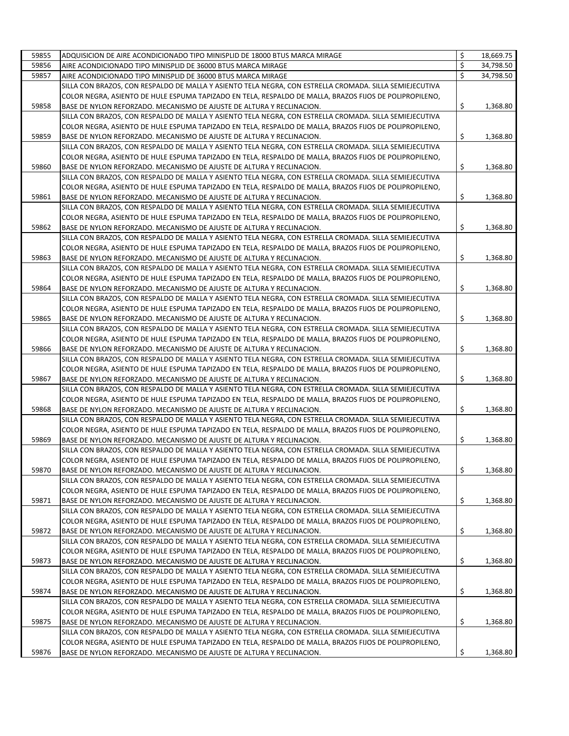| | | | |
|---|---|---|---|
| 59855 | ADQUISICION DE AIRE ACONDICIONADO TIPO MINISPLID DE 18000 BTUS MARCA MIRAGE | $ | 18,669.75 |
| 59856 | AIRE ACONDICIONADO TIPO MINISPLID DE 36000 BTUS MARCA MIRAGE | $ | 34,798.50 |
| 59857 | AIRE ACONDICIONADO TIPO MINISPLID DE 36000 BTUS MARCA MIRAGE | $ | 34,798.50 |
| 59858 | SILLA CON BRAZOS, CON RESPALDO DE MALLA Y ASIENTO TELA NEGRA, CON ESTRELLA CROMADA. SILLA SEMIEJECUTIVA COLOR NEGRA, ASIENTO DE HULE ESPUMA TAPIZADO EN TELA, RESPALDO DE MALLA, BRAZOS FIJOS DE POLIPROPILENO, BASE DE NYLON REFORZADO. MECANISMO DE AJUSTE DE ALTURA Y RECLINACION. | $ | 1,368.80 |
| 59859 | SILLA CON BRAZOS, CON RESPALDO DE MALLA Y ASIENTO TELA NEGRA, CON ESTRELLA CROMADA. SILLA SEMIEJECUTIVA COLOR NEGRA, ASIENTO DE HULE ESPUMA TAPIZADO EN TELA, RESPALDO DE MALLA, BRAZOS FIJOS DE POLIPROPILENO, BASE DE NYLON REFORZADO. MECANISMO DE AJUSTE DE ALTURA Y RECLINACION. | $ | 1,368.80 |
| 59860 | SILLA CON BRAZOS, CON RESPALDO DE MALLA Y ASIENTO TELA NEGRA, CON ESTRELLA CROMADA. SILLA SEMIEJECUTIVA COLOR NEGRA, ASIENTO DE HULE ESPUMA TAPIZADO EN TELA, RESPALDO DE MALLA, BRAZOS FIJOS DE POLIPROPILENO, BASE DE NYLON REFORZADO. MECANISMO DE AJUSTE DE ALTURA Y RECLINACION. | $ | 1,368.80 |
| 59861 | SILLA CON BRAZOS, CON RESPALDO DE MALLA Y ASIENTO TELA NEGRA, CON ESTRELLA CROMADA. SILLA SEMIEJECUTIVA COLOR NEGRA, ASIENTO DE HULE ESPUMA TAPIZADO EN TELA, RESPALDO DE MALLA, BRAZOS FIJOS DE POLIPROPILENO, BASE DE NYLON REFORZADO. MECANISMO DE AJUSTE DE ALTURA Y RECLINACION. | $ | 1,368.80 |
| 59862 | SILLA CON BRAZOS, CON RESPALDO DE MALLA Y ASIENTO TELA NEGRA, CON ESTRELLA CROMADA. SILLA SEMIEJECUTIVA COLOR NEGRA, ASIENTO DE HULE ESPUMA TAPIZADO EN TELA, RESPALDO DE MALLA, BRAZOS FIJOS DE POLIPROPILENO, BASE DE NYLON REFORZADO. MECANISMO DE AJUSTE DE ALTURA Y RECLINACION. | $ | 1,368.80 |
| 59863 | SILLA CON BRAZOS, CON RESPALDO DE MALLA Y ASIENTO TELA NEGRA, CON ESTRELLA CROMADA. SILLA SEMIEJECUTIVA COLOR NEGRA, ASIENTO DE HULE ESPUMA TAPIZADO EN TELA, RESPALDO DE MALLA, BRAZOS FIJOS DE POLIPROPILENO, BASE DE NYLON REFORZADO. MECANISMO DE AJUSTE DE ALTURA Y RECLINACION. | $ | 1,368.80 |
| 59864 | SILLA CON BRAZOS, CON RESPALDO DE MALLA Y ASIENTO TELA NEGRA, CON ESTRELLA CROMADA. SILLA SEMIEJECUTIVA COLOR NEGRA, ASIENTO DE HULE ESPUMA TAPIZADO EN TELA, RESPALDO DE MALLA, BRAZOS FIJOS DE POLIPROPILENO, BASE DE NYLON REFORZADO. MECANISMO DE AJUSTE DE ALTURA Y RECLINACION. | $ | 1,368.80 |
| 59865 | SILLA CON BRAZOS, CON RESPALDO DE MALLA Y ASIENTO TELA NEGRA, CON ESTRELLA CROMADA. SILLA SEMIEJECUTIVA COLOR NEGRA, ASIENTO DE HULE ESPUMA TAPIZADO EN TELA, RESPALDO DE MALLA, BRAZOS FIJOS DE POLIPROPILENO, BASE DE NYLON REFORZADO. MECANISMO DE AJUSTE DE ALTURA Y RECLINACION. | $ | 1,368.80 |
| 59866 | SILLA CON BRAZOS, CON RESPALDO DE MALLA Y ASIENTO TELA NEGRA, CON ESTRELLA CROMADA. SILLA SEMIEJECUTIVA COLOR NEGRA, ASIENTO DE HULE ESPUMA TAPIZADO EN TELA, RESPALDO DE MALLA, BRAZOS FIJOS DE POLIPROPILENO, BASE DE NYLON REFORZADO. MECANISMO DE AJUSTE DE ALTURA Y RECLINACION. | $ | 1,368.80 |
| 59867 | SILLA CON BRAZOS, CON RESPALDO DE MALLA Y ASIENTO TELA NEGRA, CON ESTRELLA CROMADA. SILLA SEMIEJECUTIVA COLOR NEGRA, ASIENTO DE HULE ESPUMA TAPIZADO EN TELA, RESPALDO DE MALLA, BRAZOS FIJOS DE POLIPROPILENO, BASE DE NYLON REFORZADO. MECANISMO DE AJUSTE DE ALTURA Y RECLINACION. | $ | 1,368.80 |
| 59868 | SILLA CON BRAZOS, CON RESPALDO DE MALLA Y ASIENTO TELA NEGRA, CON ESTRELLA CROMADA. SILLA SEMIEJECUTIVA COLOR NEGRA, ASIENTO DE HULE ESPUMA TAPIZADO EN TELA, RESPALDO DE MALLA, BRAZOS FIJOS DE POLIPROPILENO, BASE DE NYLON REFORZADO. MECANISMO DE AJUSTE DE ALTURA Y RECLINACION. | $ | 1,368.80 |
| 59869 | SILLA CON BRAZOS, CON RESPALDO DE MALLA Y ASIENTO TELA NEGRA, CON ESTRELLA CROMADA. SILLA SEMIEJECUTIVA COLOR NEGRA, ASIENTO DE HULE ESPUMA TAPIZADO EN TELA, RESPALDO DE MALLA, BRAZOS FIJOS DE POLIPROPILENO, BASE DE NYLON REFORZADO. MECANISMO DE AJUSTE DE ALTURA Y RECLINACION. | $ | 1,368.80 |
| 59870 | SILLA CON BRAZOS, CON RESPALDO DE MALLA Y ASIENTO TELA NEGRA, CON ESTRELLA CROMADA. SILLA SEMIEJECUTIVA COLOR NEGRA, ASIENTO DE HULE ESPUMA TAPIZADO EN TELA, RESPALDO DE MALLA, BRAZOS FIJOS DE POLIPROPILENO, BASE DE NYLON REFORZADO. MECANISMO DE AJUSTE DE ALTURA Y RECLINACION. | $ | 1,368.80 |
| 59871 | SILLA CON BRAZOS, CON RESPALDO DE MALLA Y ASIENTO TELA NEGRA, CON ESTRELLA CROMADA. SILLA SEMIEJECUTIVA COLOR NEGRA, ASIENTO DE HULE ESPUMA TAPIZADO EN TELA, RESPALDO DE MALLA, BRAZOS FIJOS DE POLIPROPILENO, BASE DE NYLON REFORZADO. MECANISMO DE AJUSTE DE ALTURA Y RECLINACION. | $ | 1,368.80 |
| 59872 | SILLA CON BRAZOS, CON RESPALDO DE MALLA Y ASIENTO TELA NEGRA, CON ESTRELLA CROMADA. SILLA SEMIEJECUTIVA COLOR NEGRA, ASIENTO DE HULE ESPUMA TAPIZADO EN TELA, RESPALDO DE MALLA, BRAZOS FIJOS DE POLIPROPILENO, BASE DE NYLON REFORZADO. MECANISMO DE AJUSTE DE ALTURA Y RECLINACION. | $ | 1,368.80 |
| 59873 | SILLA CON BRAZOS, CON RESPALDO DE MALLA Y ASIENTO TELA NEGRA, CON ESTRELLA CROMADA. SILLA SEMIEJECUTIVA COLOR NEGRA, ASIENTO DE HULE ESPUMA TAPIZADO EN TELA, RESPALDO DE MALLA, BRAZOS FIJOS DE POLIPROPILENO, BASE DE NYLON REFORZADO. MECANISMO DE AJUSTE DE ALTURA Y RECLINACION. | $ | 1,368.80 |
| 59874 | SILLA CON BRAZOS, CON RESPALDO DE MALLA Y ASIENTO TELA NEGRA, CON ESTRELLA CROMADA. SILLA SEMIEJECUTIVA COLOR NEGRA, ASIENTO DE HULE ESPUMA TAPIZADO EN TELA, RESPALDO DE MALLA, BRAZOS FIJOS DE POLIPROPILENO, BASE DE NYLON REFORZADO. MECANISMO DE AJUSTE DE ALTURA Y RECLINACION. | $ | 1,368.80 |
| 59875 | SILLA CON BRAZOS, CON RESPALDO DE MALLA Y ASIENTO TELA NEGRA, CON ESTRELLA CROMADA. SILLA SEMIEJECUTIVA COLOR NEGRA, ASIENTO DE HULE ESPUMA TAPIZADO EN TELA, RESPALDO DE MALLA, BRAZOS FIJOS DE POLIPROPILENO, BASE DE NYLON REFORZADO. MECANISMO DE AJUSTE DE ALTURA Y RECLINACION. | $ | 1,368.80 |
| 59876 | SILLA CON BRAZOS, CON RESPALDO DE MALLA Y ASIENTO TELA NEGRA, CON ESTRELLA CROMADA. SILLA SEMIEJECUTIVA COLOR NEGRA, ASIENTO DE HULE ESPUMA TAPIZADO EN TELA, RESPALDO DE MALLA, BRAZOS FIJOS DE POLIPROPILENO, BASE DE NYLON REFORZADO. MECANISMO DE AJUSTE DE ALTURA Y RECLINACION. | $ | 1,368.80 |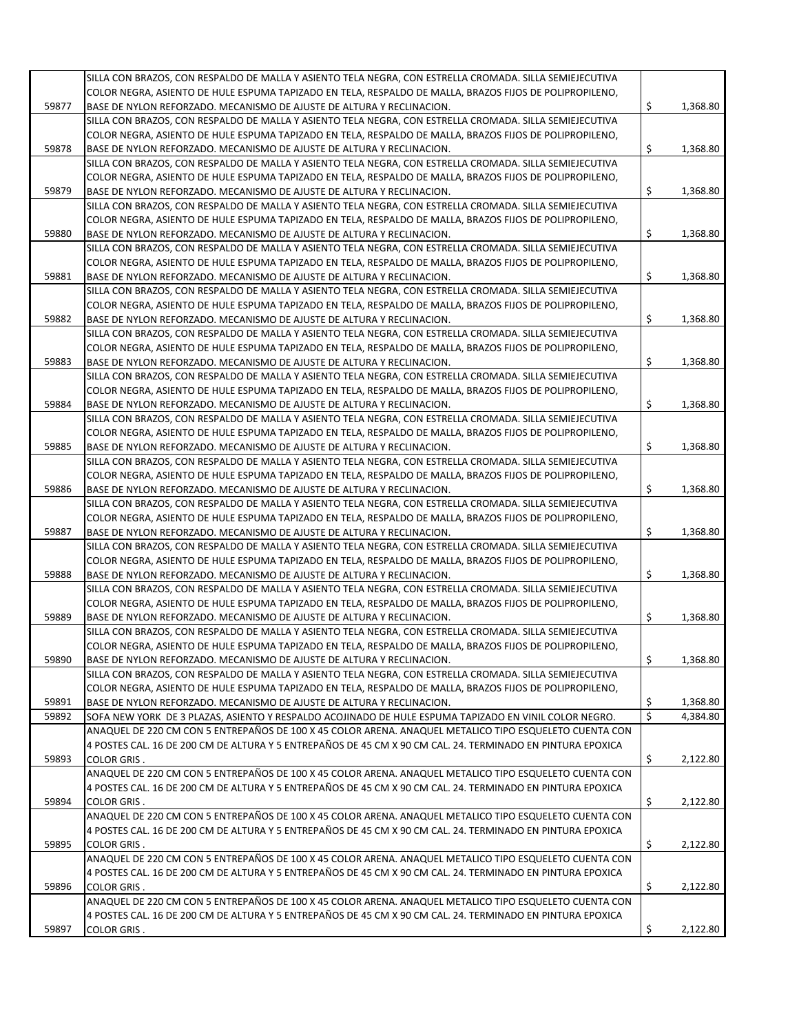| | | |
|---|---|---|
| 59877 | SILLA CON BRAZOS, CON RESPALDO DE MALLA Y ASIENTO TELA NEGRA, CON ESTRELLA CROMADA. SILLA SEMIEJECUTIVA COLOR NEGRA, ASIENTO DE HULE ESPUMA TAPIZADO EN TELA, RESPALDO DE MALLA, BRAZOS FIJOS DE POLIPROPILENO, BASE DE NYLON REFORZADO. MECANISMO DE AJUSTE DE ALTURA Y RECLINACION. | $ 1,368.80 |
| 59878 | SILLA CON BRAZOS, CON RESPALDO DE MALLA Y ASIENTO TELA NEGRA, CON ESTRELLA CROMADA. SILLA SEMIEJECUTIVA COLOR NEGRA, ASIENTO DE HULE ESPUMA TAPIZADO EN TELA, RESPALDO DE MALLA, BRAZOS FIJOS DE POLIPROPILENO, BASE DE NYLON REFORZADO. MECANISMO DE AJUSTE DE ALTURA Y RECLINACION. | $ 1,368.80 |
| 59879 | SILLA CON BRAZOS, CON RESPALDO DE MALLA Y ASIENTO TELA NEGRA, CON ESTRELLA CROMADA. SILLA SEMIEJECUTIVA COLOR NEGRA, ASIENTO DE HULE ESPUMA TAPIZADO EN TELA, RESPALDO DE MALLA, BRAZOS FIJOS DE POLIPROPILENO, BASE DE NYLON REFORZADO. MECANISMO DE AJUSTE DE ALTURA Y RECLINACION. | $ 1,368.80 |
| 59880 | SILLA CON BRAZOS, CON RESPALDO DE MALLA Y ASIENTO TELA NEGRA, CON ESTRELLA CROMADA. SILLA SEMIEJECUTIVA COLOR NEGRA, ASIENTO DE HULE ESPUMA TAPIZADO EN TELA, RESPALDO DE MALLA, BRAZOS FIJOS DE POLIPROPILENO, BASE DE NYLON REFORZADO. MECANISMO DE AJUSTE DE ALTURA Y RECLINACION. | $ 1,368.80 |
| 59881 | SILLA CON BRAZOS, CON RESPALDO DE MALLA Y ASIENTO TELA NEGRA, CON ESTRELLA CROMADA. SILLA SEMIEJECUTIVA COLOR NEGRA, ASIENTO DE HULE ESPUMA TAPIZADO EN TELA, RESPALDO DE MALLA, BRAZOS FIJOS DE POLIPROPILENO, BASE DE NYLON REFORZADO. MECANISMO DE AJUSTE DE ALTURA Y RECLINACION. | $ 1,368.80 |
| 59882 | SILLA CON BRAZOS, CON RESPALDO DE MALLA Y ASIENTO TELA NEGRA, CON ESTRELLA CROMADA. SILLA SEMIEJECUTIVA COLOR NEGRA, ASIENTO DE HULE ESPUMA TAPIZADO EN TELA, RESPALDO DE MALLA, BRAZOS FIJOS DE POLIPROPILENO, BASE DE NYLON REFORZADO. MECANISMO DE AJUSTE DE ALTURA Y RECLINACION. | $ 1,368.80 |
| 59883 | SILLA CON BRAZOS, CON RESPALDO DE MALLA Y ASIENTO TELA NEGRA, CON ESTRELLA CROMADA. SILLA SEMIEJECUTIVA COLOR NEGRA, ASIENTO DE HULE ESPUMA TAPIZADO EN TELA, RESPALDO DE MALLA, BRAZOS FIJOS DE POLIPROPILENO, BASE DE NYLON REFORZADO. MECANISMO DE AJUSTE DE ALTURA Y RECLINACION. | $ 1,368.80 |
| 59884 | SILLA CON BRAZOS, CON RESPALDO DE MALLA Y ASIENTO TELA NEGRA, CON ESTRELLA CROMADA. SILLA SEMIEJECUTIVA COLOR NEGRA, ASIENTO DE HULE ESPUMA TAPIZADO EN TELA, RESPALDO DE MALLA, BRAZOS FIJOS DE POLIPROPILENO, BASE DE NYLON REFORZADO. MECANISMO DE AJUSTE DE ALTURA Y RECLINACION. | $ 1,368.80 |
| 59885 | SILLA CON BRAZOS, CON RESPALDO DE MALLA Y ASIENTO TELA NEGRA, CON ESTRELLA CROMADA. SILLA SEMIEJECUTIVA COLOR NEGRA, ASIENTO DE HULE ESPUMA TAPIZADO EN TELA, RESPALDO DE MALLA, BRAZOS FIJOS DE POLIPROPILENO, BASE DE NYLON REFORZADO. MECANISMO DE AJUSTE DE ALTURA Y RECLINACION. | $ 1,368.80 |
| 59886 | SILLA CON BRAZOS, CON RESPALDO DE MALLA Y ASIENTO TELA NEGRA, CON ESTRELLA CROMADA. SILLA SEMIEJECUTIVA COLOR NEGRA, ASIENTO DE HULE ESPUMA TAPIZADO EN TELA, RESPALDO DE MALLA, BRAZOS FIJOS DE POLIPROPILENO, BASE DE NYLON REFORZADO. MECANISMO DE AJUSTE DE ALTURA Y RECLINACION. | $ 1,368.80 |
| 59887 | SILLA CON BRAZOS, CON RESPALDO DE MALLA Y ASIENTO TELA NEGRA, CON ESTRELLA CROMADA. SILLA SEMIEJECUTIVA COLOR NEGRA, ASIENTO DE HULE ESPUMA TAPIZADO EN TELA, RESPALDO DE MALLA, BRAZOS FIJOS DE POLIPROPILENO, BASE DE NYLON REFORZADO. MECANISMO DE AJUSTE DE ALTURA Y RECLINACION. | $ 1,368.80 |
| 59888 | SILLA CON BRAZOS, CON RESPALDO DE MALLA Y ASIENTO TELA NEGRA, CON ESTRELLA CROMADA. SILLA SEMIEJECUTIVA COLOR NEGRA, ASIENTO DE HULE ESPUMA TAPIZADO EN TELA, RESPALDO DE MALLA, BRAZOS FIJOS DE POLIPROPILENO, BASE DE NYLON REFORZADO. MECANISMO DE AJUSTE DE ALTURA Y RECLINACION. | $ 1,368.80 |
| 59889 | SILLA CON BRAZOS, CON RESPALDO DE MALLA Y ASIENTO TELA NEGRA, CON ESTRELLA CROMADA. SILLA SEMIEJECUTIVA COLOR NEGRA, ASIENTO DE HULE ESPUMA TAPIZADO EN TELA, RESPALDO DE MALLA, BRAZOS FIJOS DE POLIPROPILENO, BASE DE NYLON REFORZADO. MECANISMO DE AJUSTE DE ALTURA Y RECLINACION. | $ 1,368.80 |
| 59890 | SILLA CON BRAZOS, CON RESPALDO DE MALLA Y ASIENTO TELA NEGRA, CON ESTRELLA CROMADA. SILLA SEMIEJECUTIVA COLOR NEGRA, ASIENTO DE HULE ESPUMA TAPIZADO EN TELA, RESPALDO DE MALLA, BRAZOS FIJOS DE POLIPROPILENO, BASE DE NYLON REFORZADO. MECANISMO DE AJUSTE DE ALTURA Y RECLINACION. | $ 1,368.80 |
| 59891 | SILLA CON BRAZOS, CON RESPALDO DE MALLA Y ASIENTO TELA NEGRA, CON ESTRELLA CROMADA. SILLA SEMIEJECUTIVA COLOR NEGRA, ASIENTO DE HULE ESPUMA TAPIZADO EN TELA, RESPALDO DE MALLA, BRAZOS FIJOS DE POLIPROPILENO, BASE DE NYLON REFORZADO. MECANISMO DE AJUSTE DE ALTURA Y RECLINACION. | $ 1,368.80 |
| 59892 | SOFA NEW YORK DE 3 PLAZAS, ASIENTO Y RESPALDO ACOJINADO DE HULE ESPUMA TAPIZADO EN VINIL COLOR NEGRO. | $ 4,384.80 |
| 59893 | ANAQUEL DE 220 CM CON 5 ENTREPAÑOS DE 100 X 45 COLOR ARENA. ANAQUEL METALICO TIPO ESQUELETO CUENTA CON 4 POSTES CAL. 16 DE 200 CM DE ALTURA Y 5 ENTREPAÑOS DE 45 CM X 90 CM CAL. 24. TERMINADO EN PINTURA EPOXICA COLOR GRIS . | $ 2,122.80 |
| 59894 | ANAQUEL DE 220 CM CON 5 ENTREPAÑOS DE 100 X 45 COLOR ARENA. ANAQUEL METALICO TIPO ESQUELETO CUENTA CON 4 POSTES CAL. 16 DE 200 CM DE ALTURA Y 5 ENTREPAÑOS DE 45 CM X 90 CM CAL. 24. TERMINADO EN PINTURA EPOXICA COLOR GRIS . | $ 2,122.80 |
| 59895 | ANAQUEL DE 220 CM CON 5 ENTREPAÑOS DE 100 X 45 COLOR ARENA. ANAQUEL METALICO TIPO ESQUELETO CUENTA CON 4 POSTES CAL. 16 DE 200 CM DE ALTURA Y 5 ENTREPAÑOS DE 45 CM X 90 CM CAL. 24. TERMINADO EN PINTURA EPOXICA COLOR GRIS . | $ 2,122.80 |
| 59896 | ANAQUEL DE 220 CM CON 5 ENTREPAÑOS DE 100 X 45 COLOR ARENA. ANAQUEL METALICO TIPO ESQUELETO CUENTA CON 4 POSTES CAL. 16 DE 200 CM DE ALTURA Y 5 ENTREPAÑOS DE 45 CM X 90 CM CAL. 24. TERMINADO EN PINTURA EPOXICA COLOR GRIS . | $ 2,122.80 |
| 59897 | ANAQUEL DE 220 CM CON 5 ENTREPAÑOS DE 100 X 45 COLOR ARENA. ANAQUEL METALICO TIPO ESQUELETO CUENTA CON 4 POSTES CAL. 16 DE 200 CM DE ALTURA Y 5 ENTREPAÑOS DE 45 CM X 90 CM CAL. 24. TERMINADO EN PINTURA EPOXICA COLOR GRIS . | $ 2,122.80 |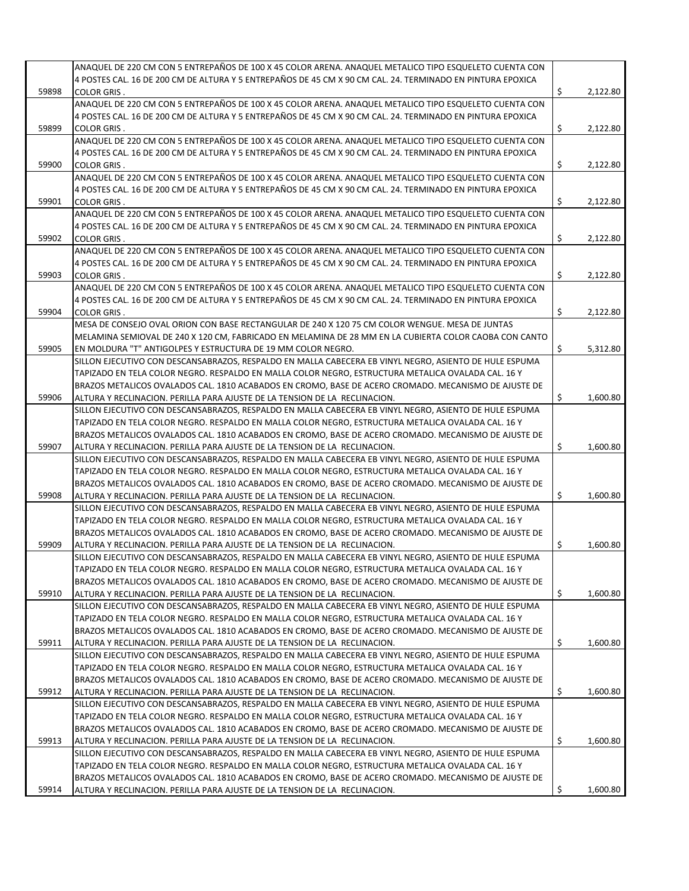| | | |
|---|---|---|
| 59898 | ANAQUEL DE 220 CM CON 5 ENTREPAÑOS DE 100 X 45 COLOR ARENA. ANAQUEL METALICO TIPO ESQUELETO CUENTA CON 4 POSTES CAL. 16 DE 200 CM DE ALTURA Y 5 ENTREPAÑOS DE 45 CM X 90 CM CAL. 24. TERMINADO EN PINTURA EPOXICA COLOR GRIS . | $ 2,122.80 |
| 59899 | ANAQUEL DE 220 CM CON 5 ENTREPAÑOS DE 100 X 45 COLOR ARENA. ANAQUEL METALICO TIPO ESQUELETO CUENTA CON 4 POSTES CAL. 16 DE 200 CM DE ALTURA Y 5 ENTREPAÑOS DE 45 CM X 90 CM CAL. 24. TERMINADO EN PINTURA EPOXICA COLOR GRIS . | $ 2,122.80 |
| 59900 | ANAQUEL DE 220 CM CON 5 ENTREPAÑOS DE 100 X 45 COLOR ARENA. ANAQUEL METALICO TIPO ESQUELETO CUENTA CON 4 POSTES CAL. 16 DE 200 CM DE ALTURA Y 5 ENTREPAÑOS DE 45 CM X 90 CM CAL. 24. TERMINADO EN PINTURA EPOXICA COLOR GRIS . | $ 2,122.80 |
| 59901 | ANAQUEL DE 220 CM CON 5 ENTREPAÑOS DE 100 X 45 COLOR ARENA. ANAQUEL METALICO TIPO ESQUELETO CUENTA CON 4 POSTES CAL. 16 DE 200 CM DE ALTURA Y 5 ENTREPAÑOS DE 45 CM X 90 CM CAL. 24. TERMINADO EN PINTURA EPOXICA COLOR GRIS . | $ 2,122.80 |
| 59902 | ANAQUEL DE 220 CM CON 5 ENTREPAÑOS DE 100 X 45 COLOR ARENA. ANAQUEL METALICO TIPO ESQUELETO CUENTA CON 4 POSTES CAL. 16 DE 200 CM DE ALTURA Y 5 ENTREPAÑOS DE 45 CM X 90 CM CAL. 24. TERMINADO EN PINTURA EPOXICA COLOR GRIS . | $ 2,122.80 |
| 59903 | ANAQUEL DE 220 CM CON 5 ENTREPAÑOS DE 100 X 45 COLOR ARENA. ANAQUEL METALICO TIPO ESQUELETO CUENTA CON 4 POSTES CAL. 16 DE 200 CM DE ALTURA Y 5 ENTREPAÑOS DE 45 CM X 90 CM CAL. 24. TERMINADO EN PINTURA EPOXICA COLOR GRIS . | $ 2,122.80 |
| 59904 | ANAQUEL DE 220 CM CON 5 ENTREPAÑOS DE 100 X 45 COLOR ARENA. ANAQUEL METALICO TIPO ESQUELETO CUENTA CON 4 POSTES CAL. 16 DE 200 CM DE ALTURA Y 5 ENTREPAÑOS DE 45 CM X 90 CM CAL. 24. TERMINADO EN PINTURA EPOXICA COLOR GRIS . | $ 2,122.80 |
| 59905 | MESA DE CONSEJO OVAL ORION CON BASE RECTANGULAR DE 240 X 120 75 CM COLOR WENGUE. MESA DE JUNTAS MELAMINA SEMIOVAL DE 240 X 120 CM, FABRICADO EN MELAMINA DE 28 MM EN LA CUBIERTA COLOR CAOBA CON CANTO EN MOLDURA "T" ANTIGOLPES Y ESTRUCTURA DE 19 MM COLOR NEGRO. | $ 5,312.80 |
| 59906 | SILLON EJECUTIVO CON DESCANSABRAZOS, RESPALDO EN MALLA CABECERA EB VINYL NEGRO, ASIENTO DE HULE ESPUMA TAPIZADO EN TELA COLOR NEGRO. RESPALDO EN MALLA COLOR NEGRO, ESTRUCTURA METALICA OVALADA CAL. 16 Y BRAZOS METALICOS OVALADOS CAL. 1810 ACABADOS EN CROMO, BASE DE ACERO CROMADO. MECANISMO DE AJUSTE DE ALTURA Y RECLINACION. PERILLA PARA AJUSTE DE LA TENSION DE LA RECLINACION. | $ 1,600.80 |
| 59907 | SILLON EJECUTIVO CON DESCANSABRAZOS, RESPALDO EN MALLA CABECERA EB VINYL NEGRO, ASIENTO DE HULE ESPUMA TAPIZADO EN TELA COLOR NEGRO. RESPALDO EN MALLA COLOR NEGRO, ESTRUCTURA METALICA OVALADA CAL. 16 Y BRAZOS METALICOS OVALADOS CAL. 1810 ACABADOS EN CROMO, BASE DE ACERO CROMADO. MECANISMO DE AJUSTE DE ALTURA Y RECLINACION. PERILLA PARA AJUSTE DE LA TENSION DE LA RECLINACION. | $ 1,600.80 |
| 59908 | SILLON EJECUTIVO CON DESCANSABRAZOS, RESPALDO EN MALLA CABECERA EB VINYL NEGRO, ASIENTO DE HULE ESPUMA TAPIZADO EN TELA COLOR NEGRO. RESPALDO EN MALLA COLOR NEGRO, ESTRUCTURA METALICA OVALADA CAL. 16 Y BRAZOS METALICOS OVALADOS CAL. 1810 ACABADOS EN CROMO, BASE DE ACERO CROMADO. MECANISMO DE AJUSTE DE ALTURA Y RECLINACION. PERILLA PARA AJUSTE DE LA TENSION DE LA RECLINACION. | $ 1,600.80 |
| 59909 | SILLON EJECUTIVO CON DESCANSABRAZOS, RESPALDO EN MALLA CABECERA EB VINYL NEGRO, ASIENTO DE HULE ESPUMA TAPIZADO EN TELA COLOR NEGRO. RESPALDO EN MALLA COLOR NEGRO, ESTRUCTURA METALICA OVALADA CAL. 16 Y BRAZOS METALICOS OVALADOS CAL. 1810 ACABADOS EN CROMO, BASE DE ACERO CROMADO. MECANISMO DE AJUSTE DE ALTURA Y RECLINACION. PERILLA PARA AJUSTE DE LA TENSION DE LA RECLINACION. | $ 1,600.80 |
| 59910 | SILLON EJECUTIVO CON DESCANSABRAZOS, RESPALDO EN MALLA CABECERA EB VINYL NEGRO, ASIENTO DE HULE ESPUMA TAPIZADO EN TELA COLOR NEGRO. RESPALDO EN MALLA COLOR NEGRO, ESTRUCTURA METALICA OVALADA CAL. 16 Y BRAZOS METALICOS OVALADOS CAL. 1810 ACABADOS EN CROMO, BASE DE ACERO CROMADO. MECANISMO DE AJUSTE DE ALTURA Y RECLINACION. PERILLA PARA AJUSTE DE LA TENSION DE LA RECLINACION. | $ 1,600.80 |
| 59911 | SILLON EJECUTIVO CON DESCANSABRAZOS, RESPALDO EN MALLA CABECERA EB VINYL NEGRO, ASIENTO DE HULE ESPUMA TAPIZADO EN TELA COLOR NEGRO. RESPALDO EN MALLA COLOR NEGRO, ESTRUCTURA METALICA OVALADA CAL. 16 Y BRAZOS METALICOS OVALADOS CAL. 1810 ACABADOS EN CROMO, BASE DE ACERO CROMADO. MECANISMO DE AJUSTE DE ALTURA Y RECLINACION. PERILLA PARA AJUSTE DE LA TENSION DE LA RECLINACION. | $ 1,600.80 |
| 59912 | SILLON EJECUTIVO CON DESCANSABRAZOS, RESPALDO EN MALLA CABECERA EB VINYL NEGRO, ASIENTO DE HULE ESPUMA TAPIZADO EN TELA COLOR NEGRO. RESPALDO EN MALLA COLOR NEGRO, ESTRUCTURA METALICA OVALADA CAL. 16 Y BRAZOS METALICOS OVALADOS CAL. 1810 ACABADOS EN CROMO, BASE DE ACERO CROMADO. MECANISMO DE AJUSTE DE ALTURA Y RECLINACION. PERILLA PARA AJUSTE DE LA TENSION DE LA RECLINACION. | $ 1,600.80 |
| 59913 | SILLON EJECUTIVO CON DESCANSABRAZOS, RESPALDO EN MALLA CABECERA EB VINYL NEGRO, ASIENTO DE HULE ESPUMA TAPIZADO EN TELA COLOR NEGRO. RESPALDO EN MALLA COLOR NEGRO, ESTRUCTURA METALICA OVALADA CAL. 16 Y BRAZOS METALICOS OVALADOS CAL. 1810 ACABADOS EN CROMO, BASE DE ACERO CROMADO. MECANISMO DE AJUSTE DE ALTURA Y RECLINACION. PERILLA PARA AJUSTE DE LA TENSION DE LA RECLINACION. | $ 1,600.80 |
| 59914 | SILLON EJECUTIVO CON DESCANSABRAZOS, RESPALDO EN MALLA CABECERA EB VINYL NEGRO, ASIENTO DE HULE ESPUMA TAPIZADO EN TELA COLOR NEGRO. RESPALDO EN MALLA COLOR NEGRO, ESTRUCTURA METALICA OVALADA CAL. 16 Y BRAZOS METALICOS OVALADOS CAL. 1810 ACABADOS EN CROMO, BASE DE ACERO CROMADO. MECANISMO DE AJUSTE DE ALTURA Y RECLINACION. PERILLA PARA AJUSTE DE LA TENSION DE LA RECLINACION. | $ 1,600.80 |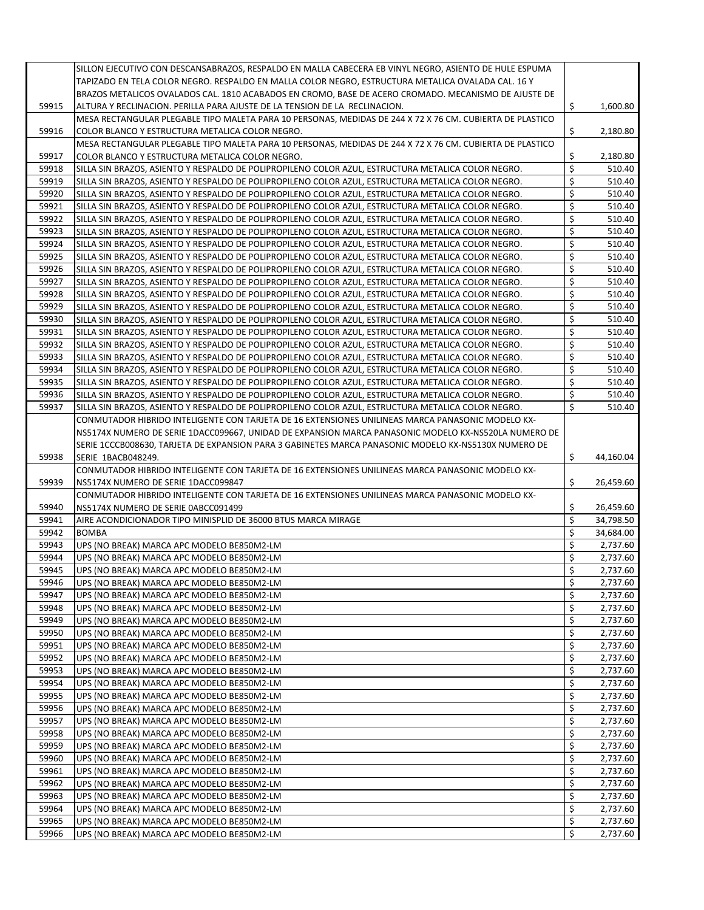| | | | |
|---|---|---|---|
| 59915 | SILLON EJECUTIVO CON DESCANSABRAZOS, RESPALDO EN MALLA CABECERA EB VINYL NEGRO, ASIENTO DE HULE ESPUMA TAPIZADO EN TELA COLOR NEGRO. RESPALDO EN MALLA COLOR NEGRO, ESTRUCTURA METALICA OVALADA CAL. 16 Y BRAZOS METALICOS OVALADOS CAL. 1810 ACABADOS EN CROMO, BASE DE ACERO CROMADO. MECANISMO DE AJUSTE DE ALTURA Y RECLINACION. PERILLA PARA AJUSTE DE LA TENSION DE LA RECLINACION. | $ | 1,600.80 |
| 59916 | MESA RECTANGULAR PLEGABLE TIPO MALETA PARA 10 PERSONAS, MEDIDAS DE 244 X 72 X 76 CM. CUBIERTA DE PLASTICO COLOR BLANCO Y ESTRUCTURA METALICA COLOR NEGRO. | $ | 2,180.80 |
| 59917 | MESA RECTANGULAR PLEGABLE TIPO MALETA PARA 10 PERSONAS, MEDIDAS DE 244 X 72 X 76 CM. CUBIERTA DE PLASTICO COLOR BLANCO Y ESTRUCTURA METALICA COLOR NEGRO. | $ | 2,180.80 |
| 59918 | SILLA SIN BRAZOS, ASIENTO Y RESPALDO DE POLIPROPILENO COLOR AZUL, ESTRUCTURA METALICA COLOR NEGRO. | $ | 510.40 |
| 59919 | SILLA SIN BRAZOS, ASIENTO Y RESPALDO DE POLIPROPILENO COLOR AZUL, ESTRUCTURA METALICA COLOR NEGRO. | $ | 510.40 |
| 59920 | SILLA SIN BRAZOS, ASIENTO Y RESPALDO DE POLIPROPILENO COLOR AZUL, ESTRUCTURA METALICA COLOR NEGRO. | $ | 510.40 |
| 59921 | SILLA SIN BRAZOS, ASIENTO Y RESPALDO DE POLIPROPILENO COLOR AZUL, ESTRUCTURA METALICA COLOR NEGRO. | $ | 510.40 |
| 59922 | SILLA SIN BRAZOS, ASIENTO Y RESPALDO DE POLIPROPILENO COLOR AZUL, ESTRUCTURA METALICA COLOR NEGRO. | $ | 510.40 |
| 59923 | SILLA SIN BRAZOS, ASIENTO Y RESPALDO DE POLIPROPILENO COLOR AZUL, ESTRUCTURA METALICA COLOR NEGRO. | $ | 510.40 |
| 59924 | SILLA SIN BRAZOS, ASIENTO Y RESPALDO DE POLIPROPILENO COLOR AZUL, ESTRUCTURA METALICA COLOR NEGRO. | $ | 510.40 |
| 59925 | SILLA SIN BRAZOS, ASIENTO Y RESPALDO DE POLIPROPILENO COLOR AZUL, ESTRUCTURA METALICA COLOR NEGRO. | $ | 510.40 |
| 59926 | SILLA SIN BRAZOS, ASIENTO Y RESPALDO DE POLIPROPILENO COLOR AZUL, ESTRUCTURA METALICA COLOR NEGRO. | $ | 510.40 |
| 59927 | SILLA SIN BRAZOS, ASIENTO Y RESPALDO DE POLIPROPILENO COLOR AZUL, ESTRUCTURA METALICA COLOR NEGRO. | $ | 510.40 |
| 59928 | SILLA SIN BRAZOS, ASIENTO Y RESPALDO DE POLIPROPILENO COLOR AZUL, ESTRUCTURA METALICA COLOR NEGRO. | $ | 510.40 |
| 59929 | SILLA SIN BRAZOS, ASIENTO Y RESPALDO DE POLIPROPILENO COLOR AZUL, ESTRUCTURA METALICA COLOR NEGRO. | $ | 510.40 |
| 59930 | SILLA SIN BRAZOS, ASIENTO Y RESPALDO DE POLIPROPILENO COLOR AZUL, ESTRUCTURA METALICA COLOR NEGRO. | $ | 510.40 |
| 59931 | SILLA SIN BRAZOS, ASIENTO Y RESPALDO DE POLIPROPILENO COLOR AZUL, ESTRUCTURA METALICA COLOR NEGRO. | $ | 510.40 |
| 59932 | SILLA SIN BRAZOS, ASIENTO Y RESPALDO DE POLIPROPILENO COLOR AZUL, ESTRUCTURA METALICA COLOR NEGRO. | $ | 510.40 |
| 59933 | SILLA SIN BRAZOS, ASIENTO Y RESPALDO DE POLIPROPILENO COLOR AZUL, ESTRUCTURA METALICA COLOR NEGRO. | $ | 510.40 |
| 59934 | SILLA SIN BRAZOS, ASIENTO Y RESPALDO DE POLIPROPILENO COLOR AZUL, ESTRUCTURA METALICA COLOR NEGRO. | $ | 510.40 |
| 59935 | SILLA SIN BRAZOS, ASIENTO Y RESPALDO DE POLIPROPILENO COLOR AZUL, ESTRUCTURA METALICA COLOR NEGRO. | $ | 510.40 |
| 59936 | SILLA SIN BRAZOS, ASIENTO Y RESPALDO DE POLIPROPILENO COLOR AZUL, ESTRUCTURA METALICA COLOR NEGRO. | $ | 510.40 |
| 59937 | SILLA SIN BRAZOS, ASIENTO Y RESPALDO DE POLIPROPILENO COLOR AZUL, ESTRUCTURA METALICA COLOR NEGRO. | $ | 510.40 |
| 59938 | CONMUTADOR HIBRIDO INTELIGENTE CON TARJETA DE 16 EXTENSIONES UNILINEAS MARCA PANASONIC MODELO KX-NS5174X NUMERO DE SERIE 1DACC099667, UNIDAD DE EXPANSION MARCA PANASONIC MODELO KX-NS520LA NUMERO DE SERIE 1CCCB008630, TARJETA DE EXPANSION PARA 3 GABINETES MARCA PANASONIC MODELO KX-NS5130X NUMERO DE SERIE 1BACB048249. | $ | 44,160.04 |
| 59939 | CONMUTADOR HIBRIDO INTELIGENTE CON TARJETA DE 16 EXTENSIONES UNILINEAS MARCA PANASONIC MODELO KX-NS5174X NUMERO DE SERIE 1DACC099847 | $ | 26,459.60 |
| 59940 | CONMUTADOR HIBRIDO INTELIGENTE CON TARJETA DE 16 EXTENSIONES UNILINEAS MARCA PANASONIC MODELO KX-NS5174X NUMERO DE SERIE 0ABCC091499 | $ | 26,459.60 |
| 59941 | AIRE ACONDICIONADOR TIPO MINISPLID DE 36000 BTUS MARCA MIRAGE | $ | 34,798.50 |
| 59942 | BOMBA | $ | 34,684.00 |
| 59943 | UPS (NO BREAK) MARCA APC MODELO BE850M2-LM | $ | 2,737.60 |
| 59944 | UPS (NO BREAK) MARCA APC MODELO BE850M2-LM | $ | 2,737.60 |
| 59945 | UPS (NO BREAK) MARCA APC MODELO BE850M2-LM | $ | 2,737.60 |
| 59946 | UPS (NO BREAK) MARCA APC MODELO BE850M2-LM | $ | 2,737.60 |
| 59947 | UPS (NO BREAK) MARCA APC MODELO BE850M2-LM | $ | 2,737.60 |
| 59948 | UPS (NO BREAK) MARCA APC MODELO BE850M2-LM | $ | 2,737.60 |
| 59949 | UPS (NO BREAK) MARCA APC MODELO BE850M2-LM | $ | 2,737.60 |
| 59950 | UPS (NO BREAK) MARCA APC MODELO BE850M2-LM | $ | 2,737.60 |
| 59951 | UPS (NO BREAK) MARCA APC MODELO BE850M2-LM | $ | 2,737.60 |
| 59952 | UPS (NO BREAK) MARCA APC MODELO BE850M2-LM | $ | 2,737.60 |
| 59953 | UPS (NO BREAK) MARCA APC MODELO BE850M2-LM | $ | 2,737.60 |
| 59954 | UPS (NO BREAK) MARCA APC MODELO BE850M2-LM | $ | 2,737.60 |
| 59955 | UPS (NO BREAK) MARCA APC MODELO BE850M2-LM | $ | 2,737.60 |
| 59956 | UPS (NO BREAK) MARCA APC MODELO BE850M2-LM | $ | 2,737.60 |
| 59957 | UPS (NO BREAK) MARCA APC MODELO BE850M2-LM | $ | 2,737.60 |
| 59958 | UPS (NO BREAK) MARCA APC MODELO BE850M2-LM | $ | 2,737.60 |
| 59959 | UPS (NO BREAK) MARCA APC MODELO BE850M2-LM | $ | 2,737.60 |
| 59960 | UPS (NO BREAK) MARCA APC MODELO BE850M2-LM | $ | 2,737.60 |
| 59961 | UPS (NO BREAK) MARCA APC MODELO BE850M2-LM | $ | 2,737.60 |
| 59962 | UPS (NO BREAK) MARCA APC MODELO BE850M2-LM | $ | 2,737.60 |
| 59963 | UPS (NO BREAK) MARCA APC MODELO BE850M2-LM | $ | 2,737.60 |
| 59964 | UPS (NO BREAK) MARCA APC MODELO BE850M2-LM | $ | 2,737.60 |
| 59965 | UPS (NO BREAK) MARCA APC MODELO BE850M2-LM | $ | 2,737.60 |
| 59966 | UPS (NO BREAK) MARCA APC MODELO BE850M2-LM | $ | 2,737.60 |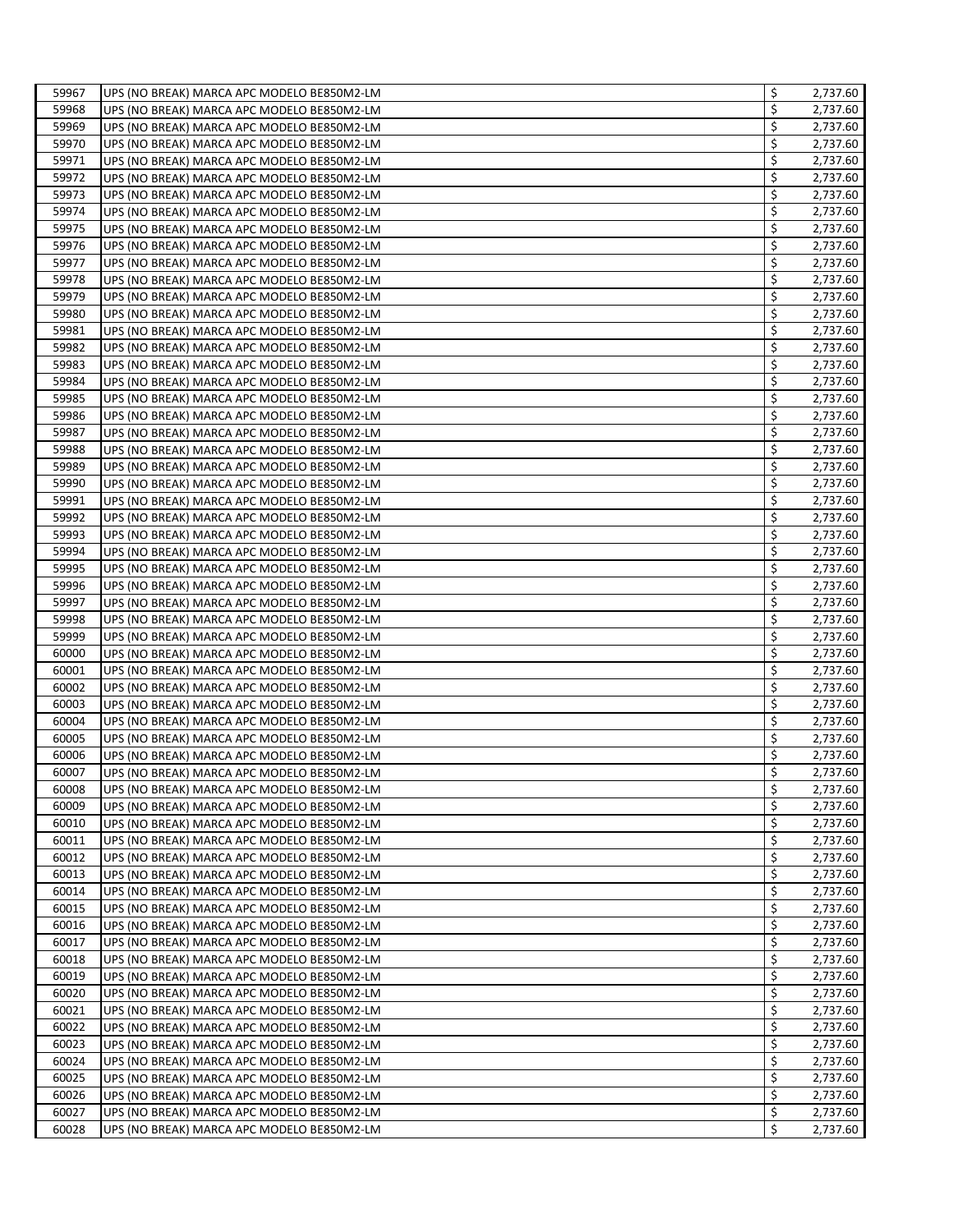| | | | |
|---|---|---|---|
| 59967 | UPS (NO BREAK) MARCA APC MODELO BE850M2-LM | $ | 2,737.60 |
| 59968 | UPS (NO BREAK) MARCA APC MODELO BE850M2-LM | $ | 2,737.60 |
| 59969 | UPS (NO BREAK) MARCA APC MODELO BE850M2-LM | $ | 2,737.60 |
| 59970 | UPS (NO BREAK) MARCA APC MODELO BE850M2-LM | $ | 2,737.60 |
| 59971 | UPS (NO BREAK) MARCA APC MODELO BE850M2-LM | $ | 2,737.60 |
| 59972 | UPS (NO BREAK) MARCA APC MODELO BE850M2-LM | $ | 2,737.60 |
| 59973 | UPS (NO BREAK) MARCA APC MODELO BE850M2-LM | $ | 2,737.60 |
| 59974 | UPS (NO BREAK) MARCA APC MODELO BE850M2-LM | $ | 2,737.60 |
| 59975 | UPS (NO BREAK) MARCA APC MODELO BE850M2-LM | $ | 2,737.60 |
| 59976 | UPS (NO BREAK) MARCA APC MODELO BE850M2-LM | $ | 2,737.60 |
| 59977 | UPS (NO BREAK) MARCA APC MODELO BE850M2-LM | $ | 2,737.60 |
| 59978 | UPS (NO BREAK) MARCA APC MODELO BE850M2-LM | $ | 2,737.60 |
| 59979 | UPS (NO BREAK) MARCA APC MODELO BE850M2-LM | $ | 2,737.60 |
| 59980 | UPS (NO BREAK) MARCA APC MODELO BE850M2-LM | $ | 2,737.60 |
| 59981 | UPS (NO BREAK) MARCA APC MODELO BE850M2-LM | $ | 2,737.60 |
| 59982 | UPS (NO BREAK) MARCA APC MODELO BE850M2-LM | $ | 2,737.60 |
| 59983 | UPS (NO BREAK) MARCA APC MODELO BE850M2-LM | $ | 2,737.60 |
| 59984 | UPS (NO BREAK) MARCA APC MODELO BE850M2-LM | $ | 2,737.60 |
| 59985 | UPS (NO BREAK) MARCA APC MODELO BE850M2-LM | $ | 2,737.60 |
| 59986 | UPS (NO BREAK) MARCA APC MODELO BE850M2-LM | $ | 2,737.60 |
| 59987 | UPS (NO BREAK) MARCA APC MODELO BE850M2-LM | $ | 2,737.60 |
| 59988 | UPS (NO BREAK) MARCA APC MODELO BE850M2-LM | $ | 2,737.60 |
| 59989 | UPS (NO BREAK) MARCA APC MODELO BE850M2-LM | $ | 2,737.60 |
| 59990 | UPS (NO BREAK) MARCA APC MODELO BE850M2-LM | $ | 2,737.60 |
| 59991 | UPS (NO BREAK) MARCA APC MODELO BE850M2-LM | $ | 2,737.60 |
| 59992 | UPS (NO BREAK) MARCA APC MODELO BE850M2-LM | $ | 2,737.60 |
| 59993 | UPS (NO BREAK) MARCA APC MODELO BE850M2-LM | $ | 2,737.60 |
| 59994 | UPS (NO BREAK) MARCA APC MODELO BE850M2-LM | $ | 2,737.60 |
| 59995 | UPS (NO BREAK) MARCA APC MODELO BE850M2-LM | $ | 2,737.60 |
| 59996 | UPS (NO BREAK) MARCA APC MODELO BE850M2-LM | $ | 2,737.60 |
| 59997 | UPS (NO BREAK) MARCA APC MODELO BE850M2-LM | $ | 2,737.60 |
| 59998 | UPS (NO BREAK) MARCA APC MODELO BE850M2-LM | $ | 2,737.60 |
| 59999 | UPS (NO BREAK) MARCA APC MODELO BE850M2-LM | $ | 2,737.60 |
| 60000 | UPS (NO BREAK) MARCA APC MODELO BE850M2-LM | $ | 2,737.60 |
| 60001 | UPS (NO BREAK) MARCA APC MODELO BE850M2-LM | $ | 2,737.60 |
| 60002 | UPS (NO BREAK) MARCA APC MODELO BE850M2-LM | $ | 2,737.60 |
| 60003 | UPS (NO BREAK) MARCA APC MODELO BE850M2-LM | $ | 2,737.60 |
| 60004 | UPS (NO BREAK) MARCA APC MODELO BE850M2-LM | $ | 2,737.60 |
| 60005 | UPS (NO BREAK) MARCA APC MODELO BE850M2-LM | $ | 2,737.60 |
| 60006 | UPS (NO BREAK) MARCA APC MODELO BE850M2-LM | $ | 2,737.60 |
| 60007 | UPS (NO BREAK) MARCA APC MODELO BE850M2-LM | $ | 2,737.60 |
| 60008 | UPS (NO BREAK) MARCA APC MODELO BE850M2-LM | $ | 2,737.60 |
| 60009 | UPS (NO BREAK) MARCA APC MODELO BE850M2-LM | $ | 2,737.60 |
| 60010 | UPS (NO BREAK) MARCA APC MODELO BE850M2-LM | $ | 2,737.60 |
| 60011 | UPS (NO BREAK) MARCA APC MODELO BE850M2-LM | $ | 2,737.60 |
| 60012 | UPS (NO BREAK) MARCA APC MODELO BE850M2-LM | $ | 2,737.60 |
| 60013 | UPS (NO BREAK) MARCA APC MODELO BE850M2-LM | $ | 2,737.60 |
| 60014 | UPS (NO BREAK) MARCA APC MODELO BE850M2-LM | $ | 2,737.60 |
| 60015 | UPS (NO BREAK) MARCA APC MODELO BE850M2-LM | $ | 2,737.60 |
| 60016 | UPS (NO BREAK) MARCA APC MODELO BE850M2-LM | $ | 2,737.60 |
| 60017 | UPS (NO BREAK) MARCA APC MODELO BE850M2-LM | $ | 2,737.60 |
| 60018 | UPS (NO BREAK) MARCA APC MODELO BE850M2-LM | $ | 2,737.60 |
| 60019 | UPS (NO BREAK) MARCA APC MODELO BE850M2-LM | $ | 2,737.60 |
| 60020 | UPS (NO BREAK) MARCA APC MODELO BE850M2-LM | $ | 2,737.60 |
| 60021 | UPS (NO BREAK) MARCA APC MODELO BE850M2-LM | $ | 2,737.60 |
| 60022 | UPS (NO BREAK) MARCA APC MODELO BE850M2-LM | $ | 2,737.60 |
| 60023 | UPS (NO BREAK) MARCA APC MODELO BE850M2-LM | $ | 2,737.60 |
| 60024 | UPS (NO BREAK) MARCA APC MODELO BE850M2-LM | $ | 2,737.60 |
| 60025 | UPS (NO BREAK) MARCA APC MODELO BE850M2-LM | $ | 2,737.60 |
| 60026 | UPS (NO BREAK) MARCA APC MODELO BE850M2-LM | $ | 2,737.60 |
| 60027 | UPS (NO BREAK) MARCA APC MODELO BE850M2-LM | $ | 2,737.60 |
| 60028 | UPS (NO BREAK) MARCA APC MODELO BE850M2-LM | $ | 2,737.60 |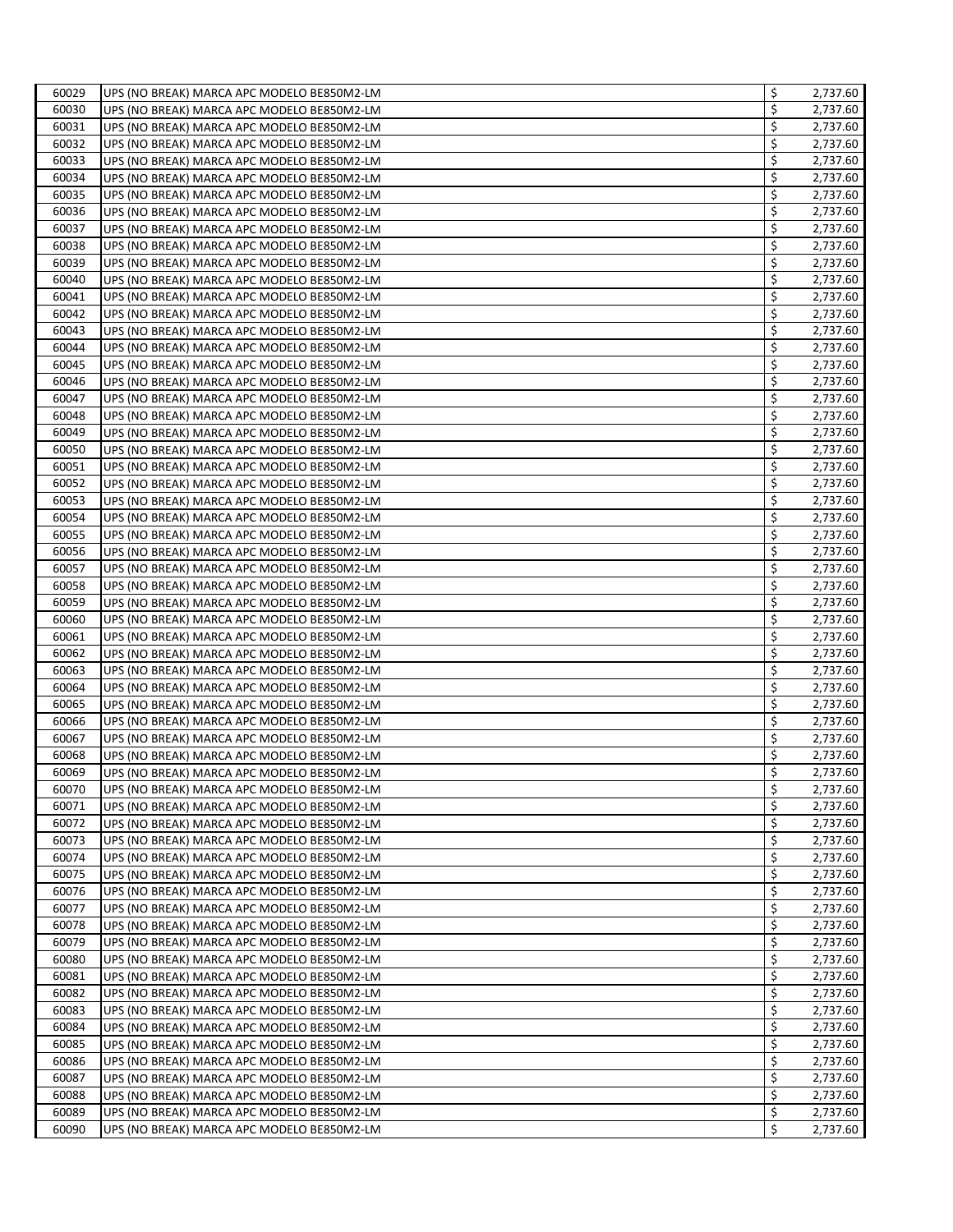| 60029 | UPS (NO BREAK) MARCA APC MODELO BE850M2-LM | $ | 2,737.60 |
|---|---|---|---|
| 60030 | UPS (NO BREAK) MARCA APC MODELO BE850M2-LM | $ | 2,737.60 |
| 60031 | UPS (NO BREAK) MARCA APC MODELO BE850M2-LM | $ | 2,737.60 |
| 60032 | UPS (NO BREAK) MARCA APC MODELO BE850M2-LM | $ | 2,737.60 |
| 60033 | UPS (NO BREAK) MARCA APC MODELO BE850M2-LM | $ | 2,737.60 |
| 60034 | UPS (NO BREAK) MARCA APC MODELO BE850M2-LM | $ | 2,737.60 |
| 60035 | UPS (NO BREAK) MARCA APC MODELO BE850M2-LM | $ | 2,737.60 |
| 60036 | UPS (NO BREAK) MARCA APC MODELO BE850M2-LM | $ | 2,737.60 |
| 60037 | UPS (NO BREAK) MARCA APC MODELO BE850M2-LM | $ | 2,737.60 |
| 60038 | UPS (NO BREAK) MARCA APC MODELO BE850M2-LM | $ | 2,737.60 |
| 60039 | UPS (NO BREAK) MARCA APC MODELO BE850M2-LM | $ | 2,737.60 |
| 60040 | UPS (NO BREAK) MARCA APC MODELO BE850M2-LM | $ | 2,737.60 |
| 60041 | UPS (NO BREAK) MARCA APC MODELO BE850M2-LM | $ | 2,737.60 |
| 60042 | UPS (NO BREAK) MARCA APC MODELO BE850M2-LM | $ | 2,737.60 |
| 60043 | UPS (NO BREAK) MARCA APC MODELO BE850M2-LM | $ | 2,737.60 |
| 60044 | UPS (NO BREAK) MARCA APC MODELO BE850M2-LM | $ | 2,737.60 |
| 60045 | UPS (NO BREAK) MARCA APC MODELO BE850M2-LM | $ | 2,737.60 |
| 60046 | UPS (NO BREAK) MARCA APC MODELO BE850M2-LM | $ | 2,737.60 |
| 60047 | UPS (NO BREAK) MARCA APC MODELO BE850M2-LM | $ | 2,737.60 |
| 60048 | UPS (NO BREAK) MARCA APC MODELO BE850M2-LM | $ | 2,737.60 |
| 60049 | UPS (NO BREAK) MARCA APC MODELO BE850M2-LM | $ | 2,737.60 |
| 60050 | UPS (NO BREAK) MARCA APC MODELO BE850M2-LM | $ | 2,737.60 |
| 60051 | UPS (NO BREAK) MARCA APC MODELO BE850M2-LM | $ | 2,737.60 |
| 60052 | UPS (NO BREAK) MARCA APC MODELO BE850M2-LM | $ | 2,737.60 |
| 60053 | UPS (NO BREAK) MARCA APC MODELO BE850M2-LM | $ | 2,737.60 |
| 60054 | UPS (NO BREAK) MARCA APC MODELO BE850M2-LM | $ | 2,737.60 |
| 60055 | UPS (NO BREAK) MARCA APC MODELO BE850M2-LM | $ | 2,737.60 |
| 60056 | UPS (NO BREAK) MARCA APC MODELO BE850M2-LM | $ | 2,737.60 |
| 60057 | UPS (NO BREAK) MARCA APC MODELO BE850M2-LM | $ | 2,737.60 |
| 60058 | UPS (NO BREAK) MARCA APC MODELO BE850M2-LM | $ | 2,737.60 |
| 60059 | UPS (NO BREAK) MARCA APC MODELO BE850M2-LM | $ | 2,737.60 |
| 60060 | UPS (NO BREAK) MARCA APC MODELO BE850M2-LM | $ | 2,737.60 |
| 60061 | UPS (NO BREAK) MARCA APC MODELO BE850M2-LM | $ | 2,737.60 |
| 60062 | UPS (NO BREAK) MARCA APC MODELO BE850M2-LM | $ | 2,737.60 |
| 60063 | UPS (NO BREAK) MARCA APC MODELO BE850M2-LM | $ | 2,737.60 |
| 60064 | UPS (NO BREAK) MARCA APC MODELO BE850M2-LM | $ | 2,737.60 |
| 60065 | UPS (NO BREAK) MARCA APC MODELO BE850M2-LM | $ | 2,737.60 |
| 60066 | UPS (NO BREAK) MARCA APC MODELO BE850M2-LM | $ | 2,737.60 |
| 60067 | UPS (NO BREAK) MARCA APC MODELO BE850M2-LM | $ | 2,737.60 |
| 60068 | UPS (NO BREAK) MARCA APC MODELO BE850M2-LM | $ | 2,737.60 |
| 60069 | UPS (NO BREAK) MARCA APC MODELO BE850M2-LM | $ | 2,737.60 |
| 60070 | UPS (NO BREAK) MARCA APC MODELO BE850M2-LM | $ | 2,737.60 |
| 60071 | UPS (NO BREAK) MARCA APC MODELO BE850M2-LM | $ | 2,737.60 |
| 60072 | UPS (NO BREAK) MARCA APC MODELO BE850M2-LM | $ | 2,737.60 |
| 60073 | UPS (NO BREAK) MARCA APC MODELO BE850M2-LM | $ | 2,737.60 |
| 60074 | UPS (NO BREAK) MARCA APC MODELO BE850M2-LM | $ | 2,737.60 |
| 60075 | UPS (NO BREAK) MARCA APC MODELO BE850M2-LM | $ | 2,737.60 |
| 60076 | UPS (NO BREAK) MARCA APC MODELO BE850M2-LM | $ | 2,737.60 |
| 60077 | UPS (NO BREAK) MARCA APC MODELO BE850M2-LM | $ | 2,737.60 |
| 60078 | UPS (NO BREAK) MARCA APC MODELO BE850M2-LM | $ | 2,737.60 |
| 60079 | UPS (NO BREAK) MARCA APC MODELO BE850M2-LM | $ | 2,737.60 |
| 60080 | UPS (NO BREAK) MARCA APC MODELO BE850M2-LM | $ | 2,737.60 |
| 60081 | UPS (NO BREAK) MARCA APC MODELO BE850M2-LM | $ | 2,737.60 |
| 60082 | UPS (NO BREAK) MARCA APC MODELO BE850M2-LM | $ | 2,737.60 |
| 60083 | UPS (NO BREAK) MARCA APC MODELO BE850M2-LM | $ | 2,737.60 |
| 60084 | UPS (NO BREAK) MARCA APC MODELO BE850M2-LM | $ | 2,737.60 |
| 60085 | UPS (NO BREAK) MARCA APC MODELO BE850M2-LM | $ | 2,737.60 |
| 60086 | UPS (NO BREAK) MARCA APC MODELO BE850M2-LM | $ | 2,737.60 |
| 60087 | UPS (NO BREAK) MARCA APC MODELO BE850M2-LM | $ | 2,737.60 |
| 60088 | UPS (NO BREAK) MARCA APC MODELO BE850M2-LM | $ | 2,737.60 |
| 60089 | UPS (NO BREAK) MARCA APC MODELO BE850M2-LM | $ | 2,737.60 |
| 60090 | UPS (NO BREAK) MARCA APC MODELO BE850M2-LM | $ | 2,737.60 |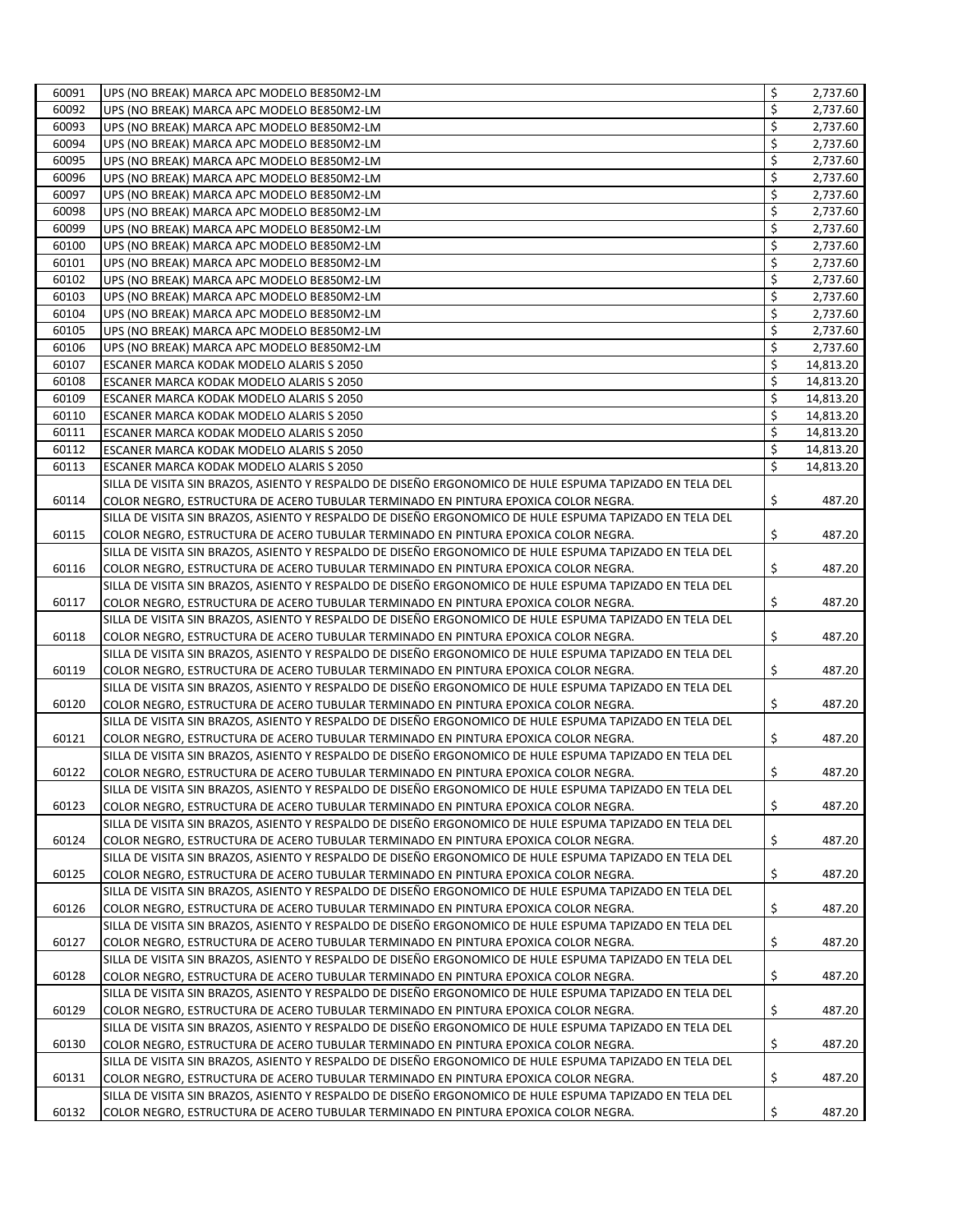| | | | |
|---|---|---|---|
| 60091 | UPS (NO BREAK) MARCA APC MODELO BE850M2-LM | $ | 2,737.60 |
| 60092 | UPS (NO BREAK) MARCA APC MODELO BE850M2-LM | $ | 2,737.60 |
| 60093 | UPS (NO BREAK) MARCA APC MODELO BE850M2-LM | $ | 2,737.60 |
| 60094 | UPS (NO BREAK) MARCA APC MODELO BE850M2-LM | $ | 2,737.60 |
| 60095 | UPS (NO BREAK) MARCA APC MODELO BE850M2-LM | $ | 2,737.60 |
| 60096 | UPS (NO BREAK) MARCA APC MODELO BE850M2-LM | $ | 2,737.60 |
| 60097 | UPS (NO BREAK) MARCA APC MODELO BE850M2-LM | $ | 2,737.60 |
| 60098 | UPS (NO BREAK) MARCA APC MODELO BE850M2-LM | $ | 2,737.60 |
| 60099 | UPS (NO BREAK) MARCA APC MODELO BE850M2-LM | $ | 2,737.60 |
| 60100 | UPS (NO BREAK) MARCA APC MODELO BE850M2-LM | $ | 2,737.60 |
| 60101 | UPS (NO BREAK) MARCA APC MODELO BE850M2-LM | $ | 2,737.60 |
| 60102 | UPS (NO BREAK) MARCA APC MODELO BE850M2-LM | $ | 2,737.60 |
| 60103 | UPS (NO BREAK) MARCA APC MODELO BE850M2-LM | $ | 2,737.60 |
| 60104 | UPS (NO BREAK) MARCA APC MODELO BE850M2-LM | $ | 2,737.60 |
| 60105 | UPS (NO BREAK) MARCA APC MODELO BE850M2-LM | $ | 2,737.60 |
| 60106 | UPS (NO BREAK) MARCA APC MODELO BE850M2-LM | $ | 2,737.60 |
| 60107 | ESCANER MARCA KODAK MODELO ALARIS S 2050 | $ | 14,813.20 |
| 60108 | ESCANER MARCA KODAK MODELO ALARIS S 2050 | $ | 14,813.20 |
| 60109 | ESCANER MARCA KODAK MODELO ALARIS S 2050 | $ | 14,813.20 |
| 60110 | ESCANER MARCA KODAK MODELO ALARIS S 2050 | $ | 14,813.20 |
| 60111 | ESCANER MARCA KODAK MODELO ALARIS S 2050 | $ | 14,813.20 |
| 60112 | ESCANER MARCA KODAK MODELO ALARIS S 2050 | $ | 14,813.20 |
| 60113 | ESCANER MARCA KODAK MODELO ALARIS S 2050 | $ | 14,813.20 |
| 60114 | SILLA DE VISITA SIN BRAZOS, ASIENTO Y RESPALDO DE DISEÑO ERGONOMICO DE HULE ESPUMA TAPIZADO EN TELA DEL COLOR NEGRO, ESTRUCTURA DE ACERO TUBULAR TERMINADO EN PINTURA EPOXICA COLOR NEGRA. | $ | 487.20 |
| 60115 | SILLA DE VISITA SIN BRAZOS, ASIENTO Y RESPALDO DE DISEÑO ERGONOMICO DE HULE ESPUMA TAPIZADO EN TELA DEL COLOR NEGRO, ESTRUCTURA DE ACERO TUBULAR TERMINADO EN PINTURA EPOXICA COLOR NEGRA. | $ | 487.20 |
| 60116 | SILLA DE VISITA SIN BRAZOS, ASIENTO Y RESPALDO DE DISEÑO ERGONOMICO DE HULE ESPUMA TAPIZADO EN TELA DEL COLOR NEGRO, ESTRUCTURA DE ACERO TUBULAR TERMINADO EN PINTURA EPOXICA COLOR NEGRA. | $ | 487.20 |
| 60117 | SILLA DE VISITA SIN BRAZOS, ASIENTO Y RESPALDO DE DISEÑO ERGONOMICO DE HULE ESPUMA TAPIZADO EN TELA DEL COLOR NEGRO, ESTRUCTURA DE ACERO TUBULAR TERMINADO EN PINTURA EPOXICA COLOR NEGRA. | $ | 487.20 |
| 60118 | SILLA DE VISITA SIN BRAZOS, ASIENTO Y RESPALDO DE DISEÑO ERGONOMICO DE HULE ESPUMA TAPIZADO EN TELA DEL COLOR NEGRO, ESTRUCTURA DE ACERO TUBULAR TERMINADO EN PINTURA EPOXICA COLOR NEGRA. | $ | 487.20 |
| 60119 | SILLA DE VISITA SIN BRAZOS, ASIENTO Y RESPALDO DE DISEÑO ERGONOMICO DE HULE ESPUMA TAPIZADO EN TELA DEL COLOR NEGRO, ESTRUCTURA DE ACERO TUBULAR TERMINADO EN PINTURA EPOXICA COLOR NEGRA. | $ | 487.20 |
| 60120 | SILLA DE VISITA SIN BRAZOS, ASIENTO Y RESPALDO DE DISEÑO ERGONOMICO DE HULE ESPUMA TAPIZADO EN TELA DEL COLOR NEGRO, ESTRUCTURA DE ACERO TUBULAR TERMINADO EN PINTURA EPOXICA COLOR NEGRA. | $ | 487.20 |
| 60121 | SILLA DE VISITA SIN BRAZOS, ASIENTO Y RESPALDO DE DISEÑO ERGONOMICO DE HULE ESPUMA TAPIZADO EN TELA DEL COLOR NEGRO, ESTRUCTURA DE ACERO TUBULAR TERMINADO EN PINTURA EPOXICA COLOR NEGRA. | $ | 487.20 |
| 60122 | SILLA DE VISITA SIN BRAZOS, ASIENTO Y RESPALDO DE DISEÑO ERGONOMICO DE HULE ESPUMA TAPIZADO EN TELA DEL COLOR NEGRO, ESTRUCTURA DE ACERO TUBULAR TERMINADO EN PINTURA EPOXICA COLOR NEGRA. | $ | 487.20 |
| 60123 | SILLA DE VISITA SIN BRAZOS, ASIENTO Y RESPALDO DE DISEÑO ERGONOMICO DE HULE ESPUMA TAPIZADO EN TELA DEL COLOR NEGRO, ESTRUCTURA DE ACERO TUBULAR TERMINADO EN PINTURA EPOXICA COLOR NEGRA. | $ | 487.20 |
| 60124 | SILLA DE VISITA SIN BRAZOS, ASIENTO Y RESPALDO DE DISEÑO ERGONOMICO DE HULE ESPUMA TAPIZADO EN TELA DEL COLOR NEGRO, ESTRUCTURA DE ACERO TUBULAR TERMINADO EN PINTURA EPOXICA COLOR NEGRA. | $ | 487.20 |
| 60125 | SILLA DE VISITA SIN BRAZOS, ASIENTO Y RESPALDO DE DISEÑO ERGONOMICO DE HULE ESPUMA TAPIZADO EN TELA DEL COLOR NEGRO, ESTRUCTURA DE ACERO TUBULAR TERMINADO EN PINTURA EPOXICA COLOR NEGRA. | $ | 487.20 |
| 60126 | SILLA DE VISITA SIN BRAZOS, ASIENTO Y RESPALDO DE DISEÑO ERGONOMICO DE HULE ESPUMA TAPIZADO EN TELA DEL COLOR NEGRO, ESTRUCTURA DE ACERO TUBULAR TERMINADO EN PINTURA EPOXICA COLOR NEGRA. | $ | 487.20 |
| 60127 | SILLA DE VISITA SIN BRAZOS, ASIENTO Y RESPALDO DE DISEÑO ERGONOMICO DE HULE ESPUMA TAPIZADO EN TELA DEL COLOR NEGRO, ESTRUCTURA DE ACERO TUBULAR TERMINADO EN PINTURA EPOXICA COLOR NEGRA. | $ | 487.20 |
| 60128 | SILLA DE VISITA SIN BRAZOS, ASIENTO Y RESPALDO DE DISEÑO ERGONOMICO DE HULE ESPUMA TAPIZADO EN TELA DEL COLOR NEGRO, ESTRUCTURA DE ACERO TUBULAR TERMINADO EN PINTURA EPOXICA COLOR NEGRA. | $ | 487.20 |
| 60129 | SILLA DE VISITA SIN BRAZOS, ASIENTO Y RESPALDO DE DISEÑO ERGONOMICO DE HULE ESPUMA TAPIZADO EN TELA DEL COLOR NEGRO, ESTRUCTURA DE ACERO TUBULAR TERMINADO EN PINTURA EPOXICA COLOR NEGRA. | $ | 487.20 |
| 60130 | SILLA DE VISITA SIN BRAZOS, ASIENTO Y RESPALDO DE DISEÑO ERGONOMICO DE HULE ESPUMA TAPIZADO EN TELA DEL COLOR NEGRO, ESTRUCTURA DE ACERO TUBULAR TERMINADO EN PINTURA EPOXICA COLOR NEGRA. | $ | 487.20 |
| 60131 | SILLA DE VISITA SIN BRAZOS, ASIENTO Y RESPALDO DE DISEÑO ERGONOMICO DE HULE ESPUMA TAPIZADO EN TELA DEL COLOR NEGRO, ESTRUCTURA DE ACERO TUBULAR TERMINADO EN PINTURA EPOXICA COLOR NEGRA. | $ | 487.20 |
| 60132 | SILLA DE VISITA SIN BRAZOS, ASIENTO Y RESPALDO DE DISEÑO ERGONOMICO DE HULE ESPUMA TAPIZADO EN TELA DEL COLOR NEGRO, ESTRUCTURA DE ACERO TUBULAR TERMINADO EN PINTURA EPOXICA COLOR NEGRA. | $ | 487.20 |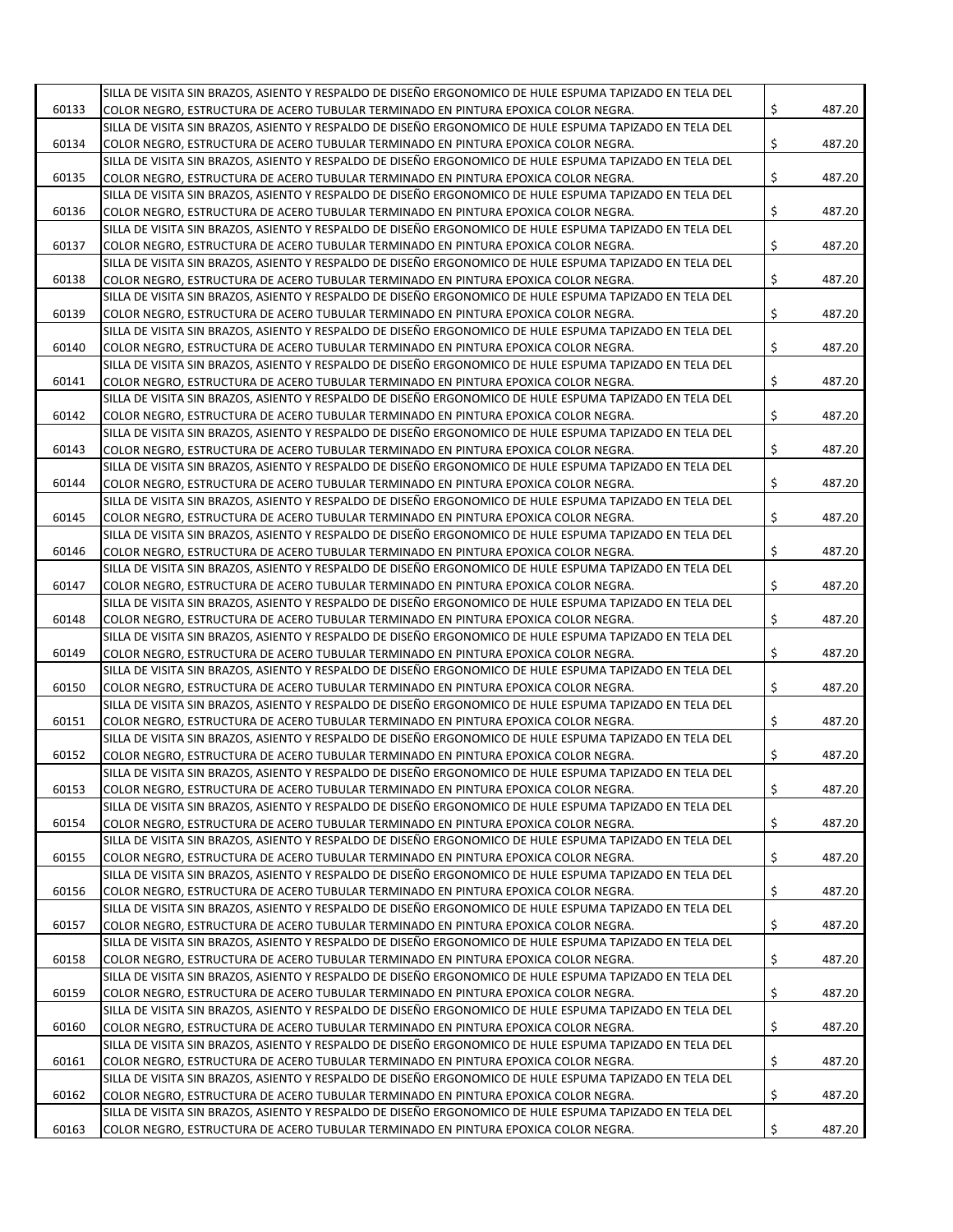| | | |
|---|---|---|
| 60133 | SILLA DE VISITA SIN BRAZOS, ASIENTO Y RESPALDO DE DISEÑO ERGONOMICO DE HULE ESPUMA TAPIZADO EN TELA DEL COLOR NEGRO, ESTRUCTURA DE ACERO TUBULAR TERMINADO EN PINTURA EPOXICA COLOR NEGRA. | $ 487.20 |
| 60134 | SILLA DE VISITA SIN BRAZOS, ASIENTO Y RESPALDO DE DISEÑO ERGONOMICO DE HULE ESPUMA TAPIZADO EN TELA DEL COLOR NEGRO, ESTRUCTURA DE ACERO TUBULAR TERMINADO EN PINTURA EPOXICA COLOR NEGRA. | $ 487.20 |
| 60135 | SILLA DE VISITA SIN BRAZOS, ASIENTO Y RESPALDO DE DISEÑO ERGONOMICO DE HULE ESPUMA TAPIZADO EN TELA DEL COLOR NEGRO, ESTRUCTURA DE ACERO TUBULAR TERMINADO EN PINTURA EPOXICA COLOR NEGRA. | $ 487.20 |
| 60136 | SILLA DE VISITA SIN BRAZOS, ASIENTO Y RESPALDO DE DISEÑO ERGONOMICO DE HULE ESPUMA TAPIZADO EN TELA DEL COLOR NEGRO, ESTRUCTURA DE ACERO TUBULAR TERMINADO EN PINTURA EPOXICA COLOR NEGRA. | $ 487.20 |
| 60137 | SILLA DE VISITA SIN BRAZOS, ASIENTO Y RESPALDO DE DISEÑO ERGONOMICO DE HULE ESPUMA TAPIZADO EN TELA DEL COLOR NEGRO, ESTRUCTURA DE ACERO TUBULAR TERMINADO EN PINTURA EPOXICA COLOR NEGRA. | $ 487.20 |
| 60138 | SILLA DE VISITA SIN BRAZOS, ASIENTO Y RESPALDO DE DISEÑO ERGONOMICO DE HULE ESPUMA TAPIZADO EN TELA DEL COLOR NEGRO, ESTRUCTURA DE ACERO TUBULAR TERMINADO EN PINTURA EPOXICA COLOR NEGRA. | $ 487.20 |
| 60139 | SILLA DE VISITA SIN BRAZOS, ASIENTO Y RESPALDO DE DISEÑO ERGONOMICO DE HULE ESPUMA TAPIZADO EN TELA DEL COLOR NEGRO, ESTRUCTURA DE ACERO TUBULAR TERMINADO EN PINTURA EPOXICA COLOR NEGRA. | $ 487.20 |
| 60140 | SILLA DE VISITA SIN BRAZOS, ASIENTO Y RESPALDO DE DISEÑO ERGONOMICO DE HULE ESPUMA TAPIZADO EN TELA DEL COLOR NEGRO, ESTRUCTURA DE ACERO TUBULAR TERMINADO EN PINTURA EPOXICA COLOR NEGRA. | $ 487.20 |
| 60141 | SILLA DE VISITA SIN BRAZOS, ASIENTO Y RESPALDO DE DISEÑO ERGONOMICO DE HULE ESPUMA TAPIZADO EN TELA DEL COLOR NEGRO, ESTRUCTURA DE ACERO TUBULAR TERMINADO EN PINTURA EPOXICA COLOR NEGRA. | $ 487.20 |
| 60142 | SILLA DE VISITA SIN BRAZOS, ASIENTO Y RESPALDO DE DISEÑO ERGONOMICO DE HULE ESPUMA TAPIZADO EN TELA DEL COLOR NEGRO, ESTRUCTURA DE ACERO TUBULAR TERMINADO EN PINTURA EPOXICA COLOR NEGRA. | $ 487.20 |
| 60143 | SILLA DE VISITA SIN BRAZOS, ASIENTO Y RESPALDO DE DISEÑO ERGONOMICO DE HULE ESPUMA TAPIZADO EN TELA DEL COLOR NEGRO, ESTRUCTURA DE ACERO TUBULAR TERMINADO EN PINTURA EPOXICA COLOR NEGRA. | $ 487.20 |
| 60144 | SILLA DE VISITA SIN BRAZOS, ASIENTO Y RESPALDO DE DISEÑO ERGONOMICO DE HULE ESPUMA TAPIZADO EN TELA DEL COLOR NEGRO, ESTRUCTURA DE ACERO TUBULAR TERMINADO EN PINTURA EPOXICA COLOR NEGRA. | $ 487.20 |
| 60145 | SILLA DE VISITA SIN BRAZOS, ASIENTO Y RESPALDO DE DISEÑO ERGONOMICO DE HULE ESPUMA TAPIZADO EN TELA DEL COLOR NEGRO, ESTRUCTURA DE ACERO TUBULAR TERMINADO EN PINTURA EPOXICA COLOR NEGRA. | $ 487.20 |
| 60146 | SILLA DE VISITA SIN BRAZOS, ASIENTO Y RESPALDO DE DISEÑO ERGONOMICO DE HULE ESPUMA TAPIZADO EN TELA DEL COLOR NEGRO, ESTRUCTURA DE ACERO TUBULAR TERMINADO EN PINTURA EPOXICA COLOR NEGRA. | $ 487.20 |
| 60147 | SILLA DE VISITA SIN BRAZOS, ASIENTO Y RESPALDO DE DISEÑO ERGONOMICO DE HULE ESPUMA TAPIZADO EN TELA DEL COLOR NEGRO, ESTRUCTURA DE ACERO TUBULAR TERMINADO EN PINTURA EPOXICA COLOR NEGRA. | $ 487.20 |
| 60148 | SILLA DE VISITA SIN BRAZOS, ASIENTO Y RESPALDO DE DISEÑO ERGONOMICO DE HULE ESPUMA TAPIZADO EN TELA DEL COLOR NEGRO, ESTRUCTURA DE ACERO TUBULAR TERMINADO EN PINTURA EPOXICA COLOR NEGRA. | $ 487.20 |
| 60149 | SILLA DE VISITA SIN BRAZOS, ASIENTO Y RESPALDO DE DISEÑO ERGONOMICO DE HULE ESPUMA TAPIZADO EN TELA DEL COLOR NEGRO, ESTRUCTURA DE ACERO TUBULAR TERMINADO EN PINTURA EPOXICA COLOR NEGRA. | $ 487.20 |
| 60150 | SILLA DE VISITA SIN BRAZOS, ASIENTO Y RESPALDO DE DISEÑO ERGONOMICO DE HULE ESPUMA TAPIZADO EN TELA DEL COLOR NEGRO, ESTRUCTURA DE ACERO TUBULAR TERMINADO EN PINTURA EPOXICA COLOR NEGRA. | $ 487.20 |
| 60151 | SILLA DE VISITA SIN BRAZOS, ASIENTO Y RESPALDO DE DISEÑO ERGONOMICO DE HULE ESPUMA TAPIZADO EN TELA DEL COLOR NEGRO, ESTRUCTURA DE ACERO TUBULAR TERMINADO EN PINTURA EPOXICA COLOR NEGRA. | $ 487.20 |
| 60152 | SILLA DE VISITA SIN BRAZOS, ASIENTO Y RESPALDO DE DISEÑO ERGONOMICO DE HULE ESPUMA TAPIZADO EN TELA DEL COLOR NEGRO, ESTRUCTURA DE ACERO TUBULAR TERMINADO EN PINTURA EPOXICA COLOR NEGRA. | $ 487.20 |
| 60153 | SILLA DE VISITA SIN BRAZOS, ASIENTO Y RESPALDO DE DISEÑO ERGONOMICO DE HULE ESPUMA TAPIZADO EN TELA DEL COLOR NEGRO, ESTRUCTURA DE ACERO TUBULAR TERMINADO EN PINTURA EPOXICA COLOR NEGRA. | $ 487.20 |
| 60154 | SILLA DE VISITA SIN BRAZOS, ASIENTO Y RESPALDO DE DISEÑO ERGONOMICO DE HULE ESPUMA TAPIZADO EN TELA DEL COLOR NEGRO, ESTRUCTURA DE ACERO TUBULAR TERMINADO EN PINTURA EPOXICA COLOR NEGRA. | $ 487.20 |
| 60155 | SILLA DE VISITA SIN BRAZOS, ASIENTO Y RESPALDO DE DISEÑO ERGONOMICO DE HULE ESPUMA TAPIZADO EN TELA DEL COLOR NEGRO, ESTRUCTURA DE ACERO TUBULAR TERMINADO EN PINTURA EPOXICA COLOR NEGRA. | $ 487.20 |
| 60156 | SILLA DE VISITA SIN BRAZOS, ASIENTO Y RESPALDO DE DISEÑO ERGONOMICO DE HULE ESPUMA TAPIZADO EN TELA DEL COLOR NEGRO, ESTRUCTURA DE ACERO TUBULAR TERMINADO EN PINTURA EPOXICA COLOR NEGRA. | $ 487.20 |
| 60157 | SILLA DE VISITA SIN BRAZOS, ASIENTO Y RESPALDO DE DISEÑO ERGONOMICO DE HULE ESPUMA TAPIZADO EN TELA DEL COLOR NEGRO, ESTRUCTURA DE ACERO TUBULAR TERMINADO EN PINTURA EPOXICA COLOR NEGRA. | $ 487.20 |
| 60158 | SILLA DE VISITA SIN BRAZOS, ASIENTO Y RESPALDO DE DISEÑO ERGONOMICO DE HULE ESPUMA TAPIZADO EN TELA DEL COLOR NEGRO, ESTRUCTURA DE ACERO TUBULAR TERMINADO EN PINTURA EPOXICA COLOR NEGRA. | $ 487.20 |
| 60159 | SILLA DE VISITA SIN BRAZOS, ASIENTO Y RESPALDO DE DISEÑO ERGONOMICO DE HULE ESPUMA TAPIZADO EN TELA DEL COLOR NEGRO, ESTRUCTURA DE ACERO TUBULAR TERMINADO EN PINTURA EPOXICA COLOR NEGRA. | $ 487.20 |
| 60160 | SILLA DE VISITA SIN BRAZOS, ASIENTO Y RESPALDO DE DISEÑO ERGONOMICO DE HULE ESPUMA TAPIZADO EN TELA DEL COLOR NEGRO, ESTRUCTURA DE ACERO TUBULAR TERMINADO EN PINTURA EPOXICA COLOR NEGRA. | $ 487.20 |
| 60161 | SILLA DE VISITA SIN BRAZOS, ASIENTO Y RESPALDO DE DISEÑO ERGONOMICO DE HULE ESPUMA TAPIZADO EN TELA DEL COLOR NEGRO, ESTRUCTURA DE ACERO TUBULAR TERMINADO EN PINTURA EPOXICA COLOR NEGRA. | $ 487.20 |
| 60162 | SILLA DE VISITA SIN BRAZOS, ASIENTO Y RESPALDO DE DISEÑO ERGONOMICO DE HULE ESPUMA TAPIZADO EN TELA DEL COLOR NEGRO, ESTRUCTURA DE ACERO TUBULAR TERMINADO EN PINTURA EPOXICA COLOR NEGRA. | $ 487.20 |
| 60163 | SILLA DE VISITA SIN BRAZOS, ASIENTO Y RESPALDO DE DISEÑO ERGONOMICO DE HULE ESPUMA TAPIZADO EN TELA DEL COLOR NEGRO, ESTRUCTURA DE ACERO TUBULAR TERMINADO EN PINTURA EPOXICA COLOR NEGRA. | $ 487.20 |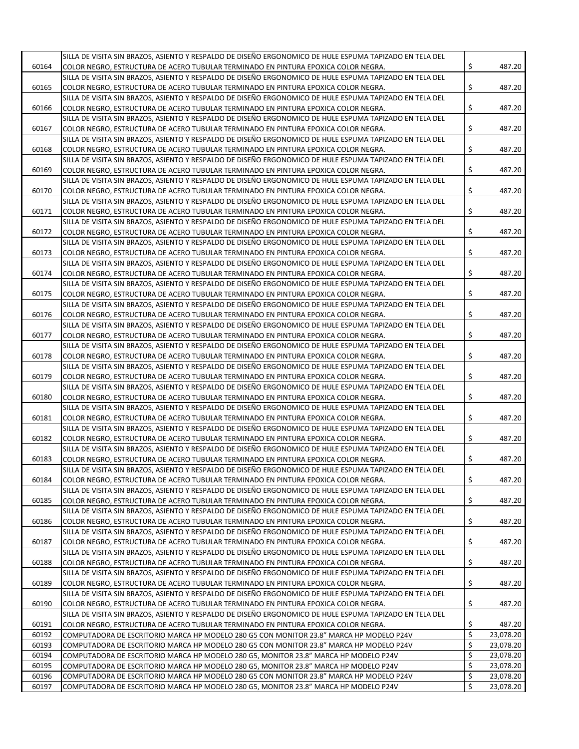| | | | |
|---|---|---|---|
| 60164 | SILLA DE VISITA SIN BRAZOS, ASIENTO Y RESPALDO DE DISEÑO ERGONOMICO DE HULE ESPUMA TAPIZADO EN TELA DEL COLOR NEGRO, ESTRUCTURA DE ACERO TUBULAR TERMINADO EN PINTURA EPOXICA COLOR NEGRA. | $ | 487.20 |
| 60165 | SILLA DE VISITA SIN BRAZOS, ASIENTO Y RESPALDO DE DISEÑO ERGONOMICO DE HULE ESPUMA TAPIZADO EN TELA DEL COLOR NEGRO, ESTRUCTURA DE ACERO TUBULAR TERMINADO EN PINTURA EPOXICA COLOR NEGRA. | $ | 487.20 |
| 60166 | SILLA DE VISITA SIN BRAZOS, ASIENTO Y RESPALDO DE DISEÑO ERGONOMICO DE HULE ESPUMA TAPIZADO EN TELA DEL COLOR NEGRO, ESTRUCTURA DE ACERO TUBULAR TERMINADO EN PINTURA EPOXICA COLOR NEGRA. | $ | 487.20 |
| 60167 | SILLA DE VISITA SIN BRAZOS, ASIENTO Y RESPALDO DE DISEÑO ERGONOMICO DE HULE ESPUMA TAPIZADO EN TELA DEL COLOR NEGRO, ESTRUCTURA DE ACERO TUBULAR TERMINADO EN PINTURA EPOXICA COLOR NEGRA. | $ | 487.20 |
| 60168 | SILLA DE VISITA SIN BRAZOS, ASIENTO Y RESPALDO DE DISEÑO ERGONOMICO DE HULE ESPUMA TAPIZADO EN TELA DEL COLOR NEGRO, ESTRUCTURA DE ACERO TUBULAR TERMINADO EN PINTURA EPOXICA COLOR NEGRA. | $ | 487.20 |
| 60169 | SILLA DE VISITA SIN BRAZOS, ASIENTO Y RESPALDO DE DISEÑO ERGONOMICO DE HULE ESPUMA TAPIZADO EN TELA DEL COLOR NEGRO, ESTRUCTURA DE ACERO TUBULAR TERMINADO EN PINTURA EPOXICA COLOR NEGRA. | $ | 487.20 |
| 60170 | SILLA DE VISITA SIN BRAZOS, ASIENTO Y RESPALDO DE DISEÑO ERGONOMICO DE HULE ESPUMA TAPIZADO EN TELA DEL COLOR NEGRO, ESTRUCTURA DE ACERO TUBULAR TERMINADO EN PINTURA EPOXICA COLOR NEGRA. | $ | 487.20 |
| 60171 | SILLA DE VISITA SIN BRAZOS, ASIENTO Y RESPALDO DE DISEÑO ERGONOMICO DE HULE ESPUMA TAPIZADO EN TELA DEL COLOR NEGRO, ESTRUCTURA DE ACERO TUBULAR TERMINADO EN PINTURA EPOXICA COLOR NEGRA. | $ | 487.20 |
| 60172 | SILLA DE VISITA SIN BRAZOS, ASIENTO Y RESPALDO DE DISEÑO ERGONOMICO DE HULE ESPUMA TAPIZADO EN TELA DEL COLOR NEGRO, ESTRUCTURA DE ACERO TUBULAR TERMINADO EN PINTURA EPOXICA COLOR NEGRA. | $ | 487.20 |
| 60173 | SILLA DE VISITA SIN BRAZOS, ASIENTO Y RESPALDO DE DISEÑO ERGONOMICO DE HULE ESPUMA TAPIZADO EN TELA DEL COLOR NEGRO, ESTRUCTURA DE ACERO TUBULAR TERMINADO EN PINTURA EPOXICA COLOR NEGRA. | $ | 487.20 |
| 60174 | SILLA DE VISITA SIN BRAZOS, ASIENTO Y RESPALDO DE DISEÑO ERGONOMICO DE HULE ESPUMA TAPIZADO EN TELA DEL COLOR NEGRO, ESTRUCTURA DE ACERO TUBULAR TERMINADO EN PINTURA EPOXICA COLOR NEGRA. | $ | 487.20 |
| 60175 | SILLA DE VISITA SIN BRAZOS, ASIENTO Y RESPALDO DE DISEÑO ERGONOMICO DE HULE ESPUMA TAPIZADO EN TELA DEL COLOR NEGRO, ESTRUCTURA DE ACERO TUBULAR TERMINADO EN PINTURA EPOXICA COLOR NEGRA. | $ | 487.20 |
| 60176 | SILLA DE VISITA SIN BRAZOS, ASIENTO Y RESPALDO DE DISEÑO ERGONOMICO DE HULE ESPUMA TAPIZADO EN TELA DEL COLOR NEGRO, ESTRUCTURA DE ACERO TUBULAR TERMINADO EN PINTURA EPOXICA COLOR NEGRA. | $ | 487.20 |
| 60177 | SILLA DE VISITA SIN BRAZOS, ASIENTO Y RESPALDO DE DISEÑO ERGONOMICO DE HULE ESPUMA TAPIZADO EN TELA DEL COLOR NEGRO, ESTRUCTURA DE ACERO TUBULAR TERMINADO EN PINTURA EPOXICA COLOR NEGRA. | $ | 487.20 |
| 60178 | SILLA DE VISITA SIN BRAZOS, ASIENTO Y RESPALDO DE DISEÑO ERGONOMICO DE HULE ESPUMA TAPIZADO EN TELA DEL COLOR NEGRO, ESTRUCTURA DE ACERO TUBULAR TERMINADO EN PINTURA EPOXICA COLOR NEGRA. | $ | 487.20 |
| 60179 | SILLA DE VISITA SIN BRAZOS, ASIENTO Y RESPALDO DE DISEÑO ERGONOMICO DE HULE ESPUMA TAPIZADO EN TELA DEL COLOR NEGRO, ESTRUCTURA DE ACERO TUBULAR TERMINADO EN PINTURA EPOXICA COLOR NEGRA. | $ | 487.20 |
| 60180 | SILLA DE VISITA SIN BRAZOS, ASIENTO Y RESPALDO DE DISEÑO ERGONOMICO DE HULE ESPUMA TAPIZADO EN TELA DEL COLOR NEGRO, ESTRUCTURA DE ACERO TUBULAR TERMINADO EN PINTURA EPOXICA COLOR NEGRA. | $ | 487.20 |
| 60181 | SILLA DE VISITA SIN BRAZOS, ASIENTO Y RESPALDO DE DISEÑO ERGONOMICO DE HULE ESPUMA TAPIZADO EN TELA DEL COLOR NEGRO, ESTRUCTURA DE ACERO TUBULAR TERMINADO EN PINTURA EPOXICA COLOR NEGRA. | $ | 487.20 |
| 60182 | SILLA DE VISITA SIN BRAZOS, ASIENTO Y RESPALDO DE DISEÑO ERGONOMICO DE HULE ESPUMA TAPIZADO EN TELA DEL COLOR NEGRO, ESTRUCTURA DE ACERO TUBULAR TERMINADO EN PINTURA EPOXICA COLOR NEGRA. | $ | 487.20 |
| 60183 | SILLA DE VISITA SIN BRAZOS, ASIENTO Y RESPALDO DE DISEÑO ERGONOMICO DE HULE ESPUMA TAPIZADO EN TELA DEL COLOR NEGRO, ESTRUCTURA DE ACERO TUBULAR TERMINADO EN PINTURA EPOXICA COLOR NEGRA. | $ | 487.20 |
| 60184 | SILLA DE VISITA SIN BRAZOS, ASIENTO Y RESPALDO DE DISEÑO ERGONOMICO DE HULE ESPUMA TAPIZADO EN TELA DEL COLOR NEGRO, ESTRUCTURA DE ACERO TUBULAR TERMINADO EN PINTURA EPOXICA COLOR NEGRA. | $ | 487.20 |
| 60185 | SILLA DE VISITA SIN BRAZOS, ASIENTO Y RESPALDO DE DISEÑO ERGONOMICO DE HULE ESPUMA TAPIZADO EN TELA DEL COLOR NEGRO, ESTRUCTURA DE ACERO TUBULAR TERMINADO EN PINTURA EPOXICA COLOR NEGRA. | $ | 487.20 |
| 60186 | SILLA DE VISITA SIN BRAZOS, ASIENTO Y RESPALDO DE DISEÑO ERGONOMICO DE HULE ESPUMA TAPIZADO EN TELA DEL COLOR NEGRO, ESTRUCTURA DE ACERO TUBULAR TERMINADO EN PINTURA EPOXICA COLOR NEGRA. | $ | 487.20 |
| 60187 | SILLA DE VISITA SIN BRAZOS, ASIENTO Y RESPALDO DE DISEÑO ERGONOMICO DE HULE ESPUMA TAPIZADO EN TELA DEL COLOR NEGRO, ESTRUCTURA DE ACERO TUBULAR TERMINADO EN PINTURA EPOXICA COLOR NEGRA. | $ | 487.20 |
| 60188 | SILLA DE VISITA SIN BRAZOS, ASIENTO Y RESPALDO DE DISEÑO ERGONOMICO DE HULE ESPUMA TAPIZADO EN TELA DEL COLOR NEGRO, ESTRUCTURA DE ACERO TUBULAR TERMINADO EN PINTURA EPOXICA COLOR NEGRA. | $ | 487.20 |
| 60189 | SILLA DE VISITA SIN BRAZOS, ASIENTO Y RESPALDO DE DISEÑO ERGONOMICO DE HULE ESPUMA TAPIZADO EN TELA DEL COLOR NEGRO, ESTRUCTURA DE ACERO TUBULAR TERMINADO EN PINTURA EPOXICA COLOR NEGRA. | $ | 487.20 |
| 60190 | SILLA DE VISITA SIN BRAZOS, ASIENTO Y RESPALDO DE DISEÑO ERGONOMICO DE HULE ESPUMA TAPIZADO EN TELA DEL COLOR NEGRO, ESTRUCTURA DE ACERO TUBULAR TERMINADO EN PINTURA EPOXICA COLOR NEGRA. | $ | 487.20 |
| 60191 | SILLA DE VISITA SIN BRAZOS, ASIENTO Y RESPALDO DE DISEÑO ERGONOMICO DE HULE ESPUMA TAPIZADO EN TELA DEL COLOR NEGRO, ESTRUCTURA DE ACERO TUBULAR TERMINADO EN PINTURA EPOXICA COLOR NEGRA. | $ | 487.20 |
| 60192 | COMPUTADORA DE ESCRITORIO MARCA HP MODELO 280 G5 CON MONITOR 23.8" MARCA HP MODELO P24V | $ | 23,078.20 |
| 60193 | COMPUTADORA DE ESCRITORIO MARCA HP MODELO 280 G5 CON MONITOR 23.8" MARCA HP MODELO P24V | $ | 23,078.20 |
| 60194 | COMPUTADORA DE ESCRITORIO MARCA HP MODELO 280 G5, MONITOR 23.8" MARCA HP MODELO P24V | $ | 23,078.20 |
| 60195 | COMPUTADORA DE ESCRITORIO MARCA HP MODELO 280 G5, MONITOR 23.8" MARCA HP MODELO P24V | $ | 23,078.20 |
| 60196 | COMPUTADORA DE ESCRITORIO MARCA HP MODELO 280 G5 CON MONITOR 23.8" MARCA HP MODELO P24V | $ | 23,078.20 |
| 60197 | COMPUTADORA DE ESCRITORIO MARCA HP MODELO 280 G5, MONITOR 23.8" MARCA HP MODELO P24V | $ | 23,078.20 |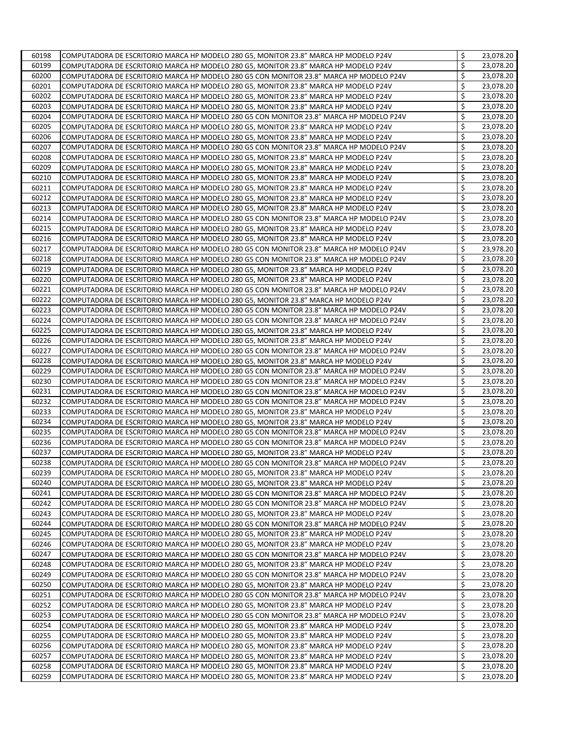| | | | |
|---|---|---|---|
| 60198 | COMPUTADORA DE ESCRITORIO MARCA HP MODELO 280 G5, MONITOR 23.8" MARCA HP MODELO P24V | $ | 23,078.20 |
| 60199 | COMPUTADORA DE ESCRITORIO MARCA HP MODELO 280 G5, MONITOR 23.8" MARCA HP MODELO P24V | $ | 23,078.20 |
| 60200 | COMPUTADORA DE ESCRITORIO MARCA HP MODELO 280 G5 CON MONITOR 23.8" MARCA HP MODELO P24V | $ | 23,078.20 |
| 60201 | COMPUTADORA DE ESCRITORIO MARCA HP MODELO 280 G5, MONITOR 23.8" MARCA HP MODELO P24V | $ | 23,078.20 |
| 60202 | COMPUTADORA DE ESCRITORIO MARCA HP MODELO 280 G5, MONITOR 23.8" MARCA HP MODELO P24V | $ | 23,078.20 |
| 60203 | COMPUTADORA DE ESCRITORIO MARCA HP MODELO 280 G5, MONITOR 23.8" MARCA HP MODELO P24V | $ | 23,078.20 |
| 60204 | COMPUTADORA DE ESCRITORIO MARCA HP MODELO 280 G5 CON MONITOR 23.8" MARCA HP MODELO P24V | $ | 23,078.20 |
| 60205 | COMPUTADORA DE ESCRITORIO MARCA HP MODELO 280 G5, MONITOR 23.8" MARCA HP MODELO P24V | $ | 23,078.20 |
| 60206 | COMPUTADORA DE ESCRITORIO MARCA HP MODELO 280 G5, MONITOR 23.8" MARCA HP MODELO P24V | $ | 23,078.20 |
| 60207 | COMPUTADORA DE ESCRITORIO MARCA HP MODELO 280 G5 CON MONITOR 23.8" MARCA HP MODELO P24V | $ | 23,078.20 |
| 60208 | COMPUTADORA DE ESCRITORIO MARCA HP MODELO 280 G5, MONITOR 23.8" MARCA HP MODELO P24V | $ | 23,078.20 |
| 60209 | COMPUTADORA DE ESCRITORIO MARCA HP MODELO 280 G5, MONITOR 23.8" MARCA HP MODELO P24V | $ | 23,078.20 |
| 60210 | COMPUTADORA DE ESCRITORIO MARCA HP MODELO 280 G5, MONITOR 23.8" MARCA HP MODELO P24V | $ | 23,078.20 |
| 60211 | COMPUTADORA DE ESCRITORIO MARCA HP MODELO 280 G5, MONITOR 23.8" MARCA HP MODELO P24V | $ | 23,078.20 |
| 60212 | COMPUTADORA DE ESCRITORIO MARCA HP MODELO 280 G5, MONITOR 23.8" MARCA HP MODELO P24V | $ | 23,078.20 |
| 60213 | COMPUTADORA DE ESCRITORIO MARCA HP MODELO 280 G5, MONITOR 23.8" MARCA HP MODELO P24V | $ | 23,078.20 |
| 60214 | COMPUTADORA DE ESCRITORIO MARCA HP MODELO 280 G5 CON MONITOR 23.8" MARCA HP MODELO P24V | $ | 23,078.20 |
| 60215 | COMPUTADORA DE ESCRITORIO MARCA HP MODELO 280 G5, MONITOR 23.8" MARCA HP MODELO P24V | $ | 23,078.20 |
| 60216 | COMPUTADORA DE ESCRITORIO MARCA HP MODELO 280 G5, MONITOR 23.8" MARCA HP MODELO P24V | $ | 23,078.20 |
| 60217 | COMPUTADORA DE ESCRITORIO MARCA HP MODELO 280 G5 CON MONITOR 23.8" MARCA HP MODELO P24V | $ | 23,978.20 |
| 60218 | COMPUTADORA DE ESCRITORIO MARCA HP MODELO 280 G5 CON MONITOR 23.8" MARCA HP MODELO P24V | $ | 23,078.20 |
| 60219 | COMPUTADORA DE ESCRITORIO MARCA HP MODELO 280 G5, MONITOR 23.8" MARCA HP MODELO P24V | $ | 23,078.20 |
| 60220 | COMPUTADORA DE ESCRITORIO MARCA HP MODELO 280 G5, MONITOR 23.8" MARCA HP MODELO P24V | $ | 23,078.20 |
| 60221 | COMPUTADORA DE ESCRITORIO MARCA HP MODELO 280 G5 CON MONITOR 23.8" MARCA HP MODELO P24V | $ | 23,078.20 |
| 60222 | COMPUTADORA DE ESCRITORIO MARCA HP MODELO 280 G5, MONITOR 23.8" MARCA HP MODELO P24V | $ | 23,078.20 |
| 60223 | COMPUTADORA DE ESCRITORIO MARCA HP MODELO 280 G5 CON MONITOR 23.8" MARCA HP MODELO P24V | $ | 23,078.20 |
| 60224 | COMPUTADORA DE ESCRITORIO MARCA HP MODELO 280 G5 CON MONITOR 23.8" MARCA HP MODELO P24V | $ | 23,078.20 |
| 60225 | COMPUTADORA DE ESCRITORIO MARCA HP MODELO 280 G5, MONITOR 23.8" MARCA HP MODELO P24V | $ | 23,078.20 |
| 60226 | COMPUTADORA DE ESCRITORIO MARCA HP MODELO 280 G5, MONITOR 23.8" MARCA HP MODELO P24V | $ | 23,078.20 |
| 60227 | COMPUTADORA DE ESCRITORIO MARCA HP MODELO 280 G5 CON MONITOR 23.8" MARCA HP MODELO P24V | $ | 23,078.20 |
| 60228 | COMPUTADORA DE ESCRITORIO MARCA HP MODELO 280 G5, MONITOR 23.8" MARCA HP MODELO P24V | $ | 23,078.20 |
| 60229 | COMPUTADORA DE ESCRITORIO MARCA HP MODELO 280 G5 CON MONITOR 23.8" MARCA HP MODELO P24V | $ | 23,078.20 |
| 60230 | COMPUTADORA DE ESCRITORIO MARCA HP MODELO 280 G5 CON MONITOR 23.8" MARCA HP MODELO P24V | $ | 23,078.20 |
| 60231 | COMPUTADORA DE ESCRITORIO MARCA HP MODELO 280 G5 CON MONITOR 23.8" MARCA HP MODELO P24V | $ | 23,078.20 |
| 60232 | COMPUTADORA DE ESCRITORIO MARCA HP MODELO 280 G5 CON MONITOR 23.8" MARCA HP MODELO P24V | $ | 23,078.20 |
| 60233 | COMPUTADORA DE ESCRITORIO MARCA HP MODELO 280 G5, MONITOR 23.8" MARCA HP MODELO P24V | $ | 23,078.20 |
| 60234 | COMPUTADORA DE ESCRITORIO MARCA HP MODELO 280 G5, MONITOR 23.8" MARCA HP MODELO P24V | $ | 23,078.20 |
| 60235 | COMPUTADORA DE ESCRITORIO MARCA HP MODELO 280 G5 CON MONITOR 23.8" MARCA HP MODELO P24V | $ | 23,078.20 |
| 60236 | COMPUTADORA DE ESCRITORIO MARCA HP MODELO 280 G5 CON MONITOR 23.8" MARCA HP MODELO P24V | $ | 23,078.20 |
| 60237 | COMPUTADORA DE ESCRITORIO MARCA HP MODELO 280 G5, MONITOR 23.8" MARCA HP MODELO P24V | $ | 23,078.20 |
| 60238 | COMPUTADORA DE ESCRITORIO MARCA HP MODELO 280 G5 CON MONITOR 23.8" MARCA HP MODELO P24V | $ | 23,078.20 |
| 60239 | COMPUTADORA DE ESCRITORIO MARCA HP MODELO 280 G5, MONITOR 23.8" MARCA HP MODELO P24V | $ | 23,078.20 |
| 60240 | COMPUTADORA DE ESCRITORIO MARCA HP MODELO 280 G5, MONITOR 23.8" MARCA HP MODELO P24V | $ | 23,078.20 |
| 60241 | COMPUTADORA DE ESCRITORIO MARCA HP MODELO 280 G5 CON MONITOR 23.8" MARCA HP MODELO P24V | $ | 23,078.20 |
| 60242 | COMPUTADORA DE ESCRITORIO MARCA HP MODELO 280 G5 CON MONITOR 23.8" MARCA HP MODELO P24V | $ | 23,078.20 |
| 60243 | COMPUTADORA DE ESCRITORIO MARCA HP MODELO 280 G5, MONITOR 23.8" MARCA HP MODELO P24V | $ | 23,078.20 |
| 60244 | COMPUTADORA DE ESCRITORIO MARCA HP MODELO 280 G5 CON MONITOR 23.8" MARCA HP MODELO P24V | $ | 23,078.20 |
| 60245 | COMPUTADORA DE ESCRITORIO MARCA HP MODELO 280 G5, MONITOR 23.8" MARCA HP MODELO P24V | $ | 23,078.20 |
| 60246 | COMPUTADORA DE ESCRITORIO MARCA HP MODELO 280 G5, MONITOR 23.8" MARCA HP MODELO P24V | $ | 23,078.20 |
| 60247 | COMPUTADORA DE ESCRITORIO MARCA HP MODELO 280 G5 CON MONITOR 23.8" MARCA HP MODELO P24V | $ | 23,078.20 |
| 60248 | COMPUTADORA DE ESCRITORIO MARCA HP MODELO 280 G5, MONITOR 23.8" MARCA HP MODELO P24V | $ | 23,078.20 |
| 60249 | COMPUTADORA DE ESCRITORIO MARCA HP MODELO 280 G5 CON MONITOR 23.8" MARCA HP MODELO P24V | $ | 23,078.20 |
| 60250 | COMPUTADORA DE ESCRITORIO MARCA HP MODELO 280 G5, MONITOR 23.8" MARCA HP MODELO P24V | $ | 23,078.20 |
| 60251 | COMPUTADORA DE ESCRITORIO MARCA HP MODELO 280 G5 CON MONITOR 23.8" MARCA HP MODELO P24V | $ | 23,078.20 |
| 60252 | COMPUTADORA DE ESCRITORIO MARCA HP MODELO 280 G5, MONITOR 23.8" MARCA HP MODELO P24V | $ | 23,078.20 |
| 60253 | COMPUTADORA DE ESCRITORIO MARCA HP MODELO 280 G5 CON MONITOR 23.8" MARCA HP MODELO P24V | $ | 23,078.20 |
| 60254 | COMPUTADORA DE ESCRITORIO MARCA HP MODELO 280 G5, MONITOR 23.8" MARCA HP MODELO P24V | $ | 23,078.20 |
| 60255 | COMPUTADORA DE ESCRITORIO MARCA HP MODELO 280 G5, MONITOR 23.8" MARCA HP MODELO P24V | $ | 23,078.20 |
| 60256 | COMPUTADORA DE ESCRITORIO MARCA HP MODELO 280 G5, MONITOR 23.8" MARCA HP MODELO P24V | $ | 23,078.20 |
| 60257 | COMPUTADORA DE ESCRITORIO MARCA HP MODELO 280 G5, MONITOR 23.8" MARCA HP MODELO P24V | $ | 23,078.20 |
| 60258 | COMPUTADORA DE ESCRITORIO MARCA HP MODELO 280 G5, MONITOR 23.8" MARCA HP MODELO P24V | $ | 23,078.20 |
| 60259 | COMPUTADORA DE ESCRITORIO MARCA HP MODELO 280 G5, MONITOR 23.8" MARCA HP MODELO P24V | $ | 23,078.20 |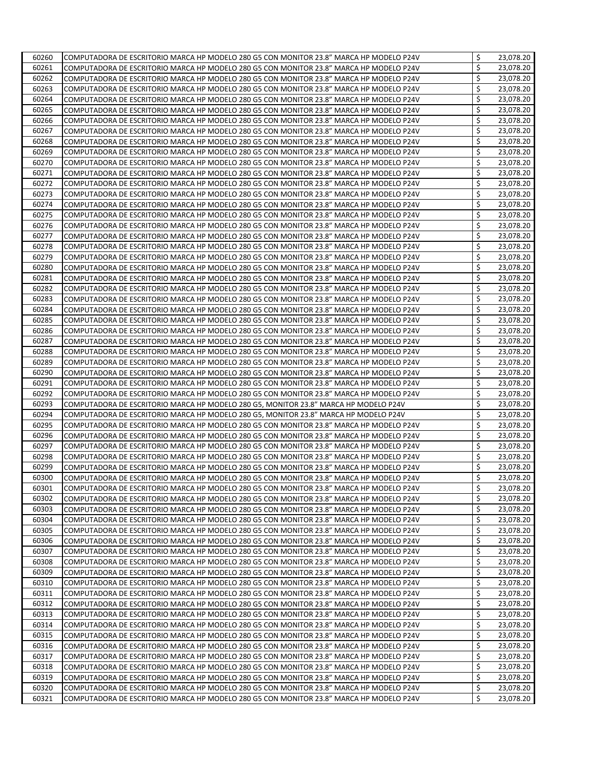| | | | |
|---|---|---|---|
| 60260 | COMPUTADORA DE ESCRITORIO MARCA HP MODELO 280 G5 CON MONITOR 23.8" MARCA HP MODELO P24V | $ | 23,078.20 |
| 60261 | COMPUTADORA DE ESCRITORIO MARCA HP MODELO 280 G5 CON MONITOR 23.8" MARCA HP MODELO P24V | $ | 23,078.20 |
| 60262 | COMPUTADORA DE ESCRITORIO MARCA HP MODELO 280 G5 CON MONITOR 23.8" MARCA HP MODELO P24V | $ | 23,078.20 |
| 60263 | COMPUTADORA DE ESCRITORIO MARCA HP MODELO 280 G5 CON MONITOR 23.8" MARCA HP MODELO P24V | $ | 23,078.20 |
| 60264 | COMPUTADORA DE ESCRITORIO MARCA HP MODELO 280 G5 CON MONITOR 23.8" MARCA HP MODELO P24V | $ | 23,078.20 |
| 60265 | COMPUTADORA DE ESCRITORIO MARCA HP MODELO 280 G5 CON MONITOR 23.8" MARCA HP MODELO P24V | $ | 23,078.20 |
| 60266 | COMPUTADORA DE ESCRITORIO MARCA HP MODELO 280 G5 CON MONITOR 23.8" MARCA HP MODELO P24V | $ | 23,078.20 |
| 60267 | COMPUTADORA DE ESCRITORIO MARCA HP MODELO 280 G5 CON MONITOR 23.8" MARCA HP MODELO P24V | $ | 23,078.20 |
| 60268 | COMPUTADORA DE ESCRITORIO MARCA HP MODELO 280 G5 CON MONITOR 23.8" MARCA HP MODELO P24V | $ | 23,078.20 |
| 60269 | COMPUTADORA DE ESCRITORIO MARCA HP MODELO 280 G5 CON MONITOR 23.8" MARCA HP MODELO P24V | $ | 23,078.20 |
| 60270 | COMPUTADORA DE ESCRITORIO MARCA HP MODELO 280 G5 CON MONITOR 23.8" MARCA HP MODELO P24V | $ | 23,078.20 |
| 60271 | COMPUTADORA DE ESCRITORIO MARCA HP MODELO 280 G5 CON MONITOR 23.8" MARCA HP MODELO P24V | $ | 23,078.20 |
| 60272 | COMPUTADORA DE ESCRITORIO MARCA HP MODELO 280 G5 CON MONITOR 23.8" MARCA HP MODELO P24V | $ | 23,078.20 |
| 60273 | COMPUTADORA DE ESCRITORIO MARCA HP MODELO 280 G5 CON MONITOR 23.8" MARCA HP MODELO P24V | $ | 23,078.20 |
| 60274 | COMPUTADORA DE ESCRITORIO MARCA HP MODELO 280 G5 CON MONITOR 23.8" MARCA HP MODELO P24V | $ | 23,078.20 |
| 60275 | COMPUTADORA DE ESCRITORIO MARCA HP MODELO 280 G5 CON MONITOR 23.8" MARCA HP MODELO P24V | $ | 23,078.20 |
| 60276 | COMPUTADORA DE ESCRITORIO MARCA HP MODELO 280 G5 CON MONITOR 23.8" MARCA HP MODELO P24V | $ | 23,078.20 |
| 60277 | COMPUTADORA DE ESCRITORIO MARCA HP MODELO 280 G5 CON MONITOR 23.8" MARCA HP MODELO P24V | $ | 23,078.20 |
| 60278 | COMPUTADORA DE ESCRITORIO MARCA HP MODELO 280 G5 CON MONITOR 23.8" MARCA HP MODELO P24V | $ | 23,078.20 |
| 60279 | COMPUTADORA DE ESCRITORIO MARCA HP MODELO 280 G5 CON MONITOR 23.8" MARCA HP MODELO P24V | $ | 23,078.20 |
| 60280 | COMPUTADORA DE ESCRITORIO MARCA HP MODELO 280 G5 CON MONITOR 23.8" MARCA HP MODELO P24V | $ | 23,078.20 |
| 60281 | COMPUTADORA DE ESCRITORIO MARCA HP MODELO 280 G5 CON MONITOR 23.8" MARCA HP MODELO P24V | $ | 23,078.20 |
| 60282 | COMPUTADORA DE ESCRITORIO MARCA HP MODELO 280 G5 CON MONITOR 23.8" MARCA HP MODELO P24V | $ | 23,078.20 |
| 60283 | COMPUTADORA DE ESCRITORIO MARCA HP MODELO 280 G5 CON MONITOR 23.8" MARCA HP MODELO P24V | $ | 23,078.20 |
| 60284 | COMPUTADORA DE ESCRITORIO MARCA HP MODELO 280 G5 CON MONITOR 23.8" MARCA HP MODELO P24V | $ | 23,078.20 |
| 60285 | COMPUTADORA DE ESCRITORIO MARCA HP MODELO 280 G5 CON MONITOR 23.8" MARCA HP MODELO P24V | $ | 23,078.20 |
| 60286 | COMPUTADORA DE ESCRITORIO MARCA HP MODELO 280 G5 CON MONITOR 23.8" MARCA HP MODELO P24V | $ | 23,078.20 |
| 60287 | COMPUTADORA DE ESCRITORIO MARCA HP MODELO 280 G5 CON MONITOR 23.8" MARCA HP MODELO P24V | $ | 23,078.20 |
| 60288 | COMPUTADORA DE ESCRITORIO MARCA HP MODELO 280 G5 CON MONITOR 23.8" MARCA HP MODELO P24V | $ | 23,078.20 |
| 60289 | COMPUTADORA DE ESCRITORIO MARCA HP MODELO 280 G5 CON MONITOR 23.8" MARCA HP MODELO P24V | $ | 23,078.20 |
| 60290 | COMPUTADORA DE ESCRITORIO MARCA HP MODELO 280 G5 CON MONITOR 23.8" MARCA HP MODELO P24V | $ | 23,078.20 |
| 60291 | COMPUTADORA DE ESCRITORIO MARCA HP MODELO 280 G5 CON MONITOR 23.8" MARCA HP MODELO P24V | $ | 23,078.20 |
| 60292 | COMPUTADORA DE ESCRITORIO MARCA HP MODELO 280 G5 CON MONITOR 23.8" MARCA HP MODELO P24V | $ | 23,078.20 |
| 60293 | COMPUTADORA DE ESCRITORIO MARCA HP MODELO 280 G5, MONITOR 23.8" MARCA HP MODELO P24V | $ | 23,078.20 |
| 60294 | COMPUTADORA DE ESCRITORIO MARCA HP MODELO 280 G5, MONITOR 23.8" MARCA HP MODELO P24V | $ | 23,078.20 |
| 60295 | COMPUTADORA DE ESCRITORIO MARCA HP MODELO 280 G5 CON MONITOR 23.8" MARCA HP MODELO P24V | $ | 23,078.20 |
| 60296 | COMPUTADORA DE ESCRITORIO MARCA HP MODELO 280 G5 CON MONITOR 23.8" MARCA HP MODELO P24V | $ | 23,078.20 |
| 60297 | COMPUTADORA DE ESCRITORIO MARCA HP MODELO 280 G5 CON MONITOR 23.8" MARCA HP MODELO P24V | $ | 23,078.20 |
| 60298 | COMPUTADORA DE ESCRITORIO MARCA HP MODELO 280 G5 CON MONITOR 23.8" MARCA HP MODELO P24V | $ | 23,078.20 |
| 60299 | COMPUTADORA DE ESCRITORIO MARCA HP MODELO 280 G5 CON MONITOR 23.8" MARCA HP MODELO P24V | $ | 23,078.20 |
| 60300 | COMPUTADORA DE ESCRITORIO MARCA HP MODELO 280 G5 CON MONITOR 23.8" MARCA HP MODELO P24V | $ | 23,078.20 |
| 60301 | COMPUTADORA DE ESCRITORIO MARCA HP MODELO 280 G5 CON MONITOR 23.8" MARCA HP MODELO P24V | $ | 23,078.20 |
| 60302 | COMPUTADORA DE ESCRITORIO MARCA HP MODELO 280 G5 CON MONITOR 23.8" MARCA HP MODELO P24V | $ | 23,078.20 |
| 60303 | COMPUTADORA DE ESCRITORIO MARCA HP MODELO 280 G5 CON MONITOR 23.8" MARCA HP MODELO P24V | $ | 23,078.20 |
| 60304 | COMPUTADORA DE ESCRITORIO MARCA HP MODELO 280 G5 CON MONITOR 23.8" MARCA HP MODELO P24V | $ | 23,078.20 |
| 60305 | COMPUTADORA DE ESCRITORIO MARCA HP MODELO 280 G5 CON MONITOR 23.8" MARCA HP MODELO P24V | $ | 23,078.20 |
| 60306 | COMPUTADORA DE ESCRITORIO MARCA HP MODELO 280 G5 CON MONITOR 23.8" MARCA HP MODELO P24V | $ | 23,078.20 |
| 60307 | COMPUTADORA DE ESCRITORIO MARCA HP MODELO 280 G5 CON MONITOR 23.8" MARCA HP MODELO P24V | $ | 23,078.20 |
| 60308 | COMPUTADORA DE ESCRITORIO MARCA HP MODELO 280 G5 CON MONITOR 23.8" MARCA HP MODELO P24V | $ | 23,078.20 |
| 60309 | COMPUTADORA DE ESCRITORIO MARCA HP MODELO 280 G5 CON MONITOR 23.8" MARCA HP MODELO P24V | $ | 23,078.20 |
| 60310 | COMPUTADORA DE ESCRITORIO MARCA HP MODELO 280 G5 CON MONITOR 23.8" MARCA HP MODELO P24V | $ | 23,078.20 |
| 60311 | COMPUTADORA DE ESCRITORIO MARCA HP MODELO 280 G5 CON MONITOR 23.8" MARCA HP MODELO P24V | $ | 23,078.20 |
| 60312 | COMPUTADORA DE ESCRITORIO MARCA HP MODELO 280 G5 CON MONITOR 23.8" MARCA HP MODELO P24V | $ | 23,078.20 |
| 60313 | COMPUTADORA DE ESCRITORIO MARCA HP MODELO 280 G5 CON MONITOR 23.8" MARCA HP MODELO P24V | $ | 23,078.20 |
| 60314 | COMPUTADORA DE ESCRITORIO MARCA HP MODELO 280 G5 CON MONITOR 23.8" MARCA HP MODELO P24V | $ | 23,078.20 |
| 60315 | COMPUTADORA DE ESCRITORIO MARCA HP MODELO 280 G5 CON MONITOR 23.8" MARCA HP MODELO P24V | $ | 23,078.20 |
| 60316 | COMPUTADORA DE ESCRITORIO MARCA HP MODELO 280 G5 CON MONITOR 23.8" MARCA HP MODELO P24V | $ | 23,078.20 |
| 60317 | COMPUTADORA DE ESCRITORIO MARCA HP MODELO 280 G5 CON MONITOR 23.8" MARCA HP MODELO P24V | $ | 23,078.20 |
| 60318 | COMPUTADORA DE ESCRITORIO MARCA HP MODELO 280 G5 CON MONITOR 23.8" MARCA HP MODELO P24V | $ | 23,078.20 |
| 60319 | COMPUTADORA DE ESCRITORIO MARCA HP MODELO 280 G5 CON MONITOR 23.8" MARCA HP MODELO P24V | $ | 23,078.20 |
| 60320 | COMPUTADORA DE ESCRITORIO MARCA HP MODELO 280 G5 CON MONITOR 23.8" MARCA HP MODELO P24V | $ | 23,078.20 |
| 60321 | COMPUTADORA DE ESCRITORIO MARCA HP MODELO 280 G5 CON MONITOR 23.8" MARCA HP MODELO P24V | $ | 23,078.20 |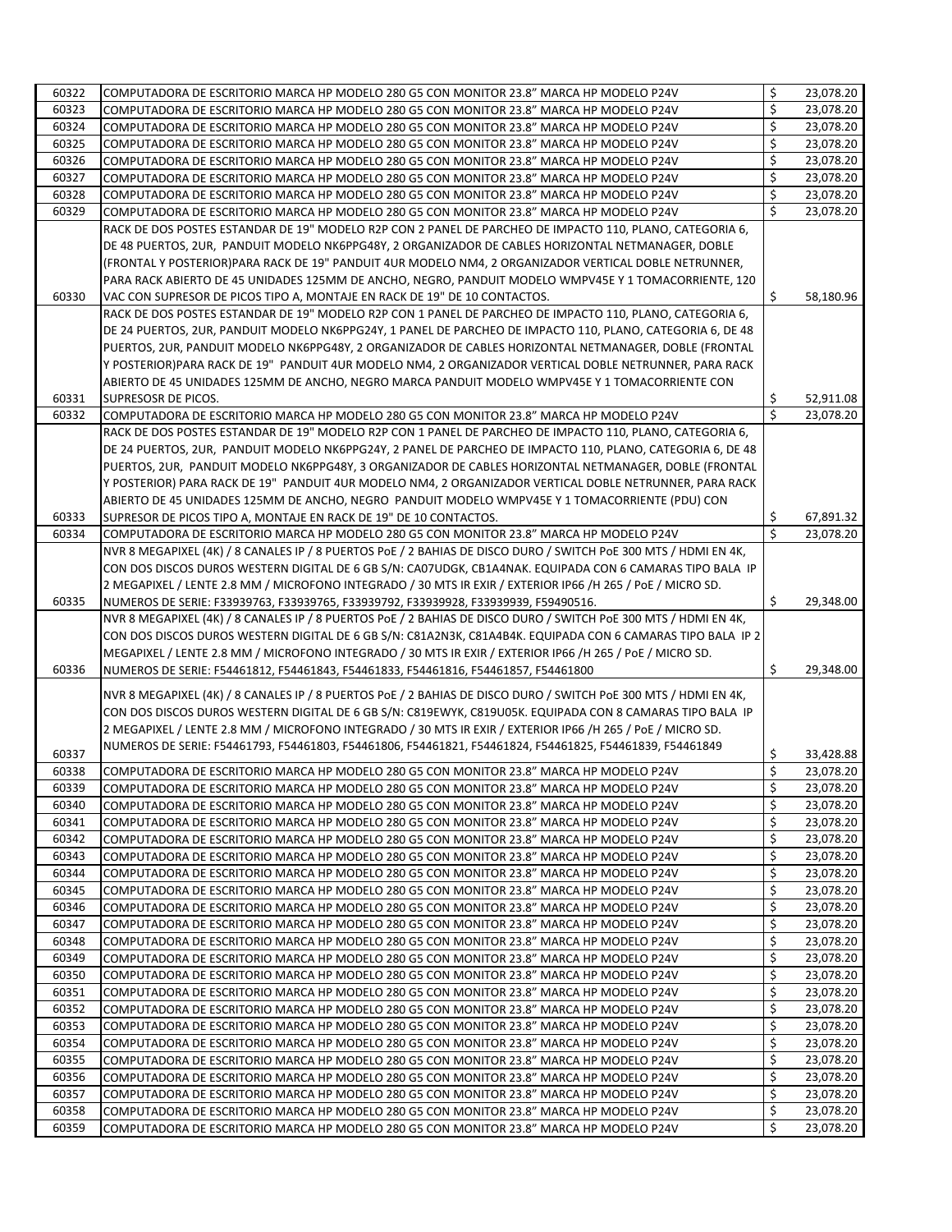| | | | |
|---|---|---|---|
| 60322 | COMPUTADORA DE ESCRITORIO MARCA HP MODELO 280 G5 CON MONITOR 23.8" MARCA HP MODELO P24V | $ | 23,078.20 |
| 60323 | COMPUTADORA DE ESCRITORIO MARCA HP MODELO 280 G5 CON MONITOR 23.8" MARCA HP MODELO P24V | $ | 23,078.20 |
| 60324 | COMPUTADORA DE ESCRITORIO MARCA HP MODELO 280 G5 CON MONITOR 23.8" MARCA HP MODELO P24V | $ | 23,078.20 |
| 60325 | COMPUTADORA DE ESCRITORIO MARCA HP MODELO 280 G5 CON MONITOR 23.8" MARCA HP MODELO P24V | $ | 23,078.20 |
| 60326 | COMPUTADORA DE ESCRITORIO MARCA HP MODELO 280 G5 CON MONITOR 23.8" MARCA HP MODELO P24V | $ | 23,078.20 |
| 60327 | COMPUTADORA DE ESCRITORIO MARCA HP MODELO 280 G5 CON MONITOR 23.8" MARCA HP MODELO P24V | $ | 23,078.20 |
| 60328 | COMPUTADORA DE ESCRITORIO MARCA HP MODELO 280 G5 CON MONITOR 23.8" MARCA HP MODELO P24V | $ | 23,078.20 |
| 60329 | COMPUTADORA DE ESCRITORIO MARCA HP MODELO 280 G5 CON MONITOR 23.8" MARCA HP MODELO P24V | $ | 23,078.20 |
| 60330 | RACK DE DOS POSTES ESTANDAR DE 19" MODELO R2P CON 2 PANEL DE PARCHEO DE IMPACTO 110, PLANO, CATEGORIA 6, DE 48 PUERTOS, 2UR, PANDUIT MODELO NK6PPG48Y, 2 ORGANIZADOR DE CABLES HORIZONTAL NETMANAGER, DOBLE (FRONTAL Y POSTERIOR)PARA RACK DE 19" PANDUIT 4UR MODELO NM4, 2 ORGANIZADOR VERTICAL DOBLE NETRUNNER, PARA RACK ABIERTO DE 45 UNIDADES 125MM DE ANCHO, NEGRO, PANDUIT MODELO WMPV45E Y 1 TOMACORRIENTE, 120 VAC CON SUPRESOR DE PICOS TIPO A, MONTAJE EN RACK DE 19" DE 10 CONTACTOS. | $ | 58,180.96 |
| 60331 | RACK DE DOS POSTES ESTANDAR DE 19" MODELO R2P CON 1 PANEL DE PARCHEO DE IMPACTO 110, PLANO, CATEGORIA 6, DE 24 PUERTOS, 2UR, PANDUIT MODELO NK6PPG24Y, 1 PANEL DE PARCHEO DE IMPACTO 110, PLANO, CATEGORIA 6, DE 48 PUERTOS, 2UR, PANDUIT MODELO NK6PPG48Y, 2 ORGANIZADOR DE CABLES HORIZONTAL NETMANAGER, DOBLE (FRONTAL Y POSTERIOR)PARA RACK DE 19" PANDUIT 4UR MODELO NM4, 2 ORGANIZADOR VERTICAL DOBLE NETRUNNER, PARA RACK ABIERTO DE 45 UNIDADES 125MM DE ANCHO, NEGRO MARCA PANDUIT MODELO WMPV45E Y 1 TOMACORRIENTE CON SUPRESOSR DE PICOS. | $ | 52,911.08 |
| 60332 | COMPUTADORA DE ESCRITORIO MARCA HP MODELO 280 G5 CON MONITOR 23.8" MARCA HP MODELO P24V | $ | 23,078.20 |
| 60333 | RACK DE DOS POSTES ESTANDAR DE 19" MODELO R2P CON 1 PANEL DE PARCHEO DE IMPACTO 110, PLANO, CATEGORIA 6, DE 24 PUERTOS, 2UR, PANDUIT MODELO NK6PPG24Y, 2 PANEL DE PARCHEO DE IMPACTO 110, PLANO, CATEGORIA 6, DE 48 PUERTOS, 2UR, PANDUIT MODELO NK6PPG48Y, 3 ORGANIZADOR DE CABLES HORIZONTAL NETMANAGER, DOBLE (FRONTAL Y POSTERIOR) PARA RACK DE 19" PANDUIT 4UR MODELO NM4, 2 ORGANIZADOR VERTICAL DOBLE NETRUNNER, PARA RACK ABIERTO DE 45 UNIDADES 125MM DE ANCHO, NEGRO PANDUIT MODELO WMPV45E Y 1 TOMACORRIENTE (PDU) CON SUPRESOR DE PICOS TIPO A, MONTAJE EN RACK DE 19" DE 10 CONTACTOS. | $ | 67,891.32 |
| 60334 | COMPUTADORA DE ESCRITORIO MARCA HP MODELO 280 G5 CON MONITOR 23.8" MARCA HP MODELO P24V | $ | 23,078.20 |
| 60335 | NVR 8 MEGAPIXEL (4K) / 8 CANALES IP / 8 PUERTOS PoE / 2 BAHIAS DE DISCO DURO / SWITCH PoE 300 MTS / HDMI EN 4K, CON DOS DISCOS DUROS WESTERN DIGITAL DE 6 GB S/N: CA07UDGK, CB1A4NAK. EQUIPADA CON 6 CAMARAS TIPO BALA IP 2 MEGAPIXEL / LENTE 2.8 MM / MICROFONO INTEGRADO / 30 MTS IR EXIR / EXTERIOR IP66 /H 265 / PoE / MICRO SD. NUMEROS DE SERIE: F33939763, F33939765, F33939792, F33939928, F33939939, F59490516. | $ | 29,348.00 |
| 60336 | NVR 8 MEGAPIXEL (4K) / 8 CANALES IP / 8 PUERTOS PoE / 2 BAHIAS DE DISCO DURO / SWITCH PoE 300 MTS / HDMI EN 4K, CON DOS DISCOS DUROS WESTERN DIGITAL DE 6 GB S/N: C81A2N3K, C81A4B4K. EQUIPADA CON 6 CAMARAS TIPO BALA IP 2 MEGAPIXEL / LENTE 2.8 MM / MICROFONO INTEGRADO / 30 MTS IR EXIR / EXTERIOR IP66 /H 265 / PoE / MICRO SD. NUMEROS DE SERIE: F54461812, F54461843, F54461833, F54461816, F54461857, F54461800 | $ | 29,348.00 |
| 60337 | NVR 8 MEGAPIXEL (4K) / 8 CANALES IP / 8 PUERTOS PoE / 2 BAHIAS DE DISCO DURO / SWITCH PoE 300 MTS / HDMI EN 4K, CON DOS DISCOS DUROS WESTERN DIGITAL DE 6 GB S/N: C819EWYK, C819U05K. EQUIPADA CON 8 CAMARAS TIPO BALA IP 2 MEGAPIXEL / LENTE 2.8 MM / MICROFONO INTEGRADO / 30 MTS IR EXIR / EXTERIOR IP66 /H 265 / PoE / MICRO SD. NUMEROS DE SERIE: F54461793, F54461803, F54461806, F54461821, F54461824, F54461825, F54461839, F54461849 | $ | 33,428.88 |
| 60338 | COMPUTADORA DE ESCRITORIO MARCA HP MODELO 280 G5 CON MONITOR 23.8" MARCA HP MODELO P24V | $ | 23,078.20 |
| 60339 | COMPUTADORA DE ESCRITORIO MARCA HP MODELO 280 G5 CON MONITOR 23.8" MARCA HP MODELO P24V | $ | 23,078.20 |
| 60340 | COMPUTADORA DE ESCRITORIO MARCA HP MODELO 280 G5 CON MONITOR 23.8" MARCA HP MODELO P24V | $ | 23,078.20 |
| 60341 | COMPUTADORA DE ESCRITORIO MARCA HP MODELO 280 G5 CON MONITOR 23.8" MARCA HP MODELO P24V | $ | 23,078.20 |
| 60342 | COMPUTADORA DE ESCRITORIO MARCA HP MODELO 280 G5 CON MONITOR 23.8" MARCA HP MODELO P24V | $ | 23,078.20 |
| 60343 | COMPUTADORA DE ESCRITORIO MARCA HP MODELO 280 G5 CON MONITOR 23.8" MARCA HP MODELO P24V | $ | 23,078.20 |
| 60344 | COMPUTADORA DE ESCRITORIO MARCA HP MODELO 280 G5 CON MONITOR 23.8" MARCA HP MODELO P24V | $ | 23,078.20 |
| 60345 | COMPUTADORA DE ESCRITORIO MARCA HP MODELO 280 G5 CON MONITOR 23.8" MARCA HP MODELO P24V | $ | 23,078.20 |
| 60346 | COMPUTADORA DE ESCRITORIO MARCA HP MODELO 280 G5 CON MONITOR 23.8" MARCA HP MODELO P24V | $ | 23,078.20 |
| 60347 | COMPUTADORA DE ESCRITORIO MARCA HP MODELO 280 G5 CON MONITOR 23.8" MARCA HP MODELO P24V | $ | 23,078.20 |
| 60348 | COMPUTADORA DE ESCRITORIO MARCA HP MODELO 280 G5 CON MONITOR 23.8" MARCA HP MODELO P24V | $ | 23,078.20 |
| 60349 | COMPUTADORA DE ESCRITORIO MARCA HP MODELO 280 G5 CON MONITOR 23.8" MARCA HP MODELO P24V | $ | 23,078.20 |
| 60350 | COMPUTADORA DE ESCRITORIO MARCA HP MODELO 280 G5 CON MONITOR 23.8" MARCA HP MODELO P24V | $ | 23,078.20 |
| 60351 | COMPUTADORA DE ESCRITORIO MARCA HP MODELO 280 G5 CON MONITOR 23.8" MARCA HP MODELO P24V | $ | 23,078.20 |
| 60352 | COMPUTADORA DE ESCRITORIO MARCA HP MODELO 280 G5 CON MONITOR 23.8" MARCA HP MODELO P24V | $ | 23,078.20 |
| 60353 | COMPUTADORA DE ESCRITORIO MARCA HP MODELO 280 G5 CON MONITOR 23.8" MARCA HP MODELO P24V | $ | 23,078.20 |
| 60354 | COMPUTADORA DE ESCRITORIO MARCA HP MODELO 280 G5 CON MONITOR 23.8" MARCA HP MODELO P24V | $ | 23,078.20 |
| 60355 | COMPUTADORA DE ESCRITORIO MARCA HP MODELO 280 G5 CON MONITOR 23.8" MARCA HP MODELO P24V | $ | 23,078.20 |
| 60356 | COMPUTADORA DE ESCRITORIO MARCA HP MODELO 280 G5 CON MONITOR 23.8" MARCA HP MODELO P24V | $ | 23,078.20 |
| 60357 | COMPUTADORA DE ESCRITORIO MARCA HP MODELO 280 G5 CON MONITOR 23.8" MARCA HP MODELO P24V | $ | 23,078.20 |
| 60358 | COMPUTADORA DE ESCRITORIO MARCA HP MODELO 280 G5 CON MONITOR 23.8" MARCA HP MODELO P24V | $ | 23,078.20 |
| 60359 | COMPUTADORA DE ESCRITORIO MARCA HP MODELO 280 G5 CON MONITOR 23.8" MARCA HP MODELO P24V | $ | 23,078.20 |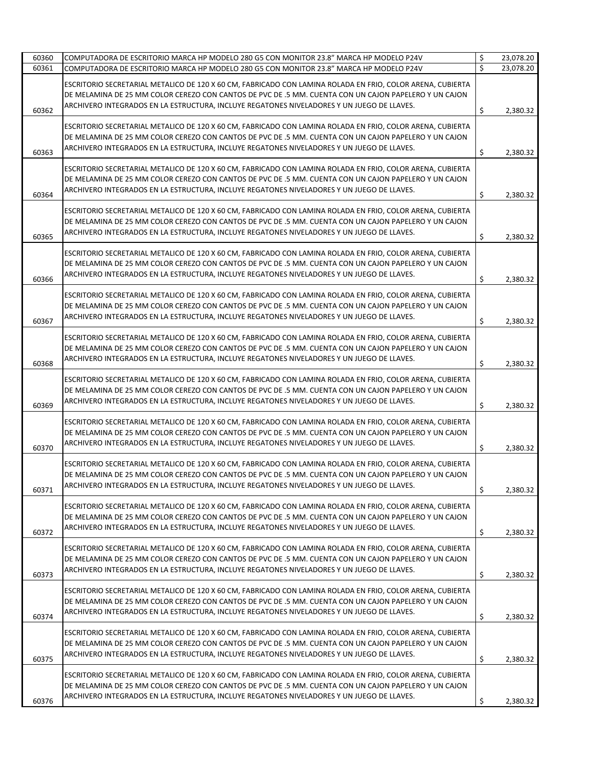| | | | |
|---|---|---|---|
| 60360 | COMPUTADORA DE ESCRITORIO MARCA HP MODELO 280 G5 CON MONITOR 23.8" MARCA HP MODELO P24V | $ | 23,078.20 |
| 60361 | COMPUTADORA DE ESCRITORIO MARCA HP MODELO 280 G5 CON MONITOR 23.8" MARCA HP MODELO P24V | $ | 23,078.20 |
| 60362 | ESCRITORIO SECRETARIAL METALICO DE 120 X 60 CM, FABRICADO CON LAMINA ROLADA EN FRIO, COLOR ARENA, CUBIERTA DE MELAMINA DE 25 MM COLOR CEREZO CON CANTOS DE PVC DE .5 MM. CUENTA CON UN CAJON PAPELERO Y UN CAJON ARCHIVERO INTEGRADOS EN LA ESTRUCTURA, INCLUYE REGATONES NIVELADORES Y UN JUEGO DE LLAVES. | $ | 2,380.32 |
| 60363 | ESCRITORIO SECRETARIAL METALICO DE 120 X 60 CM, FABRICADO CON LAMINA ROLADA EN FRIO, COLOR ARENA, CUBIERTA DE MELAMINA DE 25 MM COLOR CEREZO CON CANTOS DE PVC DE .5 MM. CUENTA CON UN CAJON PAPELERO Y UN CAJON ARCHIVERO INTEGRADOS EN LA ESTRUCTURA, INCLUYE REGATONES NIVELADORES Y UN JUEGO DE LLAVES. | $ | 2,380.32 |
| 60364 | ESCRITORIO SECRETARIAL METALICO DE 120 X 60 CM, FABRICADO CON LAMINA ROLADA EN FRIO, COLOR ARENA, CUBIERTA DE MELAMINA DE 25 MM COLOR CEREZO CON CANTOS DE PVC DE .5 MM. CUENTA CON UN CAJON PAPELERO Y UN CAJON ARCHIVERO INTEGRADOS EN LA ESTRUCTURA, INCLUYE REGATONES NIVELADORES Y UN JUEGO DE LLAVES. | $ | 2,380.32 |
| 60365 | ESCRITORIO SECRETARIAL METALICO DE 120 X 60 CM, FABRICADO CON LAMINA ROLADA EN FRIO, COLOR ARENA, CUBIERTA DE MELAMINA DE 25 MM COLOR CEREZO CON CANTOS DE PVC DE .5 MM. CUENTA CON UN CAJON PAPELERO Y UN CAJON ARCHIVERO INTEGRADOS EN LA ESTRUCTURA, INCLUYE REGATONES NIVELADORES Y UN JUEGO DE LLAVES. | $ | 2,380.32 |
| 60366 | ESCRITORIO SECRETARIAL METALICO DE 120 X 60 CM, FABRICADO CON LAMINA ROLADA EN FRIO, COLOR ARENA, CUBIERTA DE MELAMINA DE 25 MM COLOR CEREZO CON CANTOS DE PVC DE .5 MM. CUENTA CON UN CAJON PAPELERO Y UN CAJON ARCHIVERO INTEGRADOS EN LA ESTRUCTURA, INCLUYE REGATONES NIVELADORES Y UN JUEGO DE LLAVES. | $ | 2,380.32 |
| 60367 | ESCRITORIO SECRETARIAL METALICO DE 120 X 60 CM, FABRICADO CON LAMINA ROLADA EN FRIO, COLOR ARENA, CUBIERTA DE MELAMINA DE 25 MM COLOR CEREZO CON CANTOS DE PVC DE .5 MM. CUENTA CON UN CAJON PAPELERO Y UN CAJON ARCHIVERO INTEGRADOS EN LA ESTRUCTURA, INCLUYE REGATONES NIVELADORES Y UN JUEGO DE LLAVES. | $ | 2,380.32 |
| 60368 | ESCRITORIO SECRETARIAL METALICO DE 120 X 60 CM, FABRICADO CON LAMINA ROLADA EN FRIO, COLOR ARENA, CUBIERTA DE MELAMINA DE 25 MM COLOR CEREZO CON CANTOS DE PVC DE .5 MM. CUENTA CON UN CAJON PAPELERO Y UN CAJON ARCHIVERO INTEGRADOS EN LA ESTRUCTURA, INCLUYE REGATONES NIVELADORES Y UN JUEGO DE LLAVES. | $ | 2,380.32 |
| 60369 | ESCRITORIO SECRETARIAL METALICO DE 120 X 60 CM, FABRICADO CON LAMINA ROLADA EN FRIO, COLOR ARENA, CUBIERTA DE MELAMINA DE 25 MM COLOR CEREZO CON CANTOS DE PVC DE .5 MM. CUENTA CON UN CAJON PAPELERO Y UN CAJON ARCHIVERO INTEGRADOS EN LA ESTRUCTURA, INCLUYE REGATONES NIVELADORES Y UN JUEGO DE LLAVES. | $ | 2,380.32 |
| 60370 | ESCRITORIO SECRETARIAL METALICO DE 120 X 60 CM, FABRICADO CON LAMINA ROLADA EN FRIO, COLOR ARENA, CUBIERTA DE MELAMINA DE 25 MM COLOR CEREZO CON CANTOS DE PVC DE .5 MM. CUENTA CON UN CAJON PAPELERO Y UN CAJON ARCHIVERO INTEGRADOS EN LA ESTRUCTURA, INCLUYE REGATONES NIVELADORES Y UN JUEGO DE LLAVES. | $ | 2,380.32 |
| 60371 | ESCRITORIO SECRETARIAL METALICO DE 120 X 60 CM, FABRICADO CON LAMINA ROLADA EN FRIO, COLOR ARENA, CUBIERTA DE MELAMINA DE 25 MM COLOR CEREZO CON CANTOS DE PVC DE .5 MM. CUENTA CON UN CAJON PAPELERO Y UN CAJON ARCHIVERO INTEGRADOS EN LA ESTRUCTURA, INCLUYE REGATONES NIVELADORES Y UN JUEGO DE LLAVES. | $ | 2,380.32 |
| 60372 | ESCRITORIO SECRETARIAL METALICO DE 120 X 60 CM, FABRICADO CON LAMINA ROLADA EN FRIO, COLOR ARENA, CUBIERTA DE MELAMINA DE 25 MM COLOR CEREZO CON CANTOS DE PVC DE .5 MM. CUENTA CON UN CAJON PAPELERO Y UN CAJON ARCHIVERO INTEGRADOS EN LA ESTRUCTURA, INCLUYE REGATONES NIVELADORES Y UN JUEGO DE LLAVES. | $ | 2,380.32 |
| 60373 | ESCRITORIO SECRETARIAL METALICO DE 120 X 60 CM, FABRICADO CON LAMINA ROLADA EN FRIO, COLOR ARENA, CUBIERTA DE MELAMINA DE 25 MM COLOR CEREZO CON CANTOS DE PVC DE .5 MM. CUENTA CON UN CAJON PAPELERO Y UN CAJON ARCHIVERO INTEGRADOS EN LA ESTRUCTURA, INCLUYE REGATONES NIVELADORES Y UN JUEGO DE LLAVES. | $ | 2,380.32 |
| 60374 | ESCRITORIO SECRETARIAL METALICO DE 120 X 60 CM, FABRICADO CON LAMINA ROLADA EN FRIO, COLOR ARENA, CUBIERTA DE MELAMINA DE 25 MM COLOR CEREZO CON CANTOS DE PVC DE .5 MM. CUENTA CON UN CAJON PAPELERO Y UN CAJON ARCHIVERO INTEGRADOS EN LA ESTRUCTURA, INCLUYE REGATONES NIVELADORES Y UN JUEGO DE LLAVES. | $ | 2,380.32 |
| 60375 | ESCRITORIO SECRETARIAL METALICO DE 120 X 60 CM, FABRICADO CON LAMINA ROLADA EN FRIO, COLOR ARENA, CUBIERTA DE MELAMINA DE 25 MM COLOR CEREZO CON CANTOS DE PVC DE .5 MM. CUENTA CON UN CAJON PAPELERO Y UN CAJON ARCHIVERO INTEGRADOS EN LA ESTRUCTURA, INCLUYE REGATONES NIVELADORES Y UN JUEGO DE LLAVES. | $ | 2,380.32 |
| 60376 | ESCRITORIO SECRETARIAL METALICO DE 120 X 60 CM, FABRICADO CON LAMINA ROLADA EN FRIO, COLOR ARENA, CUBIERTA DE MELAMINA DE 25 MM COLOR CEREZO CON CANTOS DE PVC DE .5 MM. CUENTA CON UN CAJON PAPELERO Y UN CAJON ARCHIVERO INTEGRADOS EN LA ESTRUCTURA, INCLUYE REGATONES NIVELADORES Y UN JUEGO DE LLAVES. | $ | 2,380.32 |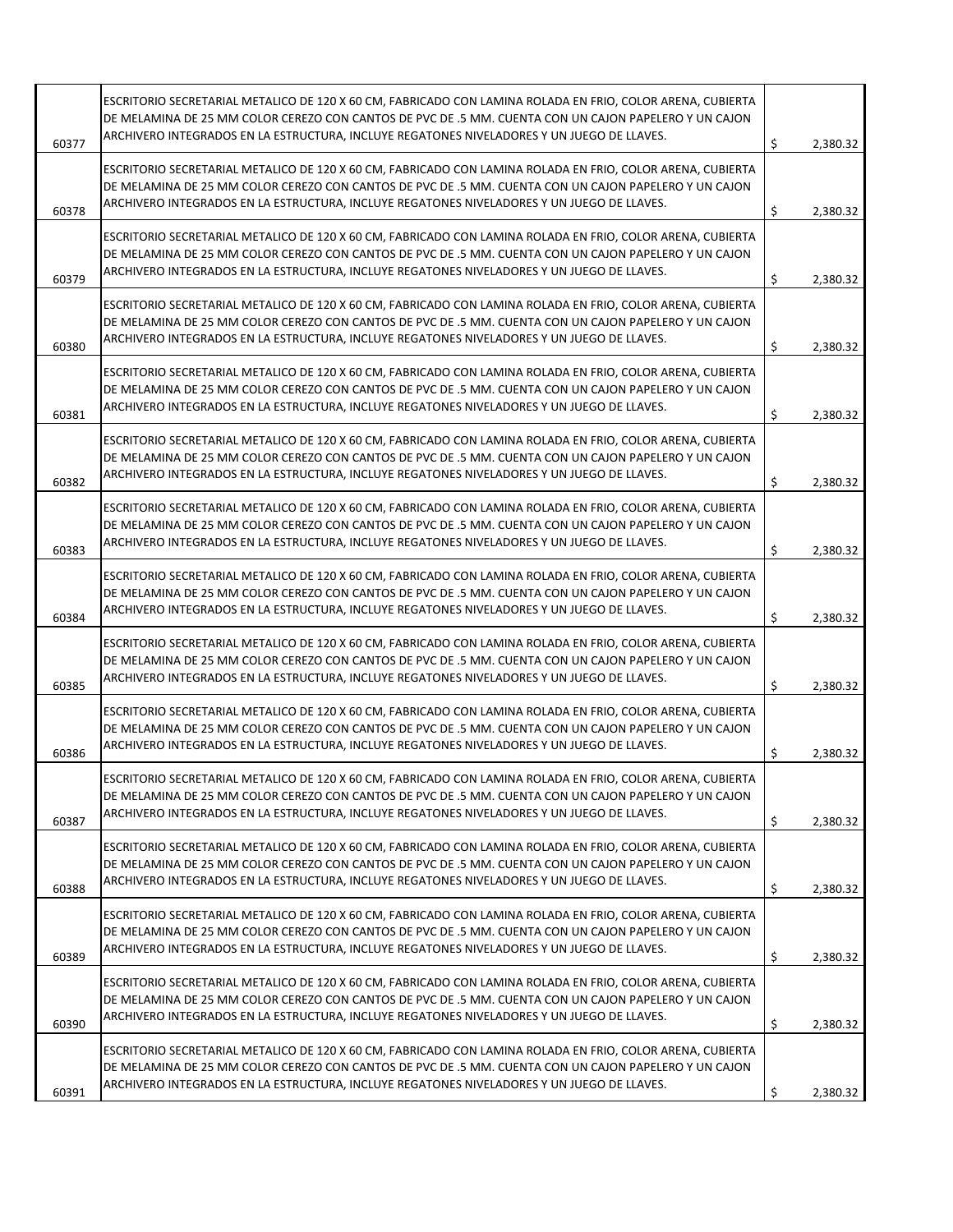| | | | |
|---|---|---|---|
| 60377 | ESCRITORIO SECRETARIAL METALICO DE 120 X 60 CM, FABRICADO CON LAMINA ROLADA EN FRIO, COLOR ARENA, CUBIERTA DE MELAMINA DE 25 MM COLOR CEREZO CON CANTOS DE PVC DE .5 MM. CUENTA CON UN CAJON PAPELERO Y UN CAJON ARCHIVERO INTEGRADOS EN LA ESTRUCTURA, INCLUYE REGATONES NIVELADORES Y UN JUEGO DE LLAVES. | $ | 2,380.32 |
| 60378 | ESCRITORIO SECRETARIAL METALICO DE 120 X 60 CM, FABRICADO CON LAMINA ROLADA EN FRIO, COLOR ARENA, CUBIERTA DE MELAMINA DE 25 MM COLOR CEREZO CON CANTOS DE PVC DE .5 MM. CUENTA CON UN CAJON PAPELERO Y UN CAJON ARCHIVERO INTEGRADOS EN LA ESTRUCTURA, INCLUYE REGATONES NIVELADORES Y UN JUEGO DE LLAVES. | $ | 2,380.32 |
| 60379 | ESCRITORIO SECRETARIAL METALICO DE 120 X 60 CM, FABRICADO CON LAMINA ROLADA EN FRIO, COLOR ARENA, CUBIERTA DE MELAMINA DE 25 MM COLOR CEREZO CON CANTOS DE PVC DE .5 MM. CUENTA CON UN CAJON PAPELERO Y UN CAJON ARCHIVERO INTEGRADOS EN LA ESTRUCTURA, INCLUYE REGATONES NIVELADORES Y UN JUEGO DE LLAVES. | $ | 2,380.32 |
| 60380 | ESCRITORIO SECRETARIAL METALICO DE 120 X 60 CM, FABRICADO CON LAMINA ROLADA EN FRIO, COLOR ARENA, CUBIERTA DE MELAMINA DE 25 MM COLOR CEREZO CON CANTOS DE PVC DE .5 MM. CUENTA CON UN CAJON PAPELERO Y UN CAJON ARCHIVERO INTEGRADOS EN LA ESTRUCTURA, INCLUYE REGATONES NIVELADORES Y UN JUEGO DE LLAVES. | $ | 2,380.32 |
| 60381 | ESCRITORIO SECRETARIAL METALICO DE 120 X 60 CM, FABRICADO CON LAMINA ROLADA EN FRIO, COLOR ARENA, CUBIERTA DE MELAMINA DE 25 MM COLOR CEREZO CON CANTOS DE PVC DE .5 MM. CUENTA CON UN CAJON PAPELERO Y UN CAJON ARCHIVERO INTEGRADOS EN LA ESTRUCTURA, INCLUYE REGATONES NIVELADORES Y UN JUEGO DE LLAVES. | $ | 2,380.32 |
| 60382 | ESCRITORIO SECRETARIAL METALICO DE 120 X 60 CM, FABRICADO CON LAMINA ROLADA EN FRIO, COLOR ARENA, CUBIERTA DE MELAMINA DE 25 MM COLOR CEREZO CON CANTOS DE PVC DE .5 MM. CUENTA CON UN CAJON PAPELERO Y UN CAJON ARCHIVERO INTEGRADOS EN LA ESTRUCTURA, INCLUYE REGATONES NIVELADORES Y UN JUEGO DE LLAVES. | $ | 2,380.32 |
| 60383 | ESCRITORIO SECRETARIAL METALICO DE 120 X 60 CM, FABRICADO CON LAMINA ROLADA EN FRIO, COLOR ARENA, CUBIERTA DE MELAMINA DE 25 MM COLOR CEREZO CON CANTOS DE PVC DE .5 MM. CUENTA CON UN CAJON PAPELERO Y UN CAJON ARCHIVERO INTEGRADOS EN LA ESTRUCTURA, INCLUYE REGATONES NIVELADORES Y UN JUEGO DE LLAVES. | $ | 2,380.32 |
| 60384 | ESCRITORIO SECRETARIAL METALICO DE 120 X 60 CM, FABRICADO CON LAMINA ROLADA EN FRIO, COLOR ARENA, CUBIERTA DE MELAMINA DE 25 MM COLOR CEREZO CON CANTOS DE PVC DE .5 MM. CUENTA CON UN CAJON PAPELERO Y UN CAJON ARCHIVERO INTEGRADOS EN LA ESTRUCTURA, INCLUYE REGATONES NIVELADORES Y UN JUEGO DE LLAVES. | $ | 2,380.32 |
| 60385 | ESCRITORIO SECRETARIAL METALICO DE 120 X 60 CM, FABRICADO CON LAMINA ROLADA EN FRIO, COLOR ARENA, CUBIERTA DE MELAMINA DE 25 MM COLOR CEREZO CON CANTOS DE PVC DE .5 MM. CUENTA CON UN CAJON PAPELERO Y UN CAJON ARCHIVERO INTEGRADOS EN LA ESTRUCTURA, INCLUYE REGATONES NIVELADORES Y UN JUEGO DE LLAVES. | $ | 2,380.32 |
| 60386 | ESCRITORIO SECRETARIAL METALICO DE 120 X 60 CM, FABRICADO CON LAMINA ROLADA EN FRIO, COLOR ARENA, CUBIERTA DE MELAMINA DE 25 MM COLOR CEREZO CON CANTOS DE PVC DE .5 MM. CUENTA CON UN CAJON PAPELERO Y UN CAJON ARCHIVERO INTEGRADOS EN LA ESTRUCTURA, INCLUYE REGATONES NIVELADORES Y UN JUEGO DE LLAVES. | $ | 2,380.32 |
| 60387 | ESCRITORIO SECRETARIAL METALICO DE 120 X 60 CM, FABRICADO CON LAMINA ROLADA EN FRIO, COLOR ARENA, CUBIERTA DE MELAMINA DE 25 MM COLOR CEREZO CON CANTOS DE PVC DE .5 MM. CUENTA CON UN CAJON PAPELERO Y UN CAJON ARCHIVERO INTEGRADOS EN LA ESTRUCTURA, INCLUYE REGATONES NIVELADORES Y UN JUEGO DE LLAVES. | $ | 2,380.32 |
| 60388 | ESCRITORIO SECRETARIAL METALICO DE 120 X 60 CM, FABRICADO CON LAMINA ROLADA EN FRIO, COLOR ARENA, CUBIERTA DE MELAMINA DE 25 MM COLOR CEREZO CON CANTOS DE PVC DE .5 MM. CUENTA CON UN CAJON PAPELERO Y UN CAJON ARCHIVERO INTEGRADOS EN LA ESTRUCTURA, INCLUYE REGATONES NIVELADORES Y UN JUEGO DE LLAVES. | $ | 2,380.32 |
| 60389 | ESCRITORIO SECRETARIAL METALICO DE 120 X 60 CM, FABRICADO CON LAMINA ROLADA EN FRIO, COLOR ARENA, CUBIERTA DE MELAMINA DE 25 MM COLOR CEREZO CON CANTOS DE PVC DE .5 MM. CUENTA CON UN CAJON PAPELERO Y UN CAJON ARCHIVERO INTEGRADOS EN LA ESTRUCTURA, INCLUYE REGATONES NIVELADORES Y UN JUEGO DE LLAVES. | $ | 2,380.32 |
| 60390 | ESCRITORIO SECRETARIAL METALICO DE 120 X 60 CM, FABRICADO CON LAMINA ROLADA EN FRIO, COLOR ARENA, CUBIERTA DE MELAMINA DE 25 MM COLOR CEREZO CON CANTOS DE PVC DE .5 MM. CUENTA CON UN CAJON PAPELERO Y UN CAJON ARCHIVERO INTEGRADOS EN LA ESTRUCTURA, INCLUYE REGATONES NIVELADORES Y UN JUEGO DE LLAVES. | $ | 2,380.32 |
| 60391 | ESCRITORIO SECRETARIAL METALICO DE 120 X 60 CM, FABRICADO CON LAMINA ROLADA EN FRIO, COLOR ARENA, CUBIERTA DE MELAMINA DE 25 MM COLOR CEREZO CON CANTOS DE PVC DE .5 MM. CUENTA CON UN CAJON PAPELERO Y UN CAJON ARCHIVERO INTEGRADOS EN LA ESTRUCTURA, INCLUYE REGATONES NIVELADORES Y UN JUEGO DE LLAVES. | $ | 2,380.32 |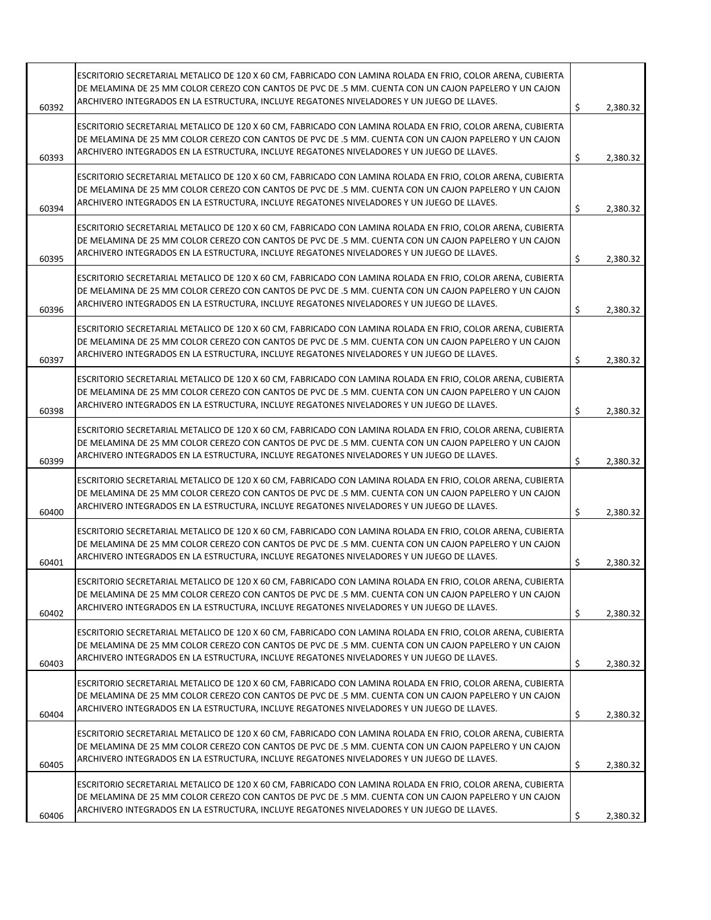| | | |
|---|---|---|
| 60392 | ESCRITORIO SECRETARIAL METALICO DE 120 X 60 CM, FABRICADO CON LAMINA ROLADA EN FRIO, COLOR ARENA, CUBIERTA DE MELAMINA DE 25 MM COLOR CEREZO CON CANTOS DE PVC DE .5 MM. CUENTA CON UN CAJON PAPELERO Y UN CAJON ARCHIVERO INTEGRADOS EN LA ESTRUCTURA, INCLUYE REGATONES NIVELADORES Y UN JUEGO DE LLAVES. | $ 2,380.32 |
| 60393 | ESCRITORIO SECRETARIAL METALICO DE 120 X 60 CM, FABRICADO CON LAMINA ROLADA EN FRIO, COLOR ARENA, CUBIERTA DE MELAMINA DE 25 MM COLOR CEREZO CON CANTOS DE PVC DE .5 MM. CUENTA CON UN CAJON PAPELERO Y UN CAJON ARCHIVERO INTEGRADOS EN LA ESTRUCTURA, INCLUYE REGATONES NIVELADORES Y UN JUEGO DE LLAVES. | $ 2,380.32 |
| 60394 | ESCRITORIO SECRETARIAL METALICO DE 120 X 60 CM, FABRICADO CON LAMINA ROLADA EN FRIO, COLOR ARENA, CUBIERTA DE MELAMINA DE 25 MM COLOR CEREZO CON CANTOS DE PVC DE .5 MM. CUENTA CON UN CAJON PAPELERO Y UN CAJON ARCHIVERO INTEGRADOS EN LA ESTRUCTURA, INCLUYE REGATONES NIVELADORES Y UN JUEGO DE LLAVES. | $ 2,380.32 |
| 60395 | ESCRITORIO SECRETARIAL METALICO DE 120 X 60 CM, FABRICADO CON LAMINA ROLADA EN FRIO, COLOR ARENA, CUBIERTA DE MELAMINA DE 25 MM COLOR CEREZO CON CANTOS DE PVC DE .5 MM. CUENTA CON UN CAJON PAPELERO Y UN CAJON ARCHIVERO INTEGRADOS EN LA ESTRUCTURA, INCLUYE REGATONES NIVELADORES Y UN JUEGO DE LLAVES. | $ 2,380.32 |
| 60396 | ESCRITORIO SECRETARIAL METALICO DE 120 X 60 CM, FABRICADO CON LAMINA ROLADA EN FRIO, COLOR ARENA, CUBIERTA DE MELAMINA DE 25 MM COLOR CEREZO CON CANTOS DE PVC DE .5 MM. CUENTA CON UN CAJON PAPELERO Y UN CAJON ARCHIVERO INTEGRADOS EN LA ESTRUCTURA, INCLUYE REGATONES NIVELADORES Y UN JUEGO DE LLAVES. | $ 2,380.32 |
| 60397 | ESCRITORIO SECRETARIAL METALICO DE 120 X 60 CM, FABRICADO CON LAMINA ROLADA EN FRIO, COLOR ARENA, CUBIERTA DE MELAMINA DE 25 MM COLOR CEREZO CON CANTOS DE PVC DE .5 MM. CUENTA CON UN CAJON PAPELERO Y UN CAJON ARCHIVERO INTEGRADOS EN LA ESTRUCTURA, INCLUYE REGATONES NIVELADORES Y UN JUEGO DE LLAVES. | $ 2,380.32 |
| 60398 | ESCRITORIO SECRETARIAL METALICO DE 120 X 60 CM, FABRICADO CON LAMINA ROLADA EN FRIO, COLOR ARENA, CUBIERTA DE MELAMINA DE 25 MM COLOR CEREZO CON CANTOS DE PVC DE .5 MM. CUENTA CON UN CAJON PAPELERO Y UN CAJON ARCHIVERO INTEGRADOS EN LA ESTRUCTURA, INCLUYE REGATONES NIVELADORES Y UN JUEGO DE LLAVES. | $ 2,380.32 |
| 60399 | ESCRITORIO SECRETARIAL METALICO DE 120 X 60 CM, FABRICADO CON LAMINA ROLADA EN FRIO, COLOR ARENA, CUBIERTA DE MELAMINA DE 25 MM COLOR CEREZO CON CANTOS DE PVC DE .5 MM. CUENTA CON UN CAJON PAPELERO Y UN CAJON ARCHIVERO INTEGRADOS EN LA ESTRUCTURA, INCLUYE REGATONES NIVELADORES Y UN JUEGO DE LLAVES. | $ 2,380.32 |
| 60400 | ESCRITORIO SECRETARIAL METALICO DE 120 X 60 CM, FABRICADO CON LAMINA ROLADA EN FRIO, COLOR ARENA, CUBIERTA DE MELAMINA DE 25 MM COLOR CEREZO CON CANTOS DE PVC DE .5 MM. CUENTA CON UN CAJON PAPELERO Y UN CAJON ARCHIVERO INTEGRADOS EN LA ESTRUCTURA, INCLUYE REGATONES NIVELADORES Y UN JUEGO DE LLAVES. | $ 2,380.32 |
| 60401 | ESCRITORIO SECRETARIAL METALICO DE 120 X 60 CM, FABRICADO CON LAMINA ROLADA EN FRIO, COLOR ARENA, CUBIERTA DE MELAMINA DE 25 MM COLOR CEREZO CON CANTOS DE PVC DE .5 MM. CUENTA CON UN CAJON PAPELERO Y UN CAJON ARCHIVERO INTEGRADOS EN LA ESTRUCTURA, INCLUYE REGATONES NIVELADORES Y UN JUEGO DE LLAVES. | $ 2,380.32 |
| 60402 | ESCRITORIO SECRETARIAL METALICO DE 120 X 60 CM, FABRICADO CON LAMINA ROLADA EN FRIO, COLOR ARENA, CUBIERTA DE MELAMINA DE 25 MM COLOR CEREZO CON CANTOS DE PVC DE .5 MM. CUENTA CON UN CAJON PAPELERO Y UN CAJON ARCHIVERO INTEGRADOS EN LA ESTRUCTURA, INCLUYE REGATONES NIVELADORES Y UN JUEGO DE LLAVES. | $ 2,380.32 |
| 60403 | ESCRITORIO SECRETARIAL METALICO DE 120 X 60 CM, FABRICADO CON LAMINA ROLADA EN FRIO, COLOR ARENA, CUBIERTA DE MELAMINA DE 25 MM COLOR CEREZO CON CANTOS DE PVC DE .5 MM. CUENTA CON UN CAJON PAPELERO Y UN CAJON ARCHIVERO INTEGRADOS EN LA ESTRUCTURA, INCLUYE REGATONES NIVELADORES Y UN JUEGO DE LLAVES. | $ 2,380.32 |
| 60404 | ESCRITORIO SECRETARIAL METALICO DE 120 X 60 CM, FABRICADO CON LAMINA ROLADA EN FRIO, COLOR ARENA, CUBIERTA DE MELAMINA DE 25 MM COLOR CEREZO CON CANTOS DE PVC DE .5 MM. CUENTA CON UN CAJON PAPELERO Y UN CAJON ARCHIVERO INTEGRADOS EN LA ESTRUCTURA, INCLUYE REGATONES NIVELADORES Y UN JUEGO DE LLAVES. | $ 2,380.32 |
| 60405 | ESCRITORIO SECRETARIAL METALICO DE 120 X 60 CM, FABRICADO CON LAMINA ROLADA EN FRIO, COLOR ARENA, CUBIERTA DE MELAMINA DE 25 MM COLOR CEREZO CON CANTOS DE PVC DE .5 MM. CUENTA CON UN CAJON PAPELERO Y UN CAJON ARCHIVERO INTEGRADOS EN LA ESTRUCTURA, INCLUYE REGATONES NIVELADORES Y UN JUEGO DE LLAVES. | $ 2,380.32 |
| 60406 | ESCRITORIO SECRETARIAL METALICO DE 120 X 60 CM, FABRICADO CON LAMINA ROLADA EN FRIO, COLOR ARENA, CUBIERTA DE MELAMINA DE 25 MM COLOR CEREZO CON CANTOS DE PVC DE .5 MM. CUENTA CON UN CAJON PAPELERO Y UN CAJON ARCHIVERO INTEGRADOS EN LA ESTRUCTURA, INCLUYE REGATONES NIVELADORES Y UN JUEGO DE LLAVES. | $ 2,380.32 |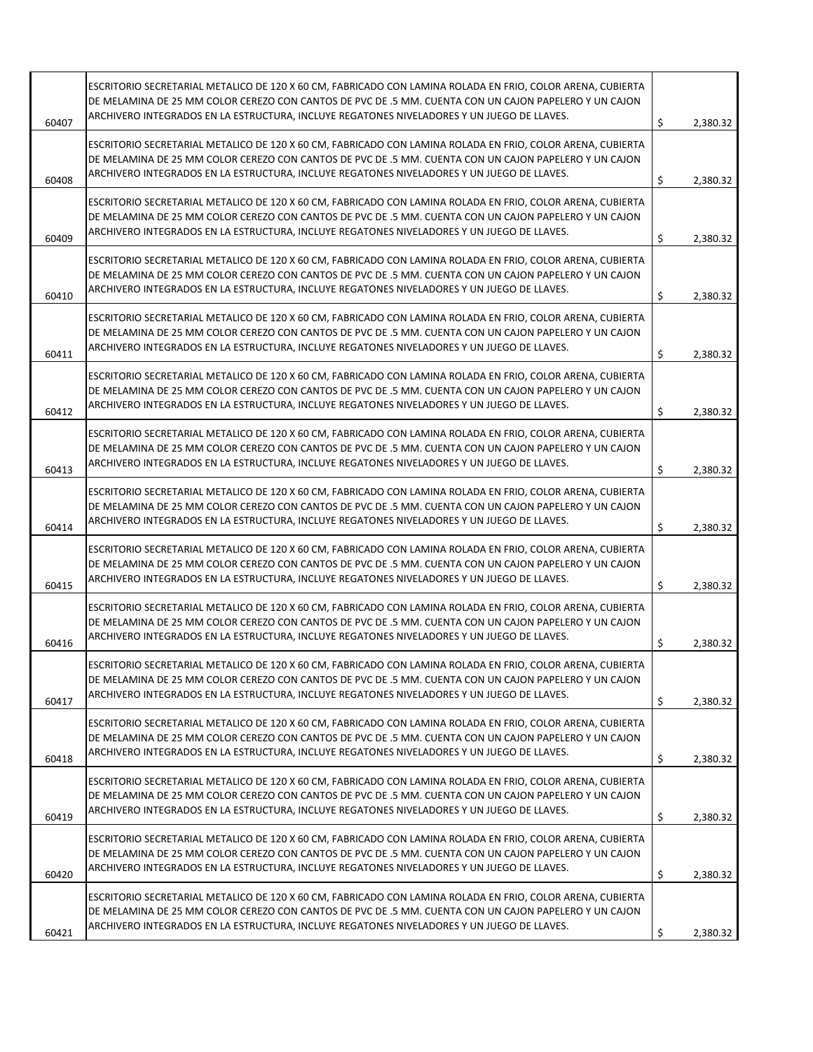| | | | |
|---|---|---|---|
| 60407 | ESCRITORIO SECRETARIAL METALICO DE 120 X 60 CM, FABRICADO CON LAMINA ROLADA EN FRIO, COLOR ARENA, CUBIERTA DE MELAMINA DE 25 MM COLOR CEREZO CON CANTOS DE PVC DE .5 MM. CUENTA CON UN CAJON PAPELERO Y UN CAJON ARCHIVERO INTEGRADOS EN LA ESTRUCTURA, INCLUYE REGATONES NIVELADORES Y UN JUEGO DE LLAVES. | $ | 2,380.32 |
| 60408 | ESCRITORIO SECRETARIAL METALICO DE 120 X 60 CM, FABRICADO CON LAMINA ROLADA EN FRIO, COLOR ARENA, CUBIERTA DE MELAMINA DE 25 MM COLOR CEREZO CON CANTOS DE PVC DE .5 MM. CUENTA CON UN CAJON PAPELERO Y UN CAJON ARCHIVERO INTEGRADOS EN LA ESTRUCTURA, INCLUYE REGATONES NIVELADORES Y UN JUEGO DE LLAVES. | $ | 2,380.32 |
| 60409 | ESCRITORIO SECRETARIAL METALICO DE 120 X 60 CM, FABRICADO CON LAMINA ROLADA EN FRIO, COLOR ARENA, CUBIERTA DE MELAMINA DE 25 MM COLOR CEREZO CON CANTOS DE PVC DE .5 MM. CUENTA CON UN CAJON PAPELERO Y UN CAJON ARCHIVERO INTEGRADOS EN LA ESTRUCTURA, INCLUYE REGATONES NIVELADORES Y UN JUEGO DE LLAVES. | $ | 2,380.32 |
| 60410 | ESCRITORIO SECRETARIAL METALICO DE 120 X 60 CM, FABRICADO CON LAMINA ROLADA EN FRIO, COLOR ARENA, CUBIERTA DE MELAMINA DE 25 MM COLOR CEREZO CON CANTOS DE PVC DE .5 MM. CUENTA CON UN CAJON PAPELERO Y UN CAJON ARCHIVERO INTEGRADOS EN LA ESTRUCTURA, INCLUYE REGATONES NIVELADORES Y UN JUEGO DE LLAVES. | $ | 2,380.32 |
| 60411 | ESCRITORIO SECRETARIAL METALICO DE 120 X 60 CM, FABRICADO CON LAMINA ROLADA EN FRIO, COLOR ARENA, CUBIERTA DE MELAMINA DE 25 MM COLOR CEREZO CON CANTOS DE PVC DE .5 MM. CUENTA CON UN CAJON PAPELERO Y UN CAJON ARCHIVERO INTEGRADOS EN LA ESTRUCTURA, INCLUYE REGATONES NIVELADORES Y UN JUEGO DE LLAVES. | $ | 2,380.32 |
| 60412 | ESCRITORIO SECRETARIAL METALICO DE 120 X 60 CM, FABRICADO CON LAMINA ROLADA EN FRIO, COLOR ARENA, CUBIERTA DE MELAMINA DE 25 MM COLOR CEREZO CON CANTOS DE PVC DE .5 MM. CUENTA CON UN CAJON PAPELERO Y UN CAJON ARCHIVERO INTEGRADOS EN LA ESTRUCTURA, INCLUYE REGATONES NIVELADORES Y UN JUEGO DE LLAVES. | $ | 2,380.32 |
| 60413 | ESCRITORIO SECRETARIAL METALICO DE 120 X 60 CM, FABRICADO CON LAMINA ROLADA EN FRIO, COLOR ARENA, CUBIERTA DE MELAMINA DE 25 MM COLOR CEREZO CON CANTOS DE PVC DE .5 MM. CUENTA CON UN CAJON PAPELERO Y UN CAJON ARCHIVERO INTEGRADOS EN LA ESTRUCTURA, INCLUYE REGATONES NIVELADORES Y UN JUEGO DE LLAVES. | $ | 2,380.32 |
| 60414 | ESCRITORIO SECRETARIAL METALICO DE 120 X 60 CM, FABRICADO CON LAMINA ROLADA EN FRIO, COLOR ARENA, CUBIERTA DE MELAMINA DE 25 MM COLOR CEREZO CON CANTOS DE PVC DE .5 MM. CUENTA CON UN CAJON PAPELERO Y UN CAJON ARCHIVERO INTEGRADOS EN LA ESTRUCTURA, INCLUYE REGATONES NIVELADORES Y UN JUEGO DE LLAVES. | $ | 2,380.32 |
| 60415 | ESCRITORIO SECRETARIAL METALICO DE 120 X 60 CM, FABRICADO CON LAMINA ROLADA EN FRIO, COLOR ARENA, CUBIERTA DE MELAMINA DE 25 MM COLOR CEREZO CON CANTOS DE PVC DE .5 MM. CUENTA CON UN CAJON PAPELERO Y UN CAJON ARCHIVERO INTEGRADOS EN LA ESTRUCTURA, INCLUYE REGATONES NIVELADORES Y UN JUEGO DE LLAVES. | $ | 2,380.32 |
| 60416 | ESCRITORIO SECRETARIAL METALICO DE 120 X 60 CM, FABRICADO CON LAMINA ROLADA EN FRIO, COLOR ARENA, CUBIERTA DE MELAMINA DE 25 MM COLOR CEREZO CON CANTOS DE PVC DE .5 MM. CUENTA CON UN CAJON PAPELERO Y UN CAJON ARCHIVERO INTEGRADOS EN LA ESTRUCTURA, INCLUYE REGATONES NIVELADORES Y UN JUEGO DE LLAVES. | $ | 2,380.32 |
| 60417 | ESCRITORIO SECRETARIAL METALICO DE 120 X 60 CM, FABRICADO CON LAMINA ROLADA EN FRIO, COLOR ARENA, CUBIERTA DE MELAMINA DE 25 MM COLOR CEREZO CON CANTOS DE PVC DE .5 MM. CUENTA CON UN CAJON PAPELERO Y UN CAJON ARCHIVERO INTEGRADOS EN LA ESTRUCTURA, INCLUYE REGATONES NIVELADORES Y UN JUEGO DE LLAVES. | $ | 2,380.32 |
| 60418 | ESCRITORIO SECRETARIAL METALICO DE 120 X 60 CM, FABRICADO CON LAMINA ROLADA EN FRIO, COLOR ARENA, CUBIERTA DE MELAMINA DE 25 MM COLOR CEREZO CON CANTOS DE PVC DE .5 MM. CUENTA CON UN CAJON PAPELERO Y UN CAJON ARCHIVERO INTEGRADOS EN LA ESTRUCTURA, INCLUYE REGATONES NIVELADORES Y UN JUEGO DE LLAVES. | $ | 2,380.32 |
| 60419 | ESCRITORIO SECRETARIAL METALICO DE 120 X 60 CM, FABRICADO CON LAMINA ROLADA EN FRIO, COLOR ARENA, CUBIERTA DE MELAMINA DE 25 MM COLOR CEREZO CON CANTOS DE PVC DE .5 MM. CUENTA CON UN CAJON PAPELERO Y UN CAJON ARCHIVERO INTEGRADOS EN LA ESTRUCTURA, INCLUYE REGATONES NIVELADORES Y UN JUEGO DE LLAVES. | $ | 2,380.32 |
| 60420 | ESCRITORIO SECRETARIAL METALICO DE 120 X 60 CM, FABRICADO CON LAMINA ROLADA EN FRIO, COLOR ARENA, CUBIERTA DE MELAMINA DE 25 MM COLOR CEREZO CON CANTOS DE PVC DE .5 MM. CUENTA CON UN CAJON PAPELERO Y UN CAJON ARCHIVERO INTEGRADOS EN LA ESTRUCTURA, INCLUYE REGATONES NIVELADORES Y UN JUEGO DE LLAVES. | $ | 2,380.32 |
| 60421 | ESCRITORIO SECRETARIAL METALICO DE 120 X 60 CM, FABRICADO CON LAMINA ROLADA EN FRIO, COLOR ARENA, CUBIERTA DE MELAMINA DE 25 MM COLOR CEREZO CON CANTOS DE PVC DE .5 MM. CUENTA CON UN CAJON PAPELERO Y UN CAJON ARCHIVERO INTEGRADOS EN LA ESTRUCTURA, INCLUYE REGATONES NIVELADORES Y UN JUEGO DE LLAVES. | $ | 2,380.32 |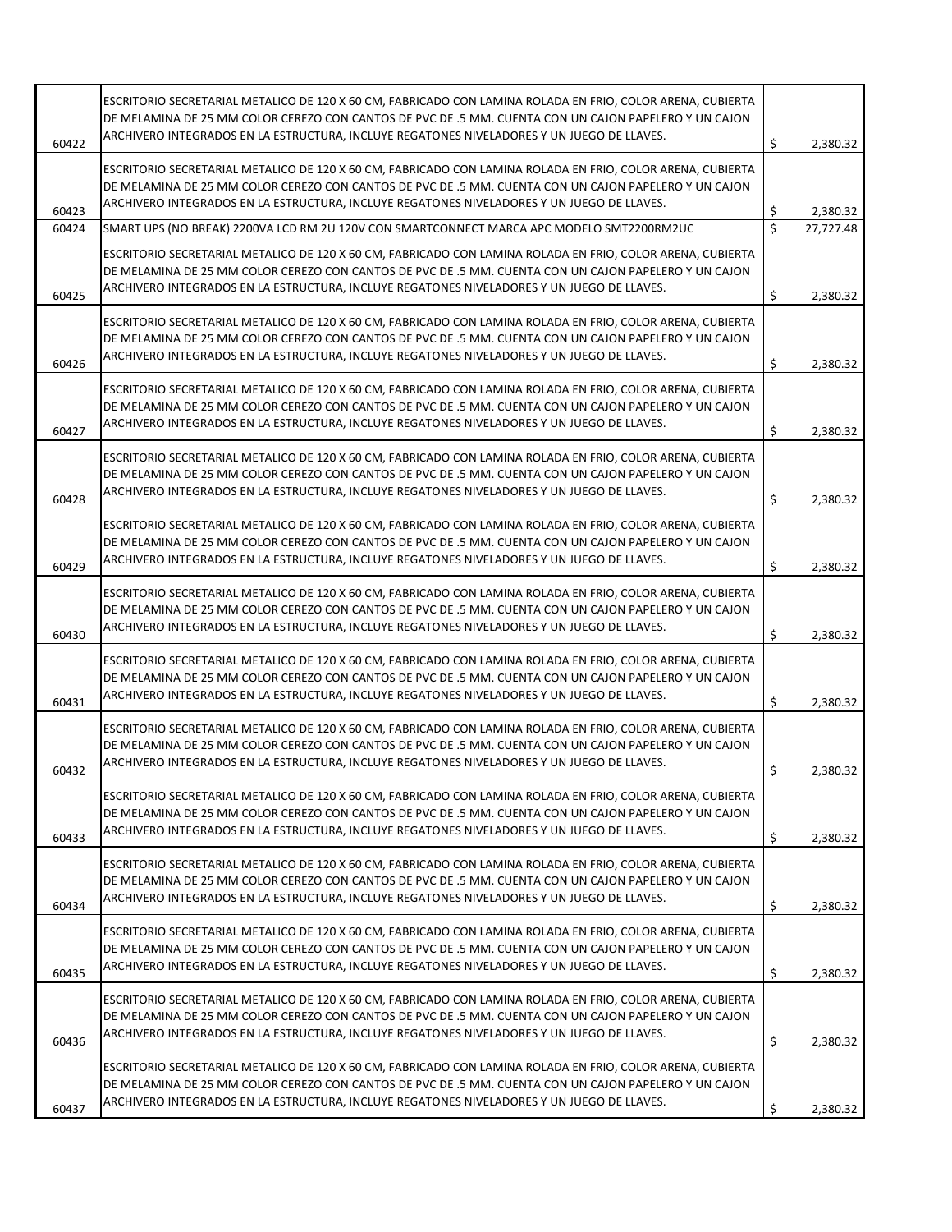| | | |
|---|---|---|
| 60422 | ESCRITORIO SECRETARIAL METALICO DE 120 X 60 CM, FABRICADO CON LAMINA ROLADA EN FRIO, COLOR ARENA, CUBIERTA DE MELAMINA DE 25 MM COLOR CEREZO CON CANTOS DE PVC DE .5 MM. CUENTA CON UN CAJON PAPELERO Y UN CAJON ARCHIVERO INTEGRADOS EN LA ESTRUCTURA, INCLUYE REGATONES NIVELADORES Y UN JUEGO DE LLAVES. | $ 2,380.32 |
| 60423 | ESCRITORIO SECRETARIAL METALICO DE 120 X 60 CM, FABRICADO CON LAMINA ROLADA EN FRIO, COLOR ARENA, CUBIERTA DE MELAMINA DE 25 MM COLOR CEREZO CON CANTOS DE PVC DE .5 MM. CUENTA CON UN CAJON PAPELERO Y UN CAJON ARCHIVERO INTEGRADOS EN LA ESTRUCTURA, INCLUYE REGATONES NIVELADORES Y UN JUEGO DE LLAVES. | $ 2,380.32 |
| 60424 | SMART UPS (NO BREAK) 2200VA LCD RM 2U 120V CON SMARTCONNECT MARCA APC MODELO SMT2200RM2UC | $ 27,727.48 |
| 60425 | ESCRITORIO SECRETARIAL METALICO DE 120 X 60 CM, FABRICADO CON LAMINA ROLADA EN FRIO, COLOR ARENA, CUBIERTA DE MELAMINA DE 25 MM COLOR CEREZO CON CANTOS DE PVC DE .5 MM. CUENTA CON UN CAJON PAPELERO Y UN CAJON ARCHIVERO INTEGRADOS EN LA ESTRUCTURA, INCLUYE REGATONES NIVELADORES Y UN JUEGO DE LLAVES. | $ 2,380.32 |
| 60426 | ESCRITORIO SECRETARIAL METALICO DE 120 X 60 CM, FABRICADO CON LAMINA ROLADA EN FRIO, COLOR ARENA, CUBIERTA DE MELAMINA DE 25 MM COLOR CEREZO CON CANTOS DE PVC DE .5 MM. CUENTA CON UN CAJON PAPELERO Y UN CAJON ARCHIVERO INTEGRADOS EN LA ESTRUCTURA, INCLUYE REGATONES NIVELADORES Y UN JUEGO DE LLAVES. | $ 2,380.32 |
| 60427 | ESCRITORIO SECRETARIAL METALICO DE 120 X 60 CM, FABRICADO CON LAMINA ROLADA EN FRIO, COLOR ARENA, CUBIERTA DE MELAMINA DE 25 MM COLOR CEREZO CON CANTOS DE PVC DE .5 MM. CUENTA CON UN CAJON PAPELERO Y UN CAJON ARCHIVERO INTEGRADOS EN LA ESTRUCTURA, INCLUYE REGATONES NIVELADORES Y UN JUEGO DE LLAVES. | $ 2,380.32 |
| 60428 | ESCRITORIO SECRETARIAL METALICO DE 120 X 60 CM, FABRICADO CON LAMINA ROLADA EN FRIO, COLOR ARENA, CUBIERTA DE MELAMINA DE 25 MM COLOR CEREZO CON CANTOS DE PVC DE .5 MM. CUENTA CON UN CAJON PAPELERO Y UN CAJON ARCHIVERO INTEGRADOS EN LA ESTRUCTURA, INCLUYE REGATONES NIVELADORES Y UN JUEGO DE LLAVES. | $ 2,380.32 |
| 60429 | ESCRITORIO SECRETARIAL METALICO DE 120 X 60 CM, FABRICADO CON LAMINA ROLADA EN FRIO, COLOR ARENA, CUBIERTA DE MELAMINA DE 25 MM COLOR CEREZO CON CANTOS DE PVC DE .5 MM. CUENTA CON UN CAJON PAPELERO Y UN CAJON ARCHIVERO INTEGRADOS EN LA ESTRUCTURA, INCLUYE REGATONES NIVELADORES Y UN JUEGO DE LLAVES. | $ 2,380.32 |
| 60430 | ESCRITORIO SECRETARIAL METALICO DE 120 X 60 CM, FABRICADO CON LAMINA ROLADA EN FRIO, COLOR ARENA, CUBIERTA DE MELAMINA DE 25 MM COLOR CEREZO CON CANTOS DE PVC DE .5 MM. CUENTA CON UN CAJON PAPELERO Y UN CAJON ARCHIVERO INTEGRADOS EN LA ESTRUCTURA, INCLUYE REGATONES NIVELADORES Y UN JUEGO DE LLAVES. | $ 2,380.32 |
| 60431 | ESCRITORIO SECRETARIAL METALICO DE 120 X 60 CM, FABRICADO CON LAMINA ROLADA EN FRIO, COLOR ARENA, CUBIERTA DE MELAMINA DE 25 MM COLOR CEREZO CON CANTOS DE PVC DE .5 MM. CUENTA CON UN CAJON PAPELERO Y UN CAJON ARCHIVERO INTEGRADOS EN LA ESTRUCTURA, INCLUYE REGATONES NIVELADORES Y UN JUEGO DE LLAVES. | $ 2,380.32 |
| 60432 | ESCRITORIO SECRETARIAL METALICO DE 120 X 60 CM, FABRICADO CON LAMINA ROLADA EN FRIO, COLOR ARENA, CUBIERTA DE MELAMINA DE 25 MM COLOR CEREZO CON CANTOS DE PVC DE .5 MM. CUENTA CON UN CAJON PAPELERO Y UN CAJON ARCHIVERO INTEGRADOS EN LA ESTRUCTURA, INCLUYE REGATONES NIVELADORES Y UN JUEGO DE LLAVES. | $ 2,380.32 |
| 60433 | ESCRITORIO SECRETARIAL METALICO DE 120 X 60 CM, FABRICADO CON LAMINA ROLADA EN FRIO, COLOR ARENA, CUBIERTA DE MELAMINA DE 25 MM COLOR CEREZO CON CANTOS DE PVC DE .5 MM. CUENTA CON UN CAJON PAPELERO Y UN CAJON ARCHIVERO INTEGRADOS EN LA ESTRUCTURA, INCLUYE REGATONES NIVELADORES Y UN JUEGO DE LLAVES. | $ 2,380.32 |
| 60434 | ESCRITORIO SECRETARIAL METALICO DE 120 X 60 CM, FABRICADO CON LAMINA ROLADA EN FRIO, COLOR ARENA, CUBIERTA DE MELAMINA DE 25 MM COLOR CEREZO CON CANTOS DE PVC DE .5 MM. CUENTA CON UN CAJON PAPELERO Y UN CAJON ARCHIVERO INTEGRADOS EN LA ESTRUCTURA, INCLUYE REGATONES NIVELADORES Y UN JUEGO DE LLAVES. | $ 2,380.32 |
| 60435 | ESCRITORIO SECRETARIAL METALICO DE 120 X 60 CM, FABRICADO CON LAMINA ROLADA EN FRIO, COLOR ARENA, CUBIERTA DE MELAMINA DE 25 MM COLOR CEREZO CON CANTOS DE PVC DE .5 MM. CUENTA CON UN CAJON PAPELERO Y UN CAJON ARCHIVERO INTEGRADOS EN LA ESTRUCTURA, INCLUYE REGATONES NIVELADORES Y UN JUEGO DE LLAVES. | $ 2,380.32 |
| 60436 | ESCRITORIO SECRETARIAL METALICO DE 120 X 60 CM, FABRICADO CON LAMINA ROLADA EN FRIO, COLOR ARENA, CUBIERTA DE MELAMINA DE 25 MM COLOR CEREZO CON CANTOS DE PVC DE .5 MM. CUENTA CON UN CAJON PAPELERO Y UN CAJON ARCHIVERO INTEGRADOS EN LA ESTRUCTURA, INCLUYE REGATONES NIVELADORES Y UN JUEGO DE LLAVES. | $ 2,380.32 |
| 60437 | ESCRITORIO SECRETARIAL METALICO DE 120 X 60 CM, FABRICADO CON LAMINA ROLADA EN FRIO, COLOR ARENA, CUBIERTA DE MELAMINA DE 25 MM COLOR CEREZO CON CANTOS DE PVC DE .5 MM. CUENTA CON UN CAJON PAPELERO Y UN CAJON ARCHIVERO INTEGRADOS EN LA ESTRUCTURA, INCLUYE REGATONES NIVELADORES Y UN JUEGO DE LLAVES. | $ 2,380.32 |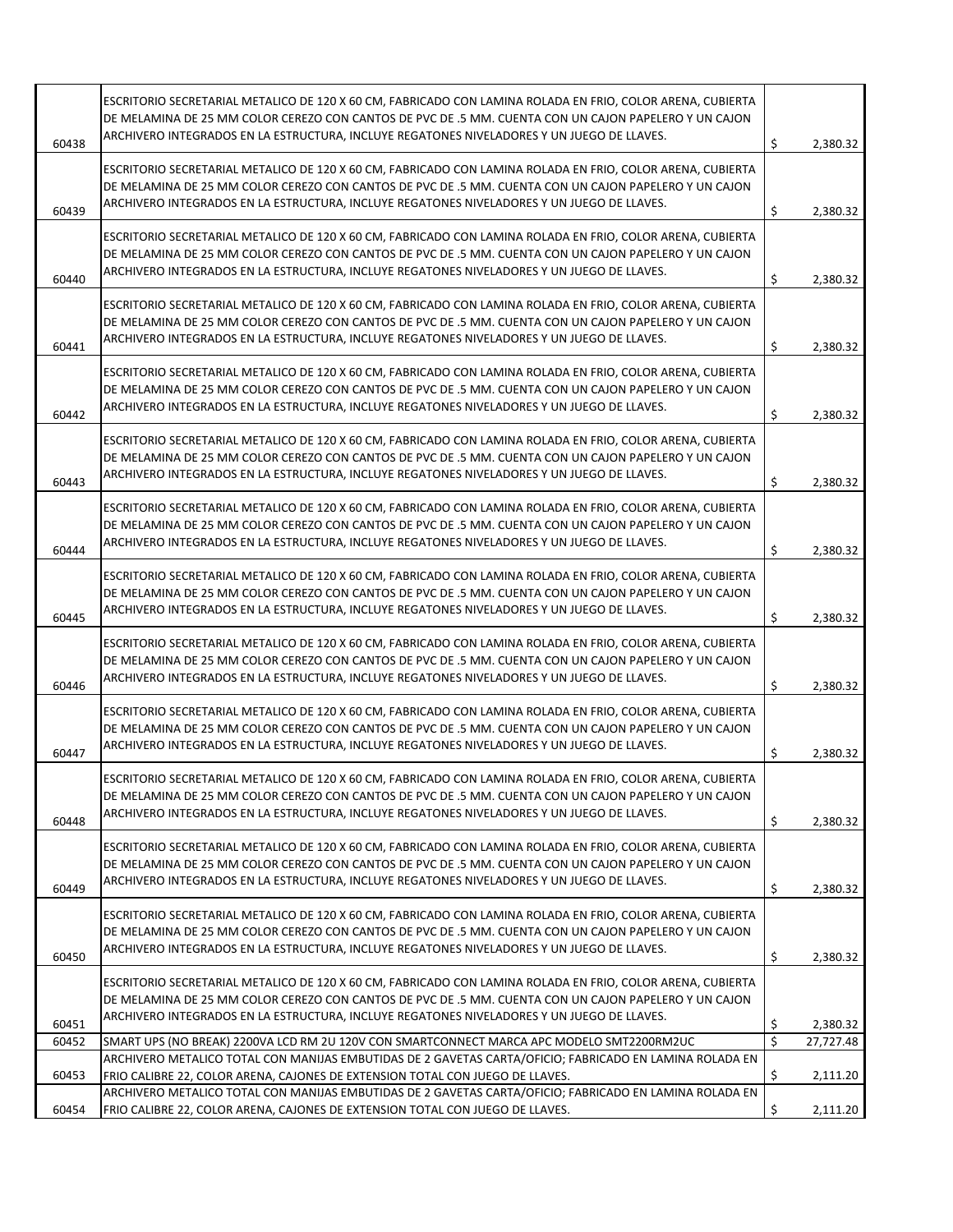| | | |
|---|---|---|
| 60438 | ESCRITORIO SECRETARIAL METALICO DE 120 X 60 CM, FABRICADO CON LAMINA ROLADA EN FRIO, COLOR ARENA, CUBIERTA DE MELAMINA DE 25 MM COLOR CEREZO CON CANTOS DE PVC DE .5 MM. CUENTA CON UN CAJON PAPELERO Y UN CAJON ARCHIVERO INTEGRADOS EN LA ESTRUCTURA, INCLUYE REGATONES NIVELADORES Y UN JUEGO DE LLAVES. | $ 2,380.32 |
| 60439 | ESCRITORIO SECRETARIAL METALICO DE 120 X 60 CM, FABRICADO CON LAMINA ROLADA EN FRIO, COLOR ARENA, CUBIERTA DE MELAMINA DE 25 MM COLOR CEREZO CON CANTOS DE PVC DE .5 MM. CUENTA CON UN CAJON PAPELERO Y UN CAJON ARCHIVERO INTEGRADOS EN LA ESTRUCTURA, INCLUYE REGATONES NIVELADORES Y UN JUEGO DE LLAVES. | $ 2,380.32 |
| 60440 | ESCRITORIO SECRETARIAL METALICO DE 120 X 60 CM, FABRICADO CON LAMINA ROLADA EN FRIO, COLOR ARENA, CUBIERTA DE MELAMINA DE 25 MM COLOR CEREZO CON CANTOS DE PVC DE .5 MM. CUENTA CON UN CAJON PAPELERO Y UN CAJON ARCHIVERO INTEGRADOS EN LA ESTRUCTURA, INCLUYE REGATONES NIVELADORES Y UN JUEGO DE LLAVES. | $ 2,380.32 |
| 60441 | ESCRITORIO SECRETARIAL METALICO DE 120 X 60 CM, FABRICADO CON LAMINA ROLADA EN FRIO, COLOR ARENA, CUBIERTA DE MELAMINA DE 25 MM COLOR CEREZO CON CANTOS DE PVC DE .5 MM. CUENTA CON UN CAJON PAPELERO Y UN CAJON ARCHIVERO INTEGRADOS EN LA ESTRUCTURA, INCLUYE REGATONES NIVELADORES Y UN JUEGO DE LLAVES. | $ 2,380.32 |
| 60442 | ESCRITORIO SECRETARIAL METALICO DE 120 X 60 CM, FABRICADO CON LAMINA ROLADA EN FRIO, COLOR ARENA, CUBIERTA DE MELAMINA DE 25 MM COLOR CEREZO CON CANTOS DE PVC DE .5 MM. CUENTA CON UN CAJON PAPELERO Y UN CAJON ARCHIVERO INTEGRADOS EN LA ESTRUCTURA, INCLUYE REGATONES NIVELADORES Y UN JUEGO DE LLAVES. | $ 2,380.32 |
| 60443 | ESCRITORIO SECRETARIAL METALICO DE 120 X 60 CM, FABRICADO CON LAMINA ROLADA EN FRIO, COLOR ARENA, CUBIERTA DE MELAMINA DE 25 MM COLOR CEREZO CON CANTOS DE PVC DE .5 MM. CUENTA CON UN CAJON PAPELERO Y UN CAJON ARCHIVERO INTEGRADOS EN LA ESTRUCTURA, INCLUYE REGATONES NIVELADORES Y UN JUEGO DE LLAVES. | $ 2,380.32 |
| 60444 | ESCRITORIO SECRETARIAL METALICO DE 120 X 60 CM, FABRICADO CON LAMINA ROLADA EN FRIO, COLOR ARENA, CUBIERTA DE MELAMINA DE 25 MM COLOR CEREZO CON CANTOS DE PVC DE .5 MM. CUENTA CON UN CAJON PAPELERO Y UN CAJON ARCHIVERO INTEGRADOS EN LA ESTRUCTURA, INCLUYE REGATONES NIVELADORES Y UN JUEGO DE LLAVES. | $ 2,380.32 |
| 60445 | ESCRITORIO SECRETARIAL METALICO DE 120 X 60 CM, FABRICADO CON LAMINA ROLADA EN FRIO, COLOR ARENA, CUBIERTA DE MELAMINA DE 25 MM COLOR CEREZO CON CANTOS DE PVC DE .5 MM. CUENTA CON UN CAJON PAPELERO Y UN CAJON ARCHIVERO INTEGRADOS EN LA ESTRUCTURA, INCLUYE REGATONES NIVELADORES Y UN JUEGO DE LLAVES. | $ 2,380.32 |
| 60446 | ESCRITORIO SECRETARIAL METALICO DE 120 X 60 CM, FABRICADO CON LAMINA ROLADA EN FRIO, COLOR ARENA, CUBIERTA DE MELAMINA DE 25 MM COLOR CEREZO CON CANTOS DE PVC DE .5 MM. CUENTA CON UN CAJON PAPELERO Y UN CAJON ARCHIVERO INTEGRADOS EN LA ESTRUCTURA, INCLUYE REGATONES NIVELADORES Y UN JUEGO DE LLAVES. | $ 2,380.32 |
| 60447 | ESCRITORIO SECRETARIAL METALICO DE 120 X 60 CM, FABRICADO CON LAMINA ROLADA EN FRIO, COLOR ARENA, CUBIERTA DE MELAMINA DE 25 MM COLOR CEREZO CON CANTOS DE PVC DE .5 MM. CUENTA CON UN CAJON PAPELERO Y UN CAJON ARCHIVERO INTEGRADOS EN LA ESTRUCTURA, INCLUYE REGATONES NIVELADORES Y UN JUEGO DE LLAVES. | $ 2,380.32 |
| 60448 | ESCRITORIO SECRETARIAL METALICO DE 120 X 60 CM, FABRICADO CON LAMINA ROLADA EN FRIO, COLOR ARENA, CUBIERTA DE MELAMINA DE 25 MM COLOR CEREZO CON CANTOS DE PVC DE .5 MM. CUENTA CON UN CAJON PAPELERO Y UN CAJON ARCHIVERO INTEGRADOS EN LA ESTRUCTURA, INCLUYE REGATONES NIVELADORES Y UN JUEGO DE LLAVES. | $ 2,380.32 |
| 60449 | ESCRITORIO SECRETARIAL METALICO DE 120 X 60 CM, FABRICADO CON LAMINA ROLADA EN FRIO, COLOR ARENA, CUBIERTA DE MELAMINA DE 25 MM COLOR CEREZO CON CANTOS DE PVC DE .5 MM. CUENTA CON UN CAJON PAPELERO Y UN CAJON ARCHIVERO INTEGRADOS EN LA ESTRUCTURA, INCLUYE REGATONES NIVELADORES Y UN JUEGO DE LLAVES. | $ 2,380.32 |
| 60450 | ESCRITORIO SECRETARIAL METALICO DE 120 X 60 CM, FABRICADO CON LAMINA ROLADA EN FRIO, COLOR ARENA, CUBIERTA DE MELAMINA DE 25 MM COLOR CEREZO CON CANTOS DE PVC DE .5 MM. CUENTA CON UN CAJON PAPELERO Y UN CAJON ARCHIVERO INTEGRADOS EN LA ESTRUCTURA, INCLUYE REGATONES NIVELADORES Y UN JUEGO DE LLAVES. | $ 2,380.32 |
| 60451 | ESCRITORIO SECRETARIAL METALICO DE 120 X 60 CM, FABRICADO CON LAMINA ROLADA EN FRIO, COLOR ARENA, CUBIERTA DE MELAMINA DE 25 MM COLOR CEREZO CON CANTOS DE PVC DE .5 MM. CUENTA CON UN CAJON PAPELERO Y UN CAJON ARCHIVERO INTEGRADOS EN LA ESTRUCTURA, INCLUYE REGATONES NIVELADORES Y UN JUEGO DE LLAVES. | $ 2,380.32 |
| 60452 | SMART UPS (NO BREAK) 2200VA LCD RM 2U 120V CON SMARTCONNECT MARCA APC MODELO SMT2200RM2UC | $ 27,727.48 |
| 60453 | ARCHIVERO METALICO TOTAL CON MANIJAS EMBUTIDAS DE 2 GAVETAS CARTA/OFICIO; FABRICADO EN LAMINA ROLADA EN FRIO CALIBRE 22, COLOR ARENA, CAJONES DE EXTENSION TOTAL CON JUEGO DE LLAVES. | $ 2,111.20 |
| 60454 | ARCHIVERO METALICO TOTAL CON MANIJAS EMBUTIDAS DE 2 GAVETAS CARTA/OFICIO; FABRICADO EN LAMINA ROLADA EN FRIO CALIBRE 22, COLOR ARENA, CAJONES DE EXTENSION TOTAL CON JUEGO DE LLAVES. | $ 2,111.20 |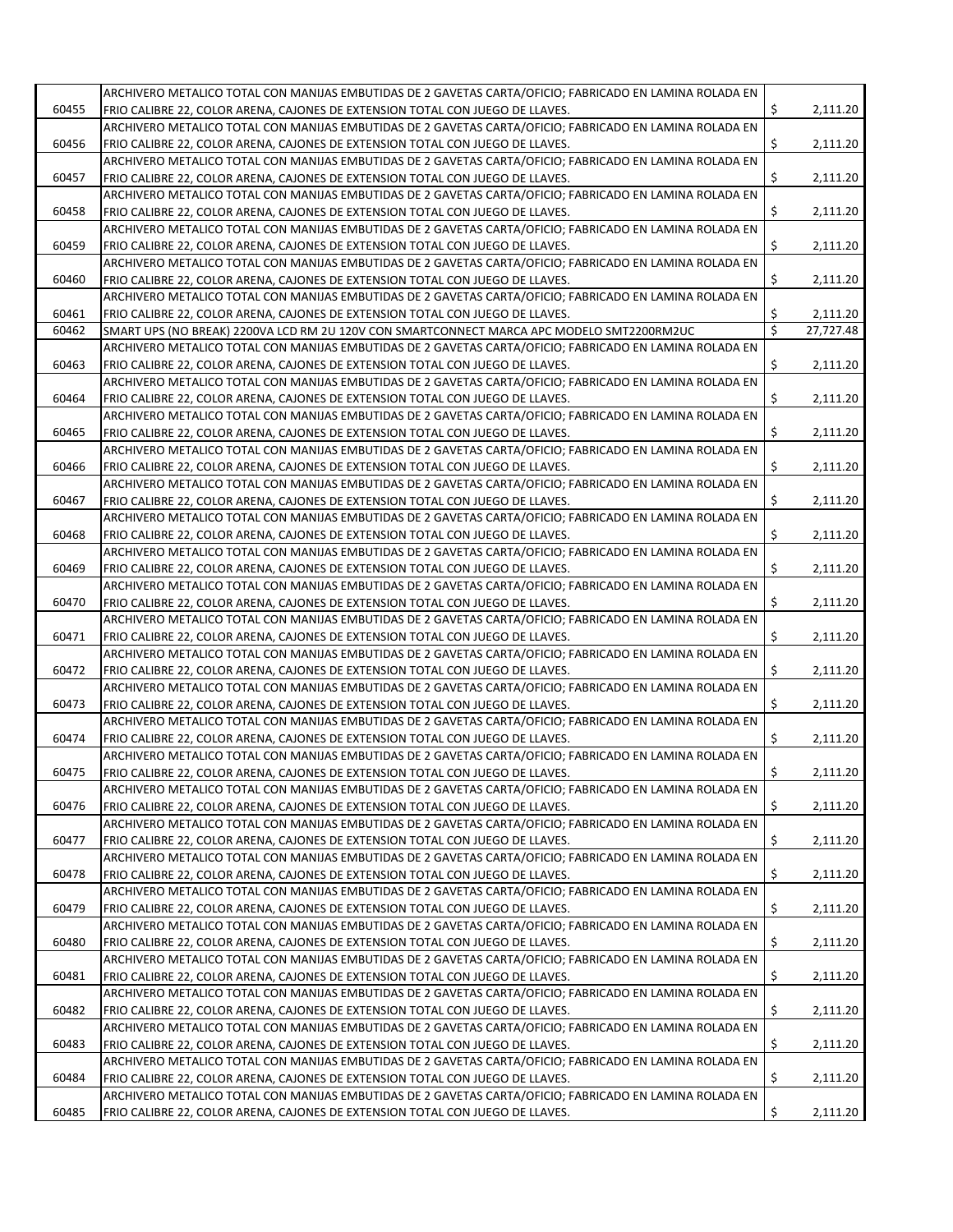| | | |
|---|---|---|
| 60455 | ARCHIVERO METALICO TOTAL CON MANIJAS EMBUTIDAS DE 2 GAVETAS CARTA/OFICIO; FABRICADO EN LAMINA ROLADA EN FRIO CALIBRE 22, COLOR ARENA, CAJONES DE EXTENSION TOTAL CON JUEGO DE LLAVES. | $ 2,111.20 |
| 60456 | ARCHIVERO METALICO TOTAL CON MANIJAS EMBUTIDAS DE 2 GAVETAS CARTA/OFICIO; FABRICADO EN LAMINA ROLADA EN FRIO CALIBRE 22, COLOR ARENA, CAJONES DE EXTENSION TOTAL CON JUEGO DE LLAVES. | $ 2,111.20 |
| 60457 | ARCHIVERO METALICO TOTAL CON MANIJAS EMBUTIDAS DE 2 GAVETAS CARTA/OFICIO; FABRICADO EN LAMINA ROLADA EN FRIO CALIBRE 22, COLOR ARENA, CAJONES DE EXTENSION TOTAL CON JUEGO DE LLAVES. | $ 2,111.20 |
| 60458 | ARCHIVERO METALICO TOTAL CON MANIJAS EMBUTIDAS DE 2 GAVETAS CARTA/OFICIO; FABRICADO EN LAMINA ROLADA EN FRIO CALIBRE 22, COLOR ARENA, CAJONES DE EXTENSION TOTAL CON JUEGO DE LLAVES. | $ 2,111.20 |
| 60459 | ARCHIVERO METALICO TOTAL CON MANIJAS EMBUTIDAS DE 2 GAVETAS CARTA/OFICIO; FABRICADO EN LAMINA ROLADA EN FRIO CALIBRE 22, COLOR ARENA, CAJONES DE EXTENSION TOTAL CON JUEGO DE LLAVES. | $ 2,111.20 |
| 60460 | ARCHIVERO METALICO TOTAL CON MANIJAS EMBUTIDAS DE 2 GAVETAS CARTA/OFICIO; FABRICADO EN LAMINA ROLADA EN FRIO CALIBRE 22, COLOR ARENA, CAJONES DE EXTENSION TOTAL CON JUEGO DE LLAVES. | $ 2,111.20 |
| 60461 | ARCHIVERO METALICO TOTAL CON MANIJAS EMBUTIDAS DE 2 GAVETAS CARTA/OFICIO; FABRICADO EN LAMINA ROLADA EN FRIO CALIBRE 22, COLOR ARENA, CAJONES DE EXTENSION TOTAL CON JUEGO DE LLAVES. | $ 2,111.20 |
| 60462 | SMART UPS (NO BREAK) 2200VA LCD RM 2U 120V CON SMARTCONNECT MARCA APC MODELO SMT2200RM2UC | $ 27,727.48 |
| 60463 | ARCHIVERO METALICO TOTAL CON MANIJAS EMBUTIDAS DE 2 GAVETAS CARTA/OFICIO; FABRICADO EN LAMINA ROLADA EN FRIO CALIBRE 22, COLOR ARENA, CAJONES DE EXTENSION TOTAL CON JUEGO DE LLAVES. | $ 2,111.20 |
| 60464 | ARCHIVERO METALICO TOTAL CON MANIJAS EMBUTIDAS DE 2 GAVETAS CARTA/OFICIO; FABRICADO EN LAMINA ROLADA EN FRIO CALIBRE 22, COLOR ARENA, CAJONES DE EXTENSION TOTAL CON JUEGO DE LLAVES. | $ 2,111.20 |
| 60465 | ARCHIVERO METALICO TOTAL CON MANIJAS EMBUTIDAS DE 2 GAVETAS CARTA/OFICIO; FABRICADO EN LAMINA ROLADA EN FRIO CALIBRE 22, COLOR ARENA, CAJONES DE EXTENSION TOTAL CON JUEGO DE LLAVES. | $ 2,111.20 |
| 60466 | ARCHIVERO METALICO TOTAL CON MANIJAS EMBUTIDAS DE 2 GAVETAS CARTA/OFICIO; FABRICADO EN LAMINA ROLADA EN FRIO CALIBRE 22, COLOR ARENA, CAJONES DE EXTENSION TOTAL CON JUEGO DE LLAVES. | $ 2,111.20 |
| 60467 | ARCHIVERO METALICO TOTAL CON MANIJAS EMBUTIDAS DE 2 GAVETAS CARTA/OFICIO; FABRICADO EN LAMINA ROLADA EN FRIO CALIBRE 22, COLOR ARENA, CAJONES DE EXTENSION TOTAL CON JUEGO DE LLAVES. | $ 2,111.20 |
| 60468 | ARCHIVERO METALICO TOTAL CON MANIJAS EMBUTIDAS DE 2 GAVETAS CARTA/OFICIO; FABRICADO EN LAMINA ROLADA EN FRIO CALIBRE 22, COLOR ARENA, CAJONES DE EXTENSION TOTAL CON JUEGO DE LLAVES. | $ 2,111.20 |
| 60469 | ARCHIVERO METALICO TOTAL CON MANIJAS EMBUTIDAS DE 2 GAVETAS CARTA/OFICIO; FABRICADO EN LAMINA ROLADA EN FRIO CALIBRE 22, COLOR ARENA, CAJONES DE EXTENSION TOTAL CON JUEGO DE LLAVES. | $ 2,111.20 |
| 60470 | ARCHIVERO METALICO TOTAL CON MANIJAS EMBUTIDAS DE 2 GAVETAS CARTA/OFICIO; FABRICADO EN LAMINA ROLADA EN FRIO CALIBRE 22, COLOR ARENA, CAJONES DE EXTENSION TOTAL CON JUEGO DE LLAVES. | $ 2,111.20 |
| 60471 | ARCHIVERO METALICO TOTAL CON MANIJAS EMBUTIDAS DE 2 GAVETAS CARTA/OFICIO; FABRICADO EN LAMINA ROLADA EN FRIO CALIBRE 22, COLOR ARENA, CAJONES DE EXTENSION TOTAL CON JUEGO DE LLAVES. | $ 2,111.20 |
| 60472 | ARCHIVERO METALICO TOTAL CON MANIJAS EMBUTIDAS DE 2 GAVETAS CARTA/OFICIO; FABRICADO EN LAMINA ROLADA EN FRIO CALIBRE 22, COLOR ARENA, CAJONES DE EXTENSION TOTAL CON JUEGO DE LLAVES. | $ 2,111.20 |
| 60473 | ARCHIVERO METALICO TOTAL CON MANIJAS EMBUTIDAS DE 2 GAVETAS CARTA/OFICIO; FABRICADO EN LAMINA ROLADA EN FRIO CALIBRE 22, COLOR ARENA, CAJONES DE EXTENSION TOTAL CON JUEGO DE LLAVES. | $ 2,111.20 |
| 60474 | ARCHIVERO METALICO TOTAL CON MANIJAS EMBUTIDAS DE 2 GAVETAS CARTA/OFICIO; FABRICADO EN LAMINA ROLADA EN FRIO CALIBRE 22, COLOR ARENA, CAJONES DE EXTENSION TOTAL CON JUEGO DE LLAVES. | $ 2,111.20 |
| 60475 | ARCHIVERO METALICO TOTAL CON MANIJAS EMBUTIDAS DE 2 GAVETAS CARTA/OFICIO; FABRICADO EN LAMINA ROLADA EN FRIO CALIBRE 22, COLOR ARENA, CAJONES DE EXTENSION TOTAL CON JUEGO DE LLAVES. | $ 2,111.20 |
| 60476 | ARCHIVERO METALICO TOTAL CON MANIJAS EMBUTIDAS DE 2 GAVETAS CARTA/OFICIO; FABRICADO EN LAMINA ROLADA EN FRIO CALIBRE 22, COLOR ARENA, CAJONES DE EXTENSION TOTAL CON JUEGO DE LLAVES. | $ 2,111.20 |
| 60477 | ARCHIVERO METALICO TOTAL CON MANIJAS EMBUTIDAS DE 2 GAVETAS CARTA/OFICIO; FABRICADO EN LAMINA ROLADA EN FRIO CALIBRE 22, COLOR ARENA, CAJONES DE EXTENSION TOTAL CON JUEGO DE LLAVES. | $ 2,111.20 |
| 60478 | ARCHIVERO METALICO TOTAL CON MANIJAS EMBUTIDAS DE 2 GAVETAS CARTA/OFICIO; FABRICADO EN LAMINA ROLADA EN FRIO CALIBRE 22, COLOR ARENA, CAJONES DE EXTENSION TOTAL CON JUEGO DE LLAVES. | $ 2,111.20 |
| 60479 | ARCHIVERO METALICO TOTAL CON MANIJAS EMBUTIDAS DE 2 GAVETAS CARTA/OFICIO; FABRICADO EN LAMINA ROLADA EN FRIO CALIBRE 22, COLOR ARENA, CAJONES DE EXTENSION TOTAL CON JUEGO DE LLAVES. | $ 2,111.20 |
| 60480 | ARCHIVERO METALICO TOTAL CON MANIJAS EMBUTIDAS DE 2 GAVETAS CARTA/OFICIO; FABRICADO EN LAMINA ROLADA EN FRIO CALIBRE 22, COLOR ARENA, CAJONES DE EXTENSION TOTAL CON JUEGO DE LLAVES. | $ 2,111.20 |
| 60481 | ARCHIVERO METALICO TOTAL CON MANIJAS EMBUTIDAS DE 2 GAVETAS CARTA/OFICIO; FABRICADO EN LAMINA ROLADA EN FRIO CALIBRE 22, COLOR ARENA, CAJONES DE EXTENSION TOTAL CON JUEGO DE LLAVES. | $ 2,111.20 |
| 60482 | ARCHIVERO METALICO TOTAL CON MANIJAS EMBUTIDAS DE 2 GAVETAS CARTA/OFICIO; FABRICADO EN LAMINA ROLADA EN FRIO CALIBRE 22, COLOR ARENA, CAJONES DE EXTENSION TOTAL CON JUEGO DE LLAVES. | $ 2,111.20 |
| 60483 | ARCHIVERO METALICO TOTAL CON MANIJAS EMBUTIDAS DE 2 GAVETAS CARTA/OFICIO; FABRICADO EN LAMINA ROLADA EN FRIO CALIBRE 22, COLOR ARENA, CAJONES DE EXTENSION TOTAL CON JUEGO DE LLAVES. | $ 2,111.20 |
| 60484 | ARCHIVERO METALICO TOTAL CON MANIJAS EMBUTIDAS DE 2 GAVETAS CARTA/OFICIO; FABRICADO EN LAMINA ROLADA EN FRIO CALIBRE 22, COLOR ARENA, CAJONES DE EXTENSION TOTAL CON JUEGO DE LLAVES. | $ 2,111.20 |
| 60485 | ARCHIVERO METALICO TOTAL CON MANIJAS EMBUTIDAS DE 2 GAVETAS CARTA/OFICIO; FABRICADO EN LAMINA ROLADA EN FRIO CALIBRE 22, COLOR ARENA, CAJONES DE EXTENSION TOTAL CON JUEGO DE LLAVES. | $ 2,111.20 |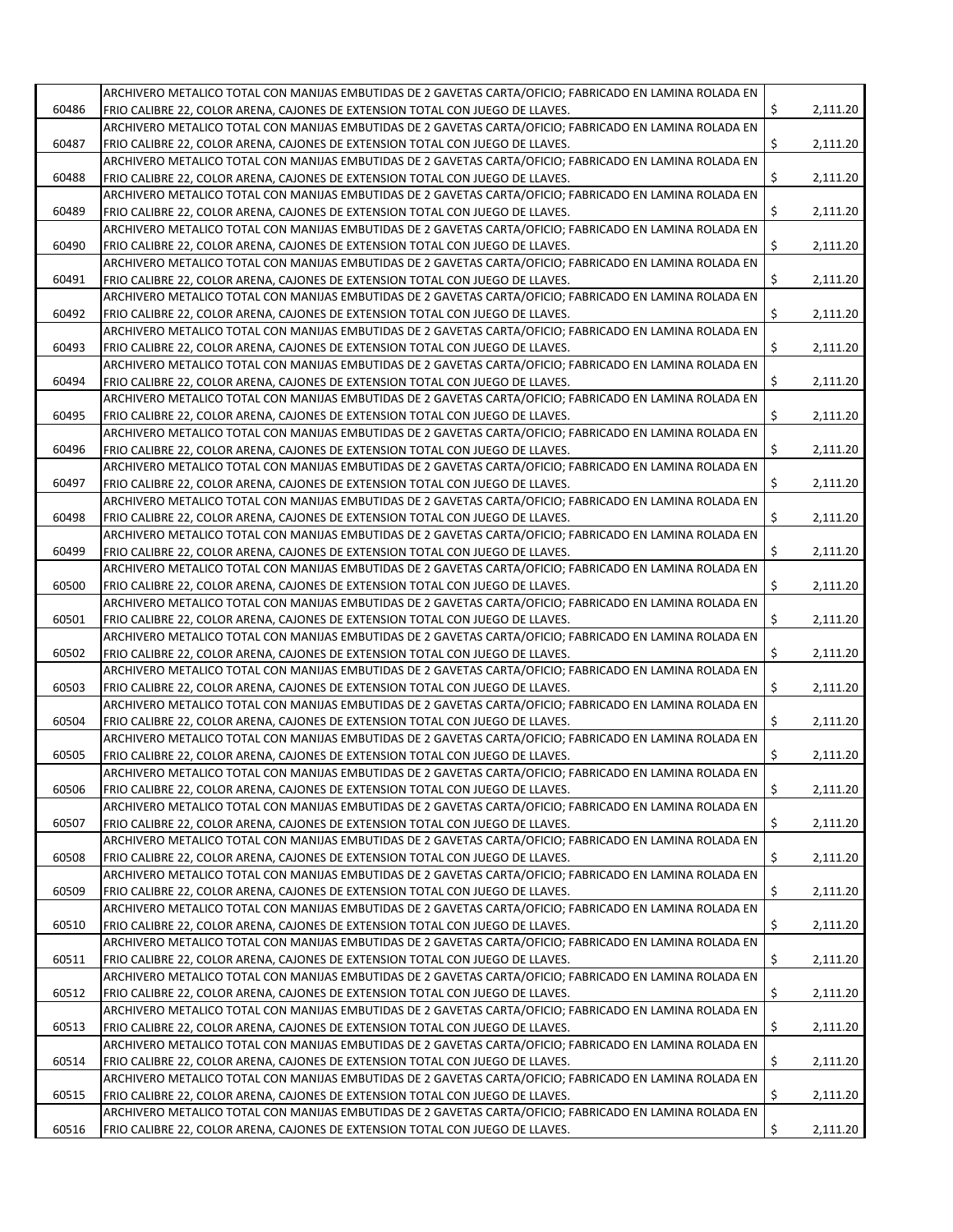| | | | |
|---|---|---|---|
| 60486 | ARCHIVERO METALICO TOTAL CON MANIJAS EMBUTIDAS DE 2 GAVETAS CARTA/OFICIO; FABRICADO EN LAMINA ROLADA EN FRIO CALIBRE 22, COLOR ARENA, CAJONES DE EXTENSION TOTAL CON JUEGO DE LLAVES. | $ | 2,111.20 |
| 60487 | ARCHIVERO METALICO TOTAL CON MANIJAS EMBUTIDAS DE 2 GAVETAS CARTA/OFICIO; FABRICADO EN LAMINA ROLADA EN FRIO CALIBRE 22, COLOR ARENA, CAJONES DE EXTENSION TOTAL CON JUEGO DE LLAVES. | $ | 2,111.20 |
| 60488 | ARCHIVERO METALICO TOTAL CON MANIJAS EMBUTIDAS DE 2 GAVETAS CARTA/OFICIO; FABRICADO EN LAMINA ROLADA EN FRIO CALIBRE 22, COLOR ARENA, CAJONES DE EXTENSION TOTAL CON JUEGO DE LLAVES. | $ | 2,111.20 |
| 60489 | ARCHIVERO METALICO TOTAL CON MANIJAS EMBUTIDAS DE 2 GAVETAS CARTA/OFICIO; FABRICADO EN LAMINA ROLADA EN FRIO CALIBRE 22, COLOR ARENA, CAJONES DE EXTENSION TOTAL CON JUEGO DE LLAVES. | $ | 2,111.20 |
| 60490 | ARCHIVERO METALICO TOTAL CON MANIJAS EMBUTIDAS DE 2 GAVETAS CARTA/OFICIO; FABRICADO EN LAMINA ROLADA EN FRIO CALIBRE 22, COLOR ARENA, CAJONES DE EXTENSION TOTAL CON JUEGO DE LLAVES. | $ | 2,111.20 |
| 60491 | ARCHIVERO METALICO TOTAL CON MANIJAS EMBUTIDAS DE 2 GAVETAS CARTA/OFICIO; FABRICADO EN LAMINA ROLADA EN FRIO CALIBRE 22, COLOR ARENA, CAJONES DE EXTENSION TOTAL CON JUEGO DE LLAVES. | $ | 2,111.20 |
| 60492 | ARCHIVERO METALICO TOTAL CON MANIJAS EMBUTIDAS DE 2 GAVETAS CARTA/OFICIO; FABRICADO EN LAMINA ROLADA EN FRIO CALIBRE 22, COLOR ARENA, CAJONES DE EXTENSION TOTAL CON JUEGO DE LLAVES. | $ | 2,111.20 |
| 60493 | ARCHIVERO METALICO TOTAL CON MANIJAS EMBUTIDAS DE 2 GAVETAS CARTA/OFICIO; FABRICADO EN LAMINA ROLADA EN FRIO CALIBRE 22, COLOR ARENA, CAJONES DE EXTENSION TOTAL CON JUEGO DE LLAVES. | $ | 2,111.20 |
| 60494 | ARCHIVERO METALICO TOTAL CON MANIJAS EMBUTIDAS DE 2 GAVETAS CARTA/OFICIO; FABRICADO EN LAMINA ROLADA EN FRIO CALIBRE 22, COLOR ARENA, CAJONES DE EXTENSION TOTAL CON JUEGO DE LLAVES. | $ | 2,111.20 |
| 60495 | ARCHIVERO METALICO TOTAL CON MANIJAS EMBUTIDAS DE 2 GAVETAS CARTA/OFICIO; FABRICADO EN LAMINA ROLADA EN FRIO CALIBRE 22, COLOR ARENA, CAJONES DE EXTENSION TOTAL CON JUEGO DE LLAVES. | $ | 2,111.20 |
| 60496 | ARCHIVERO METALICO TOTAL CON MANIJAS EMBUTIDAS DE 2 GAVETAS CARTA/OFICIO; FABRICADO EN LAMINA ROLADA EN FRIO CALIBRE 22, COLOR ARENA, CAJONES DE EXTENSION TOTAL CON JUEGO DE LLAVES. | $ | 2,111.20 |
| 60497 | ARCHIVERO METALICO TOTAL CON MANIJAS EMBUTIDAS DE 2 GAVETAS CARTA/OFICIO; FABRICADO EN LAMINA ROLADA EN FRIO CALIBRE 22, COLOR ARENA, CAJONES DE EXTENSION TOTAL CON JUEGO DE LLAVES. | $ | 2,111.20 |
| 60498 | ARCHIVERO METALICO TOTAL CON MANIJAS EMBUTIDAS DE 2 GAVETAS CARTA/OFICIO; FABRICADO EN LAMINA ROLADA EN FRIO CALIBRE 22, COLOR ARENA, CAJONES DE EXTENSION TOTAL CON JUEGO DE LLAVES. | $ | 2,111.20 |
| 60499 | ARCHIVERO METALICO TOTAL CON MANIJAS EMBUTIDAS DE 2 GAVETAS CARTA/OFICIO; FABRICADO EN LAMINA ROLADA EN FRIO CALIBRE 22, COLOR ARENA, CAJONES DE EXTENSION TOTAL CON JUEGO DE LLAVES. | $ | 2,111.20 |
| 60500 | ARCHIVERO METALICO TOTAL CON MANIJAS EMBUTIDAS DE 2 GAVETAS CARTA/OFICIO; FABRICADO EN LAMINA ROLADA EN FRIO CALIBRE 22, COLOR ARENA, CAJONES DE EXTENSION TOTAL CON JUEGO DE LLAVES. | $ | 2,111.20 |
| 60501 | ARCHIVERO METALICO TOTAL CON MANIJAS EMBUTIDAS DE 2 GAVETAS CARTA/OFICIO; FABRICADO EN LAMINA ROLADA EN FRIO CALIBRE 22, COLOR ARENA, CAJONES DE EXTENSION TOTAL CON JUEGO DE LLAVES. | $ | 2,111.20 |
| 60502 | ARCHIVERO METALICO TOTAL CON MANIJAS EMBUTIDAS DE 2 GAVETAS CARTA/OFICIO; FABRICADO EN LAMINA ROLADA EN FRIO CALIBRE 22, COLOR ARENA, CAJONES DE EXTENSION TOTAL CON JUEGO DE LLAVES. | $ | 2,111.20 |
| 60503 | ARCHIVERO METALICO TOTAL CON MANIJAS EMBUTIDAS DE 2 GAVETAS CARTA/OFICIO; FABRICADO EN LAMINA ROLADA EN FRIO CALIBRE 22, COLOR ARENA, CAJONES DE EXTENSION TOTAL CON JUEGO DE LLAVES. | $ | 2,111.20 |
| 60504 | ARCHIVERO METALICO TOTAL CON MANIJAS EMBUTIDAS DE 2 GAVETAS CARTA/OFICIO; FABRICADO EN LAMINA ROLADA EN FRIO CALIBRE 22, COLOR ARENA, CAJONES DE EXTENSION TOTAL CON JUEGO DE LLAVES. | $ | 2,111.20 |
| 60505 | ARCHIVERO METALICO TOTAL CON MANIJAS EMBUTIDAS DE 2 GAVETAS CARTA/OFICIO; FABRICADO EN LAMINA ROLADA EN FRIO CALIBRE 22, COLOR ARENA, CAJONES DE EXTENSION TOTAL CON JUEGO DE LLAVES. | $ | 2,111.20 |
| 60506 | ARCHIVERO METALICO TOTAL CON MANIJAS EMBUTIDAS DE 2 GAVETAS CARTA/OFICIO; FABRICADO EN LAMINA ROLADA EN FRIO CALIBRE 22, COLOR ARENA, CAJONES DE EXTENSION TOTAL CON JUEGO DE LLAVES. | $ | 2,111.20 |
| 60507 | ARCHIVERO METALICO TOTAL CON MANIJAS EMBUTIDAS DE 2 GAVETAS CARTA/OFICIO; FABRICADO EN LAMINA ROLADA EN FRIO CALIBRE 22, COLOR ARENA, CAJONES DE EXTENSION TOTAL CON JUEGO DE LLAVES. | $ | 2,111.20 |
| 60508 | ARCHIVERO METALICO TOTAL CON MANIJAS EMBUTIDAS DE 2 GAVETAS CARTA/OFICIO; FABRICADO EN LAMINA ROLADA EN FRIO CALIBRE 22, COLOR ARENA, CAJONES DE EXTENSION TOTAL CON JUEGO DE LLAVES. | $ | 2,111.20 |
| 60509 | ARCHIVERO METALICO TOTAL CON MANIJAS EMBUTIDAS DE 2 GAVETAS CARTA/OFICIO; FABRICADO EN LAMINA ROLADA EN FRIO CALIBRE 22, COLOR ARENA, CAJONES DE EXTENSION TOTAL CON JUEGO DE LLAVES. | $ | 2,111.20 |
| 60510 | ARCHIVERO METALICO TOTAL CON MANIJAS EMBUTIDAS DE 2 GAVETAS CARTA/OFICIO; FABRICADO EN LAMINA ROLADA EN FRIO CALIBRE 22, COLOR ARENA, CAJONES DE EXTENSION TOTAL CON JUEGO DE LLAVES. | $ | 2,111.20 |
| 60511 | ARCHIVERO METALICO TOTAL CON MANIJAS EMBUTIDAS DE 2 GAVETAS CARTA/OFICIO; FABRICADO EN LAMINA ROLADA EN FRIO CALIBRE 22, COLOR ARENA, CAJONES DE EXTENSION TOTAL CON JUEGO DE LLAVES. | $ | 2,111.20 |
| 60512 | ARCHIVERO METALICO TOTAL CON MANIJAS EMBUTIDAS DE 2 GAVETAS CARTA/OFICIO; FABRICADO EN LAMINA ROLADA EN FRIO CALIBRE 22, COLOR ARENA, CAJONES DE EXTENSION TOTAL CON JUEGO DE LLAVES. | $ | 2,111.20 |
| 60513 | ARCHIVERO METALICO TOTAL CON MANIJAS EMBUTIDAS DE 2 GAVETAS CARTA/OFICIO; FABRICADO EN LAMINA ROLADA EN FRIO CALIBRE 22, COLOR ARENA, CAJONES DE EXTENSION TOTAL CON JUEGO DE LLAVES. | $ | 2,111.20 |
| 60514 | ARCHIVERO METALICO TOTAL CON MANIJAS EMBUTIDAS DE 2 GAVETAS CARTA/OFICIO; FABRICADO EN LAMINA ROLADA EN FRIO CALIBRE 22, COLOR ARENA, CAJONES DE EXTENSION TOTAL CON JUEGO DE LLAVES. | $ | 2,111.20 |
| 60515 | ARCHIVERO METALICO TOTAL CON MANIJAS EMBUTIDAS DE 2 GAVETAS CARTA/OFICIO; FABRICADO EN LAMINA ROLADA EN FRIO CALIBRE 22, COLOR ARENA, CAJONES DE EXTENSION TOTAL CON JUEGO DE LLAVES. | $ | 2,111.20 |
| 60516 | ARCHIVERO METALICO TOTAL CON MANIJAS EMBUTIDAS DE 2 GAVETAS CARTA/OFICIO; FABRICADO EN LAMINA ROLADA EN FRIO CALIBRE 22, COLOR ARENA, CAJONES DE EXTENSION TOTAL CON JUEGO DE LLAVES. | $ | 2,111.20 |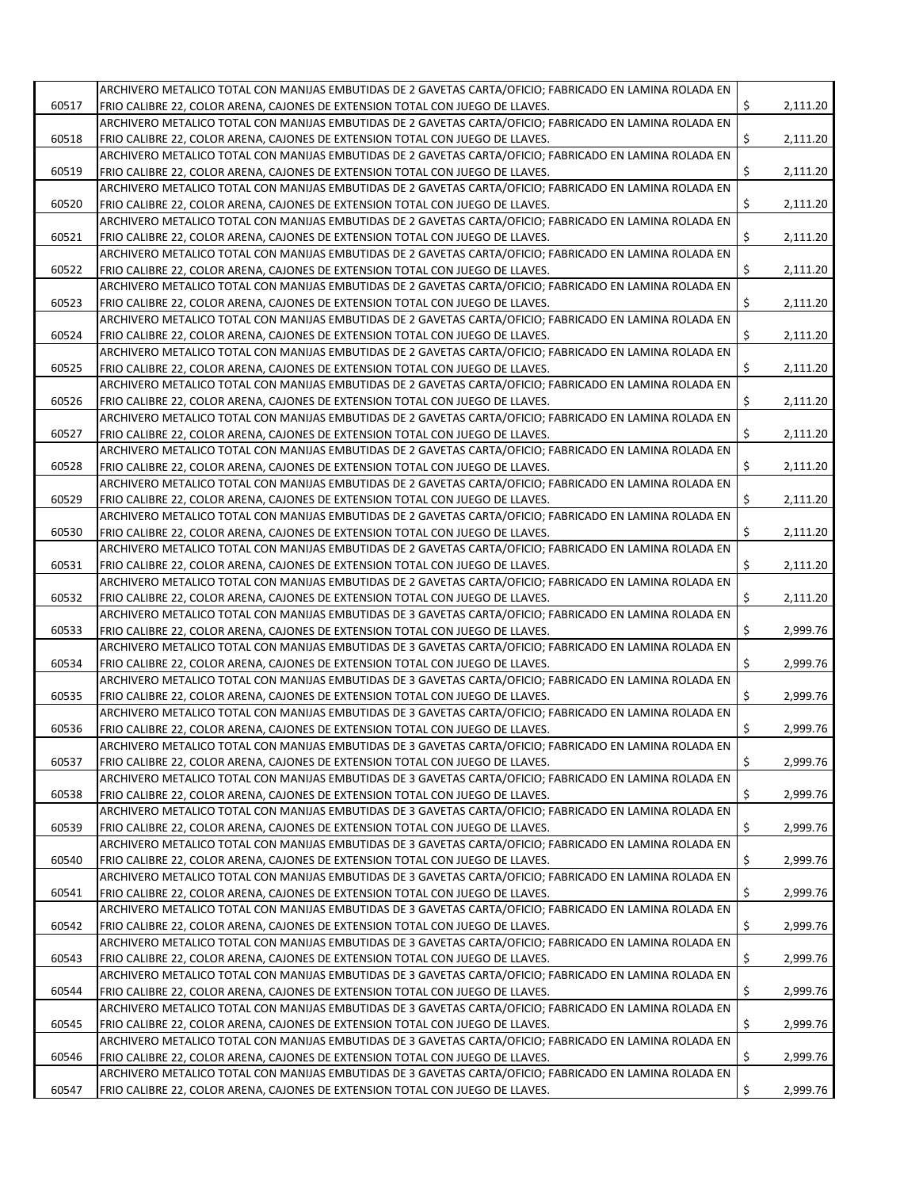| | | |
|---|---|---|
| 60517 | ARCHIVERO METALICO TOTAL CON MANIJAS EMBUTIDAS DE 2 GAVETAS CARTA/OFICIO; FABRICADO EN LAMINA ROLADA EN FRIO CALIBRE 22, COLOR ARENA, CAJONES DE EXTENSION TOTAL CON JUEGO DE LLAVES. | $ 2,111.20 |
| 60518 | ARCHIVERO METALICO TOTAL CON MANIJAS EMBUTIDAS DE 2 GAVETAS CARTA/OFICIO; FABRICADO EN LAMINA ROLADA EN FRIO CALIBRE 22, COLOR ARENA, CAJONES DE EXTENSION TOTAL CON JUEGO DE LLAVES. | $ 2,111.20 |
| 60519 | ARCHIVERO METALICO TOTAL CON MANIJAS EMBUTIDAS DE 2 GAVETAS CARTA/OFICIO; FABRICADO EN LAMINA ROLADA EN FRIO CALIBRE 22, COLOR ARENA, CAJONES DE EXTENSION TOTAL CON JUEGO DE LLAVES. | $ 2,111.20 |
| 60520 | ARCHIVERO METALICO TOTAL CON MANIJAS EMBUTIDAS DE 2 GAVETAS CARTA/OFICIO; FABRICADO EN LAMINA ROLADA EN FRIO CALIBRE 22, COLOR ARENA, CAJONES DE EXTENSION TOTAL CON JUEGO DE LLAVES. | $ 2,111.20 |
| 60521 | ARCHIVERO METALICO TOTAL CON MANIJAS EMBUTIDAS DE 2 GAVETAS CARTA/OFICIO; FABRICADO EN LAMINA ROLADA EN FRIO CALIBRE 22, COLOR ARENA, CAJONES DE EXTENSION TOTAL CON JUEGO DE LLAVES. | $ 2,111.20 |
| 60522 | ARCHIVERO METALICO TOTAL CON MANIJAS EMBUTIDAS DE 2 GAVETAS CARTA/OFICIO; FABRICADO EN LAMINA ROLADA EN FRIO CALIBRE 22, COLOR ARENA, CAJONES DE EXTENSION TOTAL CON JUEGO DE LLAVES. | $ 2,111.20 |
| 60523 | ARCHIVERO METALICO TOTAL CON MANIJAS EMBUTIDAS DE 2 GAVETAS CARTA/OFICIO; FABRICADO EN LAMINA ROLADA EN FRIO CALIBRE 22, COLOR ARENA, CAJONES DE EXTENSION TOTAL CON JUEGO DE LLAVES. | $ 2,111.20 |
| 60524 | ARCHIVERO METALICO TOTAL CON MANIJAS EMBUTIDAS DE 2 GAVETAS CARTA/OFICIO; FABRICADO EN LAMINA ROLADA EN FRIO CALIBRE 22, COLOR ARENA, CAJONES DE EXTENSION TOTAL CON JUEGO DE LLAVES. | $ 2,111.20 |
| 60525 | ARCHIVERO METALICO TOTAL CON MANIJAS EMBUTIDAS DE 2 GAVETAS CARTA/OFICIO; FABRICADO EN LAMINA ROLADA EN FRIO CALIBRE 22, COLOR ARENA, CAJONES DE EXTENSION TOTAL CON JUEGO DE LLAVES. | $ 2,111.20 |
| 60526 | ARCHIVERO METALICO TOTAL CON MANIJAS EMBUTIDAS DE 2 GAVETAS CARTA/OFICIO; FABRICADO EN LAMINA ROLADA EN FRIO CALIBRE 22, COLOR ARENA, CAJONES DE EXTENSION TOTAL CON JUEGO DE LLAVES. | $ 2,111.20 |
| 60527 | ARCHIVERO METALICO TOTAL CON MANIJAS EMBUTIDAS DE 2 GAVETAS CARTA/OFICIO; FABRICADO EN LAMINA ROLADA EN FRIO CALIBRE 22, COLOR ARENA, CAJONES DE EXTENSION TOTAL CON JUEGO DE LLAVES. | $ 2,111.20 |
| 60528 | ARCHIVERO METALICO TOTAL CON MANIJAS EMBUTIDAS DE 2 GAVETAS CARTA/OFICIO; FABRICADO EN LAMINA ROLADA EN FRIO CALIBRE 22, COLOR ARENA, CAJONES DE EXTENSION TOTAL CON JUEGO DE LLAVES. | $ 2,111.20 |
| 60529 | ARCHIVERO METALICO TOTAL CON MANIJAS EMBUTIDAS DE 2 GAVETAS CARTA/OFICIO; FABRICADO EN LAMINA ROLADA EN FRIO CALIBRE 22, COLOR ARENA, CAJONES DE EXTENSION TOTAL CON JUEGO DE LLAVES. | $ 2,111.20 |
| 60530 | ARCHIVERO METALICO TOTAL CON MANIJAS EMBUTIDAS DE 2 GAVETAS CARTA/OFICIO; FABRICADO EN LAMINA ROLADA EN FRIO CALIBRE 22, COLOR ARENA, CAJONES DE EXTENSION TOTAL CON JUEGO DE LLAVES. | $ 2,111.20 |
| 60531 | ARCHIVERO METALICO TOTAL CON MANIJAS EMBUTIDAS DE 2 GAVETAS CARTA/OFICIO; FABRICADO EN LAMINA ROLADA EN FRIO CALIBRE 22, COLOR ARENA, CAJONES DE EXTENSION TOTAL CON JUEGO DE LLAVES. | $ 2,111.20 |
| 60532 | ARCHIVERO METALICO TOTAL CON MANIJAS EMBUTIDAS DE 2 GAVETAS CARTA/OFICIO; FABRICADO EN LAMINA ROLADA EN FRIO CALIBRE 22, COLOR ARENA, CAJONES DE EXTENSION TOTAL CON JUEGO DE LLAVES. | $ 2,111.20 |
| 60533 | ARCHIVERO METALICO TOTAL CON MANIJAS EMBUTIDAS DE 3 GAVETAS CARTA/OFICIO; FABRICADO EN LAMINA ROLADA EN FRIO CALIBRE 22, COLOR ARENA, CAJONES DE EXTENSION TOTAL CON JUEGO DE LLAVES. | $ 2,999.76 |
| 60534 | ARCHIVERO METALICO TOTAL CON MANIJAS EMBUTIDAS DE 3 GAVETAS CARTA/OFICIO; FABRICADO EN LAMINA ROLADA EN FRIO CALIBRE 22, COLOR ARENA, CAJONES DE EXTENSION TOTAL CON JUEGO DE LLAVES. | $ 2,999.76 |
| 60535 | ARCHIVERO METALICO TOTAL CON MANIJAS EMBUTIDAS DE 3 GAVETAS CARTA/OFICIO; FABRICADO EN LAMINA ROLADA EN FRIO CALIBRE 22, COLOR ARENA, CAJONES DE EXTENSION TOTAL CON JUEGO DE LLAVES. | $ 2,999.76 |
| 60536 | ARCHIVERO METALICO TOTAL CON MANIJAS EMBUTIDAS DE 3 GAVETAS CARTA/OFICIO; FABRICADO EN LAMINA ROLADA EN FRIO CALIBRE 22, COLOR ARENA, CAJONES DE EXTENSION TOTAL CON JUEGO DE LLAVES. | $ 2,999.76 |
| 60537 | ARCHIVERO METALICO TOTAL CON MANIJAS EMBUTIDAS DE 3 GAVETAS CARTA/OFICIO; FABRICADO EN LAMINA ROLADA EN FRIO CALIBRE 22, COLOR ARENA, CAJONES DE EXTENSION TOTAL CON JUEGO DE LLAVES. | $ 2,999.76 |
| 60538 | ARCHIVERO METALICO TOTAL CON MANIJAS EMBUTIDAS DE 3 GAVETAS CARTA/OFICIO; FABRICADO EN LAMINA ROLADA EN FRIO CALIBRE 22, COLOR ARENA, CAJONES DE EXTENSION TOTAL CON JUEGO DE LLAVES. | $ 2,999.76 |
| 60539 | ARCHIVERO METALICO TOTAL CON MANIJAS EMBUTIDAS DE 3 GAVETAS CARTA/OFICIO; FABRICADO EN LAMINA ROLADA EN FRIO CALIBRE 22, COLOR ARENA, CAJONES DE EXTENSION TOTAL CON JUEGO DE LLAVES. | $ 2,999.76 |
| 60540 | ARCHIVERO METALICO TOTAL CON MANIJAS EMBUTIDAS DE 3 GAVETAS CARTA/OFICIO; FABRICADO EN LAMINA ROLADA EN FRIO CALIBRE 22, COLOR ARENA, CAJONES DE EXTENSION TOTAL CON JUEGO DE LLAVES. | $ 2,999.76 |
| 60541 | ARCHIVERO METALICO TOTAL CON MANIJAS EMBUTIDAS DE 3 GAVETAS CARTA/OFICIO; FABRICADO EN LAMINA ROLADA EN FRIO CALIBRE 22, COLOR ARENA, CAJONES DE EXTENSION TOTAL CON JUEGO DE LLAVES. | $ 2,999.76 |
| 60542 | ARCHIVERO METALICO TOTAL CON MANIJAS EMBUTIDAS DE 3 GAVETAS CARTA/OFICIO; FABRICADO EN LAMINA ROLADA EN FRIO CALIBRE 22, COLOR ARENA, CAJONES DE EXTENSION TOTAL CON JUEGO DE LLAVES. | $ 2,999.76 |
| 60543 | ARCHIVERO METALICO TOTAL CON MANIJAS EMBUTIDAS DE 3 GAVETAS CARTA/OFICIO; FABRICADO EN LAMINA ROLADA EN FRIO CALIBRE 22, COLOR ARENA, CAJONES DE EXTENSION TOTAL CON JUEGO DE LLAVES. | $ 2,999.76 |
| 60544 | ARCHIVERO METALICO TOTAL CON MANIJAS EMBUTIDAS DE 3 GAVETAS CARTA/OFICIO; FABRICADO EN LAMINA ROLADA EN FRIO CALIBRE 22, COLOR ARENA, CAJONES DE EXTENSION TOTAL CON JUEGO DE LLAVES. | $ 2,999.76 |
| 60545 | ARCHIVERO METALICO TOTAL CON MANIJAS EMBUTIDAS DE 3 GAVETAS CARTA/OFICIO; FABRICADO EN LAMINA ROLADA EN FRIO CALIBRE 22, COLOR ARENA, CAJONES DE EXTENSION TOTAL CON JUEGO DE LLAVES. | $ 2,999.76 |
| 60546 | ARCHIVERO METALICO TOTAL CON MANIJAS EMBUTIDAS DE 3 GAVETAS CARTA/OFICIO; FABRICADO EN LAMINA ROLADA EN FRIO CALIBRE 22, COLOR ARENA, CAJONES DE EXTENSION TOTAL CON JUEGO DE LLAVES. | $ 2,999.76 |
| 60547 | ARCHIVERO METALICO TOTAL CON MANIJAS EMBUTIDAS DE 3 GAVETAS CARTA/OFICIO; FABRICADO EN LAMINA ROLADA EN FRIO CALIBRE 22, COLOR ARENA, CAJONES DE EXTENSION TOTAL CON JUEGO DE LLAVES. | $ 2,999.76 |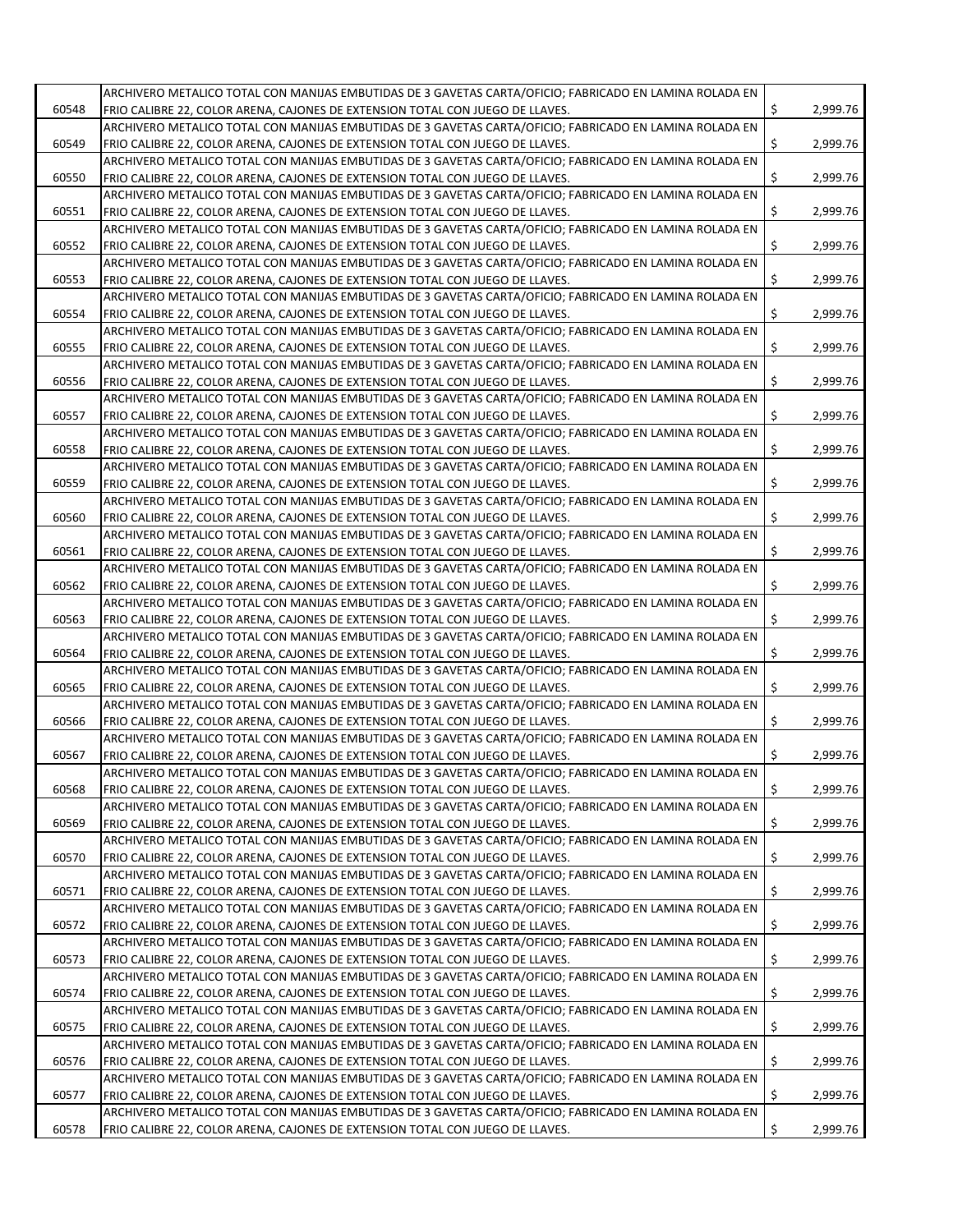| | | | |
|---|---|---|---|
| 60548 | ARCHIVERO METALICO TOTAL CON MANIJAS EMBUTIDAS DE 3 GAVETAS CARTA/OFICIO; FABRICADO EN LAMINA ROLADA EN FRIO CALIBRE 22, COLOR ARENA, CAJONES DE EXTENSION TOTAL CON JUEGO DE LLAVES. | $ | 2,999.76 |
| 60549 | ARCHIVERO METALICO TOTAL CON MANIJAS EMBUTIDAS DE 3 GAVETAS CARTA/OFICIO; FABRICADO EN LAMINA ROLADA EN FRIO CALIBRE 22, COLOR ARENA, CAJONES DE EXTENSION TOTAL CON JUEGO DE LLAVES. | $ | 2,999.76 |
| 60550 | ARCHIVERO METALICO TOTAL CON MANIJAS EMBUTIDAS DE 3 GAVETAS CARTA/OFICIO; FABRICADO EN LAMINA ROLADA EN FRIO CALIBRE 22, COLOR ARENA, CAJONES DE EXTENSION TOTAL CON JUEGO DE LLAVES. | $ | 2,999.76 |
| 60551 | ARCHIVERO METALICO TOTAL CON MANIJAS EMBUTIDAS DE 3 GAVETAS CARTA/OFICIO; FABRICADO EN LAMINA ROLADA EN FRIO CALIBRE 22, COLOR ARENA, CAJONES DE EXTENSION TOTAL CON JUEGO DE LLAVES. | $ | 2,999.76 |
| 60552 | ARCHIVERO METALICO TOTAL CON MANIJAS EMBUTIDAS DE 3 GAVETAS CARTA/OFICIO; FABRICADO EN LAMINA ROLADA EN FRIO CALIBRE 22, COLOR ARENA, CAJONES DE EXTENSION TOTAL CON JUEGO DE LLAVES. | $ | 2,999.76 |
| 60553 | ARCHIVERO METALICO TOTAL CON MANIJAS EMBUTIDAS DE 3 GAVETAS CARTA/OFICIO; FABRICADO EN LAMINA ROLADA EN FRIO CALIBRE 22, COLOR ARENA, CAJONES DE EXTENSION TOTAL CON JUEGO DE LLAVES. | $ | 2,999.76 |
| 60554 | ARCHIVERO METALICO TOTAL CON MANIJAS EMBUTIDAS DE 3 GAVETAS CARTA/OFICIO; FABRICADO EN LAMINA ROLADA EN FRIO CALIBRE 22, COLOR ARENA, CAJONES DE EXTENSION TOTAL CON JUEGO DE LLAVES. | $ | 2,999.76 |
| 60555 | ARCHIVERO METALICO TOTAL CON MANIJAS EMBUTIDAS DE 3 GAVETAS CARTA/OFICIO; FABRICADO EN LAMINA ROLADA EN FRIO CALIBRE 22, COLOR ARENA, CAJONES DE EXTENSION TOTAL CON JUEGO DE LLAVES. | $ | 2,999.76 |
| 60556 | ARCHIVERO METALICO TOTAL CON MANIJAS EMBUTIDAS DE 3 GAVETAS CARTA/OFICIO; FABRICADO EN LAMINA ROLADA EN FRIO CALIBRE 22, COLOR ARENA, CAJONES DE EXTENSION TOTAL CON JUEGO DE LLAVES. | $ | 2,999.76 |
| 60557 | ARCHIVERO METALICO TOTAL CON MANIJAS EMBUTIDAS DE 3 GAVETAS CARTA/OFICIO; FABRICADO EN LAMINA ROLADA EN FRIO CALIBRE 22, COLOR ARENA, CAJONES DE EXTENSION TOTAL CON JUEGO DE LLAVES. | $ | 2,999.76 |
| 60558 | ARCHIVERO METALICO TOTAL CON MANIJAS EMBUTIDAS DE 3 GAVETAS CARTA/OFICIO; FABRICADO EN LAMINA ROLADA EN FRIO CALIBRE 22, COLOR ARENA, CAJONES DE EXTENSION TOTAL CON JUEGO DE LLAVES. | $ | 2,999.76 |
| 60559 | ARCHIVERO METALICO TOTAL CON MANIJAS EMBUTIDAS DE 3 GAVETAS CARTA/OFICIO; FABRICADO EN LAMINA ROLADA EN FRIO CALIBRE 22, COLOR ARENA, CAJONES DE EXTENSION TOTAL CON JUEGO DE LLAVES. | $ | 2,999.76 |
| 60560 | ARCHIVERO METALICO TOTAL CON MANIJAS EMBUTIDAS DE 3 GAVETAS CARTA/OFICIO; FABRICADO EN LAMINA ROLADA EN FRIO CALIBRE 22, COLOR ARENA, CAJONES DE EXTENSION TOTAL CON JUEGO DE LLAVES. | $ | 2,999.76 |
| 60561 | ARCHIVERO METALICO TOTAL CON MANIJAS EMBUTIDAS DE 3 GAVETAS CARTA/OFICIO; FABRICADO EN LAMINA ROLADA EN FRIO CALIBRE 22, COLOR ARENA, CAJONES DE EXTENSION TOTAL CON JUEGO DE LLAVES. | $ | 2,999.76 |
| 60562 | ARCHIVERO METALICO TOTAL CON MANIJAS EMBUTIDAS DE 3 GAVETAS CARTA/OFICIO; FABRICADO EN LAMINA ROLADA EN FRIO CALIBRE 22, COLOR ARENA, CAJONES DE EXTENSION TOTAL CON JUEGO DE LLAVES. | $ | 2,999.76 |
| 60563 | ARCHIVERO METALICO TOTAL CON MANIJAS EMBUTIDAS DE 3 GAVETAS CARTA/OFICIO; FABRICADO EN LAMINA ROLADA EN FRIO CALIBRE 22, COLOR ARENA, CAJONES DE EXTENSION TOTAL CON JUEGO DE LLAVES. | $ | 2,999.76 |
| 60564 | ARCHIVERO METALICO TOTAL CON MANIJAS EMBUTIDAS DE 3 GAVETAS CARTA/OFICIO; FABRICADO EN LAMINA ROLADA EN FRIO CALIBRE 22, COLOR ARENA, CAJONES DE EXTENSION TOTAL CON JUEGO DE LLAVES. | $ | 2,999.76 |
| 60565 | ARCHIVERO METALICO TOTAL CON MANIJAS EMBUTIDAS DE 3 GAVETAS CARTA/OFICIO; FABRICADO EN LAMINA ROLADA EN FRIO CALIBRE 22, COLOR ARENA, CAJONES DE EXTENSION TOTAL CON JUEGO DE LLAVES. | $ | 2,999.76 |
| 60566 | ARCHIVERO METALICO TOTAL CON MANIJAS EMBUTIDAS DE 3 GAVETAS CARTA/OFICIO; FABRICADO EN LAMINA ROLADA EN FRIO CALIBRE 22, COLOR ARENA, CAJONES DE EXTENSION TOTAL CON JUEGO DE LLAVES. | $ | 2,999.76 |
| 60567 | ARCHIVERO METALICO TOTAL CON MANIJAS EMBUTIDAS DE 3 GAVETAS CARTA/OFICIO; FABRICADO EN LAMINA ROLADA EN FRIO CALIBRE 22, COLOR ARENA, CAJONES DE EXTENSION TOTAL CON JUEGO DE LLAVES. | $ | 2,999.76 |
| 60568 | ARCHIVERO METALICO TOTAL CON MANIJAS EMBUTIDAS DE 3 GAVETAS CARTA/OFICIO; FABRICADO EN LAMINA ROLADA EN FRIO CALIBRE 22, COLOR ARENA, CAJONES DE EXTENSION TOTAL CON JUEGO DE LLAVES. | $ | 2,999.76 |
| 60569 | ARCHIVERO METALICO TOTAL CON MANIJAS EMBUTIDAS DE 3 GAVETAS CARTA/OFICIO; FABRICADO EN LAMINA ROLADA EN FRIO CALIBRE 22, COLOR ARENA, CAJONES DE EXTENSION TOTAL CON JUEGO DE LLAVES. | $ | 2,999.76 |
| 60570 | ARCHIVERO METALICO TOTAL CON MANIJAS EMBUTIDAS DE 3 GAVETAS CARTA/OFICIO; FABRICADO EN LAMINA ROLADA EN FRIO CALIBRE 22, COLOR ARENA, CAJONES DE EXTENSION TOTAL CON JUEGO DE LLAVES. | $ | 2,999.76 |
| 60571 | ARCHIVERO METALICO TOTAL CON MANIJAS EMBUTIDAS DE 3 GAVETAS CARTA/OFICIO; FABRICADO EN LAMINA ROLADA EN FRIO CALIBRE 22, COLOR ARENA, CAJONES DE EXTENSION TOTAL CON JUEGO DE LLAVES. | $ | 2,999.76 |
| 60572 | ARCHIVERO METALICO TOTAL CON MANIJAS EMBUTIDAS DE 3 GAVETAS CARTA/OFICIO; FABRICADO EN LAMINA ROLADA EN FRIO CALIBRE 22, COLOR ARENA, CAJONES DE EXTENSION TOTAL CON JUEGO DE LLAVES. | $ | 2,999.76 |
| 60573 | ARCHIVERO METALICO TOTAL CON MANIJAS EMBUTIDAS DE 3 GAVETAS CARTA/OFICIO; FABRICADO EN LAMINA ROLADA EN FRIO CALIBRE 22, COLOR ARENA, CAJONES DE EXTENSION TOTAL CON JUEGO DE LLAVES. | $ | 2,999.76 |
| 60574 | ARCHIVERO METALICO TOTAL CON MANIJAS EMBUTIDAS DE 3 GAVETAS CARTA/OFICIO; FABRICADO EN LAMINA ROLADA EN FRIO CALIBRE 22, COLOR ARENA, CAJONES DE EXTENSION TOTAL CON JUEGO DE LLAVES. | $ | 2,999.76 |
| 60575 | ARCHIVERO METALICO TOTAL CON MANIJAS EMBUTIDAS DE 3 GAVETAS CARTA/OFICIO; FABRICADO EN LAMINA ROLADA EN FRIO CALIBRE 22, COLOR ARENA, CAJONES DE EXTENSION TOTAL CON JUEGO DE LLAVES. | $ | 2,999.76 |
| 60576 | ARCHIVERO METALICO TOTAL CON MANIJAS EMBUTIDAS DE 3 GAVETAS CARTA/OFICIO; FABRICADO EN LAMINA ROLADA EN FRIO CALIBRE 22, COLOR ARENA, CAJONES DE EXTENSION TOTAL CON JUEGO DE LLAVES. | $ | 2,999.76 |
| 60577 | ARCHIVERO METALICO TOTAL CON MANIJAS EMBUTIDAS DE 3 GAVETAS CARTA/OFICIO; FABRICADO EN LAMINA ROLADA EN FRIO CALIBRE 22, COLOR ARENA, CAJONES DE EXTENSION TOTAL CON JUEGO DE LLAVES. | $ | 2,999.76 |
| 60578 | ARCHIVERO METALICO TOTAL CON MANIJAS EMBUTIDAS DE 3 GAVETAS CARTA/OFICIO; FABRICADO EN LAMINA ROLADA EN FRIO CALIBRE 22, COLOR ARENA, CAJONES DE EXTENSION TOTAL CON JUEGO DE LLAVES. | $ | 2,999.76 |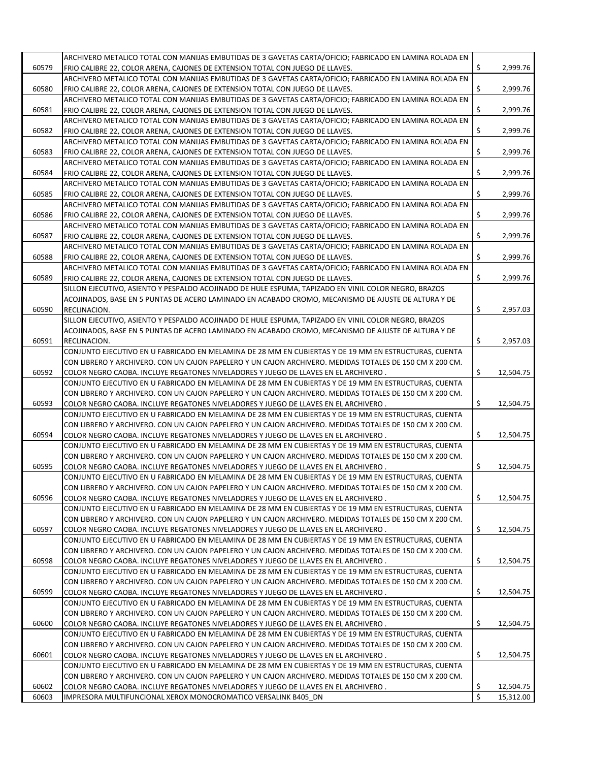| | | | |
|---|---|---|---|
| 60579 | ARCHIVERO METALICO TOTAL CON MANIJAS EMBUTIDAS DE 3 GAVETAS CARTA/OFICIO; FABRICADO EN LAMINA ROLADA EN FRIO CALIBRE 22, COLOR ARENA, CAJONES DE EXTENSION TOTAL CON JUEGO DE LLAVES. | $ | 2,999.76 |
| 60580 | ARCHIVERO METALICO TOTAL CON MANIJAS EMBUTIDAS DE 3 GAVETAS CARTA/OFICIO; FABRICADO EN LAMINA ROLADA EN FRIO CALIBRE 22, COLOR ARENA, CAJONES DE EXTENSION TOTAL CON JUEGO DE LLAVES. | $ | 2,999.76 |
| 60581 | ARCHIVERO METALICO TOTAL CON MANIJAS EMBUTIDAS DE 3 GAVETAS CARTA/OFICIO; FABRICADO EN LAMINA ROLADA EN FRIO CALIBRE 22, COLOR ARENA, CAJONES DE EXTENSION TOTAL CON JUEGO DE LLAVES. | $ | 2,999.76 |
| 60582 | ARCHIVERO METALICO TOTAL CON MANIJAS EMBUTIDAS DE 3 GAVETAS CARTA/OFICIO; FABRICADO EN LAMINA ROLADA EN FRIO CALIBRE 22, COLOR ARENA, CAJONES DE EXTENSION TOTAL CON JUEGO DE LLAVES. | $ | 2,999.76 |
| 60583 | ARCHIVERO METALICO TOTAL CON MANIJAS EMBUTIDAS DE 3 GAVETAS CARTA/OFICIO; FABRICADO EN LAMINA ROLADA EN FRIO CALIBRE 22, COLOR ARENA, CAJONES DE EXTENSION TOTAL CON JUEGO DE LLAVES. | $ | 2,999.76 |
| 60584 | ARCHIVERO METALICO TOTAL CON MANIJAS EMBUTIDAS DE 3 GAVETAS CARTA/OFICIO; FABRICADO EN LAMINA ROLADA EN FRIO CALIBRE 22, COLOR ARENA, CAJONES DE EXTENSION TOTAL CON JUEGO DE LLAVES. | $ | 2,999.76 |
| 60585 | ARCHIVERO METALICO TOTAL CON MANIJAS EMBUTIDAS DE 3 GAVETAS CARTA/OFICIO; FABRICADO EN LAMINA ROLADA EN FRIO CALIBRE 22, COLOR ARENA, CAJONES DE EXTENSION TOTAL CON JUEGO DE LLAVES. | $ | 2,999.76 |
| 60586 | ARCHIVERO METALICO TOTAL CON MANIJAS EMBUTIDAS DE 3 GAVETAS CARTA/OFICIO; FABRICADO EN LAMINA ROLADA EN FRIO CALIBRE 22, COLOR ARENA, CAJONES DE EXTENSION TOTAL CON JUEGO DE LLAVES. | $ | 2,999.76 |
| 60587 | ARCHIVERO METALICO TOTAL CON MANIJAS EMBUTIDAS DE 3 GAVETAS CARTA/OFICIO; FABRICADO EN LAMINA ROLADA EN FRIO CALIBRE 22, COLOR ARENA, CAJONES DE EXTENSION TOTAL CON JUEGO DE LLAVES. | $ | 2,999.76 |
| 60588 | ARCHIVERO METALICO TOTAL CON MANIJAS EMBUTIDAS DE 3 GAVETAS CARTA/OFICIO; FABRICADO EN LAMINA ROLADA EN FRIO CALIBRE 22, COLOR ARENA, CAJONES DE EXTENSION TOTAL CON JUEGO DE LLAVES. | $ | 2,999.76 |
| 60589 | ARCHIVERO METALICO TOTAL CON MANIJAS EMBUTIDAS DE 3 GAVETAS CARTA/OFICIO; FABRICADO EN LAMINA ROLADA EN FRIO CALIBRE 22, COLOR ARENA, CAJONES DE EXTENSION TOTAL CON JUEGO DE LLAVES. | $ | 2,999.76 |
| 60590 | SILLON EJECUTIVO, ASIENTO Y PESPALDO ACOJINADO DE HULE ESPUMA, TAPIZADO EN VINIL COLOR NEGRO, BRAZOS ACOJINADOS, BASE EN 5 PUNTAS DE ACERO LAMINADO EN ACABADO CROMO, MECANISMO DE AJUSTE DE ALTURA Y DE RECLINACION. | $ | 2,957.03 |
| 60591 | SILLON EJECUTIVO, ASIENTO Y PESPALDO ACOJINADO DE HULE ESPUMA, TAPIZADO EN VINIL COLOR NEGRO, BRAZOS ACOJINADOS, BASE EN 5 PUNTAS DE ACERO LAMINADO EN ACABADO CROMO, MECANISMO DE AJUSTE DE ALTURA Y DE RECLINACION. | $ | 2,957.03 |
| 60592 | CONJUNTO EJECUTIVO EN U FABRICADO EN MELAMINA DE 28 MM EN CUBIERTAS Y DE 19 MM EN ESTRUCTURAS, CUENTA CON LIBRERO Y ARCHIVERO. CON UN CAJON PAPELERO Y UN CAJON ARCHIVERO. MEDIDAS TOTALES DE 150 CM X 200 CM. COLOR NEGRO CAOBA. INCLUYE REGATONES NIVELADORES Y JUEGO DE LLAVES EN EL ARCHIVERO . | $ | 12,504.75 |
| 60593 | CONJUNTO EJECUTIVO EN U FABRICADO EN MELAMINA DE 28 MM EN CUBIERTAS Y DE 19 MM EN ESTRUCTURAS, CUENTA CON LIBRERO Y ARCHIVERO. CON UN CAJON PAPELERO Y UN CAJON ARCHIVERO. MEDIDAS TOTALES DE 150 CM X 200 CM. COLOR NEGRO CAOBA. INCLUYE REGATONES NIVELADORES Y JUEGO DE LLAVES EN EL ARCHIVERO . | $ | 12,504.75 |
| 60594 | CONJUNTO EJECUTIVO EN U FABRICADO EN MELAMINA DE 28 MM EN CUBIERTAS Y DE 19 MM EN ESTRUCTURAS, CUENTA CON LIBRERO Y ARCHIVERO. CON UN CAJON PAPELERO Y UN CAJON ARCHIVERO. MEDIDAS TOTALES DE 150 CM X 200 CM. COLOR NEGRO CAOBA. INCLUYE REGATONES NIVELADORES Y JUEGO DE LLAVES EN EL ARCHIVERO . | $ | 12,504.75 |
| 60595 | CONJUNTO EJECUTIVO EN U FABRICADO EN MELAMINA DE 28 MM EN CUBIERTAS Y DE 19 MM EN ESTRUCTURAS, CUENTA CON LIBRERO Y ARCHIVERO. CON UN CAJON PAPELERO Y UN CAJON ARCHIVERO. MEDIDAS TOTALES DE 150 CM X 200 CM. COLOR NEGRO CAOBA. INCLUYE REGATONES NIVELADORES Y JUEGO DE LLAVES EN EL ARCHIVERO . | $ | 12,504.75 |
| 60596 | CONJUNTO EJECUTIVO EN U FABRICADO EN MELAMINA DE 28 MM EN CUBIERTAS Y DE 19 MM EN ESTRUCTURAS, CUENTA CON LIBRERO Y ARCHIVERO. CON UN CAJON PAPELERO Y UN CAJON ARCHIVERO. MEDIDAS TOTALES DE 150 CM X 200 CM. COLOR NEGRO CAOBA. INCLUYE REGATONES NIVELADORES Y JUEGO DE LLAVES EN EL ARCHIVERO . | $ | 12,504.75 |
| 60597 | CONJUNTO EJECUTIVO EN U FABRICADO EN MELAMINA DE 28 MM EN CUBIERTAS Y DE 19 MM EN ESTRUCTURAS, CUENTA CON LIBRERO Y ARCHIVERO. CON UN CAJON PAPELERO Y UN CAJON ARCHIVERO. MEDIDAS TOTALES DE 150 CM X 200 CM. COLOR NEGRO CAOBA. INCLUYE REGATONES NIVELADORES Y JUEGO DE LLAVES EN EL ARCHIVERO . | $ | 12,504.75 |
| 60598 | CONJUNTO EJECUTIVO EN U FABRICADO EN MELAMINA DE 28 MM EN CUBIERTAS Y DE 19 MM EN ESTRUCTURAS, CUENTA CON LIBRERO Y ARCHIVERO. CON UN CAJON PAPELERO Y UN CAJON ARCHIVERO. MEDIDAS TOTALES DE 150 CM X 200 CM. COLOR NEGRO CAOBA. INCLUYE REGATONES NIVELADORES Y JUEGO DE LLAVES EN EL ARCHIVERO . | $ | 12,504.75 |
| 60599 | CONJUNTO EJECUTIVO EN U FABRICADO EN MELAMINA DE 28 MM EN CUBIERTAS Y DE 19 MM EN ESTRUCTURAS, CUENTA CON LIBRERO Y ARCHIVERO. CON UN CAJON PAPELERO Y UN CAJON ARCHIVERO. MEDIDAS TOTALES DE 150 CM X 200 CM. COLOR NEGRO CAOBA. INCLUYE REGATONES NIVELADORES Y JUEGO DE LLAVES EN EL ARCHIVERO . | $ | 12,504.75 |
| 60600 | CONJUNTO EJECUTIVO EN U FABRICADO EN MELAMINA DE 28 MM EN CUBIERTAS Y DE 19 MM EN ESTRUCTURAS, CUENTA CON LIBRERO Y ARCHIVERO. CON UN CAJON PAPELERO Y UN CAJON ARCHIVERO. MEDIDAS TOTALES DE 150 CM X 200 CM. COLOR NEGRO CAOBA. INCLUYE REGATONES NIVELADORES Y JUEGO DE LLAVES EN EL ARCHIVERO . | $ | 12,504.75 |
| 60601 | CONJUNTO EJECUTIVO EN U FABRICADO EN MELAMINA DE 28 MM EN CUBIERTAS Y DE 19 MM EN ESTRUCTURAS, CUENTA CON LIBRERO Y ARCHIVERO. CON UN CAJON PAPELERO Y UN CAJON ARCHIVERO. MEDIDAS TOTALES DE 150 CM X 200 CM. COLOR NEGRO CAOBA. INCLUYE REGATONES NIVELADORES Y JUEGO DE LLAVES EN EL ARCHIVERO . | $ | 12,504.75 |
| 60602 | CONJUNTO EJECUTIVO EN U FABRICADO EN MELAMINA DE 28 MM EN CUBIERTAS Y DE 19 MM EN ESTRUCTURAS, CUENTA CON LIBRERO Y ARCHIVERO. CON UN CAJON PAPELERO Y UN CAJON ARCHIVERO. MEDIDAS TOTALES DE 150 CM X 200 CM. COLOR NEGRO CAOBA. INCLUYE REGATONES NIVELADORES Y JUEGO DE LLAVES EN EL ARCHIVERO . | $ | 12,504.75 |
| 60603 | IMPRESORA MULTIFUNCIONAL XEROX MONOCROMATICO VERSALINK B405_DN | $ | 15,312.00 |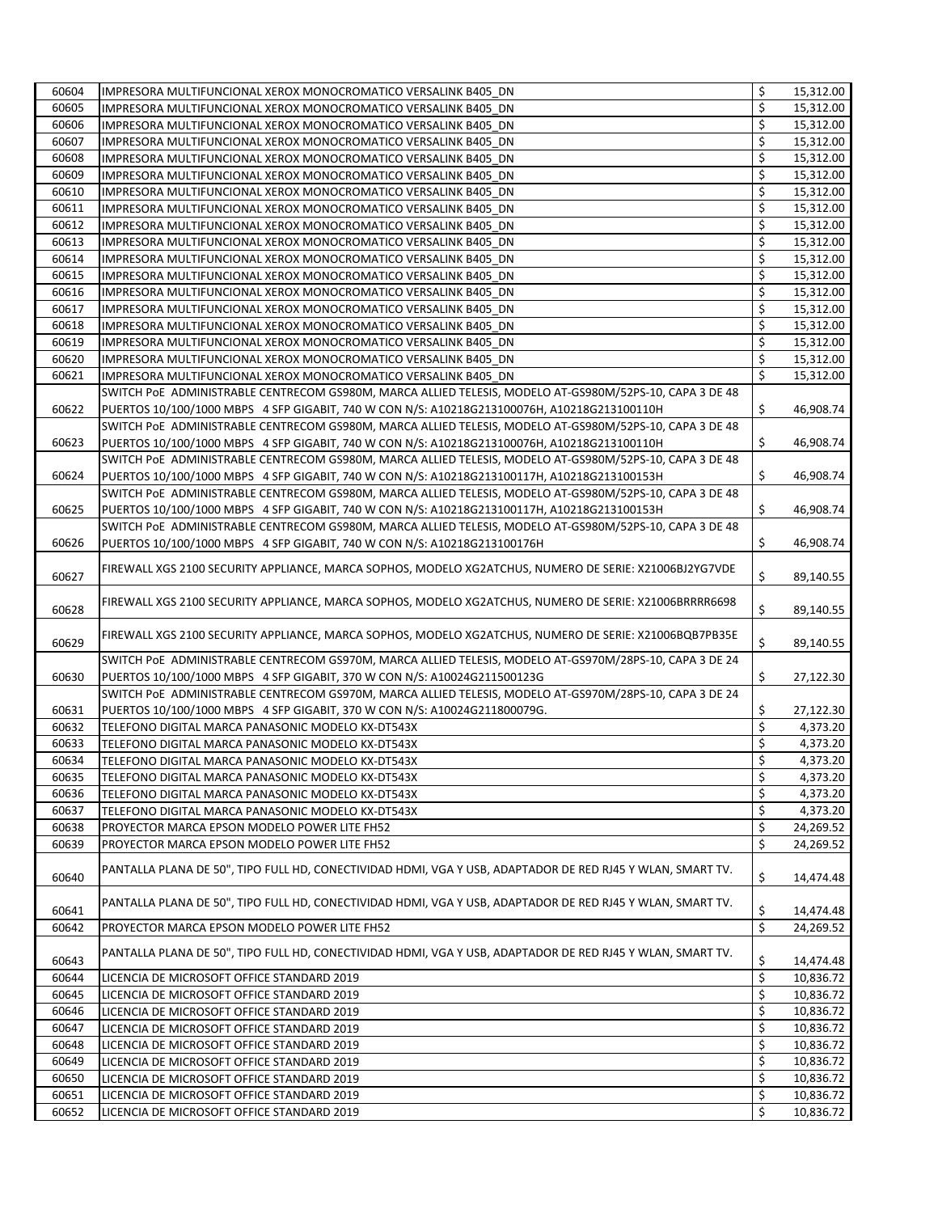| | | | |
|---|---|---|---|
| 60604 | IMPRESORA MULTIFUNCIONAL XEROX MONOCROMATICO VERSALINK B405_DN | $ | 15,312.00 |
| 60605 | IMPRESORA MULTIFUNCIONAL XEROX MONOCROMATICO VERSALINK B405_DN | $ | 15,312.00 |
| 60606 | IMPRESORA MULTIFUNCIONAL XEROX MONOCROMATICO VERSALINK B405_DN | $ | 15,312.00 |
| 60607 | IMPRESORA MULTIFUNCIONAL XEROX MONOCROMATICO VERSALINK B405_DN | $ | 15,312.00 |
| 60608 | IMPRESORA MULTIFUNCIONAL XEROX MONOCROMATICO VERSALINK B405_DN | $ | 15,312.00 |
| 60609 | IMPRESORA MULTIFUNCIONAL XEROX MONOCROMATICO VERSALINK B405_DN | $ | 15,312.00 |
| 60610 | IMPRESORA MULTIFUNCIONAL XEROX MONOCROMATICO VERSALINK B405_DN | $ | 15,312.00 |
| 60611 | IMPRESORA MULTIFUNCIONAL XEROX MONOCROMATICO VERSALINK B405_DN | $ | 15,312.00 |
| 60612 | IMPRESORA MULTIFUNCIONAL XEROX MONOCROMATICO VERSALINK B405_DN | $ | 15,312.00 |
| 60613 | IMPRESORA MULTIFUNCIONAL XEROX MONOCROMATICO VERSALINK B405_DN | $ | 15,312.00 |
| 60614 | IMPRESORA MULTIFUNCIONAL XEROX MONOCROMATICO VERSALINK B405_DN | $ | 15,312.00 |
| 60615 | IMPRESORA MULTIFUNCIONAL XEROX MONOCROMATICO VERSALINK B405_DN | $ | 15,312.00 |
| 60616 | IMPRESORA MULTIFUNCIONAL XEROX MONOCROMATICO VERSALINK B405_DN | $ | 15,312.00 |
| 60617 | IMPRESORA MULTIFUNCIONAL XEROX MONOCROMATICO VERSALINK B405_DN | $ | 15,312.00 |
| 60618 | IMPRESORA MULTIFUNCIONAL XEROX MONOCROMATICO VERSALINK B405_DN | $ | 15,312.00 |
| 60619 | IMPRESORA MULTIFUNCIONAL XEROX MONOCROMATICO VERSALINK B405_DN | $ | 15,312.00 |
| 60620 | IMPRESORA MULTIFUNCIONAL XEROX MONOCROMATICO VERSALINK B405_DN | $ | 15,312.00 |
| 60621 | IMPRESORA MULTIFUNCIONAL XEROX MONOCROMATICO VERSALINK B405_DN | $ | 15,312.00 |
| 60622 | SWITCH PoE ADMINISTRABLE CENTRECOM GS980M, MARCA ALLIED TELESIS, MODELO AT-GS980M/52PS-10, CAPA 3 DE 48 PUERTOS 10/100/1000 MBPS 4 SFP GIGABIT, 740 W CON N/S: A10218G213100076H, A10218G213100110H | $ | 46,908.74 |
| 60623 | SWITCH PoE ADMINISTRABLE CENTRECOM GS980M, MARCA ALLIED TELESIS, MODELO AT-GS980M/52PS-10, CAPA 3 DE 48 PUERTOS 10/100/1000 MBPS 4 SFP GIGABIT, 740 W CON N/S: A10218G213100076H, A10218G213100110H | $ | 46,908.74 |
| 60624 | SWITCH PoE ADMINISTRABLE CENTRECOM GS980M, MARCA ALLIED TELESIS, MODELO AT-GS980M/52PS-10, CAPA 3 DE 48 PUERTOS 10/100/1000 MBPS 4 SFP GIGABIT, 740 W CON N/S: A10218G213100117H, A10218G213100153H | $ | 46,908.74 |
| 60625 | SWITCH PoE ADMINISTRABLE CENTRECOM GS980M, MARCA ALLIED TELESIS, MODELO AT-GS980M/52PS-10, CAPA 3 DE 48 PUERTOS 10/100/1000 MBPS 4 SFP GIGABIT, 740 W CON N/S: A10218G213100117H, A10218G213100153H | $ | 46,908.74 |
| 60626 | SWITCH PoE ADMINISTRABLE CENTRECOM GS980M, MARCA ALLIED TELESIS, MODELO AT-GS980M/52PS-10, CAPA 3 DE 48 PUERTOS 10/100/1000 MBPS 4 SFP GIGABIT, 740 W CON N/S: A10218G213100176H | $ | 46,908.74 |
| 60627 | FIREWALL XGS 2100 SECURITY APPLIANCE, MARCA SOPHOS, MODELO XG2ATCHUS, NUMERO DE SERIE: X21006BJ2YG7VDE | $ | 89,140.55 |
| 60628 | FIREWALL XGS 2100 SECURITY APPLIANCE, MARCA SOPHOS, MODELO XG2ATCHUS, NUMERO DE SERIE: X21006BRRRR6698 | $ | 89,140.55 |
| 60629 | FIREWALL XGS 2100 SECURITY APPLIANCE, MARCA SOPHOS, MODELO XG2ATCHUS, NUMERO DE SERIE: X21006BQB7PB35E | $ | 89,140.55 |
| 60630 | SWITCH PoE ADMINISTRABLE CENTRECOM GS970M, MARCA ALLIED TELESIS, MODELO AT-GS970M/28PS-10, CAPA 3 DE 24 PUERTOS 10/100/1000 MBPS 4 SFP GIGABIT, 370 W CON N/S: A10024G211500123G | $ | 27,122.30 |
| 60631 | SWITCH PoE ADMINISTRABLE CENTRECOM GS970M, MARCA ALLIED TELESIS, MODELO AT-GS970M/28PS-10, CAPA 3 DE 24 PUERTOS 10/100/1000 MBPS 4 SFP GIGABIT, 370 W CON N/S: A10024G211800079G. | $ | 27,122.30 |
| 60632 | TELEFONO DIGITAL MARCA PANASONIC MODELO KX-DT543X | $ | 4,373.20 |
| 60633 | TELEFONO DIGITAL MARCA PANASONIC MODELO KX-DT543X | $ | 4,373.20 |
| 60634 | TELEFONO DIGITAL MARCA PANASONIC MODELO KX-DT543X | $ | 4,373.20 |
| 60635 | TELEFONO DIGITAL MARCA PANASONIC MODELO KX-DT543X | $ | 4,373.20 |
| 60636 | TELEFONO DIGITAL MARCA PANASONIC MODELO KX-DT543X | $ | 4,373.20 |
| 60637 | TELEFONO DIGITAL MARCA PANASONIC MODELO KX-DT543X | $ | 4,373.20 |
| 60638 | PROYECTOR MARCA EPSON MODELO POWER LITE FH52 | $ | 24,269.52 |
| 60639 | PROYECTOR MARCA EPSON MODELO POWER LITE FH52 | $ | 24,269.52 |
| 60640 | PANTALLA PLANA DE 50", TIPO FULL HD, CONECTIVIDAD HDMI, VGA Y USB, ADAPTADOR DE RED RJ45 Y WLAN, SMART TV. | $ | 14,474.48 |
| 60641 | PANTALLA PLANA DE 50", TIPO FULL HD, CONECTIVIDAD HDMI, VGA Y USB, ADAPTADOR DE RED RJ45 Y WLAN, SMART TV. | $ | 14,474.48 |
| 60642 | PROYECTOR MARCA EPSON MODELO POWER LITE FH52 | $ | 24,269.52 |
| 60643 | PANTALLA PLANA DE 50", TIPO FULL HD, CONECTIVIDAD HDMI, VGA Y USB, ADAPTADOR DE RED RJ45 Y WLAN, SMART TV. | $ | 14,474.48 |
| 60644 | LICENCIA DE MICROSOFT OFFICE STANDARD 2019 | $ | 10,836.72 |
| 60645 | LICENCIA DE MICROSOFT OFFICE STANDARD 2019 | $ | 10,836.72 |
| 60646 | LICENCIA DE MICROSOFT OFFICE STANDARD 2019 | $ | 10,836.72 |
| 60647 | LICENCIA DE MICROSOFT OFFICE STANDARD 2019 | $ | 10,836.72 |
| 60648 | LICENCIA DE MICROSOFT OFFICE STANDARD 2019 | $ | 10,836.72 |
| 60649 | LICENCIA DE MICROSOFT OFFICE STANDARD 2019 | $ | 10,836.72 |
| 60650 | LICENCIA DE MICROSOFT OFFICE STANDARD 2019 | $ | 10,836.72 |
| 60651 | LICENCIA DE MICROSOFT OFFICE STANDARD 2019 | $ | 10,836.72 |
| 60652 | LICENCIA DE MICROSOFT OFFICE STANDARD 2019 | $ | 10,836.72 |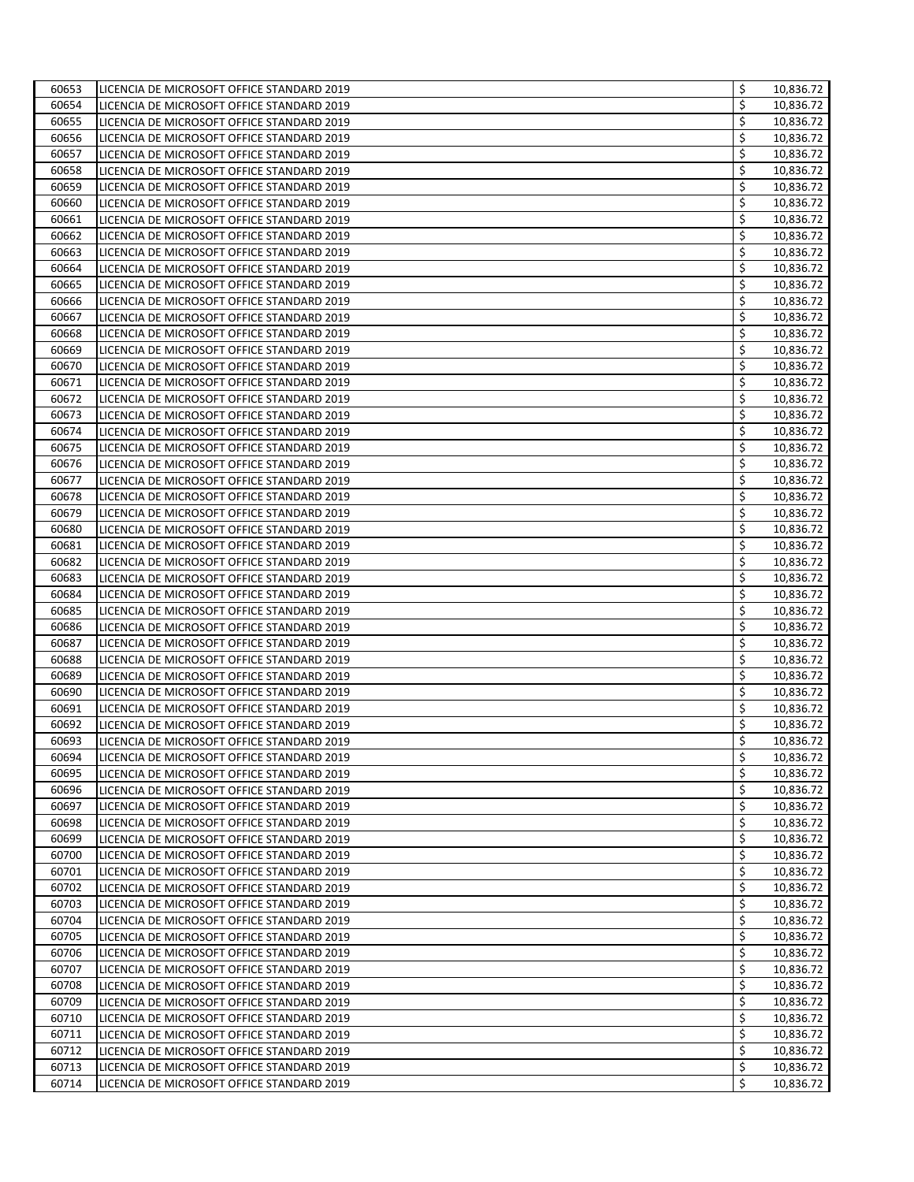| | | | |
|---|---|---|---|
| 60653 | LICENCIA DE MICROSOFT OFFICE STANDARD 2019 | $ | 10,836.72 |
| 60654 | LICENCIA DE MICROSOFT OFFICE STANDARD 2019 | $ | 10,836.72 |
| 60655 | LICENCIA DE MICROSOFT OFFICE STANDARD 2019 | $ | 10,836.72 |
| 60656 | LICENCIA DE MICROSOFT OFFICE STANDARD 2019 | $ | 10,836.72 |
| 60657 | LICENCIA DE MICROSOFT OFFICE STANDARD 2019 | $ | 10,836.72 |
| 60658 | LICENCIA DE MICROSOFT OFFICE STANDARD 2019 | $ | 10,836.72 |
| 60659 | LICENCIA DE MICROSOFT OFFICE STANDARD 2019 | $ | 10,836.72 |
| 60660 | LICENCIA DE MICROSOFT OFFICE STANDARD 2019 | $ | 10,836.72 |
| 60661 | LICENCIA DE MICROSOFT OFFICE STANDARD 2019 | $ | 10,836.72 |
| 60662 | LICENCIA DE MICROSOFT OFFICE STANDARD 2019 | $ | 10,836.72 |
| 60663 | LICENCIA DE MICROSOFT OFFICE STANDARD 2019 | $ | 10,836.72 |
| 60664 | LICENCIA DE MICROSOFT OFFICE STANDARD 2019 | $ | 10,836.72 |
| 60665 | LICENCIA DE MICROSOFT OFFICE STANDARD 2019 | $ | 10,836.72 |
| 60666 | LICENCIA DE MICROSOFT OFFICE STANDARD 2019 | $ | 10,836.72 |
| 60667 | LICENCIA DE MICROSOFT OFFICE STANDARD 2019 | $ | 10,836.72 |
| 60668 | LICENCIA DE MICROSOFT OFFICE STANDARD 2019 | $ | 10,836.72 |
| 60669 | LICENCIA DE MICROSOFT OFFICE STANDARD 2019 | $ | 10,836.72 |
| 60670 | LICENCIA DE MICROSOFT OFFICE STANDARD 2019 | $ | 10,836.72 |
| 60671 | LICENCIA DE MICROSOFT OFFICE STANDARD 2019 | $ | 10,836.72 |
| 60672 | LICENCIA DE MICROSOFT OFFICE STANDARD 2019 | $ | 10,836.72 |
| 60673 | LICENCIA DE MICROSOFT OFFICE STANDARD 2019 | $ | 10,836.72 |
| 60674 | LICENCIA DE MICROSOFT OFFICE STANDARD 2019 | $ | 10,836.72 |
| 60675 | LICENCIA DE MICROSOFT OFFICE STANDARD 2019 | $ | 10,836.72 |
| 60676 | LICENCIA DE MICROSOFT OFFICE STANDARD 2019 | $ | 10,836.72 |
| 60677 | LICENCIA DE MICROSOFT OFFICE STANDARD 2019 | $ | 10,836.72 |
| 60678 | LICENCIA DE MICROSOFT OFFICE STANDARD 2019 | $ | 10,836.72 |
| 60679 | LICENCIA DE MICROSOFT OFFICE STANDARD 2019 | $ | 10,836.72 |
| 60680 | LICENCIA DE MICROSOFT OFFICE STANDARD 2019 | $ | 10,836.72 |
| 60681 | LICENCIA DE MICROSOFT OFFICE STANDARD 2019 | $ | 10,836.72 |
| 60682 | LICENCIA DE MICROSOFT OFFICE STANDARD 2019 | $ | 10,836.72 |
| 60683 | LICENCIA DE MICROSOFT OFFICE STANDARD 2019 | $ | 10,836.72 |
| 60684 | LICENCIA DE MICROSOFT OFFICE STANDARD 2019 | $ | 10,836.72 |
| 60685 | LICENCIA DE MICROSOFT OFFICE STANDARD 2019 | $ | 10,836.72 |
| 60686 | LICENCIA DE MICROSOFT OFFICE STANDARD 2019 | $ | 10,836.72 |
| 60687 | LICENCIA DE MICROSOFT OFFICE STANDARD 2019 | $ | 10,836.72 |
| 60688 | LICENCIA DE MICROSOFT OFFICE STANDARD 2019 | $ | 10,836.72 |
| 60689 | LICENCIA DE MICROSOFT OFFICE STANDARD 2019 | $ | 10,836.72 |
| 60690 | LICENCIA DE MICROSOFT OFFICE STANDARD 2019 | $ | 10,836.72 |
| 60691 | LICENCIA DE MICROSOFT OFFICE STANDARD 2019 | $ | 10,836.72 |
| 60692 | LICENCIA DE MICROSOFT OFFICE STANDARD 2019 | $ | 10,836.72 |
| 60693 | LICENCIA DE MICROSOFT OFFICE STANDARD 2019 | $ | 10,836.72 |
| 60694 | LICENCIA DE MICROSOFT OFFICE STANDARD 2019 | $ | 10,836.72 |
| 60695 | LICENCIA DE MICROSOFT OFFICE STANDARD 2019 | $ | 10,836.72 |
| 60696 | LICENCIA DE MICROSOFT OFFICE STANDARD 2019 | $ | 10,836.72 |
| 60697 | LICENCIA DE MICROSOFT OFFICE STANDARD 2019 | $ | 10,836.72 |
| 60698 | LICENCIA DE MICROSOFT OFFICE STANDARD 2019 | $ | 10,836.72 |
| 60699 | LICENCIA DE MICROSOFT OFFICE STANDARD 2019 | $ | 10,836.72 |
| 60700 | LICENCIA DE MICROSOFT OFFICE STANDARD 2019 | $ | 10,836.72 |
| 60701 | LICENCIA DE MICROSOFT OFFICE STANDARD 2019 | $ | 10,836.72 |
| 60702 | LICENCIA DE MICROSOFT OFFICE STANDARD 2019 | $ | 10,836.72 |
| 60703 | LICENCIA DE MICROSOFT OFFICE STANDARD 2019 | $ | 10,836.72 |
| 60704 | LICENCIA DE MICROSOFT OFFICE STANDARD 2019 | $ | 10,836.72 |
| 60705 | LICENCIA DE MICROSOFT OFFICE STANDARD 2019 | $ | 10,836.72 |
| 60706 | LICENCIA DE MICROSOFT OFFICE STANDARD 2019 | $ | 10,836.72 |
| 60707 | LICENCIA DE MICROSOFT OFFICE STANDARD 2019 | $ | 10,836.72 |
| 60708 | LICENCIA DE MICROSOFT OFFICE STANDARD 2019 | $ | 10,836.72 |
| 60709 | LICENCIA DE MICROSOFT OFFICE STANDARD 2019 | $ | 10,836.72 |
| 60710 | LICENCIA DE MICROSOFT OFFICE STANDARD 2019 | $ | 10,836.72 |
| 60711 | LICENCIA DE MICROSOFT OFFICE STANDARD 2019 | $ | 10,836.72 |
| 60712 | LICENCIA DE MICROSOFT OFFICE STANDARD 2019 | $ | 10,836.72 |
| 60713 | LICENCIA DE MICROSOFT OFFICE STANDARD 2019 | $ | 10,836.72 |
| 60714 | LICENCIA DE MICROSOFT OFFICE STANDARD 2019 | $ | 10,836.72 |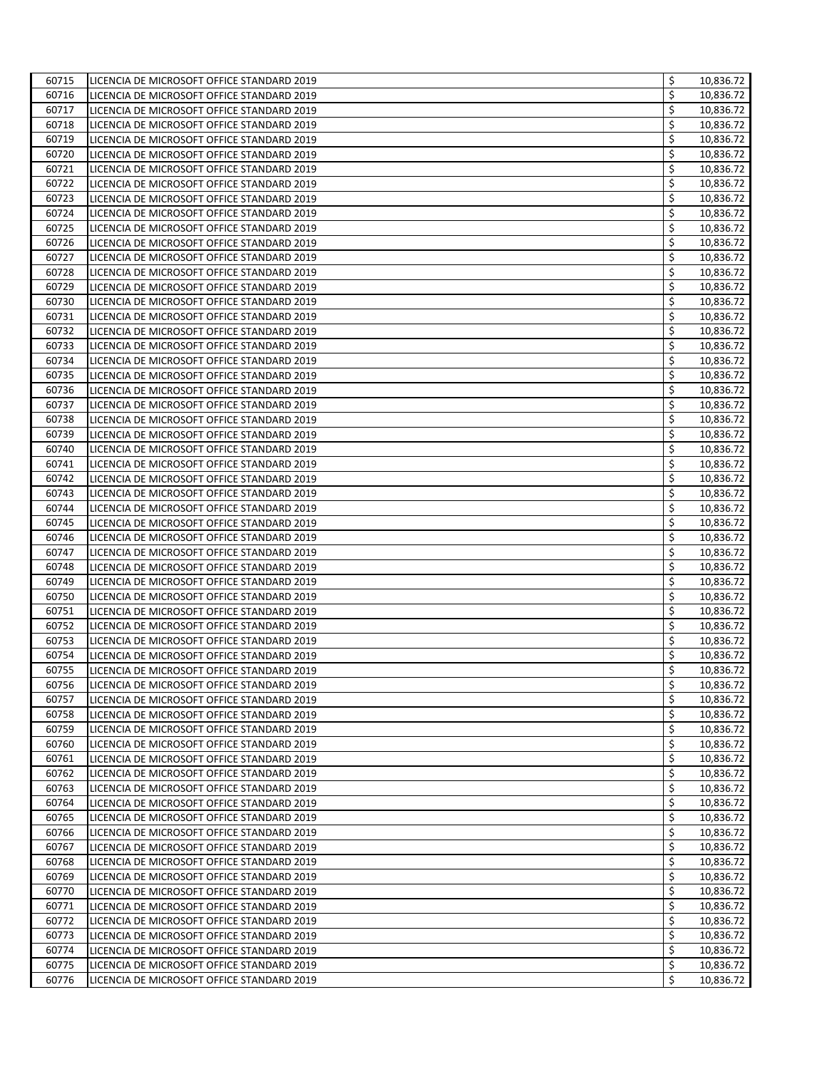| | | | |
|---|---|---|---|
| 60715 | LICENCIA DE MICROSOFT OFFICE STANDARD 2019 | $ | 10,836.72 |
| 60716 | LICENCIA DE MICROSOFT OFFICE STANDARD 2019 | $ | 10,836.72 |
| 60717 | LICENCIA DE MICROSOFT OFFICE STANDARD 2019 | $ | 10,836.72 |
| 60718 | LICENCIA DE MICROSOFT OFFICE STANDARD 2019 | $ | 10,836.72 |
| 60719 | LICENCIA DE MICROSOFT OFFICE STANDARD 2019 | $ | 10,836.72 |
| 60720 | LICENCIA DE MICROSOFT OFFICE STANDARD 2019 | $ | 10,836.72 |
| 60721 | LICENCIA DE MICROSOFT OFFICE STANDARD 2019 | $ | 10,836.72 |
| 60722 | LICENCIA DE MICROSOFT OFFICE STANDARD 2019 | $ | 10,836.72 |
| 60723 | LICENCIA DE MICROSOFT OFFICE STANDARD 2019 | $ | 10,836.72 |
| 60724 | LICENCIA DE MICROSOFT OFFICE STANDARD 2019 | $ | 10,836.72 |
| 60725 | LICENCIA DE MICROSOFT OFFICE STANDARD 2019 | $ | 10,836.72 |
| 60726 | LICENCIA DE MICROSOFT OFFICE STANDARD 2019 | $ | 10,836.72 |
| 60727 | LICENCIA DE MICROSOFT OFFICE STANDARD 2019 | $ | 10,836.72 |
| 60728 | LICENCIA DE MICROSOFT OFFICE STANDARD 2019 | $ | 10,836.72 |
| 60729 | LICENCIA DE MICROSOFT OFFICE STANDARD 2019 | $ | 10,836.72 |
| 60730 | LICENCIA DE MICROSOFT OFFICE STANDARD 2019 | $ | 10,836.72 |
| 60731 | LICENCIA DE MICROSOFT OFFICE STANDARD 2019 | $ | 10,836.72 |
| 60732 | LICENCIA DE MICROSOFT OFFICE STANDARD 2019 | $ | 10,836.72 |
| 60733 | LICENCIA DE MICROSOFT OFFICE STANDARD 2019 | $ | 10,836.72 |
| 60734 | LICENCIA DE MICROSOFT OFFICE STANDARD 2019 | $ | 10,836.72 |
| 60735 | LICENCIA DE MICROSOFT OFFICE STANDARD 2019 | $ | 10,836.72 |
| 60736 | LICENCIA DE MICROSOFT OFFICE STANDARD 2019 | $ | 10,836.72 |
| 60737 | LICENCIA DE MICROSOFT OFFICE STANDARD 2019 | $ | 10,836.72 |
| 60738 | LICENCIA DE MICROSOFT OFFICE STANDARD 2019 | $ | 10,836.72 |
| 60739 | LICENCIA DE MICROSOFT OFFICE STANDARD 2019 | $ | 10,836.72 |
| 60740 | LICENCIA DE MICROSOFT OFFICE STANDARD 2019 | $ | 10,836.72 |
| 60741 | LICENCIA DE MICROSOFT OFFICE STANDARD 2019 | $ | 10,836.72 |
| 60742 | LICENCIA DE MICROSOFT OFFICE STANDARD 2019 | $ | 10,836.72 |
| 60743 | LICENCIA DE MICROSOFT OFFICE STANDARD 2019 | $ | 10,836.72 |
| 60744 | LICENCIA DE MICROSOFT OFFICE STANDARD 2019 | $ | 10,836.72 |
| 60745 | LICENCIA DE MICROSOFT OFFICE STANDARD 2019 | $ | 10,836.72 |
| 60746 | LICENCIA DE MICROSOFT OFFICE STANDARD 2019 | $ | 10,836.72 |
| 60747 | LICENCIA DE MICROSOFT OFFICE STANDARD 2019 | $ | 10,836.72 |
| 60748 | LICENCIA DE MICROSOFT OFFICE STANDARD 2019 | $ | 10,836.72 |
| 60749 | LICENCIA DE MICROSOFT OFFICE STANDARD 2019 | $ | 10,836.72 |
| 60750 | LICENCIA DE MICROSOFT OFFICE STANDARD 2019 | $ | 10,836.72 |
| 60751 | LICENCIA DE MICROSOFT OFFICE STANDARD 2019 | $ | 10,836.72 |
| 60752 | LICENCIA DE MICROSOFT OFFICE STANDARD 2019 | $ | 10,836.72 |
| 60753 | LICENCIA DE MICROSOFT OFFICE STANDARD 2019 | $ | 10,836.72 |
| 60754 | LICENCIA DE MICROSOFT OFFICE STANDARD 2019 | $ | 10,836.72 |
| 60755 | LICENCIA DE MICROSOFT OFFICE STANDARD 2019 | $ | 10,836.72 |
| 60756 | LICENCIA DE MICROSOFT OFFICE STANDARD 2019 | $ | 10,836.72 |
| 60757 | LICENCIA DE MICROSOFT OFFICE STANDARD 2019 | $ | 10,836.72 |
| 60758 | LICENCIA DE MICROSOFT OFFICE STANDARD 2019 | $ | 10,836.72 |
| 60759 | LICENCIA DE MICROSOFT OFFICE STANDARD 2019 | $ | 10,836.72 |
| 60760 | LICENCIA DE MICROSOFT OFFICE STANDARD 2019 | $ | 10,836.72 |
| 60761 | LICENCIA DE MICROSOFT OFFICE STANDARD 2019 | $ | 10,836.72 |
| 60762 | LICENCIA DE MICROSOFT OFFICE STANDARD 2019 | $ | 10,836.72 |
| 60763 | LICENCIA DE MICROSOFT OFFICE STANDARD 2019 | $ | 10,836.72 |
| 60764 | LICENCIA DE MICROSOFT OFFICE STANDARD 2019 | $ | 10,836.72 |
| 60765 | LICENCIA DE MICROSOFT OFFICE STANDARD 2019 | $ | 10,836.72 |
| 60766 | LICENCIA DE MICROSOFT OFFICE STANDARD 2019 | $ | 10,836.72 |
| 60767 | LICENCIA DE MICROSOFT OFFICE STANDARD 2019 | $ | 10,836.72 |
| 60768 | LICENCIA DE MICROSOFT OFFICE STANDARD 2019 | $ | 10,836.72 |
| 60769 | LICENCIA DE MICROSOFT OFFICE STANDARD 2019 | $ | 10,836.72 |
| 60770 | LICENCIA DE MICROSOFT OFFICE STANDARD 2019 | $ | 10,836.72 |
| 60771 | LICENCIA DE MICROSOFT OFFICE STANDARD 2019 | $ | 10,836.72 |
| 60772 | LICENCIA DE MICROSOFT OFFICE STANDARD 2019 | $ | 10,836.72 |
| 60773 | LICENCIA DE MICROSOFT OFFICE STANDARD 2019 | $ | 10,836.72 |
| 60774 | LICENCIA DE MICROSOFT OFFICE STANDARD 2019 | $ | 10,836.72 |
| 60775 | LICENCIA DE MICROSOFT OFFICE STANDARD 2019 | $ | 10,836.72 |
| 60776 | LICENCIA DE MICROSOFT OFFICE STANDARD 2019 | $ | 10,836.72 |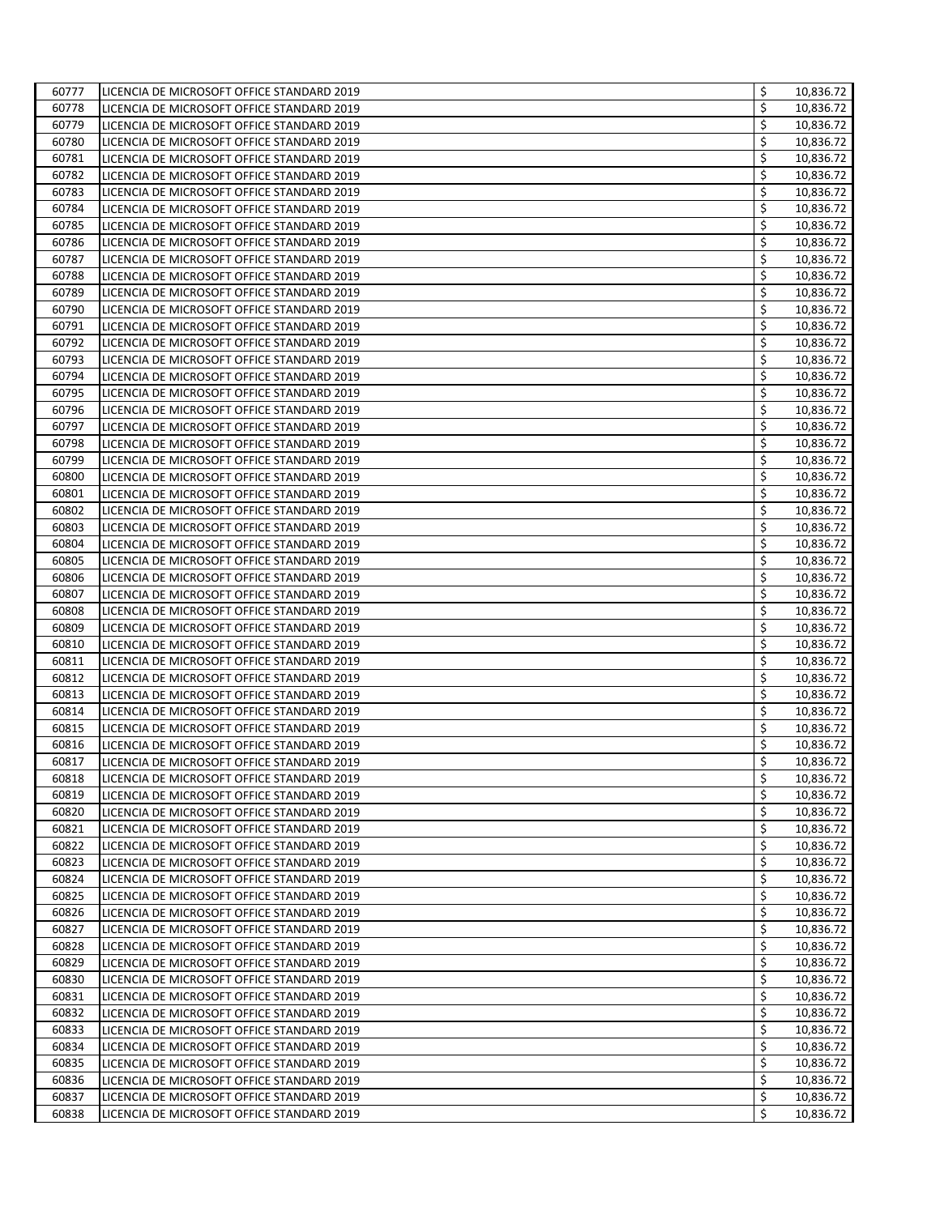| | | | |
|---|---|---|---|
| 60777 | LICENCIA DE MICROSOFT OFFICE STANDARD 2019 | $ | 10,836.72 |
| 60778 | LICENCIA DE MICROSOFT OFFICE STANDARD 2019 | $ | 10,836.72 |
| 60779 | LICENCIA DE MICROSOFT OFFICE STANDARD 2019 | $ | 10,836.72 |
| 60780 | LICENCIA DE MICROSOFT OFFICE STANDARD 2019 | $ | 10,836.72 |
| 60781 | LICENCIA DE MICROSOFT OFFICE STANDARD 2019 | $ | 10,836.72 |
| 60782 | LICENCIA DE MICROSOFT OFFICE STANDARD 2019 | $ | 10,836.72 |
| 60783 | LICENCIA DE MICROSOFT OFFICE STANDARD 2019 | $ | 10,836.72 |
| 60784 | LICENCIA DE MICROSOFT OFFICE STANDARD 2019 | $ | 10,836.72 |
| 60785 | LICENCIA DE MICROSOFT OFFICE STANDARD 2019 | $ | 10,836.72 |
| 60786 | LICENCIA DE MICROSOFT OFFICE STANDARD 2019 | $ | 10,836.72 |
| 60787 | LICENCIA DE MICROSOFT OFFICE STANDARD 2019 | $ | 10,836.72 |
| 60788 | LICENCIA DE MICROSOFT OFFICE STANDARD 2019 | $ | 10,836.72 |
| 60789 | LICENCIA DE MICROSOFT OFFICE STANDARD 2019 | $ | 10,836.72 |
| 60790 | LICENCIA DE MICROSOFT OFFICE STANDARD 2019 | $ | 10,836.72 |
| 60791 | LICENCIA DE MICROSOFT OFFICE STANDARD 2019 | $ | 10,836.72 |
| 60792 | LICENCIA DE MICROSOFT OFFICE STANDARD 2019 | $ | 10,836.72 |
| 60793 | LICENCIA DE MICROSOFT OFFICE STANDARD 2019 | $ | 10,836.72 |
| 60794 | LICENCIA DE MICROSOFT OFFICE STANDARD 2019 | $ | 10,836.72 |
| 60795 | LICENCIA DE MICROSOFT OFFICE STANDARD 2019 | $ | 10,836.72 |
| 60796 | LICENCIA DE MICROSOFT OFFICE STANDARD 2019 | $ | 10,836.72 |
| 60797 | LICENCIA DE MICROSOFT OFFICE STANDARD 2019 | $ | 10,836.72 |
| 60798 | LICENCIA DE MICROSOFT OFFICE STANDARD 2019 | $ | 10,836.72 |
| 60799 | LICENCIA DE MICROSOFT OFFICE STANDARD 2019 | $ | 10,836.72 |
| 60800 | LICENCIA DE MICROSOFT OFFICE STANDARD 2019 | $ | 10,836.72 |
| 60801 | LICENCIA DE MICROSOFT OFFICE STANDARD 2019 | $ | 10,836.72 |
| 60802 | LICENCIA DE MICROSOFT OFFICE STANDARD 2019 | $ | 10,836.72 |
| 60803 | LICENCIA DE MICROSOFT OFFICE STANDARD 2019 | $ | 10,836.72 |
| 60804 | LICENCIA DE MICROSOFT OFFICE STANDARD 2019 | $ | 10,836.72 |
| 60805 | LICENCIA DE MICROSOFT OFFICE STANDARD 2019 | $ | 10,836.72 |
| 60806 | LICENCIA DE MICROSOFT OFFICE STANDARD 2019 | $ | 10,836.72 |
| 60807 | LICENCIA DE MICROSOFT OFFICE STANDARD 2019 | $ | 10,836.72 |
| 60808 | LICENCIA DE MICROSOFT OFFICE STANDARD 2019 | $ | 10,836.72 |
| 60809 | LICENCIA DE MICROSOFT OFFICE STANDARD 2019 | $ | 10,836.72 |
| 60810 | LICENCIA DE MICROSOFT OFFICE STANDARD 2019 | $ | 10,836.72 |
| 60811 | LICENCIA DE MICROSOFT OFFICE STANDARD 2019 | $ | 10,836.72 |
| 60812 | LICENCIA DE MICROSOFT OFFICE STANDARD 2019 | $ | 10,836.72 |
| 60813 | LICENCIA DE MICROSOFT OFFICE STANDARD 2019 | $ | 10,836.72 |
| 60814 | LICENCIA DE MICROSOFT OFFICE STANDARD 2019 | $ | 10,836.72 |
| 60815 | LICENCIA DE MICROSOFT OFFICE STANDARD 2019 | $ | 10,836.72 |
| 60816 | LICENCIA DE MICROSOFT OFFICE STANDARD 2019 | $ | 10,836.72 |
| 60817 | LICENCIA DE MICROSOFT OFFICE STANDARD 2019 | $ | 10,836.72 |
| 60818 | LICENCIA DE MICROSOFT OFFICE STANDARD 2019 | $ | 10,836.72 |
| 60819 | LICENCIA DE MICROSOFT OFFICE STANDARD 2019 | $ | 10,836.72 |
| 60820 | LICENCIA DE MICROSOFT OFFICE STANDARD 2019 | $ | 10,836.72 |
| 60821 | LICENCIA DE MICROSOFT OFFICE STANDARD 2019 | $ | 10,836.72 |
| 60822 | LICENCIA DE MICROSOFT OFFICE STANDARD 2019 | $ | 10,836.72 |
| 60823 | LICENCIA DE MICROSOFT OFFICE STANDARD 2019 | $ | 10,836.72 |
| 60824 | LICENCIA DE MICROSOFT OFFICE STANDARD 2019 | $ | 10,836.72 |
| 60825 | LICENCIA DE MICROSOFT OFFICE STANDARD 2019 | $ | 10,836.72 |
| 60826 | LICENCIA DE MICROSOFT OFFICE STANDARD 2019 | $ | 10,836.72 |
| 60827 | LICENCIA DE MICROSOFT OFFICE STANDARD 2019 | $ | 10,836.72 |
| 60828 | LICENCIA DE MICROSOFT OFFICE STANDARD 2019 | $ | 10,836.72 |
| 60829 | LICENCIA DE MICROSOFT OFFICE STANDARD 2019 | $ | 10,836.72 |
| 60830 | LICENCIA DE MICROSOFT OFFICE STANDARD 2019 | $ | 10,836.72 |
| 60831 | LICENCIA DE MICROSOFT OFFICE STANDARD 2019 | $ | 10,836.72 |
| 60832 | LICENCIA DE MICROSOFT OFFICE STANDARD 2019 | $ | 10,836.72 |
| 60833 | LICENCIA DE MICROSOFT OFFICE STANDARD 2019 | $ | 10,836.72 |
| 60834 | LICENCIA DE MICROSOFT OFFICE STANDARD 2019 | $ | 10,836.72 |
| 60835 | LICENCIA DE MICROSOFT OFFICE STANDARD 2019 | $ | 10,836.72 |
| 60836 | LICENCIA DE MICROSOFT OFFICE STANDARD 2019 | $ | 10,836.72 |
| 60837 | LICENCIA DE MICROSOFT OFFICE STANDARD 2019 | $ | 10,836.72 |
| 60838 | LICENCIA DE MICROSOFT OFFICE STANDARD 2019 | $ | 10,836.72 |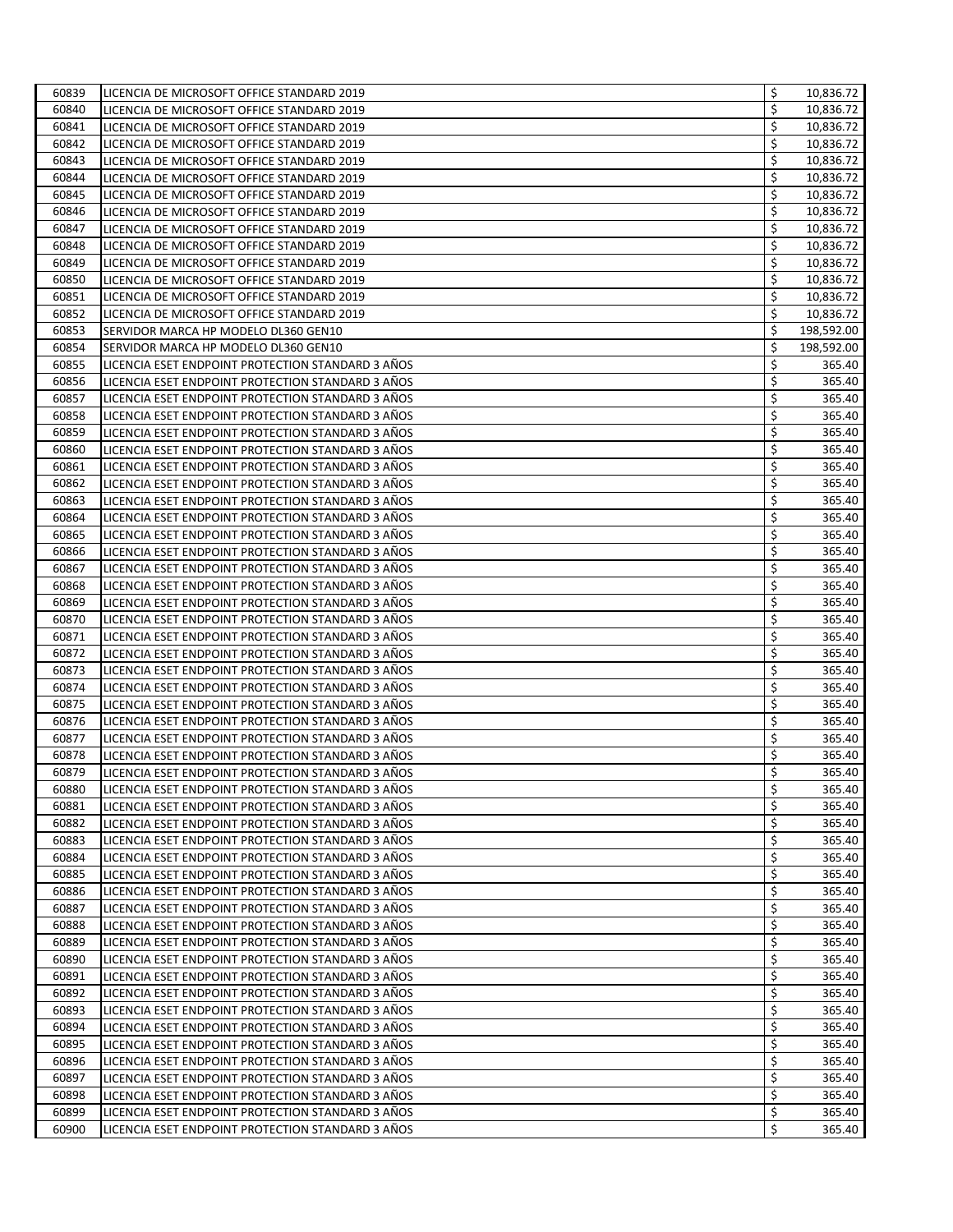| | | | |
|---|---|---|---|
| 60839 | LICENCIA DE MICROSOFT OFFICE STANDARD 2019 | $ | 10,836.72 |
| 60840 | LICENCIA DE MICROSOFT OFFICE STANDARD 2019 | $ | 10,836.72 |
| 60841 | LICENCIA DE MICROSOFT OFFICE STANDARD 2019 | $ | 10,836.72 |
| 60842 | LICENCIA DE MICROSOFT OFFICE STANDARD 2019 | $ | 10,836.72 |
| 60843 | LICENCIA DE MICROSOFT OFFICE STANDARD 2019 | $ | 10,836.72 |
| 60844 | LICENCIA DE MICROSOFT OFFICE STANDARD 2019 | $ | 10,836.72 |
| 60845 | LICENCIA DE MICROSOFT OFFICE STANDARD 2019 | $ | 10,836.72 |
| 60846 | LICENCIA DE MICROSOFT OFFICE STANDARD 2019 | $ | 10,836.72 |
| 60847 | LICENCIA DE MICROSOFT OFFICE STANDARD 2019 | $ | 10,836.72 |
| 60848 | LICENCIA DE MICROSOFT OFFICE STANDARD 2019 | $ | 10,836.72 |
| 60849 | LICENCIA DE MICROSOFT OFFICE STANDARD 2019 | $ | 10,836.72 |
| 60850 | LICENCIA DE MICROSOFT OFFICE STANDARD 2019 | $ | 10,836.72 |
| 60851 | LICENCIA DE MICROSOFT OFFICE STANDARD 2019 | $ | 10,836.72 |
| 60852 | LICENCIA DE MICROSOFT OFFICE STANDARD 2019 | $ | 10,836.72 |
| 60853 | SERVIDOR MARCA HP MODELO DL360 GEN10 | $ | 198,592.00 |
| 60854 | SERVIDOR MARCA HP MODELO DL360 GEN10 | $ | 198,592.00 |
| 60855 | LICENCIA ESET ENDPOINT PROTECTION STANDARD 3 AÑOS | $ | 365.40 |
| 60856 | LICENCIA ESET ENDPOINT PROTECTION STANDARD 3 AÑOS | $ | 365.40 |
| 60857 | LICENCIA ESET ENDPOINT PROTECTION STANDARD 3 AÑOS | $ | 365.40 |
| 60858 | LICENCIA ESET ENDPOINT PROTECTION STANDARD 3 AÑOS | $ | 365.40 |
| 60859 | LICENCIA ESET ENDPOINT PROTECTION STANDARD 3 AÑOS | $ | 365.40 |
| 60860 | LICENCIA ESET ENDPOINT PROTECTION STANDARD 3 AÑOS | $ | 365.40 |
| 60861 | LICENCIA ESET ENDPOINT PROTECTION STANDARD 3 AÑOS | $ | 365.40 |
| 60862 | LICENCIA ESET ENDPOINT PROTECTION STANDARD 3 AÑOS | $ | 365.40 |
| 60863 | LICENCIA ESET ENDPOINT PROTECTION STANDARD 3 AÑOS | $ | 365.40 |
| 60864 | LICENCIA ESET ENDPOINT PROTECTION STANDARD 3 AÑOS | $ | 365.40 |
| 60865 | LICENCIA ESET ENDPOINT PROTECTION STANDARD 3 AÑOS | $ | 365.40 |
| 60866 | LICENCIA ESET ENDPOINT PROTECTION STANDARD 3 AÑOS | $ | 365.40 |
| 60867 | LICENCIA ESET ENDPOINT PROTECTION STANDARD 3 AÑOS | $ | 365.40 |
| 60868 | LICENCIA ESET ENDPOINT PROTECTION STANDARD 3 AÑOS | $ | 365.40 |
| 60869 | LICENCIA ESET ENDPOINT PROTECTION STANDARD 3 AÑOS | $ | 365.40 |
| 60870 | LICENCIA ESET ENDPOINT PROTECTION STANDARD 3 AÑOS | $ | 365.40 |
| 60871 | LICENCIA ESET ENDPOINT PROTECTION STANDARD 3 AÑOS | $ | 365.40 |
| 60872 | LICENCIA ESET ENDPOINT PROTECTION STANDARD 3 AÑOS | $ | 365.40 |
| 60873 | LICENCIA ESET ENDPOINT PROTECTION STANDARD 3 AÑOS | $ | 365.40 |
| 60874 | LICENCIA ESET ENDPOINT PROTECTION STANDARD 3 AÑOS | $ | 365.40 |
| 60875 | LICENCIA ESET ENDPOINT PROTECTION STANDARD 3 AÑOS | $ | 365.40 |
| 60876 | LICENCIA ESET ENDPOINT PROTECTION STANDARD 3 AÑOS | $ | 365.40 |
| 60877 | LICENCIA ESET ENDPOINT PROTECTION STANDARD 3 AÑOS | $ | 365.40 |
| 60878 | LICENCIA ESET ENDPOINT PROTECTION STANDARD 3 AÑOS | $ | 365.40 |
| 60879 | LICENCIA ESET ENDPOINT PROTECTION STANDARD 3 AÑOS | $ | 365.40 |
| 60880 | LICENCIA ESET ENDPOINT PROTECTION STANDARD 3 AÑOS | $ | 365.40 |
| 60881 | LICENCIA ESET ENDPOINT PROTECTION STANDARD 3 AÑOS | $ | 365.40 |
| 60882 | LICENCIA ESET ENDPOINT PROTECTION STANDARD 3 AÑOS | $ | 365.40 |
| 60883 | LICENCIA ESET ENDPOINT PROTECTION STANDARD 3 AÑOS | $ | 365.40 |
| 60884 | LICENCIA ESET ENDPOINT PROTECTION STANDARD 3 AÑOS | $ | 365.40 |
| 60885 | LICENCIA ESET ENDPOINT PROTECTION STANDARD 3 AÑOS | $ | 365.40 |
| 60886 | LICENCIA ESET ENDPOINT PROTECTION STANDARD 3 AÑOS | $ | 365.40 |
| 60887 | LICENCIA ESET ENDPOINT PROTECTION STANDARD 3 AÑOS | $ | 365.40 |
| 60888 | LICENCIA ESET ENDPOINT PROTECTION STANDARD 3 AÑOS | $ | 365.40 |
| 60889 | LICENCIA ESET ENDPOINT PROTECTION STANDARD 3 AÑOS | $ | 365.40 |
| 60890 | LICENCIA ESET ENDPOINT PROTECTION STANDARD 3 AÑOS | $ | 365.40 |
| 60891 | LICENCIA ESET ENDPOINT PROTECTION STANDARD 3 AÑOS | $ | 365.40 |
| 60892 | LICENCIA ESET ENDPOINT PROTECTION STANDARD 3 AÑOS | $ | 365.40 |
| 60893 | LICENCIA ESET ENDPOINT PROTECTION STANDARD 3 AÑOS | $ | 365.40 |
| 60894 | LICENCIA ESET ENDPOINT PROTECTION STANDARD 3 AÑOS | $ | 365.40 |
| 60895 | LICENCIA ESET ENDPOINT PROTECTION STANDARD 3 AÑOS | $ | 365.40 |
| 60896 | LICENCIA ESET ENDPOINT PROTECTION STANDARD 3 AÑOS | $ | 365.40 |
| 60897 | LICENCIA ESET ENDPOINT PROTECTION STANDARD 3 AÑOS | $ | 365.40 |
| 60898 | LICENCIA ESET ENDPOINT PROTECTION STANDARD 3 AÑOS | $ | 365.40 |
| 60899 | LICENCIA ESET ENDPOINT PROTECTION STANDARD 3 AÑOS | $ | 365.40 |
| 60900 | LICENCIA ESET ENDPOINT PROTECTION STANDARD 3 AÑOS | $ | 365.40 |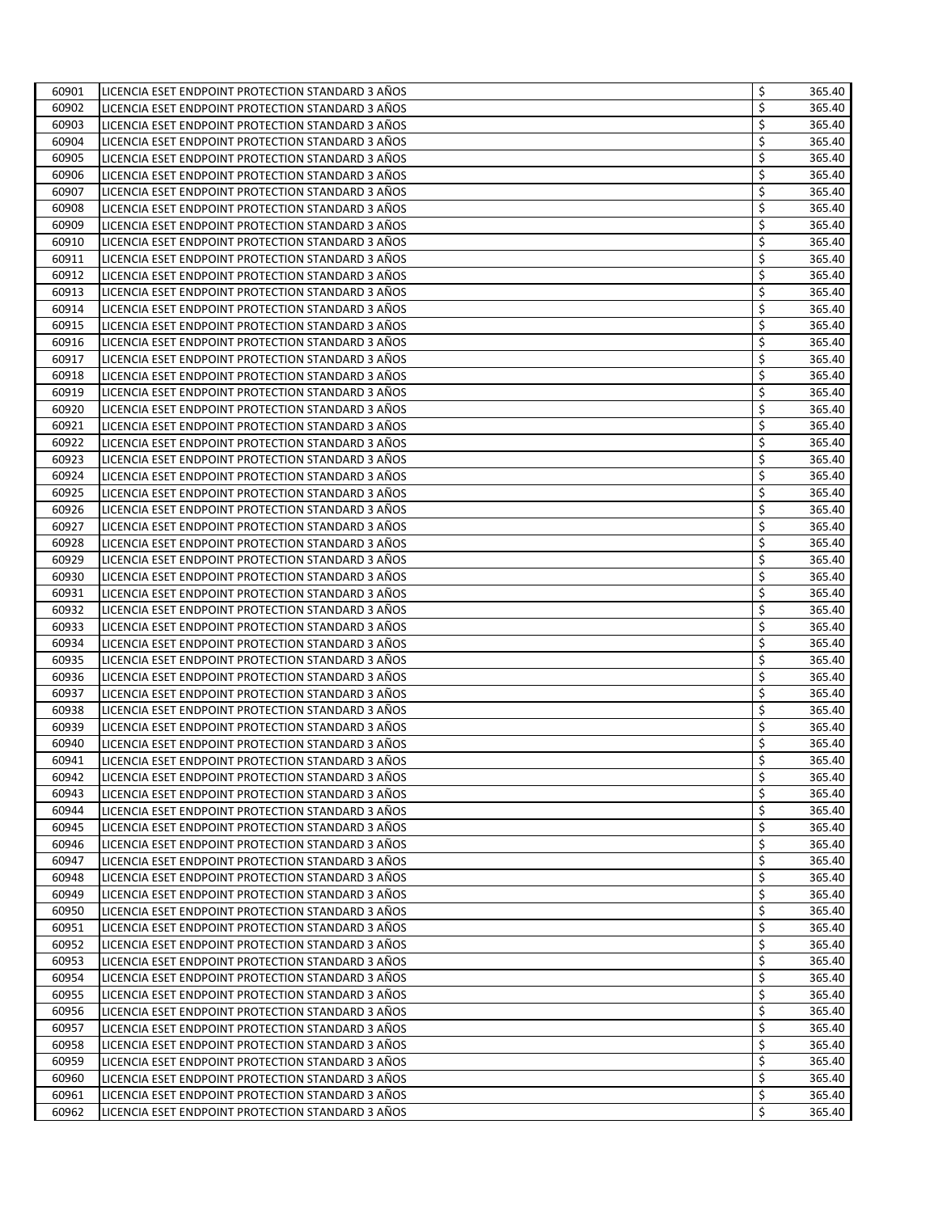| | | | |
|---|---|---|---|
| 60901 | LICENCIA ESET ENDPOINT PROTECTION STANDARD 3 AÑOS | $ | 365.40 |
| 60902 | LICENCIA ESET ENDPOINT PROTECTION STANDARD 3 AÑOS | $ | 365.40 |
| 60903 | LICENCIA ESET ENDPOINT PROTECTION STANDARD 3 AÑOS | $ | 365.40 |
| 60904 | LICENCIA ESET ENDPOINT PROTECTION STANDARD 3 AÑOS | $ | 365.40 |
| 60905 | LICENCIA ESET ENDPOINT PROTECTION STANDARD 3 AÑOS | $ | 365.40 |
| 60906 | LICENCIA ESET ENDPOINT PROTECTION STANDARD 3 AÑOS | $ | 365.40 |
| 60907 | LICENCIA ESET ENDPOINT PROTECTION STANDARD 3 AÑOS | $ | 365.40 |
| 60908 | LICENCIA ESET ENDPOINT PROTECTION STANDARD 3 AÑOS | $ | 365.40 |
| 60909 | LICENCIA ESET ENDPOINT PROTECTION STANDARD 3 AÑOS | $ | 365.40 |
| 60910 | LICENCIA ESET ENDPOINT PROTECTION STANDARD 3 AÑOS | $ | 365.40 |
| 60911 | LICENCIA ESET ENDPOINT PROTECTION STANDARD 3 AÑOS | $ | 365.40 |
| 60912 | LICENCIA ESET ENDPOINT PROTECTION STANDARD 3 AÑOS | $ | 365.40 |
| 60913 | LICENCIA ESET ENDPOINT PROTECTION STANDARD 3 AÑOS | $ | 365.40 |
| 60914 | LICENCIA ESET ENDPOINT PROTECTION STANDARD 3 AÑOS | $ | 365.40 |
| 60915 | LICENCIA ESET ENDPOINT PROTECTION STANDARD 3 AÑOS | $ | 365.40 |
| 60916 | LICENCIA ESET ENDPOINT PROTECTION STANDARD 3 AÑOS | $ | 365.40 |
| 60917 | LICENCIA ESET ENDPOINT PROTECTION STANDARD 3 AÑOS | $ | 365.40 |
| 60918 | LICENCIA ESET ENDPOINT PROTECTION STANDARD 3 AÑOS | $ | 365.40 |
| 60919 | LICENCIA ESET ENDPOINT PROTECTION STANDARD 3 AÑOS | $ | 365.40 |
| 60920 | LICENCIA ESET ENDPOINT PROTECTION STANDARD 3 AÑOS | $ | 365.40 |
| 60921 | LICENCIA ESET ENDPOINT PROTECTION STANDARD 3 AÑOS | $ | 365.40 |
| 60922 | LICENCIA ESET ENDPOINT PROTECTION STANDARD 3 AÑOS | $ | 365.40 |
| 60923 | LICENCIA ESET ENDPOINT PROTECTION STANDARD 3 AÑOS | $ | 365.40 |
| 60924 | LICENCIA ESET ENDPOINT PROTECTION STANDARD 3 AÑOS | $ | 365.40 |
| 60925 | LICENCIA ESET ENDPOINT PROTECTION STANDARD 3 AÑOS | $ | 365.40 |
| 60926 | LICENCIA ESET ENDPOINT PROTECTION STANDARD 3 AÑOS | $ | 365.40 |
| 60927 | LICENCIA ESET ENDPOINT PROTECTION STANDARD 3 AÑOS | $ | 365.40 |
| 60928 | LICENCIA ESET ENDPOINT PROTECTION STANDARD 3 AÑOS | $ | 365.40 |
| 60929 | LICENCIA ESET ENDPOINT PROTECTION STANDARD 3 AÑOS | $ | 365.40 |
| 60930 | LICENCIA ESET ENDPOINT PROTECTION STANDARD 3 AÑOS | $ | 365.40 |
| 60931 | LICENCIA ESET ENDPOINT PROTECTION STANDARD 3 AÑOS | $ | 365.40 |
| 60932 | LICENCIA ESET ENDPOINT PROTECTION STANDARD 3 AÑOS | $ | 365.40 |
| 60933 | LICENCIA ESET ENDPOINT PROTECTION STANDARD 3 AÑOS | $ | 365.40 |
| 60934 | LICENCIA ESET ENDPOINT PROTECTION STANDARD 3 AÑOS | $ | 365.40 |
| 60935 | LICENCIA ESET ENDPOINT PROTECTION STANDARD 3 AÑOS | $ | 365.40 |
| 60936 | LICENCIA ESET ENDPOINT PROTECTION STANDARD 3 AÑOS | $ | 365.40 |
| 60937 | LICENCIA ESET ENDPOINT PROTECTION STANDARD 3 AÑOS | $ | 365.40 |
| 60938 | LICENCIA ESET ENDPOINT PROTECTION STANDARD 3 AÑOS | $ | 365.40 |
| 60939 | LICENCIA ESET ENDPOINT PROTECTION STANDARD 3 AÑOS | $ | 365.40 |
| 60940 | LICENCIA ESET ENDPOINT PROTECTION STANDARD 3 AÑOS | $ | 365.40 |
| 60941 | LICENCIA ESET ENDPOINT PROTECTION STANDARD 3 AÑOS | $ | 365.40 |
| 60942 | LICENCIA ESET ENDPOINT PROTECTION STANDARD 3 AÑOS | $ | 365.40 |
| 60943 | LICENCIA ESET ENDPOINT PROTECTION STANDARD 3 AÑOS | $ | 365.40 |
| 60944 | LICENCIA ESET ENDPOINT PROTECTION STANDARD 3 AÑOS | $ | 365.40 |
| 60945 | LICENCIA ESET ENDPOINT PROTECTION STANDARD 3 AÑOS | $ | 365.40 |
| 60946 | LICENCIA ESET ENDPOINT PROTECTION STANDARD 3 AÑOS | $ | 365.40 |
| 60947 | LICENCIA ESET ENDPOINT PROTECTION STANDARD 3 AÑOS | $ | 365.40 |
| 60948 | LICENCIA ESET ENDPOINT PROTECTION STANDARD 3 AÑOS | $ | 365.40 |
| 60949 | LICENCIA ESET ENDPOINT PROTECTION STANDARD 3 AÑOS | $ | 365.40 |
| 60950 | LICENCIA ESET ENDPOINT PROTECTION STANDARD 3 AÑOS | $ | 365.40 |
| 60951 | LICENCIA ESET ENDPOINT PROTECTION STANDARD 3 AÑOS | $ | 365.40 |
| 60952 | LICENCIA ESET ENDPOINT PROTECTION STANDARD 3 AÑOS | $ | 365.40 |
| 60953 | LICENCIA ESET ENDPOINT PROTECTION STANDARD 3 AÑOS | $ | 365.40 |
| 60954 | LICENCIA ESET ENDPOINT PROTECTION STANDARD 3 AÑOS | $ | 365.40 |
| 60955 | LICENCIA ESET ENDPOINT PROTECTION STANDARD 3 AÑOS | $ | 365.40 |
| 60956 | LICENCIA ESET ENDPOINT PROTECTION STANDARD 3 AÑOS | $ | 365.40 |
| 60957 | LICENCIA ESET ENDPOINT PROTECTION STANDARD 3 AÑOS | $ | 365.40 |
| 60958 | LICENCIA ESET ENDPOINT PROTECTION STANDARD 3 AÑOS | $ | 365.40 |
| 60959 | LICENCIA ESET ENDPOINT PROTECTION STANDARD 3 AÑOS | $ | 365.40 |
| 60960 | LICENCIA ESET ENDPOINT PROTECTION STANDARD 3 AÑOS | $ | 365.40 |
| 60961 | LICENCIA ESET ENDPOINT PROTECTION STANDARD 3 AÑOS | $ | 365.40 |
| 60962 | LICENCIA ESET ENDPOINT PROTECTION STANDARD 3 AÑOS | $ | 365.40 |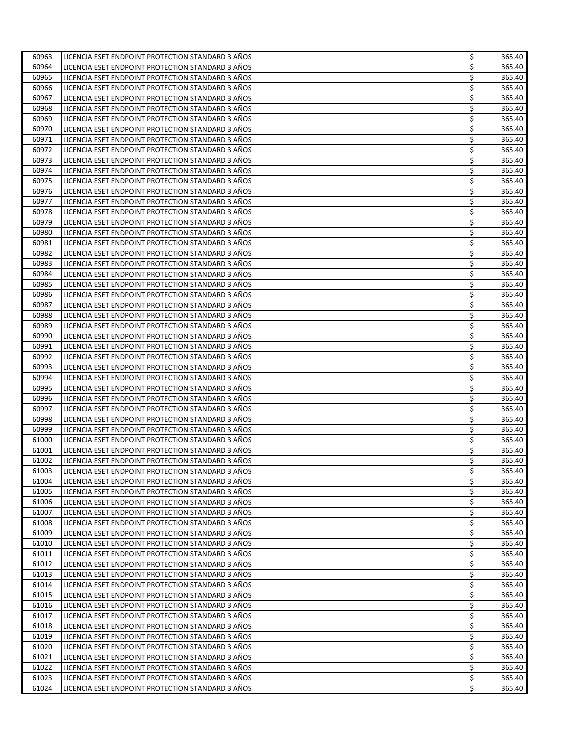| | | | |
|---|---|---|---|
| 60963 | LICENCIA ESET ENDPOINT PROTECTION STANDARD 3 AÑOS | $ | 365.40 |
| 60964 | LICENCIA ESET ENDPOINT PROTECTION STANDARD 3 AÑOS | $ | 365.40 |
| 60965 | LICENCIA ESET ENDPOINT PROTECTION STANDARD 3 AÑOS | $ | 365.40 |
| 60966 | LICENCIA ESET ENDPOINT PROTECTION STANDARD 3 AÑOS | $ | 365.40 |
| 60967 | LICENCIA ESET ENDPOINT PROTECTION STANDARD 3 AÑOS | $ | 365.40 |
| 60968 | LICENCIA ESET ENDPOINT PROTECTION STANDARD 3 AÑOS | $ | 365.40 |
| 60969 | LICENCIA ESET ENDPOINT PROTECTION STANDARD 3 AÑOS | $ | 365.40 |
| 60970 | LICENCIA ESET ENDPOINT PROTECTION STANDARD 3 AÑOS | $ | 365.40 |
| 60971 | LICENCIA ESET ENDPOINT PROTECTION STANDARD 3 AÑOS | $ | 365.40 |
| 60972 | LICENCIA ESET ENDPOINT PROTECTION STANDARD 3 AÑOS | $ | 365.40 |
| 60973 | LICENCIA ESET ENDPOINT PROTECTION STANDARD 3 AÑOS | $ | 365.40 |
| 60974 | LICENCIA ESET ENDPOINT PROTECTION STANDARD 3 AÑOS | $ | 365.40 |
| 60975 | LICENCIA ESET ENDPOINT PROTECTION STANDARD 3 AÑOS | $ | 365.40 |
| 60976 | LICENCIA ESET ENDPOINT PROTECTION STANDARD 3 AÑOS | $ | 365.40 |
| 60977 | LICENCIA ESET ENDPOINT PROTECTION STANDARD 3 AÑOS | $ | 365.40 |
| 60978 | LICENCIA ESET ENDPOINT PROTECTION STANDARD 3 AÑOS | $ | 365.40 |
| 60979 | LICENCIA ESET ENDPOINT PROTECTION STANDARD 3 AÑOS | $ | 365.40 |
| 60980 | LICENCIA ESET ENDPOINT PROTECTION STANDARD 3 AÑOS | $ | 365.40 |
| 60981 | LICENCIA ESET ENDPOINT PROTECTION STANDARD 3 AÑOS | $ | 365.40 |
| 60982 | LICENCIA ESET ENDPOINT PROTECTION STANDARD 3 AÑOS | $ | 365.40 |
| 60983 | LICENCIA ESET ENDPOINT PROTECTION STANDARD 3 AÑOS | $ | 365.40 |
| 60984 | LICENCIA ESET ENDPOINT PROTECTION STANDARD 3 AÑOS | $ | 365.40 |
| 60985 | LICENCIA ESET ENDPOINT PROTECTION STANDARD 3 AÑOS | $ | 365.40 |
| 60986 | LICENCIA ESET ENDPOINT PROTECTION STANDARD 3 AÑOS | $ | 365.40 |
| 60987 | LICENCIA ESET ENDPOINT PROTECTION STANDARD 3 AÑOS | $ | 365.40 |
| 60988 | LICENCIA ESET ENDPOINT PROTECTION STANDARD 3 AÑOS | $ | 365.40 |
| 60989 | LICENCIA ESET ENDPOINT PROTECTION STANDARD 3 AÑOS | $ | 365.40 |
| 60990 | LICENCIA ESET ENDPOINT PROTECTION STANDARD 3 AÑOS | $ | 365.40 |
| 60991 | LICENCIA ESET ENDPOINT PROTECTION STANDARD 3 AÑOS | $ | 365.40 |
| 60992 | LICENCIA ESET ENDPOINT PROTECTION STANDARD 3 AÑOS | $ | 365.40 |
| 60993 | LICENCIA ESET ENDPOINT PROTECTION STANDARD 3 AÑOS | $ | 365.40 |
| 60994 | LICENCIA ESET ENDPOINT PROTECTION STANDARD 3 AÑOS | $ | 365.40 |
| 60995 | LICENCIA ESET ENDPOINT PROTECTION STANDARD 3 AÑOS | $ | 365.40 |
| 60996 | LICENCIA ESET ENDPOINT PROTECTION STANDARD 3 AÑOS | $ | 365.40 |
| 60997 | LICENCIA ESET ENDPOINT PROTECTION STANDARD 3 AÑOS | $ | 365.40 |
| 60998 | LICENCIA ESET ENDPOINT PROTECTION STANDARD 3 AÑOS | $ | 365.40 |
| 60999 | LICENCIA ESET ENDPOINT PROTECTION STANDARD 3 AÑOS | $ | 365.40 |
| 61000 | LICENCIA ESET ENDPOINT PROTECTION STANDARD 3 AÑOS | $ | 365.40 |
| 61001 | LICENCIA ESET ENDPOINT PROTECTION STANDARD 3 AÑOS | $ | 365.40 |
| 61002 | LICENCIA ESET ENDPOINT PROTECTION STANDARD 3 AÑOS | $ | 365.40 |
| 61003 | LICENCIA ESET ENDPOINT PROTECTION STANDARD 3 AÑOS | $ | 365.40 |
| 61004 | LICENCIA ESET ENDPOINT PROTECTION STANDARD 3 AÑOS | $ | 365.40 |
| 61005 | LICENCIA ESET ENDPOINT PROTECTION STANDARD 3 AÑOS | $ | 365.40 |
| 61006 | LICENCIA ESET ENDPOINT PROTECTION STANDARD 3 AÑOS | $ | 365.40 |
| 61007 | LICENCIA ESET ENDPOINT PROTECTION STANDARD 3 AÑOS | $ | 365.40 |
| 61008 | LICENCIA ESET ENDPOINT PROTECTION STANDARD 3 AÑOS | $ | 365.40 |
| 61009 | LICENCIA ESET ENDPOINT PROTECTION STANDARD 3 AÑOS | $ | 365.40 |
| 61010 | LICENCIA ESET ENDPOINT PROTECTION STANDARD 3 AÑOS | $ | 365.40 |
| 61011 | LICENCIA ESET ENDPOINT PROTECTION STANDARD 3 AÑOS | $ | 365.40 |
| 61012 | LICENCIA ESET ENDPOINT PROTECTION STANDARD 3 AÑOS | $ | 365.40 |
| 61013 | LICENCIA ESET ENDPOINT PROTECTION STANDARD 3 AÑOS | $ | 365.40 |
| 61014 | LICENCIA ESET ENDPOINT PROTECTION STANDARD 3 AÑOS | $ | 365.40 |
| 61015 | LICENCIA ESET ENDPOINT PROTECTION STANDARD 3 AÑOS | $ | 365.40 |
| 61016 | LICENCIA ESET ENDPOINT PROTECTION STANDARD 3 AÑOS | $ | 365.40 |
| 61017 | LICENCIA ESET ENDPOINT PROTECTION STANDARD 3 AÑOS | $ | 365.40 |
| 61018 | LICENCIA ESET ENDPOINT PROTECTION STANDARD 3 AÑOS | $ | 365.40 |
| 61019 | LICENCIA ESET ENDPOINT PROTECTION STANDARD 3 AÑOS | $ | 365.40 |
| 61020 | LICENCIA ESET ENDPOINT PROTECTION STANDARD 3 AÑOS | $ | 365.40 |
| 61021 | LICENCIA ESET ENDPOINT PROTECTION STANDARD 3 AÑOS | $ | 365.40 |
| 61022 | LICENCIA ESET ENDPOINT PROTECTION STANDARD 3 AÑOS | $ | 365.40 |
| 61023 | LICENCIA ESET ENDPOINT PROTECTION STANDARD 3 AÑOS | $ | 365.40 |
| 61024 | LICENCIA ESET ENDPOINT PROTECTION STANDARD 3 AÑOS | $ | 365.40 |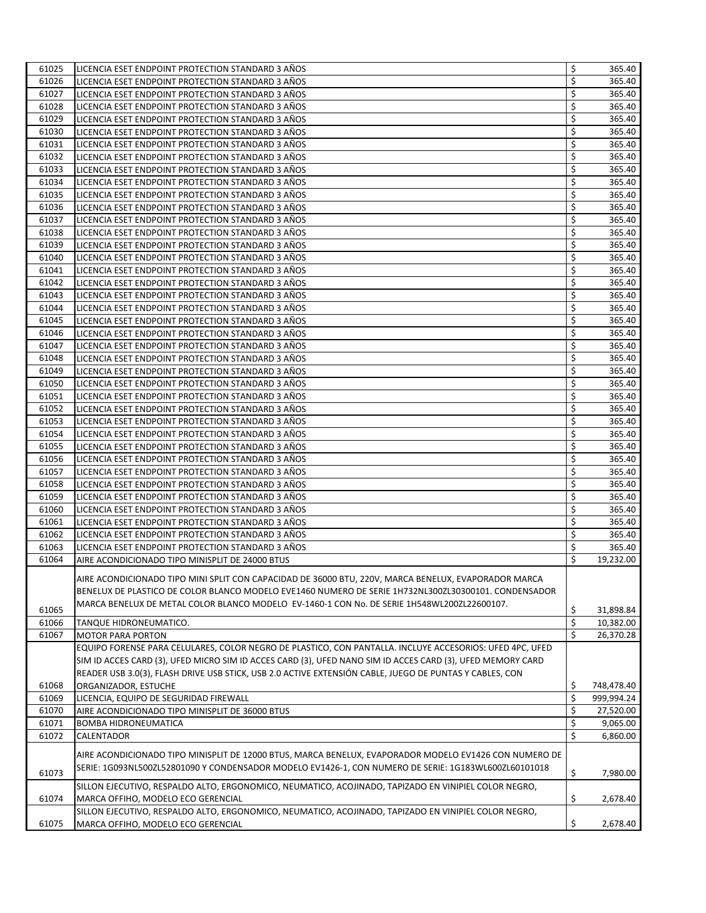| | | | |
|---|---|---|---|
| 61025 | LICENCIA ESET ENDPOINT PROTECTION STANDARD 3 AÑOS | $ | 365.40 |
| 61026 | LICENCIA ESET ENDPOINT PROTECTION STANDARD 3 AÑOS | $ | 365.40 |
| 61027 | LICENCIA ESET ENDPOINT PROTECTION STANDARD 3 AÑOS | $ | 365.40 |
| 61028 | LICENCIA ESET ENDPOINT PROTECTION STANDARD 3 AÑOS | $ | 365.40 |
| 61029 | LICENCIA ESET ENDPOINT PROTECTION STANDARD 3 AÑOS | $ | 365.40 |
| 61030 | LICENCIA ESET ENDPOINT PROTECTION STANDARD 3 AÑOS | $ | 365.40 |
| 61031 | LICENCIA ESET ENDPOINT PROTECTION STANDARD 3 AÑOS | $ | 365.40 |
| 61032 | LICENCIA ESET ENDPOINT PROTECTION STANDARD 3 AÑOS | $ | 365.40 |
| 61033 | LICENCIA ESET ENDPOINT PROTECTION STANDARD 3 AÑOS | $ | 365.40 |
| 61034 | LICENCIA ESET ENDPOINT PROTECTION STANDARD 3 AÑOS | $ | 365.40 |
| 61035 | LICENCIA ESET ENDPOINT PROTECTION STANDARD 3 AÑOS | $ | 365.40 |
| 61036 | LICENCIA ESET ENDPOINT PROTECTION STANDARD 3 AÑOS | $ | 365.40 |
| 61037 | LICENCIA ESET ENDPOINT PROTECTION STANDARD 3 AÑOS | $ | 365.40 |
| 61038 | LICENCIA ESET ENDPOINT PROTECTION STANDARD 3 AÑOS | $ | 365.40 |
| 61039 | LICENCIA ESET ENDPOINT PROTECTION STANDARD 3 AÑOS | $ | 365.40 |
| 61040 | LICENCIA ESET ENDPOINT PROTECTION STANDARD 3 AÑOS | $ | 365.40 |
| 61041 | LICENCIA ESET ENDPOINT PROTECTION STANDARD 3 AÑOS | $ | 365.40 |
| 61042 | LICENCIA ESET ENDPOINT PROTECTION STANDARD 3 AÑOS | $ | 365.40 |
| 61043 | LICENCIA ESET ENDPOINT PROTECTION STANDARD 3 AÑOS | $ | 365.40 |
| 61044 | LICENCIA ESET ENDPOINT PROTECTION STANDARD 3 AÑOS | $ | 365.40 |
| 61045 | LICENCIA ESET ENDPOINT PROTECTION STANDARD 3 AÑOS | $ | 365.40 |
| 61046 | LICENCIA ESET ENDPOINT PROTECTION STANDARD 3 AÑOS | $ | 365.40 |
| 61047 | LICENCIA ESET ENDPOINT PROTECTION STANDARD 3 AÑOS | $ | 365.40 |
| 61048 | LICENCIA ESET ENDPOINT PROTECTION STANDARD 3 AÑOS | $ | 365.40 |
| 61049 | LICENCIA ESET ENDPOINT PROTECTION STANDARD 3 AÑOS | $ | 365.40 |
| 61050 | LICENCIA ESET ENDPOINT PROTECTION STANDARD 3 AÑOS | $ | 365.40 |
| 61051 | LICENCIA ESET ENDPOINT PROTECTION STANDARD 3 AÑOS | $ | 365.40 |
| 61052 | LICENCIA ESET ENDPOINT PROTECTION STANDARD 3 AÑOS | $ | 365.40 |
| 61053 | LICENCIA ESET ENDPOINT PROTECTION STANDARD 3 AÑOS | $ | 365.40 |
| 61054 | LICENCIA ESET ENDPOINT PROTECTION STANDARD 3 AÑOS | $ | 365.40 |
| 61055 | LICENCIA ESET ENDPOINT PROTECTION STANDARD 3 AÑOS | $ | 365.40 |
| 61056 | LICENCIA ESET ENDPOINT PROTECTION STANDARD 3 AÑOS | $ | 365.40 |
| 61057 | LICENCIA ESET ENDPOINT PROTECTION STANDARD 3 AÑOS | $ | 365.40 |
| 61058 | LICENCIA ESET ENDPOINT PROTECTION STANDARD 3 AÑOS | $ | 365.40 |
| 61059 | LICENCIA ESET ENDPOINT PROTECTION STANDARD 3 AÑOS | $ | 365.40 |
| 61060 | LICENCIA ESET ENDPOINT PROTECTION STANDARD 3 AÑOS | $ | 365.40 |
| 61061 | LICENCIA ESET ENDPOINT PROTECTION STANDARD 3 AÑOS | $ | 365.40 |
| 61062 | LICENCIA ESET ENDPOINT PROTECTION STANDARD 3 AÑOS | $ | 365.40 |
| 61063 | LICENCIA ESET ENDPOINT PROTECTION STANDARD 3 AÑOS | $ | 365.40 |
| 61064 | AIRE ACONDICIONADO TIPO MINISPLIT DE 24000 BTUS | $ | 19,232.00 |
| 61065 | AIRE ACONDICIONADO TIPO MINI SPLIT CON CAPACIDAD DE 36000 BTU, 220V, MARCA BENELUX, EVAPORADOR MARCA BENELUX DE PLASTICO DE COLOR BLANCO MODELO EVE1460 NUMERO DE SERIE 1H732NL300ZL30300101. CONDENSADOR MARCA BENELUX DE METAL COLOR BLANCO MODELO EV-1460-1 CON No. DE SERIE 1H548WL200ZL22600107. | $ | 31,898.84 |
| 61066 | TANQUE HIDRONEUMATICO. | $ | 10,382.00 |
| 61067 | MOTOR PARA PORTON | $ | 26,370.28 |
| 61068 | EQUIPO FORENSE PARA CELULARES, COLOR NEGRO DE PLASTICO, CON PANTALLA. INCLUYE ACCESORIOS: UFED 4PC, UFED SIM ID ACCES CARD (3), UFED MICRO SIM ID ACCES CARD (3), UFED NANO SIM ID ACCES CARD (3), UFED MEMORY CARD READER USB 3.0(3), FLASH DRIVE USB STICK, USB 2.0 ACTIVE EXTENSIÓN CABLE, JUEGO DE PUNTAS Y CABLES, CON ORGANIZADOR, ESTUCHE | $ | 748,478.40 |
| 61069 | LICENCIA, EQUIPO DE SEGURIDAD FIREWALL | $ | 999,994.24 |
| 61070 | AIRE ACONDICIONADO TIPO MINISPLIT DE 36000 BTUS | $ | 27,520.00 |
| 61071 | BOMBA HIDRONEUMATICA | $ | 9,065.00 |
| 61072 | CALENTADOR | $ | 6,860.00 |
| 61073 | AIRE ACONDICIONADO TIPO MINISPLIT DE 12000 BTUS, MARCA BENELUX, EVAPORADOR MODELO EV1426 CON NUMERO DE SERIE: 1G093NL500ZL52801090 Y CONDENSADOR MODELO EV1426-1, CON NUMERO DE SERIE: 1G183WL600ZL60101018 | $ | 7,980.00 |
| 61074 | SILLON EJECUTIVO, RESPALDO ALTO, ERGONOMICO, NEUMATICO, ACOJINADO, TAPIZADO EN VINIPIEL COLOR NEGRO, MARCA OFFIHO, MODELO ECO GERENCIAL | $ | 2,678.40 |
| 61075 | SILLON EJECUTIVO, RESPALDO ALTO, ERGONOMICO, NEUMATICO, ACOJINADO, TAPIZADO EN VINIPIEL COLOR NEGRO, MARCA OFFIHO, MODELO ECO GERENCIAL | $ | 2,678.40 |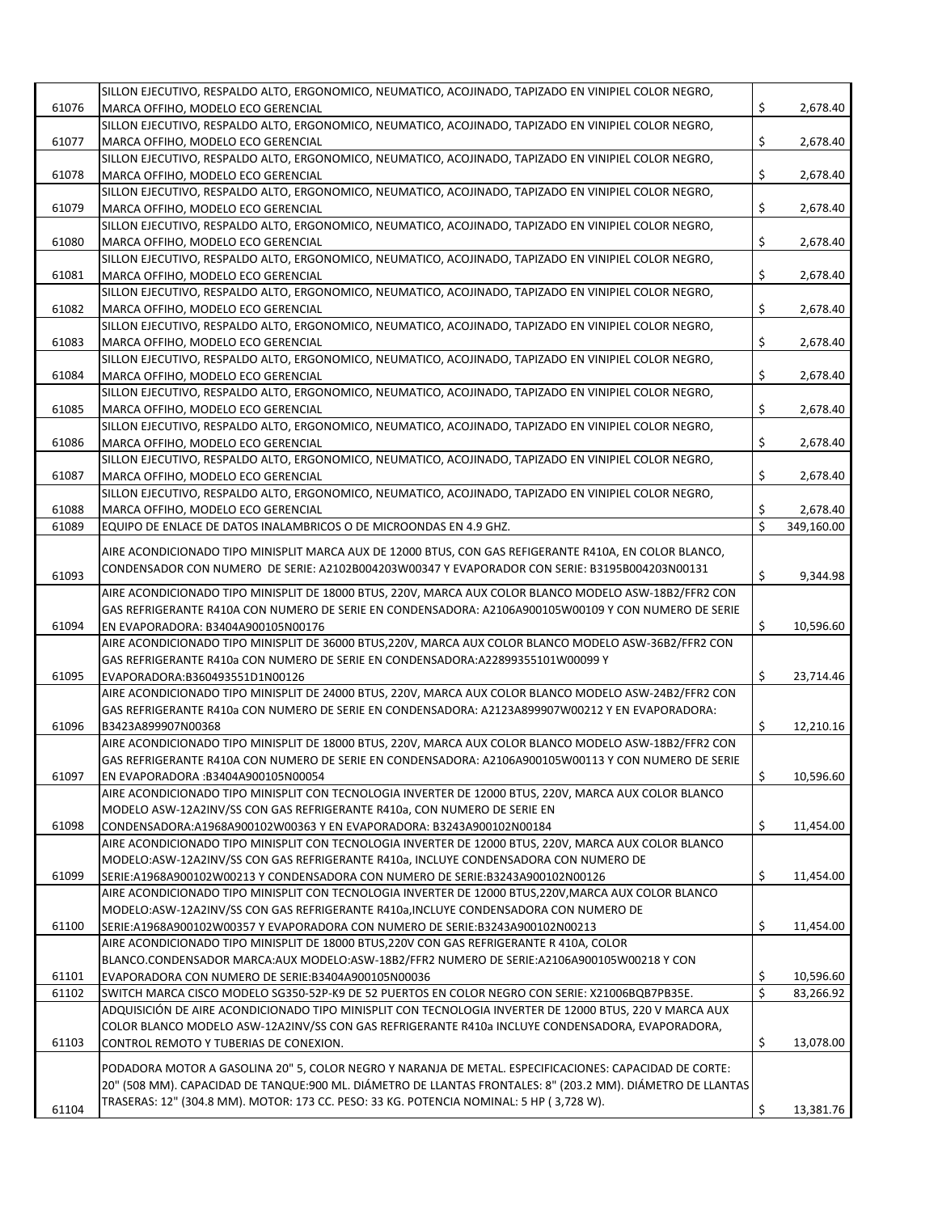| | | | |
|---|---|---|---|
| 61076 | SILLON EJECUTIVO, RESPALDO ALTO, ERGONOMICO, NEUMATICO, ACOJINADO, TAPIZADO EN VINIPIEL COLOR NEGRO, MARCA OFFIHO, MODELO ECO GERENCIAL | $ | 2,678.40 |
| 61077 | SILLON EJECUTIVO, RESPALDO ALTO, ERGONOMICO, NEUMATICO, ACOJINADO, TAPIZADO EN VINIPIEL COLOR NEGRO, MARCA OFFIHO, MODELO ECO GERENCIAL | $ | 2,678.40 |
| 61078 | SILLON EJECUTIVO, RESPALDO ALTO, ERGONOMICO, NEUMATICO, ACOJINADO, TAPIZADO EN VINIPIEL COLOR NEGRO, MARCA OFFIHO, MODELO ECO GERENCIAL | $ | 2,678.40 |
| 61079 | SILLON EJECUTIVO, RESPALDO ALTO, ERGONOMICO, NEUMATICO, ACOJINADO, TAPIZADO EN VINIPIEL COLOR NEGRO, MARCA OFFIHO, MODELO ECO GERENCIAL | $ | 2,678.40 |
| 61080 | SILLON EJECUTIVO, RESPALDO ALTO, ERGONOMICO, NEUMATICO, ACOJINADO, TAPIZADO EN VINIPIEL COLOR NEGRO, MARCA OFFIHO, MODELO ECO GERENCIAL | $ | 2,678.40 |
| 61081 | SILLON EJECUTIVO, RESPALDO ALTO, ERGONOMICO, NEUMATICO, ACOJINADO, TAPIZADO EN VINIPIEL COLOR NEGRO, MARCA OFFIHO, MODELO ECO GERENCIAL | $ | 2,678.40 |
| 61082 | SILLON EJECUTIVO, RESPALDO ALTO, ERGONOMICO, NEUMATICO, ACOJINADO, TAPIZADO EN VINIPIEL COLOR NEGRO, MARCA OFFIHO, MODELO ECO GERENCIAL | $ | 2,678.40 |
| 61083 | SILLON EJECUTIVO, RESPALDO ALTO, ERGONOMICO, NEUMATICO, ACOJINADO, TAPIZADO EN VINIPIEL COLOR NEGRO, MARCA OFFIHO, MODELO ECO GERENCIAL | $ | 2,678.40 |
| 61084 | SILLON EJECUTIVO, RESPALDO ALTO, ERGONOMICO, NEUMATICO, ACOJINADO, TAPIZADO EN VINIPIEL COLOR NEGRO, MARCA OFFIHO, MODELO ECO GERENCIAL | $ | 2,678.40 |
| 61085 | SILLON EJECUTIVO, RESPALDO ALTO, ERGONOMICO, NEUMATICO, ACOJINADO, TAPIZADO EN VINIPIEL COLOR NEGRO, MARCA OFFIHO, MODELO ECO GERENCIAL | $ | 2,678.40 |
| 61086 | SILLON EJECUTIVO, RESPALDO ALTO, ERGONOMICO, NEUMATICO, ACOJINADO, TAPIZADO EN VINIPIEL COLOR NEGRO, MARCA OFFIHO, MODELO ECO GERENCIAL | $ | 2,678.40 |
| 61087 | SILLON EJECUTIVO, RESPALDO ALTO, ERGONOMICO, NEUMATICO, ACOJINADO, TAPIZADO EN VINIPIEL COLOR NEGRO, MARCA OFFIHO, MODELO ECO GERENCIAL | $ | 2,678.40 |
| 61088 | SILLON EJECUTIVO, RESPALDO ALTO, ERGONOMICO, NEUMATICO, ACOJINADO, TAPIZADO EN VINIPIEL COLOR NEGRO, MARCA OFFIHO, MODELO ECO GERENCIAL | $ | 2,678.40 |
| 61089 | EQUIPO DE ENLACE DE DATOS INALAMBRICOS O DE MICROONDAS EN 4.9 GHZ. | $ | 349,160.00 |
| 61093 | AIRE ACONDICIONADO TIPO MINISPLIT MARCA AUX DE 12000 BTUS, CON GAS REFIGERANTE R410A, EN COLOR BLANCO, CONDENSADOR CON NUMERO DE SERIE: A2102B004203W00347 Y EVAPORADOR CON SERIE: B3195B004203N00131 | $ | 9,344.98 |
| 61094 | AIRE ACONDICIONADO TIPO MINISPLIT DE 18000 BTUS, 220V, MARCA AUX COLOR BLANCO MODELO ASW-18B2/FFR2 CON GAS REFRIGERANTE R410A CON NUMERO DE SERIE EN CONDENSADORA: A2106A900105W00109 Y CON NUMERO DE SERIE EN EVAPORADORA: B3404A900105N00176 | $ | 10,596.60 |
| 61095 | AIRE ACONDICIONADO TIPO MINISPLIT DE 36000 BTUS,220V, MARCA AUX COLOR BLANCO MODELO ASW-36B2/FFR2 CON GAS REFRIGERANTE R410a CON NUMERO DE SERIE EN CONDENSADORA:A22899355101W00099 Y EVAPORADORA:B360493551D1N00126 | $ | 23,714.46 |
| 61096 | AIRE ACONDICIONADO TIPO MINISPLIT DE 24000 BTUS, 220V, MARCA AUX COLOR BLANCO MODELO ASW-24B2/FFR2 CON GAS REFRIGERANTE R410a CON NUMERO DE SERIE EN CONDENSADORA: A2123A899907W00212 Y EN EVAPORADORA: B3423A899907N00368 | $ | 12,210.16 |
| 61097 | AIRE ACONDICIONADO TIPO MINISPLIT DE 18000 BTUS, 220V, MARCA AUX COLOR BLANCO MODELO ASW-18B2/FFR2 CON GAS REFRIGERANTE R410A CON NUMERO DE SERIE EN CONDENSADORA: A2106A900105W00113 Y CON NUMERO DE SERIE EN EVAPORADORA :B3404A900105N00054 | $ | 10,596.60 |
| 61098 | AIRE ACONDICIONADO TIPO MINISPLIT CON TECNOLOGIA INVERTER DE 12000 BTUS, 220V, MARCA AUX COLOR BLANCO MODELO ASW-12A2INV/SS CON GAS REFRIGERANTE R410a, CON NUMERO DE SERIE EN CONDENSADORA:A1968A900102W00363 Y EN EVAPORADORA: B3243A900102N00184 | $ | 11,454.00 |
| 61099 | AIRE ACONDICIONADO TIPO MINISPLIT CON TECNOLOGIA INVERTER DE 12000 BTUS, 220V, MARCA AUX COLOR BLANCO MODELO:ASW-12A2INV/SS CON GAS REFRIGERANTE R410a, INCLUYE CONDENSADORA CON NUMERO DE SERIE:A1968A900102W00213 Y CONDENSADORA CON NUMERO DE SERIE:B3243A900102N00126 | $ | 11,454.00 |
| 61100 | AIRE ACONDICIONADO TIPO MINISPLIT CON TECNOLOGIA INVERTER DE 12000 BTUS,220V,MARCA AUX COLOR BLANCO MODELO:ASW-12A2INV/SS CON GAS REFRIGERANTE R410a,INCLUYE CONDENSADORA CON NUMERO DE SERIE:A1968A900102W00357 Y EVAPORADORA CON NUMERO DE SERIE:B3243A900102N00213 | $ | 11,454.00 |
| 61101 | AIRE ACONDICIONADO TIPO MINISPLIT DE 18000 BTUS,220V CON GAS REFRIGERANTE R 410A, COLOR BLANCO.CONDENSADOR MARCA:AUX MODELO:ASW-18B2/FFR2 NUMERO DE SERIE:A2106A900105W00218 Y CON EVAPORADORA CON NUMERO DE SERIE:B3404A900105N00036 | $ | 10,596.60 |
| 61102 | SWITCH MARCA CISCO MODELO SG350-52P-K9 DE 52 PUERTOS EN COLOR NEGRO CON SERIE: X21006BQB7PB35E. | $ | 83,266.92 |
| 61103 | ADQUISICIÓN DE AIRE ACONDICIONADO TIPO MINISPLIT CON TECNOLOGIA INVERTER DE 12000 BTUS, 220 V MARCA AUX COLOR BLANCO MODELO ASW-12A2INV/SS CON GAS REFRIGERANTE R410a INCLUYE CONDENSADORA, EVAPORADORA, CONTROL REMOTO Y TUBERIAS DE CONEXION. | $ | 13,078.00 |
| 61104 | PODADORA MOTOR A GASOLINA 20" 5, COLOR NEGRO Y NARANJA DE METAL. ESPECIFICACIONES: CAPACIDAD DE CORTE: 20" (508 MM). CAPACIDAD DE TANQUE:900 ML. DIÁMETRO DE LLANTAS FRONTALES: 8" (203.2 MM). DIÁMETRO DE LLANTAS TRASERAS: 12" (304.8 MM). MOTOR: 173 CC. PESO: 33 KG. POTENCIA NOMINAL: 5 HP ( 3,728 W). | $ | 13,381.76 |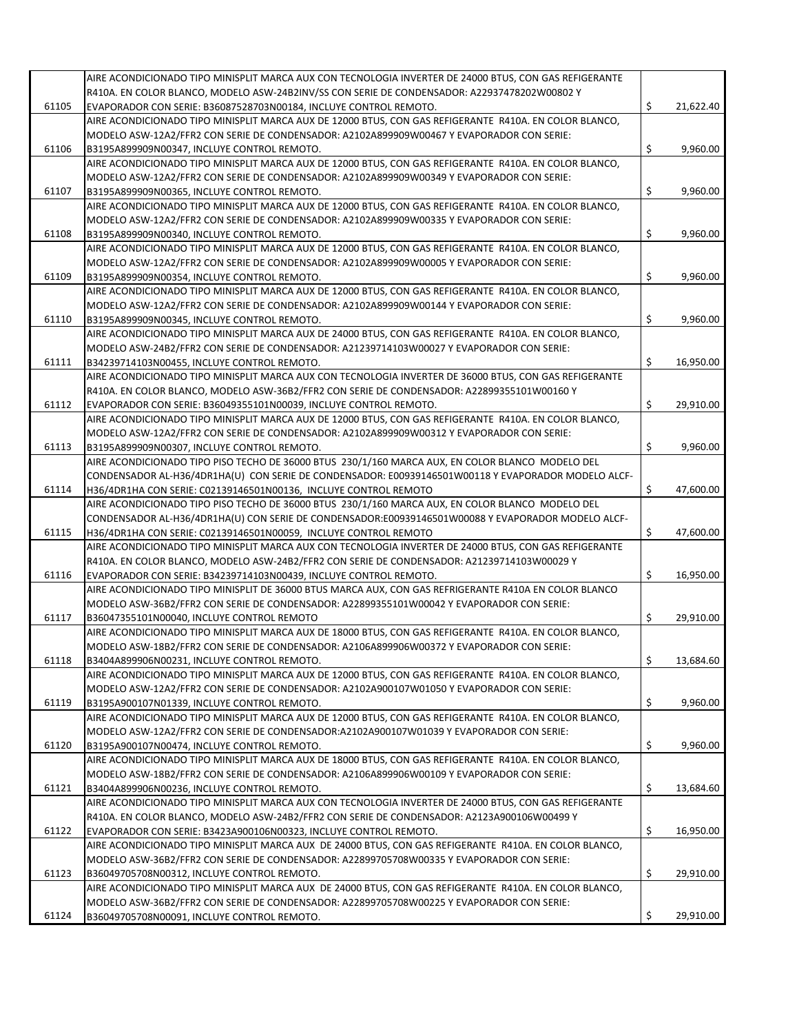| | | |
|---|---|---|
| 61105 | AIRE ACONDICIONADO TIPO MINISPLIT MARCA AUX CON TECNOLOGIA INVERTER DE 24000 BTUS, CON GAS REFIGERANTE R410A. EN COLOR BLANCO, MODELO ASW-24B2INV/SS CON SERIE DE CONDENSADOR: A22937478202W00802 Y EVAPORADOR CON SERIE: B36087528703N00184, INCLUYE CONTROL REMOTO. | $ 21,622.40 |
| 61106 | AIRE ACONDICIONADO TIPO MINISPLIT MARCA AUX DE 12000 BTUS, CON GAS REFIGERANTE R410A. EN COLOR BLANCO, MODELO ASW-12A2/FFR2 CON SERIE DE CONDENSADOR: A2102A899909W00467 Y EVAPORADOR CON SERIE: B3195A899909N00347, INCLUYE CONTROL REMOTO. | $ 9,960.00 |
| 61107 | AIRE ACONDICIONADO TIPO MINISPLIT MARCA AUX DE 12000 BTUS, CON GAS REFIGERANTE R410A. EN COLOR BLANCO, MODELO ASW-12A2/FFR2 CON SERIE DE CONDENSADOR: A2102A899909W00349 Y EVAPORADOR CON SERIE: B3195A899909N00365, INCLUYE CONTROL REMOTO. | $ 9,960.00 |
| 61108 | AIRE ACONDICIONADO TIPO MINISPLIT MARCA AUX DE 12000 BTUS, CON GAS REFIGERANTE R410A. EN COLOR BLANCO, MODELO ASW-12A2/FFR2 CON SERIE DE CONDENSADOR: A2102A899909W00335 Y EVAPORADOR CON SERIE: B3195A899909N00340, INCLUYE CONTROL REMOTO. | $ 9,960.00 |
| 61109 | AIRE ACONDICIONADO TIPO MINISPLIT MARCA AUX DE 12000 BTUS, CON GAS REFIGERANTE R410A. EN COLOR BLANCO, MODELO ASW-12A2/FFR2 CON SERIE DE CONDENSADOR: A2102A899909W00005 Y EVAPORADOR CON SERIE: B3195A899909N00354, INCLUYE CONTROL REMOTO. | $ 9,960.00 |
| 61110 | AIRE ACONDICIONADO TIPO MINISPLIT MARCA AUX DE 12000 BTUS, CON GAS REFIGERANTE R410A. EN COLOR BLANCO, MODELO ASW-12A2/FFR2 CON SERIE DE CONDENSADOR: A2102A899909W00144 Y EVAPORADOR CON SERIE: B3195A899909N00345, INCLUYE CONTROL REMOTO. | $ 9,960.00 |
| 61111 | AIRE ACONDICIONADO TIPO MINISPLIT MARCA AUX DE 24000 BTUS, CON GAS REFIGERANTE R410A. EN COLOR BLANCO, MODELO ASW-24B2/FFR2 CON SERIE DE CONDENSADOR: A21239714103W00027 Y EVAPORADOR CON SERIE: B34239714103N00455, INCLUYE CONTROL REMOTO. | $ 16,950.00 |
| 61112 | AIRE ACONDICIONADO TIPO MINISPLIT MARCA AUX CON TECNOLOGIA INVERTER DE 36000 BTUS, CON GAS REFIGERANTE R410A. EN COLOR BLANCO, MODELO ASW-36B2/FFR2 CON SERIE DE CONDENSADOR: A22899355101W00160 Y EVAPORADOR CON SERIE: B36049355101N00039, INCLUYE CONTROL REMOTO. | $ 29,910.00 |
| 61113 | AIRE ACONDICIONADO TIPO MINISPLIT MARCA AUX DE 12000 BTUS, CON GAS REFIGERANTE R410A. EN COLOR BLANCO, MODELO ASW-12A2/FFR2 CON SERIE DE CONDENSADOR: A2102A899909W00312 Y EVAPORADOR CON SERIE: B3195A899909N00307, INCLUYE CONTROL REMOTO. | $ 9,960.00 |
| 61114 | AIRE ACONDICIONADO TIPO PISO TECHO DE 36000 BTUS 230/1/160 MARCA AUX, EN COLOR BLANCO MODELO DEL CONDENSADOR AL-H36/4DR1HA(U) CON SERIE DE CONDENSADOR: E00939146501W00118 Y EVAPORADOR MODELO ALCF-H36/4DR1HA CON SERIE: C02139146501N00136, INCLUYE CONTROL REMOTO | $ 47,600.00 |
| 61115 | AIRE ACONDICIONADO TIPO PISO TECHO DE 36000 BTUS 230/1/160 MARCA AUX, EN COLOR BLANCO MODELO DEL CONDENSADOR AL-H36/4DR1HA(U) CON SERIE DE CONDENSADOR:E00939146501W00088 Y EVAPORADOR MODELO ALCF-H36/4DR1HA CON SERIE: C02139146501N00059, INCLUYE CONTROL REMOTO | $ 47,600.00 |
| 61116 | AIRE ACONDICIONADO TIPO MINISPLIT MARCA AUX CON TECNOLOGIA INVERTER DE 24000 BTUS, CON GAS REFIGERANTE R410A. EN COLOR BLANCO, MODELO ASW-24B2/FFR2 CON SERIE DE CONDENSADOR: A21239714103W00029 Y EVAPORADOR CON SERIE: B34239714103N00439, INCLUYE CONTROL REMOTO. | $ 16,950.00 |
| 61117 | AIRE ACONDICIONADO TIPO MINISPLIT DE 36000 BTUS MARCA AUX, CON GAS REFRIGERANTE R410A EN COLOR BLANCO MODELO ASW-36B2/FFR2 CON SERIE DE CONDENSADOR: A22899355101W00042 Y EVAPORADOR CON SERIE: B36047355101N00040, INCLUYE CONTROL REMOTO | $ 29,910.00 |
| 61118 | AIRE ACONDICIONADO TIPO MINISPLIT MARCA AUX DE 18000 BTUS, CON GAS REFIGERANTE R410A. EN COLOR BLANCO, MODELO ASW-18B2/FFR2 CON SERIE DE CONDENSADOR: A2106A899906W00372 Y EVAPORADOR CON SERIE: B3404A899906N00231, INCLUYE CONTROL REMOTO. | $ 13,684.60 |
| 61119 | AIRE ACONDICIONADO TIPO MINISPLIT MARCA AUX DE 12000 BTUS, CON GAS REFIGERANTE R410A. EN COLOR BLANCO, MODELO ASW-12A2/FFR2 CON SERIE DE CONDENSADOR: A2102A900107W01050 Y EVAPORADOR CON SERIE: B3195A900107N01339, INCLUYE CONTROL REMOTO. | $ 9,960.00 |
| 61120 | AIRE ACONDICIONADO TIPO MINISPLIT MARCA AUX DE 12000 BTUS, CON GAS REFIGERANTE R410A. EN COLOR BLANCO, MODELO ASW-12A2/FFR2 CON SERIE DE CONDENSADOR:A2102A900107W01039 Y EVAPORADOR CON SERIE: B3195A900107N00474, INCLUYE CONTROL REMOTO. | $ 9,960.00 |
| 61121 | AIRE ACONDICIONADO TIPO MINISPLIT MARCA AUX DE 18000 BTUS, CON GAS REFIGERANTE R410A. EN COLOR BLANCO, MODELO ASW-18B2/FFR2 CON SERIE DE CONDENSADOR: A2106A899906W00109 Y EVAPORADOR CON SERIE: B3404A899906N00236, INCLUYE CONTROL REMOTO. | $ 13,684.60 |
| 61122 | AIRE ACONDICIONADO TIPO MINISPLIT MARCA AUX CON TECNOLOGIA INVERTER DE 24000 BTUS, CON GAS REFIGERANTE R410A. EN COLOR BLANCO, MODELO ASW-24B2/FFR2 CON SERIE DE CONDENSADOR: A2123A900106W00499 Y EVAPORADOR CON SERIE: B3423A900106N00323, INCLUYE CONTROL REMOTO. | $ 16,950.00 |
| 61123 | AIRE ACONDICIONADO TIPO MINISPLIT MARCA AUX DE 24000 BTUS, CON GAS REFIGERANTE R410A. EN COLOR BLANCO, MODELO ASW-36B2/FFR2 CON SERIE DE CONDENSADOR: A22899705708W00335 Y EVAPORADOR CON SERIE: B36049705708N00312, INCLUYE CONTROL REMOTO. | $ 29,910.00 |
| 61124 | AIRE ACONDICIONADO TIPO MINISPLIT MARCA AUX DE 24000 BTUS, CON GAS REFIGERANTE R410A. EN COLOR BLANCO, MODELO ASW-36B2/FFR2 CON SERIE DE CONDENSADOR: A22899705708W00225 Y EVAPORADOR CON SERIE: B36049705708N00091, INCLUYE CONTROL REMOTO. | $ 29,910.00 |